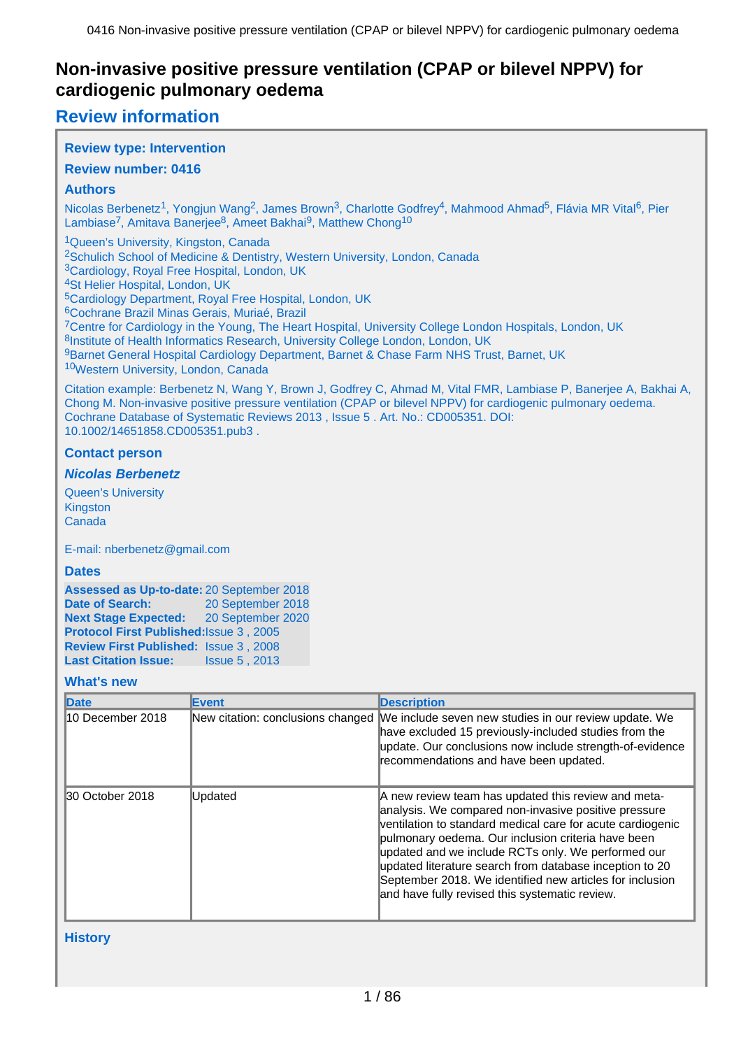# Non-invasive positive pressure ventilation (CPAP or bilevel NPPV) for cardiogenic pulmonary oedema

## Review information

### Review type: Intervention

### Review number: 0416

### Authors

Nicolas Berbenetz[1], Yongjun Wang[2], James Brown[3], Charlotte Godfrey[4], Mahmood Ahmad[5], Flávia MR Vital[6], Pier Lambiase[7], Amitava Banerjee[8], Ameet Bakhai[9], Matthew Chong[10]

[1]Queen's University, Kingston, Canada
[2]Schulich School of Medicine & Dentistry, Western University, London, Canada
[3]Cardiology, Royal Free Hospital, London, UK
[4]St Helier Hospital, London, UK
[5]Cardiology Department, Royal Free Hospital, London, UK
[6]Cochrane Brazil Minas Gerais, Muriaé, Brazil
[7]Centre for Cardiology in the Young, The Heart Hospital, University College London Hospitals, London, UK
[8]Institute of Health Informatics Research, University College London, London, UK
[9]Barnet General Hospital Cardiology Department, Barnet & Chase Farm NHS Trust, Barnet, UK
[10]Western University, London, Canada

Citation example: Berbenetz N, Wang Y, Brown J, Godfrey C, Ahmad M, Vital FMR, Lambiase P, Banerjee A, Bakhai A, Chong M. Non-invasive positive pressure ventilation (CPAP or bilevel NPPV) for cardiogenic pulmonary oedema. Cochrane Database of Systematic Reviews 2013 , Issue 5 . Art. No.: CD005351. DOI: 10.1002/14651858.CD005351.pub3 .

### Contact person

***Nicolas Berbenetz***

Queen's University
Kingston
Canada

E-mail: nberbenetz@gmail.com

### Dates

| | |
|---|---|
| **Assessed as Up-to-date:** | 20 September 2018 |
| **Date of Search:** | 20 September 2018 |
| **Next Stage Expected:** | 20 September 2020 |
| **Protocol First Published:** | Issue 3 , 2005 |
| **Review First Published:** | Issue 3 , 2008 |
| **Last Citation Issue:** | Issue 5 , 2013 |

### What's new

| Date | Event | Description |
|---|---|---|
| 10 December 2018 | New citation: conclusions changed | We include seven new studies in our review update. We have excluded 15 previously-included studies from the update. Our conclusions now include strength-of-evidence recommendations and have been updated. |
| 30 October 2018 | Updated | A new review team has updated this review and meta-analysis. We compared non-invasive positive pressure ventilation to standard medical care for acute cardiogenic pulmonary oedema. Our inclusion criteria have been updated and we include RCTs only. We performed our updated literature search from database inception to 20 September 2018. We identified new articles for inclusion and have fully revised this systematic review. |

### History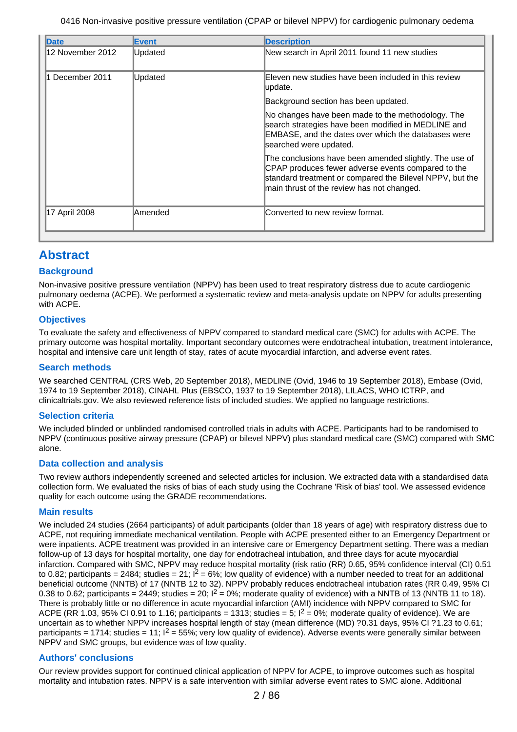| Date | Event | Description |
|---|---|---|
| 12 November 2012 | Updated | New search in April 2011 found 11 new studies |
| 1 December 2011 | Updated | Eleven new studies have been included in this review update.<br><br>Background section has been updated.<br><br>No changes have been made to the methodology. The search strategies have been modified in MEDLINE and EMBASE, and the dates over which the databases were searched were updated.<br><br>The conclusions have been amended slightly. The use of CPAP produces fewer adverse events compared to the standard treatment or compared the Bilevel NPPV, but the main thrust of the review has not changed. |
| 17 April 2008 | Amended | Converted to new review format. |

# Abstract

## Background

Non-invasive positive pressure ventilation (NPPV) has been used to treat respiratory distress due to acute cardiogenic pulmonary oedema (ACPE). We performed a systematic review and meta-analysis update on NPPV for adults presenting with ACPE.

## Objectives

To evaluate the safety and effectiveness of NPPV compared to standard medical care (SMC) for adults with ACPE. The primary outcome was hospital mortality. Important secondary outcomes were endotracheal intubation, treatment intolerance, hospital and intensive care unit length of stay, rates of acute myocardial infarction, and adverse event rates.

## Search methods

We searched CENTRAL (CRS Web, 20 September 2018), MEDLINE (Ovid, 1946 to 19 September 2018), Embase (Ovid, 1974 to 19 September 2018), CINAHL Plus (EBSCO, 1937 to 19 September 2018), LILACS, WHO ICTRP, and clinicaltrials.gov. We also reviewed reference lists of included studies. We applied no language restrictions.

## Selection criteria

We included blinded or unblinded randomised controlled trials in adults with ACPE. Participants had to be randomised to NPPV (continuous positive airway pressure (CPAP) or bilevel NPPV) plus standard medical care (SMC) compared with SMC alone.

## Data collection and analysis

Two review authors independently screened and selected articles for inclusion. We extracted data with a standardised data collection form. We evaluated the risks of bias of each study using the Cochrane 'Risk of bias' tool. We assessed evidence quality for each outcome using the GRADE recommendations.

## Main results

We included 24 studies (2664 participants) of adult participants (older than 18 years of age) with respiratory distress due to ACPE, not requiring immediate mechanical ventilation. People with ACPE presented either to an Emergency Department or were inpatients. ACPE treatment was provided in an intensive care or Emergency Department setting. There was a median follow-up of 13 days for hospital mortality, one day for endotracheal intubation, and three days for acute myocardial infarction. Compared with SMC, NPPV may reduce hospital mortality (risk ratio (RR) 0.65, 95% confidence interval (CI) 0.51 to 0.82; participants = 2484; studies = 21; $I^2$ = 6%; low quality of evidence) with a number needed to treat for an additional beneficial outcome (NNTB) of 17 (NNTB 12 to 32). NPPV probably reduces endotracheal intubation rates (RR 0.49, 95% CI 0.38 to 0.62; participants = 2449; studies = 20; $I^2$ = 0%; moderate quality of evidence) with a NNTB of 13 (NNTB 11 to 18). There is probably little or no difference in acute myocardial infarction (AMI) incidence with NPPV compared to SMC for ACPE (RR 1.03, 95% CI 0.91 to 1.16; participants = 1313; studies = 5; $I^2$ = 0%; moderate quality of evidence). We are uncertain as to whether NPPV increases hospital length of stay (mean difference (MD) ?0.31 days, 95% CI ?1.23 to 0.61; participants = 1714; studies = 11; $I^2$ = 55%; very low quality of evidence). Adverse events were generally similar between NPPV and SMC groups, but evidence was of low quality.

## Authors' conclusions

Our review provides support for continued clinical application of NPPV for ACPE, to improve outcomes such as hospital mortality and intubation rates. NPPV is a safe intervention with similar adverse event rates to SMC alone. Additional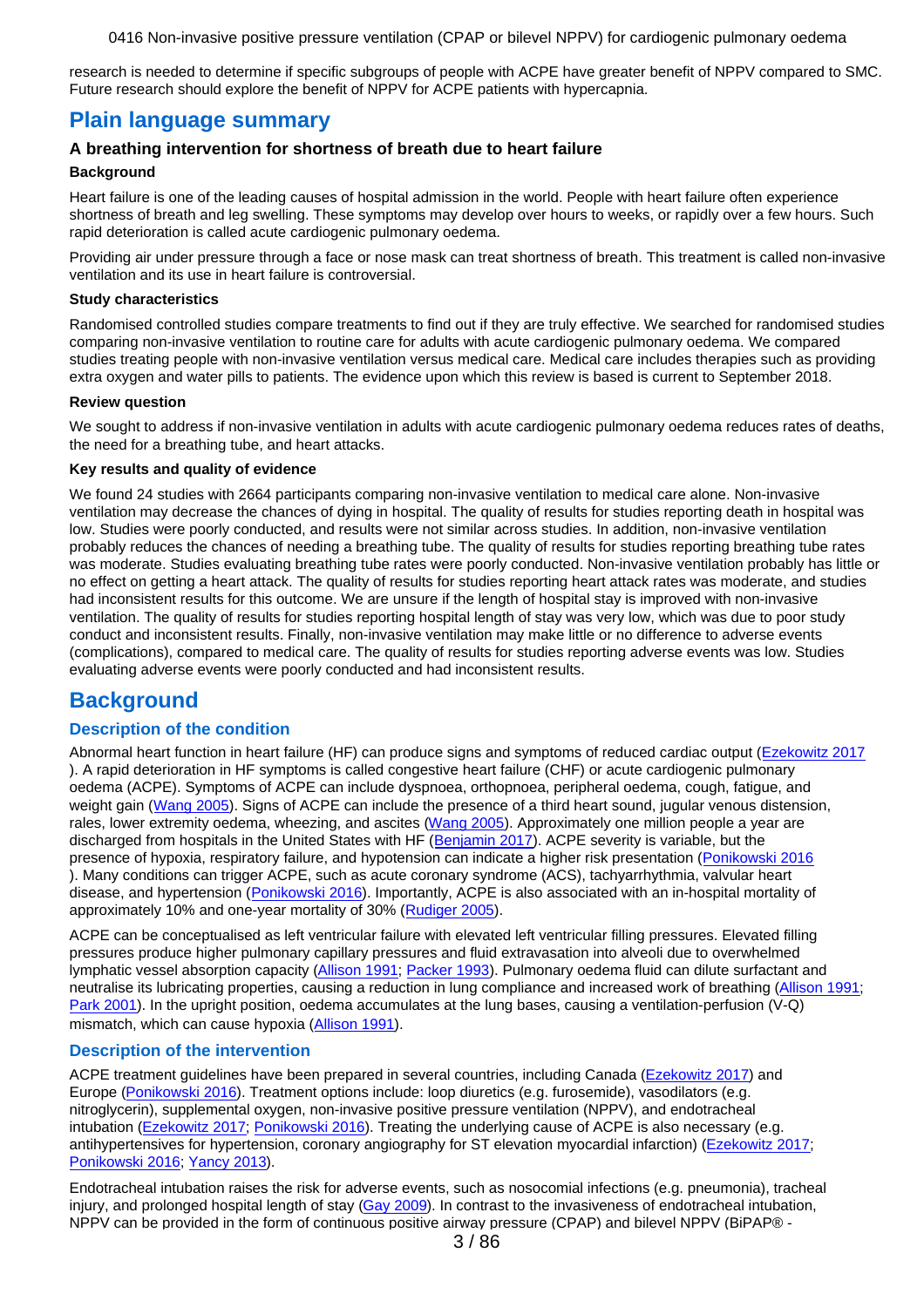research is needed to determine if specific subgroups of people with ACPE have greater benefit of NPPV compared to SMC. Future research should explore the benefit of NPPV for ACPE patients with hypercapnia.

# Plain language summary

### A breathing intervention for shortness of breath due to heart failure

**Background**

Heart failure is one of the leading causes of hospital admission in the world. People with heart failure often experience shortness of breath and leg swelling. These symptoms may develop over hours to weeks, or rapidly over a few hours. Such rapid deterioration is called acute cardiogenic pulmonary oedema.

Providing air under pressure through a face or nose mask can treat shortness of breath. This treatment is called non-invasive ventilation and its use in heart failure is controversial.

**Study characteristics**

Randomised controlled studies compare treatments to find out if they are truly effective. We searched for randomised studies comparing non-invasive ventilation to routine care for adults with acute cardiogenic pulmonary oedema. We compared studies treating people with non-invasive ventilation versus medical care. Medical care includes therapies such as providing extra oxygen and water pills to patients. The evidence upon which this review is based is current to September 2018.

**Review question**

We sought to address if non-invasive ventilation in adults with acute cardiogenic pulmonary oedema reduces rates of deaths, the need for a breathing tube, and heart attacks.

**Key results and quality of evidence**

We found 24 studies with 2664 participants comparing non-invasive ventilation to medical care alone. Non-invasive ventilation may decrease the chances of dying in hospital. The quality of results for studies reporting death in hospital was low. Studies were poorly conducted, and results were not similar across studies. In addition, non-invasive ventilation probably reduces the chances of needing a breathing tube. The quality of results for studies reporting breathing tube rates was moderate. Studies evaluating breathing tube rates were poorly conducted. Non-invasive ventilation probably has little or no effect on getting a heart attack. The quality of results for studies reporting heart attack rates was moderate, and studies had inconsistent results for this outcome. We are unsure if the length of hospital stay is improved with non-invasive ventilation. The quality of results for studies reporting hospital length of stay was very low, which was due to poor study conduct and inconsistent results. Finally, non-invasive ventilation may make little or no difference to adverse events (complications), compared to medical care. The quality of results for studies reporting adverse events was low. Studies evaluating adverse events were poorly conducted and had inconsistent results.

# Background

## Description of the condition

Abnormal heart function in heart failure (HF) can produce signs and symptoms of reduced cardiac output (Ezekowitz 2017). A rapid deterioration in HF symptoms is called congestive heart failure (CHF) or acute cardiogenic pulmonary oedema (ACPE). Symptoms of ACPE can include dyspnoea, orthopnoea, peripheral oedema, cough, fatigue, and weight gain (Wang 2005). Signs of ACPE can include the presence of a third heart sound, jugular venous distension, rales, lower extremity oedema, wheezing, and ascites (Wang 2005). Approximately one million people a year are discharged from hospitals in the United States with HF (Benjamin 2017). ACPE severity is variable, but the presence of hypoxia, respiratory failure, and hypotension can indicate a higher risk presentation (Ponikowski 2016). Many conditions can trigger ACPE, such as acute coronary syndrome (ACS), tachyarrhythmia, valvular heart disease, and hypertension (Ponikowski 2016). Importantly, ACPE is also associated with an in-hospital mortality of approximately 10% and one-year mortality of 30% (Rudiger 2005).

ACPE can be conceptualised as left ventricular failure with elevated left ventricular filling pressures. Elevated filling pressures produce higher pulmonary capillary pressures and fluid extravasation into alveoli due to overwhelmed lymphatic vessel absorption capacity (Allison 1991; Packer 1993). Pulmonary oedema fluid can dilute surfactant and neutralise its lubricating properties, causing a reduction in lung compliance and increased work of breathing (Allison 1991; Park 2001). In the upright position, oedema accumulates at the lung bases, causing a ventilation-perfusion (V-Q) mismatch, which can cause hypoxia (Allison 1991).

## Description of the intervention

ACPE treatment guidelines have been prepared in several countries, including Canada (Ezekowitz 2017) and Europe (Ponikowski 2016). Treatment options include: loop diuretics (e.g. furosemide), vasodilators (e.g. nitroglycerin), supplemental oxygen, non-invasive positive pressure ventilation (NPPV), and endotracheal intubation (Ezekowitz 2017; Ponikowski 2016). Treating the underlying cause of ACPE is also necessary (e.g. antihypertensives for hypertension, coronary angiography for ST elevation myocardial infarction) (Ezekowitz 2017; Ponikowski 2016; Yancy 2013).

Endotracheal intubation raises the risk for adverse events, such as nosocomial infections (e.g. pneumonia), tracheal injury, and prolonged hospital length of stay (Gay 2009). In contrast to the invasiveness of endotracheal intubation, NPPV can be provided in the form of continuous positive airway pressure (CPAP) and bilevel NPPV (BiPAP® -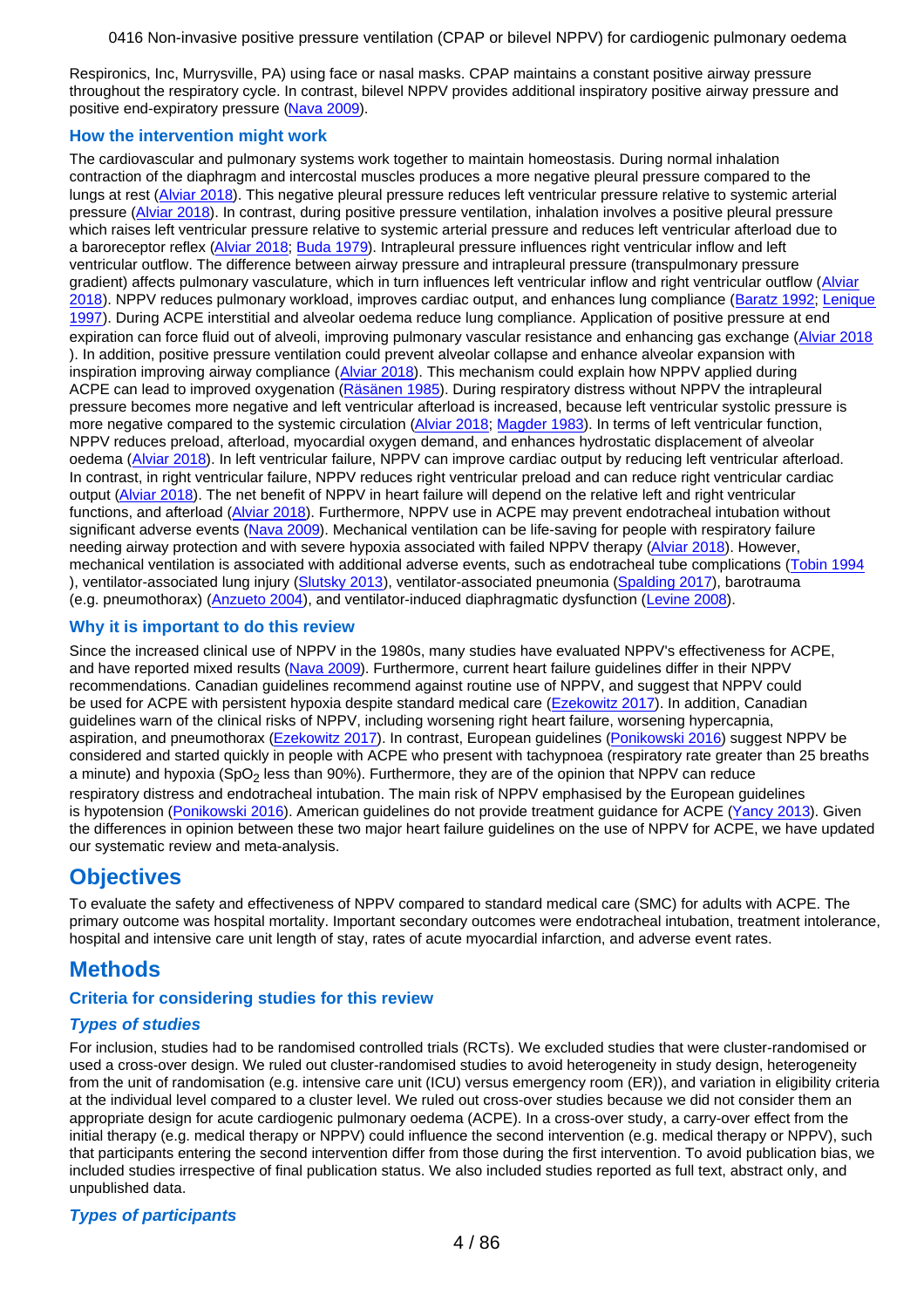Respironics, Inc, Murrysville, PA) using face or nasal masks. CPAP maintains a constant positive airway pressure throughout the respiratory cycle. In contrast, bilevel NPPV provides additional inspiratory positive airway pressure and positive end-expiratory pressure (Nava 2009).

### How the intervention might work

The cardiovascular and pulmonary systems work together to maintain homeostasis. During normal inhalation contraction of the diaphragm and intercostal muscles produces a more negative pleural pressure compared to the lungs at rest (Alviar 2018). This negative pleural pressure reduces left ventricular pressure relative to systemic arterial pressure (Alviar 2018). In contrast, during positive pressure ventilation, inhalation involves a positive pleural pressure which raises left ventricular pressure relative to systemic arterial pressure and reduces left ventricular afterload due to a baroreceptor reflex (Alviar 2018; Buda 1979). Intrapleural pressure influences right ventricular inflow and left ventricular outflow. The difference between airway pressure and intrapleural pressure (transpulmonary pressure gradient) affects pulmonary vasculature, which in turn influences left ventricular inflow and right ventricular outflow (Alviar 2018). NPPV reduces pulmonary workload, improves cardiac output, and enhances lung compliance (Baratz 1992; Lenique 1997). During ACPE interstitial and alveolar oedema reduce lung compliance. Application of positive pressure at end expiration can force fluid out of alveoli, improving pulmonary vascular resistance and enhancing gas exchange (Alviar 2018). In addition, positive pressure ventilation could prevent alveolar collapse and enhance alveolar expansion with inspiration improving airway compliance (Alviar 2018). This mechanism could explain how NPPV applied during ACPE can lead to improved oxygenation (Räsänen 1985). During respiratory distress without NPPV the intrapleural pressure becomes more negative and left ventricular afterload is increased, because left ventricular systolic pressure is more negative compared to the systemic circulation (Alviar 2018; Magder 1983). In terms of left ventricular function, NPPV reduces preload, afterload, myocardial oxygen demand, and enhances hydrostatic displacement of alveolar oedema (Alviar 2018). In left ventricular failure, NPPV can improve cardiac output by reducing left ventricular afterload. In contrast, in right ventricular failure, NPPV reduces right ventricular preload and can reduce right ventricular cardiac output (Alviar 2018). The net benefit of NPPV in heart failure will depend on the relative left and right ventricular functions, and afterload (Alviar 2018). Furthermore, NPPV use in ACPE may prevent endotracheal intubation without significant adverse events (Nava 2009). Mechanical ventilation can be life-saving for people with respiratory failure needing airway protection and with severe hypoxia associated with failed NPPV therapy (Alviar 2018). However, mechanical ventilation is associated with additional adverse events, such as endotracheal tube complications (Tobin 1994), ventilator-associated lung injury (Slutsky 2013), ventilator-associated pneumonia (Spalding 2017), barotrauma (e.g. pneumothorax) (Anzueto 2004), and ventilator-induced diaphragmatic dysfunction (Levine 2008).

### Why it is important to do this review

Since the increased clinical use of NPPV in the 1980s, many studies have evaluated NPPV's effectiveness for ACPE, and have reported mixed results (Nava 2009). Furthermore, current heart failure guidelines differ in their NPPV recommendations. Canadian guidelines recommend against routine use of NPPV, and suggest that NPPV could be used for ACPE with persistent hypoxia despite standard medical care (Ezekowitz 2017). In addition, Canadian guidelines warn of the clinical risks of NPPV, including worsening right heart failure, worsening hypercapnia, aspiration, and pneumothorax (Ezekowitz 2017). In contrast, European guidelines (Ponikowski 2016) suggest NPPV be considered and started quickly in people with ACPE who present with tachypnoea (respiratory rate greater than 25 breaths a minute) and hypoxia ($SpO_2$ less than 90%). Furthermore, they are of the opinion that NPPV can reduce respiratory distress and endotracheal intubation. The main risk of NPPV emphasised by the European guidelines is hypotension (Ponikowski 2016). American guidelines do not provide treatment guidance for ACPE (Yancy 2013). Given the differences in opinion between these two major heart failure guidelines on the use of NPPV for ACPE, we have updated our systematic review and meta-analysis.

## Objectives

To evaluate the safety and effectiveness of NPPV compared to standard medical care (SMC) for adults with ACPE. The primary outcome was hospital mortality. Important secondary outcomes were endotracheal intubation, treatment intolerance, hospital and intensive care unit length of stay, rates of acute myocardial infarction, and adverse event rates.

## Methods

### Criteria for considering studies for this review

#### *Types of studies*

For inclusion, studies had to be randomised controlled trials (RCTs). We excluded studies that were cluster-randomised or used a cross-over design. We ruled out cluster-randomised studies to avoid heterogeneity in study design, heterogeneity from the unit of randomisation (e.g. intensive care unit (ICU) versus emergency room (ER)), and variation in eligibility criteria at the individual level compared to a cluster level. We ruled out cross-over studies because we did not consider them an appropriate design for acute cardiogenic pulmonary oedema (ACPE). In a cross-over study, a carry-over effect from the initial therapy (e.g. medical therapy or NPPV) could influence the second intervention (e.g. medical therapy or NPPV), such that participants entering the second intervention differ from those during the first intervention. To avoid publication bias, we included studies irrespective of final publication status. We also included studies reported as full text, abstract only, and unpublished data.

#### *Types of participants*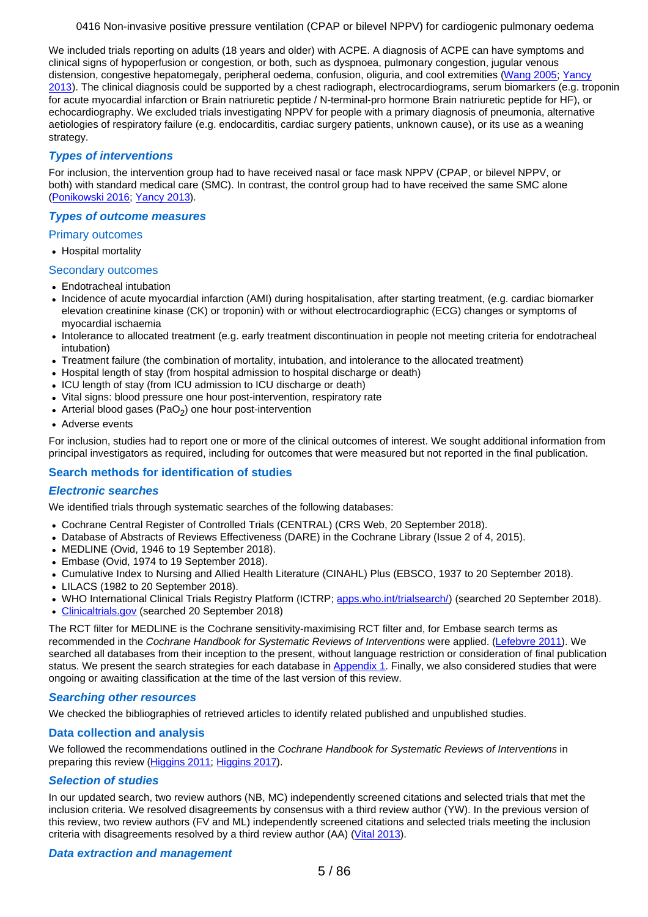We included trials reporting on adults (18 years and older) with ACPE. A diagnosis of ACPE can have symptoms and clinical signs of hypoperfusion or congestion, or both, such as dyspnoea, pulmonary congestion, jugular venous distension, congestive hepatomegaly, peripheral oedema, confusion, oliguria, and cool extremities (Wang 2005; Yancy 2013). The clinical diagnosis could be supported by a chest radiograph, electrocardiograms, serum biomarkers (e.g. troponin for acute myocardial infarction or Brain natriuretic peptide / N-terminal-pro hormone Brain natriuretic peptide for HF), or echocardiography. We excluded trials investigating NPPV for people with a primary diagnosis of pneumonia, alternative aetiologies of respiratory failure (e.g. endocarditis, cardiac surgery patients, unknown cause), or its use as a weaning strategy.

### *Types of interventions*

For inclusion, the intervention group had to have received nasal or face mask NPPV (CPAP, or bilevel NPPV, or both) with standard medical care (SMC). In contrast, the control group had to have received the same SMC alone (Ponikowski 2016; Yancy 2013).

### *Types of outcome measures*

#### Primary outcomes

- Hospital mortality

#### Secondary outcomes

- Endotracheal intubation
- Incidence of acute myocardial infarction (AMI) during hospitalisation, after starting treatment, (e.g. cardiac biomarker elevation creatinine kinase (CK) or troponin) with or without electrocardiographic (ECG) changes or symptoms of myocardial ischaemia
- Intolerance to allocated treatment (e.g. early treatment discontinuation in people not meeting criteria for endotracheal intubation)
- Treatment failure (the combination of mortality, intubation, and intolerance to the allocated treatment)
- Hospital length of stay (from hospital admission to hospital discharge or death)
- ICU length of stay (from ICU admission to ICU discharge or death)
- Vital signs: blood pressure one hour post-intervention, respiratory rate
- Arterial blood gases ($PaO_2$) one hour post-intervention
- Adverse events

For inclusion, studies had to report one or more of the clinical outcomes of interest. We sought additional information from principal investigators as required, including for outcomes that were measured but not reported in the final publication.

## Search methods for identification of studies

### *Electronic searches*

We identified trials through systematic searches of the following databases:

- Cochrane Central Register of Controlled Trials (CENTRAL) (CRS Web, 20 September 2018).
- Database of Abstracts of Reviews Effectiveness (DARE) in the Cochrane Library (Issue 2 of 4, 2015).
- MEDLINE (Ovid, 1946 to 19 September 2018).
- Embase (Ovid, 1974 to 19 September 2018).
- Cumulative Index to Nursing and Allied Health Literature (CINAHL) Plus (EBSCO, 1937 to 20 September 2018).
- LILACS (1982 to 20 September 2018).
- WHO International Clinical Trials Registry Platform (ICTRP; apps.who.int/trialsearch/) (searched 20 September 2018).
- Clinicaltrials.gov (searched 20 September 2018)

The RCT filter for MEDLINE is the Cochrane sensitivity-maximising RCT filter and, for Embase search terms as recommended in the *Cochrane Handbook for Systematic Reviews of Interventions* were applied. (Lefebvre 2011). We searched all databases from their inception to the present, without language restriction or consideration of final publication status. We present the search strategies for each database in Appendix 1. Finally, we also considered studies that were ongoing or awaiting classification at the time of the last version of this review.

### *Searching other resources*

We checked the bibliographies of retrieved articles to identify related published and unpublished studies.

## Data collection and analysis

We followed the recommendations outlined in the *Cochrane Handbook for Systematic Reviews of Interventions* in preparing this review (Higgins 2011; Higgins 2017).

### *Selection of studies*

In our updated search, two review authors (NB, MC) independently screened citations and selected trials that met the inclusion criteria. We resolved disagreements by consensus with a third review author (YW). In the previous version of this review, two review authors (FV and ML) independently screened citations and selected trials meeting the inclusion criteria with disagreements resolved by a third review author (AA) (Vital 2013).

### *Data extraction and management*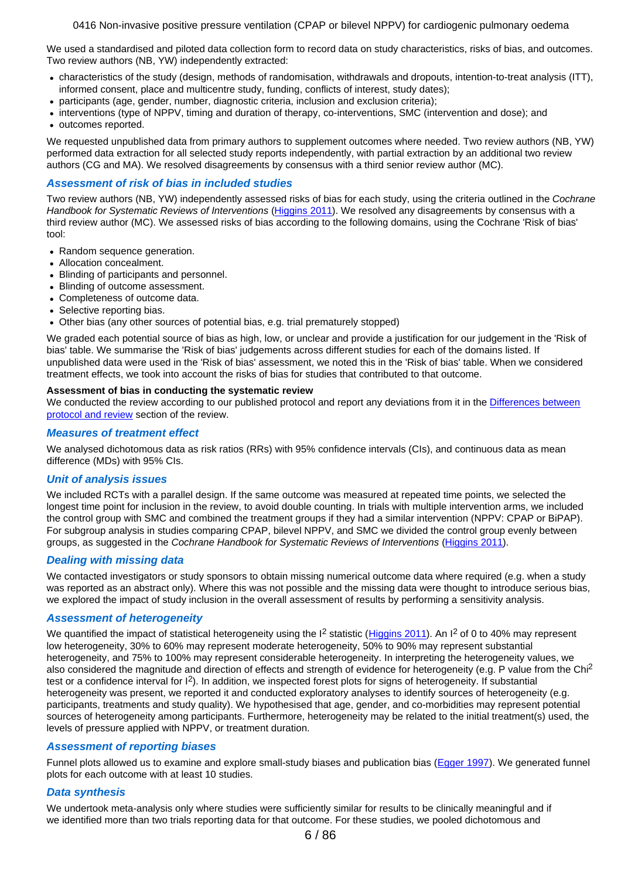We used a standardised and piloted data collection form to record data on study characteristics, risks of bias, and outcomes. Two review authors (NB, YW) independently extracted:

- characteristics of the study (design, methods of randomisation, withdrawals and dropouts, intention-to-treat analysis (ITT), informed consent, place and multicentre study, funding, conflicts of interest, study dates);
- participants (age, gender, number, diagnostic criteria, inclusion and exclusion criteria);
- interventions (type of NPPV, timing and duration of therapy, co-interventions, SMC (intervention and dose); and
- outcomes reported.

We requested unpublished data from primary authors to supplement outcomes where needed. Two review authors (NB, YW) performed data extraction for all selected study reports independently, with partial extraction by an additional two review authors (CG and MA). We resolved disagreements by consensus with a third senior review author (MC).

### Assessment of risk of bias in included studies

Two review authors (NB, YW) independently assessed risks of bias for each study, using the criteria outlined in the *Cochrane Handbook for Systematic Reviews of Interventions* (Higgins 2011). We resolved any disagreements by consensus with a third review author (MC). We assessed risks of bias according to the following domains, using the Cochrane 'Risk of bias' tool:

- Random sequence generation.
- Allocation concealment.
- Blinding of participants and personnel.
- Blinding of outcome assessment.
- Completeness of outcome data.
- Selective reporting bias.
- Other bias (any other sources of potential bias, e.g. trial prematurely stopped)

We graded each potential source of bias as high, low, or unclear and provide a justification for our judgement in the 'Risk of bias' table. We summarise the 'Risk of bias' judgements across different studies for each of the domains listed. If unpublished data were used in the 'Risk of bias' assessment, we noted this in the 'Risk of bias' table. When we considered treatment effects, we took into account the risks of bias for studies that contributed to that outcome.

**Assessment of bias in conducting the systematic review**

We conducted the review according to our published protocol and report any deviations from it in the Differences between protocol and review section of the review.

### Measures of treatment effect

We analysed dichotomous data as risk ratios (RRs) with 95% confidence intervals (CIs), and continuous data as mean difference (MDs) with 95% CIs.

### Unit of analysis issues

We included RCTs with a parallel design. If the same outcome was measured at repeated time points, we selected the longest time point for inclusion in the review, to avoid double counting. In trials with multiple intervention arms, we included the control group with SMC and combined the treatment groups if they had a similar intervention (NPPV: CPAP or BiPAP). For subgroup analysis in studies comparing CPAP, bilevel NPPV, and SMC we divided the control group evenly between groups, as suggested in the *Cochrane Handbook for Systematic Reviews of Interventions* (Higgins 2011).

### Dealing with missing data

We contacted investigators or study sponsors to obtain missing numerical outcome data where required (e.g. when a study was reported as an abstract only). Where this was not possible and the missing data were thought to introduce serious bias, we explored the impact of study inclusion in the overall assessment of results by performing a sensitivity analysis.

### Assessment of heterogeneity

We quantified the impact of statistical heterogeneity using the $I^2$ statistic (Higgins 2011). An $I^2$ of 0 to 40% may represent low heterogeneity, 30% to 60% may represent moderate heterogeneity, 50% to 90% may represent substantial heterogeneity, and 75% to 100% may represent considerable heterogeneity. In interpreting the heterogeneity values, we also considered the magnitude and direction of effects and strength of evidence for heterogeneity (e.g. P value from the $Chi^2$ test or a confidence interval for $I^2$). In addition, we inspected forest plots for signs of heterogeneity. If substantial heterogeneity was present, we reported it and conducted exploratory analyses to identify sources of heterogeneity (e.g. participants, treatments and study quality). We hypothesised that age, gender, and co-morbidities may represent potential sources of heterogeneity among participants. Furthermore, heterogeneity may be related to the initial treatment(s) used, the levels of pressure applied with NPPV, or treatment duration.

### Assessment of reporting biases

Funnel plots allowed us to examine and explore small-study biases and publication bias (Egger 1997). We generated funnel plots for each outcome with at least 10 studies.

### Data synthesis

We undertook meta-analysis only where studies were sufficiently similar for results to be clinically meaningful and if we identified more than two trials reporting data for that outcome. For these studies, we pooled dichotomous and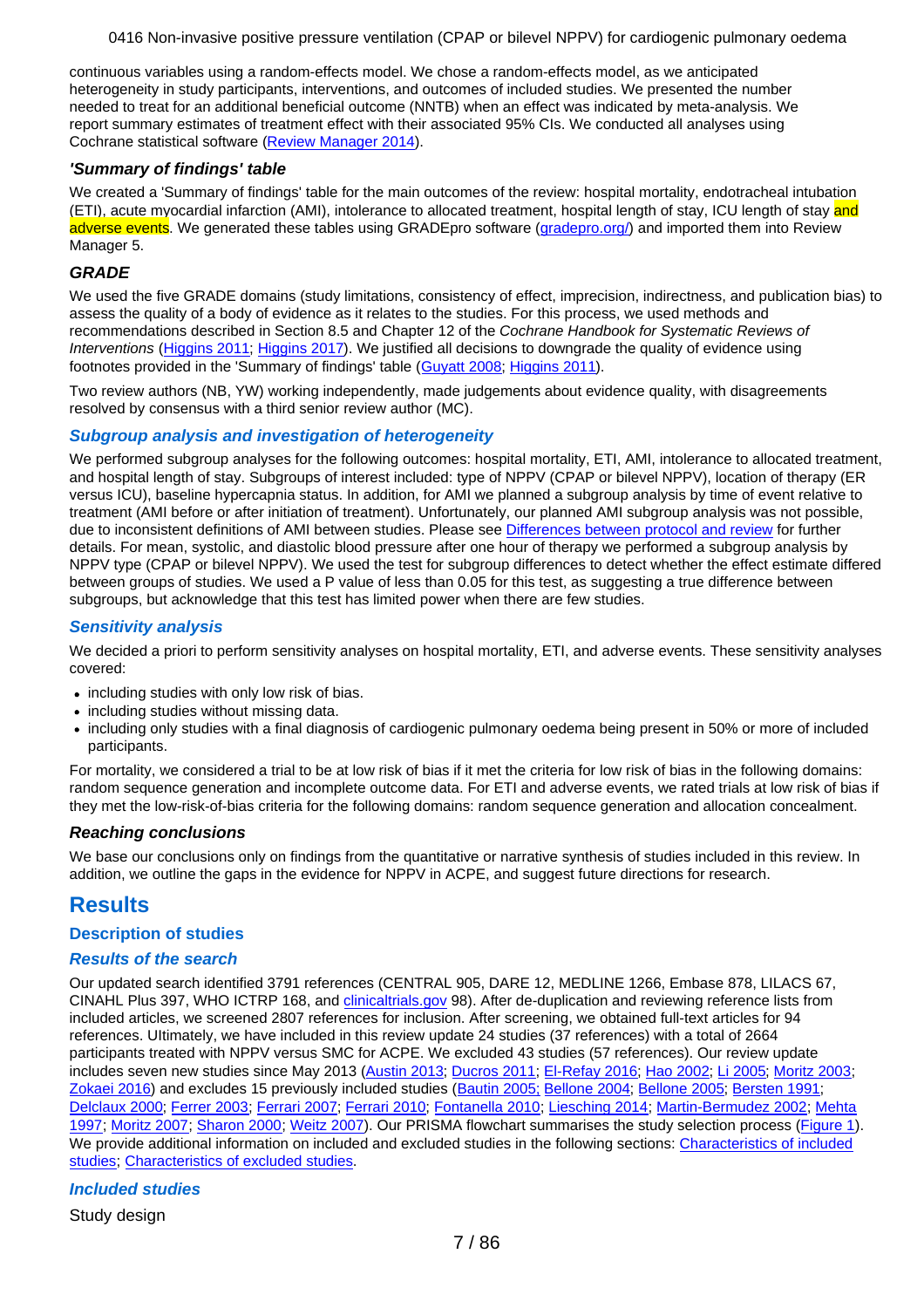continuous variables using a random-effects model. We chose a random-effects model, as we anticipated heterogeneity in study participants, interventions, and outcomes of included studies. We presented the number needed to treat for an additional beneficial outcome (NNTB) when an effect was indicated by meta-analysis. We report summary estimates of treatment effect with their associated 95% CIs. We conducted all analyses using Cochrane statistical software (Review Manager 2014).

#### *'Summary of findings' table*

We created a 'Summary of findings' table for the main outcomes of the review: hospital mortality, endotracheal intubation (ETI), acute myocardial infarction (AMI), intolerance to allocated treatment, hospital length of stay, ICU length of stay and adverse events. We generated these tables using GRADEpro software (gradepro.org/) and imported them into Review Manager 5.

#### *GRADE*

We used the five GRADE domains (study limitations, consistency of effect, imprecision, indirectness, and publication bias) to assess the quality of a body of evidence as it relates to the studies. For this process, we used methods and recommendations described in Section 8.5 and Chapter 12 of the *Cochrane Handbook for Systematic Reviews of Interventions* (Higgins 2011; Higgins 2017). We justified all decisions to downgrade the quality of evidence using footnotes provided in the 'Summary of findings' table (Guyatt 2008; Higgins 2011).

Two review authors (NB, YW) working independently, made judgements about evidence quality, with disagreements resolved by consensus with a third senior review author (MC).

### *Subgroup analysis and investigation of heterogeneity*

We performed subgroup analyses for the following outcomes: hospital mortality, ETI, AMI, intolerance to allocated treatment, and hospital length of stay. Subgroups of interest included: type of NPPV (CPAP or bilevel NPPV), location of therapy (ER versus ICU), baseline hypercapnia status. In addition, for AMI we planned a subgroup analysis by time of event relative to treatment (AMI before or after initiation of treatment). Unfortunately, our planned AMI subgroup analysis was not possible, due to inconsistent definitions of AMI between studies. Please see Differences between protocol and review for further details. For mean, systolic, and diastolic blood pressure after one hour of therapy we performed a subgroup analysis by NPPV type (CPAP or bilevel NPPV). We used the test for subgroup differences to detect whether the effect estimate differed between groups of studies. We used a P value of less than 0.05 for this test, as suggesting a true difference between subgroups, but acknowledge that this test has limited power when there are few studies.

### *Sensitivity analysis*

We decided a priori to perform sensitivity analyses on hospital mortality, ETI, and adverse events. These sensitivity analyses covered:

- including studies with only low risk of bias.
- including studies without missing data.
- including only studies with a final diagnosis of cardiogenic pulmonary oedema being present in 50% or more of included participants.

For mortality, we considered a trial to be at low risk of bias if it met the criteria for low risk of bias in the following domains: random sequence generation and incomplete outcome data. For ETI and adverse events, we rated trials at low risk of bias if they met the low-risk-of-bias criteria for the following domains: random sequence generation and allocation concealment.

#### *Reaching conclusions*

We base our conclusions only on findings from the quantitative or narrative synthesis of studies included in this review. In addition, we outline the gaps in the evidence for NPPV in ACPE, and suggest future directions for research.

# Results

## Description of studies

### *Results of the search*

Our updated search identified 3791 references (CENTRAL 905, DARE 12, MEDLINE 1266, Embase 878, LILACS 67, CINAHL Plus 397, WHO ICTRP 168, and clinicaltrials.gov 98). After de-duplication and reviewing reference lists from included articles, we screened 2807 references for inclusion. After screening, we obtained full-text articles for 94 references. Ultimately, we have included in this review update 24 studies (37 references) with a total of 2664 participants treated with NPPV versus SMC for ACPE. We excluded 43 studies (57 references). Our review update includes seven new studies since May 2013 (Austin 2013; Ducros 2011; El-Refay 2016; Hao 2002; Li 2005; Moritz 2003; Zokaei 2016) and excludes 15 previously included studies (Bautin 2005; Bellone 2004; Bellone 2005; Bersten 1991; Delclaux 2000; Ferrer 2003; Ferrari 2007; Ferrari 2010; Fontanella 2010; Liesching 2014; Martin-Bermudez 2002; Mehta 1997; Moritz 2007; Sharon 2000; Weitz 2007). Our PRISMA flowchart summarises the study selection process (Figure 1). We provide additional information on included and excluded studies in the following sections: Characteristics of included studies; Characteristics of excluded studies.

### *Included studies*

Study design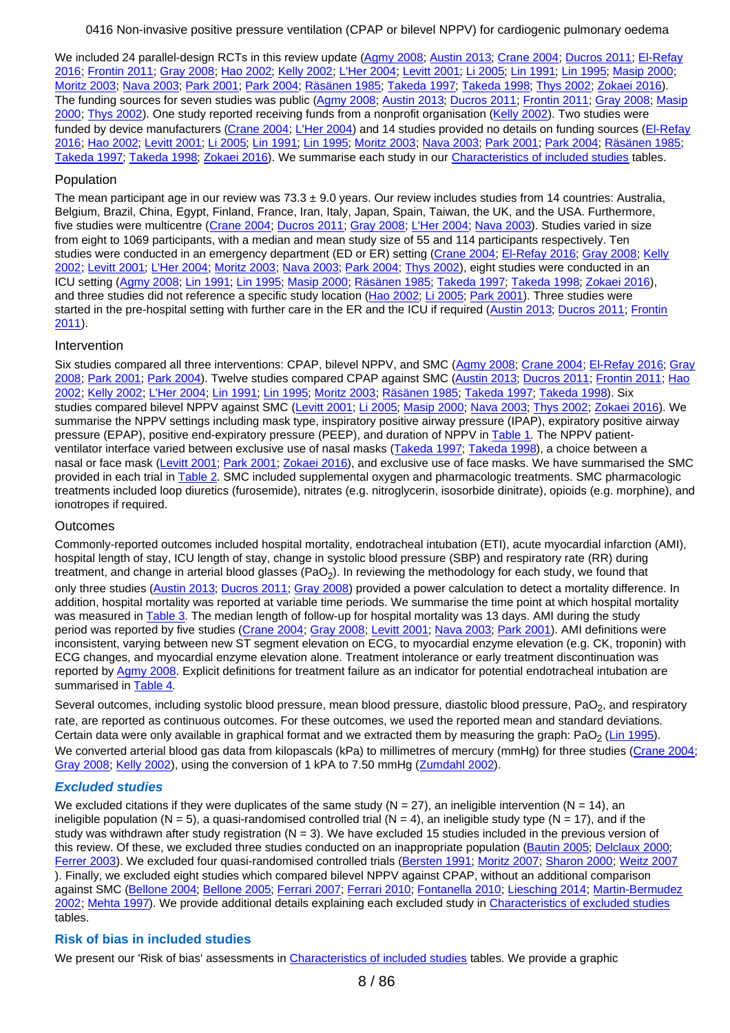We included 24 parallel-design RCTs in this review update (Agmy 2008; Austin 2013; Crane 2004; Ducros 2011; El-Refay 2016; Frontin 2011; Gray 2008; Hao 2002; Kelly 2002; L'Her 2004; Levitt 2001; Li 2005; Lin 1991; Lin 1995; Masip 2000; Moritz 2003; Nava 2003; Park 2001; Park 2004; Räsänen 1985; Takeda 1997; Takeda 1998; Thys 2002; Zokaei 2016). The funding sources for seven studies was public (Agmy 2008; Austin 2013; Ducros 2011; Frontin 2011; Gray 2008; Masip 2000; Thys 2002). One study reported receiving funds from a nonprofit organisation (Kelly 2002). Two studies were funded by device manufacturers (Crane 2004; L'Her 2004) and 14 studies provided no details on funding sources (El-Refay 2016; Hao 2002; Levitt 2001; Li 2005; Lin 1991; Lin 1995; Moritz 2003; Nava 2003; Park 2001; Park 2004; Räsänen 1985; Takeda 1997; Takeda 1998; Zokaei 2016). We summarise each study in our Characteristics of included studies tables.

### Population

The mean participant age in our review was 73.3 ± 9.0 years. Our review includes studies from 14 countries: Australia, Belgium, Brazil, China, Egypt, Finland, France, Iran, Italy, Japan, Spain, Taiwan, the UK, and the USA. Furthermore, five studies were multicentre (Crane 2004; Ducros 2011; Gray 2008; L'Her 2004; Nava 2003). Studies varied in size from eight to 1069 participants, with a median and mean study size of 55 and 114 participants respectively. Ten studies were conducted in an emergency department (ED or ER) setting (Crane 2004; El-Refay 2016; Gray 2008; Kelly 2002; Levitt 2001; L'Her 2004; Moritz 2003; Nava 2003; Park 2004; Thys 2002), eight studies were conducted in an ICU setting (Agmy 2008; Lin 1991; Lin 1995; Masip 2000; Räsänen 1985; Takeda 1997; Takeda 1998; Zokaei 2016), and three studies did not reference a specific study location (Hao 2002; Li 2005; Park 2001). Three studies were started in the pre-hospital setting with further care in the ER and the ICU if required (Austin 2013; Ducros 2011; Frontin 2011).

### Intervention

Six studies compared all three interventions: CPAP, bilevel NPPV, and SMC (Agmy 2008; Crane 2004; El-Refay 2016; Gray 2008; Park 2001; Park 2004). Twelve studies compared CPAP against SMC (Austin 2013; Ducros 2011; Frontin 2011; Hao 2002; Kelly 2002; L'Her 2004; Lin 1991; Lin 1995; Moritz 2003; Räsänen 1985; Takeda 1997; Takeda 1998). Six studies compared bilevel NPPV against SMC (Levitt 2001; Li 2005; Masip 2000; Nava 2003; Thys 2002; Zokaei 2016). We summarise the NPPV settings including mask type, inspiratory positive airway pressure (IPAP), expiratory positive airway pressure (EPAP), positive end-expiratory pressure (PEEP), and duration of NPPV in Table 1. The NPPV patient-ventilator interface varied between exclusive use of nasal masks (Takeda 1997; Takeda 1998), a choice between a nasal or face mask (Levitt 2001; Park 2001; Zokaei 2016), and exclusive use of face masks. We have summarised the SMC provided in each trial in Table 2. SMC included supplemental oxygen and pharmacologic treatments. SMC pharmacologic treatments included loop diuretics (furosemide), nitrates (e.g. nitroglycerin, isosorbide dinitrate), opioids (e.g. morphine), and ionotropes if required.

### Outcomes

Commonly-reported outcomes included hospital mortality, endotracheal intubation (ETI), acute myocardial infarction (AMI), hospital length of stay, ICU length of stay, change in systolic blood pressure (SBP) and respiratory rate (RR) during treatment, and change in arterial blood glasses ($PaO_2$). In reviewing the methodology for each study, we found that only three studies (Austin 2013; Ducros 2011; Gray 2008) provided a power calculation to detect a mortality difference. In addition, hospital mortality was reported at variable time periods. We summarise the time point at which hospital mortality was measured in Table 3. The median length of follow-up for hospital mortality was 13 days. AMI during the study period was reported by five studies (Crane 2004; Gray 2008; Levitt 2001; Nava 2003; Park 2001). AMI definitions were inconsistent, varying between new ST segment elevation on ECG, to myocardial enzyme elevation (e.g. CK, troponin) with ECG changes, and myocardial enzyme elevation alone. Treatment intolerance or early treatment discontinuation was reported by Agmy 2008. Explicit definitions for treatment failure as an indicator for potential endotracheal intubation are summarised in Table 4.

Several outcomes, including systolic blood pressure, mean blood pressure, diastolic blood pressure, $PaO_2$, and respiratory rate, are reported as continuous outcomes. For these outcomes, we used the reported mean and standard deviations. Certain data were only available in graphical format and we extracted them by measuring the graph: $PaO_2$ (Lin 1995). We converted arterial blood gas data from kilopascals (kPa) to millimetres of mercury (mmHg) for three studies (Crane 2004; Gray 2008; Kelly 2002), using the conversion of 1 kPA to 7.50 mmHg (Zumdahl 2002).

### *Excluded studies*

We excluded citations if they were duplicates of the same study (N = 27), an ineligible intervention (N = 14), an ineligible population (N = 5), a quasi-randomised controlled trial (N = 4), an ineligible study type (N = 17), and if the study was withdrawn after study registration (N = 3). We have excluded 15 studies included in the previous version of this review. Of these, we excluded three studies conducted on an inappropriate population (Bautin 2005; Delclaux 2000; Ferrer 2003). We excluded four quasi-randomised controlled trials (Bersten 1991; Moritz 2007; Sharon 2000; Weitz 2007 ). Finally, we excluded eight studies which compared bilevel NPPV against CPAP, without an additional comparison against SMC (Bellone 2004; Bellone 2005; Ferrari 2007; Ferrari 2010; Fontanella 2010; Liesching 2014; Martin-Bermudez 2002; Mehta 1997). We provide additional details explaining each excluded study in Characteristics of excluded studies tables.

## Risk of bias in included studies

We present our 'Risk of bias' assessments in Characteristics of included studies tables. We provide a graphic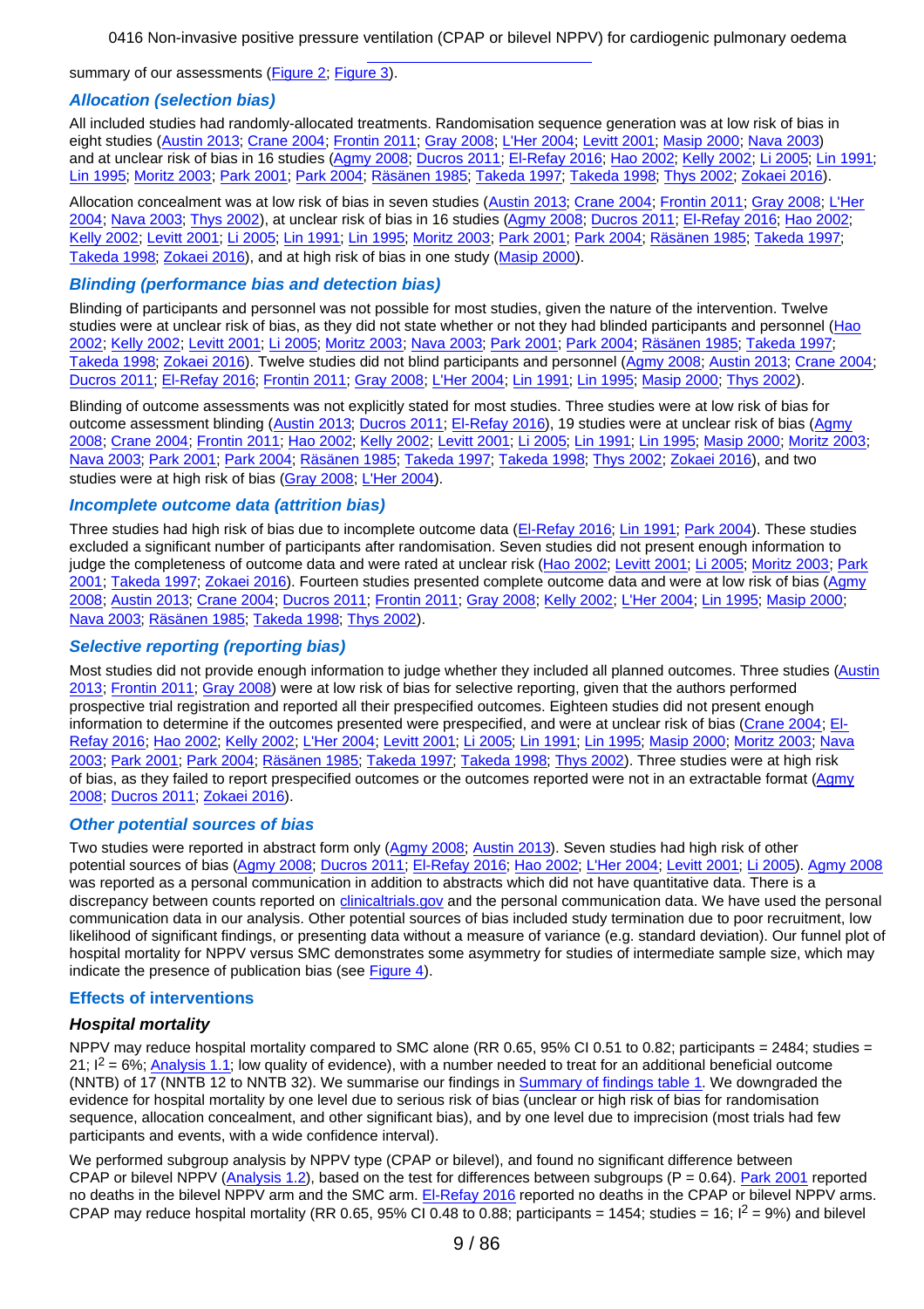summary of our assessments (Figure 2; Figure 3).

### *Allocation (selection bias)*

All included studies had randomly-allocated treatments. Randomisation sequence generation was at low risk of bias in eight studies (Austin 2013; Crane 2004; Frontin 2011; Gray 2008; L'Her 2004; Levitt 2001; Masip 2000; Nava 2003) and at unclear risk of bias in 16 studies (Agmy 2008; Ducros 2011; El-Refay 2016; Hao 2002; Kelly 2002; Li 2005; Lin 1991; Lin 1995; Moritz 2003; Park 2001; Park 2004; Räsänen 1985; Takeda 1997; Takeda 1998; Thys 2002; Zokaei 2016).

Allocation concealment was at low risk of bias in seven studies (Austin 2013; Crane 2004; Frontin 2011; Gray 2008; L'Her 2004; Nava 2003; Thys 2002), at unclear risk of bias in 16 studies (Agmy 2008; Ducros 2011; El-Refay 2016; Hao 2002; Kelly 2002; Levitt 2001; Li 2005; Lin 1991; Lin 1995; Moritz 2003; Park 2001; Park 2004; Räsänen 1985; Takeda 1997; Takeda 1998; Zokaei 2016), and at high risk of bias in one study (Masip 2000).

### *Blinding (performance bias and detection bias)*

Blinding of participants and personnel was not possible for most studies, given the nature of the intervention. Twelve studies were at unclear risk of bias, as they did not state whether or not they had blinded participants and personnel (Hao 2002; Kelly 2002; Levitt 2001; Li 2005; Moritz 2003; Nava 2003; Park 2001; Park 2004; Räsänen 1985; Takeda 1997; Takeda 1998; Zokaei 2016). Twelve studies did not blind participants and personnel (Agmy 2008; Austin 2013; Crane 2004; Ducros 2011; El-Refay 2016; Frontin 2011; Gray 2008; L'Her 2004; Lin 1991; Lin 1995; Masip 2000; Thys 2002).

Blinding of outcome assessments was not explicitly stated for most studies. Three studies were at low risk of bias for outcome assessment blinding (Austin 2013; Ducros 2011; El-Refay 2016), 19 studies were at unclear risk of bias (Agmy 2008; Crane 2004; Frontin 2011; Hao 2002; Kelly 2002; Levitt 2001; Li 2005; Lin 1991; Lin 1995; Masip 2000; Moritz 2003; Nava 2003; Park 2001; Park 2004; Räsänen 1985; Takeda 1997; Takeda 1998; Thys 2002; Zokaei 2016), and two studies were at high risk of bias (Gray 2008; L'Her 2004).

### *Incomplete outcome data (attrition bias)*

Three studies had high risk of bias due to incomplete outcome data (El-Refay 2016; Lin 1991; Park 2004). These studies excluded a significant number of participants after randomisation. Seven studies did not present enough information to judge the completeness of outcome data and were rated at unclear risk (Hao 2002; Levitt 2001; Li 2005; Moritz 2003; Park 2001; Takeda 1997; Zokaei 2016). Fourteen studies presented complete outcome data and were at low risk of bias (Agmy 2008; Austin 2013; Crane 2004; Ducros 2011; Frontin 2011; Gray 2008; Kelly 2002; L'Her 2004; Lin 1995; Masip 2000; Nava 2003; Räsänen 1985; Takeda 1998; Thys 2002).

### *Selective reporting (reporting bias)*

Most studies did not provide enough information to judge whether they included all planned outcomes. Three studies (Austin 2013; Frontin 2011; Gray 2008) were at low risk of bias for selective reporting, given that the authors performed prospective trial registration and reported all their prespecified outcomes. Eighteen studies did not present enough information to determine if the outcomes presented were prespecified, and were at unclear risk of bias (Crane 2004; El-Refay 2016; Hao 2002; Kelly 2002; L'Her 2004; Levitt 2001; Li 2005; Lin 1991; Lin 1995; Masip 2000; Moritz 2003; Nava 2003; Park 2001; Park 2004; Räsänen 1985; Takeda 1997; Takeda 1998; Thys 2002). Three studies were at high risk of bias, as they failed to report prespecified outcomes or the outcomes reported were not in an extractable format (Agmy 2008; Ducros 2011; Zokaei 2016).

### *Other potential sources of bias*

Two studies were reported in abstract form only (Agmy 2008; Austin 2013). Seven studies had high risk of other potential sources of bias (Agmy 2008; Ducros 2011; El-Refay 2016; Hao 2002; L'Her 2004; Levitt 2001; Li 2005). Agmy 2008 was reported as a personal communication in addition to abstracts which did not have quantitative data. There is a discrepancy between counts reported on clinicaltrials.gov and the personal communication data. We have used the personal communication data in our analysis. Other potential sources of bias included study termination due to poor recruitment, low likelihood of significant findings, or presenting data without a measure of variance (e.g. standard deviation). Our funnel plot of hospital mortality for NPPV versus SMC demonstrates some asymmetry for studies of intermediate sample size, which may indicate the presence of publication bias (see Figure 4).

## Effects of interventions

### *Hospital mortality*

NPPV may reduce hospital mortality compared to SMC alone (RR 0.65, 95% CI 0.51 to 0.82; participants = 2484; studies = 21; $I^2$ = 6%; Analysis 1.1; low quality of evidence), with a number needed to treat for an additional beneficial outcome (NNTB) of 17 (NNTB 12 to NNTB 32). We summarise our findings in Summary of findings table 1. We downgraded the evidence for hospital mortality by one level due to serious risk of bias (unclear or high risk of bias for randomisation sequence, allocation concealment, and other significant bias), and by one level due to imprecision (most trials had few participants and events, with a wide confidence interval).

We performed subgroup analysis by NPPV type (CPAP or bilevel), and found no significant difference between CPAP or bilevel NPPV (Analysis 1.2), based on the test for differences between subgroups (P = 0.64). Park 2001 reported no deaths in the bilevel NPPV arm and the SMC arm. El-Refay 2016 reported no deaths in the CPAP or bilevel NPPV arms. CPAP may reduce hospital mortality (RR 0.65, 95% CI 0.48 to 0.88; participants = 1454; studies = 16; $I^2$ = 9%) and bilevel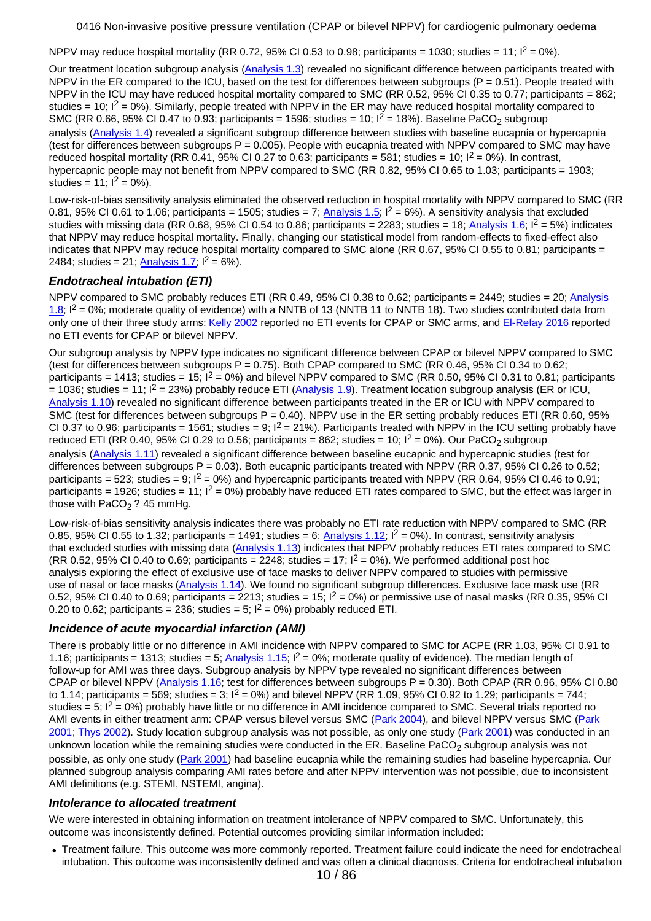NPPV may reduce hospital mortality (RR 0.72, 95% CI 0.53 to 0.98; participants = 1030; studies = 11; $I^2$ = 0%).

Our treatment location subgroup analysis (Analysis 1.3) revealed no significant difference between participants treated with NPPV in the ER compared to the ICU, based on the test for differences between subgroups (P = 0.51). People treated with NPPV in the ICU may have reduced hospital mortality compared to SMC (RR 0.52, 95% CI 0.35 to 0.77; participants = 862; studies = 10; $I^2$ = 0%). Similarly, people treated with NPPV in the ER may have reduced hospital mortality compared to SMC (RR 0.66, 95% CI 0.47 to 0.93; participants = 1596; studies = 10; $I^2$ = 18%). Baseline $PaCO_2$ subgroup analysis (Analysis 1.4) revealed a significant subgroup difference between studies with baseline eucapnia or hypercapnia (test for differences between subgroups P = 0.005). People with eucapnia treated with NPPV compared to SMC may have reduced hospital mortality (RR 0.41, 95% CI 0.27 to 0.63; participants = 581; studies = 10; $I^2$ = 0%). In contrast, hypercapnic people may not benefit from NPPV compared to SMC (RR 0.82, 95% CI 0.65 to 1.03; participants = 1903; studies = 11; $I^2$ = 0%).

Low-risk-of-bias sensitivity analysis eliminated the observed reduction in hospital mortality with NPPV compared to SMC (RR 0.81, 95% CI 0.61 to 1.06; participants = 1505; studies = 7; Analysis 1.5; $I^2$ = 6%). A sensitivity analysis that excluded studies with missing data (RR 0.68, 95% CI 0.54 to 0.86; participants = 2283; studies = 18; Analysis 1.6; $I^2$ = 5%) indicates that NPPV may reduce hospital mortality. Finally, changing our statistical model from random-effects to fixed-effect also indicates that NPPV may reduce hospital mortality compared to SMC alone (RR 0.67, 95% CI 0.55 to 0.81; participants = 2484; studies = 21; Analysis 1.7; $I^2$ = 6%).

### *Endotracheal intubation (ETI)*

NPPV compared to SMC probably reduces ETI (RR 0.49, 95% CI 0.38 to 0.62; participants = 2449; studies = 20; Analysis 1.8; $I^2$ = 0%; moderate quality of evidence) with a NNTB of 13 (NNTB 11 to NNTB 18). Two studies contributed data from only one of their three study arms: Kelly 2002 reported no ETI events for CPAP or SMC arms, and El-Refay 2016 reported no ETI events for CPAP or bilevel NPPV.

Our subgroup analysis by NPPV type indicates no significant difference between CPAP or bilevel NPPV compared to SMC (test for differences between subgroups P = 0.75). Both CPAP compared to SMC (RR 0.46, 95% CI 0.34 to 0.62; participants = 1413; studies = 15; $I^2$ = 0%) and bilevel NPPV compared to SMC (RR 0.50, 95% CI 0.31 to 0.81; participants = 1036; studies = 11; $I^2$ = 23%) probably reduce ETI (Analysis 1.9). Treatment location subgroup analysis (ER or ICU, Analysis 1.10) revealed no significant difference between participants treated in the ER or ICU with NPPV compared to SMC (test for differences between subgroups P = 0.40). NPPV use in the ER setting probably reduces ETI (RR 0.60, 95% CI 0.37 to 0.96; participants = 1561; studies = 9; $I^2$ = 21%). Participants treated with NPPV in the ICU setting probably have reduced ETI (RR 0.40, 95% CI 0.29 to 0.56; participants = 862; studies = 10; $I^2$ = 0%). Our $PaCO_2$ subgroup analysis (Analysis 1.11) revealed a significant difference between baseline eucapnic and hypercapnic studies (test for differences between subgroups P = 0.03). Both eucapnic participants treated with NPPV (RR 0.37, 95% CI 0.26 to 0.52; participants = 523; studies = 9; $I^2$ = 0%) and hypercapnic participants treated with NPPV (RR 0.64, 95% CI 0.46 to 0.91; participants = 1926; studies = 11; $I^2$ = 0%) probably have reduced ETI rates compared to SMC, but the effect was larger in those with $PaCO_2$ ? 45 mmHg.

Low-risk-of-bias sensitivity analysis indicates there was probably no ETI rate reduction with NPPV compared to SMC (RR 0.85, 95% CI 0.55 to 1.32; participants = 1491; studies = 6; Analysis 1.12; $I^2$ = 0%). In contrast, sensitivity analysis that excluded studies with missing data (Analysis 1.13) indicates that NPPV probably reduces ETI rates compared to SMC (RR 0.52, 95% CI 0.40 to 0.69; participants = 2248; studies = 17; $I^2$ = 0%). We performed additional post hoc analysis exploring the effect of exclusive use of face masks to deliver NPPV compared to studies with permissive use of nasal or face masks (Analysis 1.14). We found no significant subgroup differences. Exclusive face mask use (RR 0.52, 95% CI 0.40 to 0.69; participants = 2213; studies = 15; $I^2$ = 0%) or permissive use of nasal masks (RR 0.35, 95% CI 0.20 to 0.62; participants = 236; studies = 5; $I^2$ = 0%) probably reduced ETI.

### *Incidence of acute myocardial infarction (AMI)*

There is probably little or no difference in AMI incidence with NPPV compared to SMC for ACPE (RR 1.03, 95% CI 0.91 to 1.16; participants = 1313; studies = 5; Analysis 1.15; $I^2$ = 0%; moderate quality of evidence). The median length of follow-up for AMI was three days. Subgroup analysis by NPPV type revealed no significant differences between CPAP or bilevel NPPV (Analysis 1.16; test for differences between subgroups P = 0.30). Both CPAP (RR 0.96, 95% CI 0.80 to 1.14; participants = 569; studies = 3; $I^2$ = 0%) and bilevel NPPV (RR 1.09, 95% CI 0.92 to 1.29; participants = 744; studies = 5; $I^2$ = 0%) probably have little or no difference in AMI incidence compared to SMC. Several trials reported no AMI events in either treatment arm: CPAP versus bilevel versus SMC (Park 2004), and bilevel NPPV versus SMC (Park 2001; Thys 2002). Study location subgroup analysis was not possible, as only one study (Park 2001) was conducted in an unknown location while the remaining studies were conducted in the ER. Baseline $PaCO_2$ subgroup analysis was not possible, as only one study (Park 2001) had baseline eucapnia while the remaining studies had baseline hypercapnia. Our planned subgroup analysis comparing AMI rates before and after NPPV intervention was not possible, due to inconsistent AMI definitions (e.g. STEMI, NSTEMI, angina).

### *Intolerance to allocated treatment*

We were interested in obtaining information on treatment intolerance of NPPV compared to SMC. Unfortunately, this outcome was inconsistently defined. Potential outcomes providing similar information included:

- Treatment failure. This outcome was more commonly reported. Treatment failure could indicate the need for endotracheal intubation. This outcome was inconsistently defined and was often a clinical diagnosis. Criteria for endotracheal intubation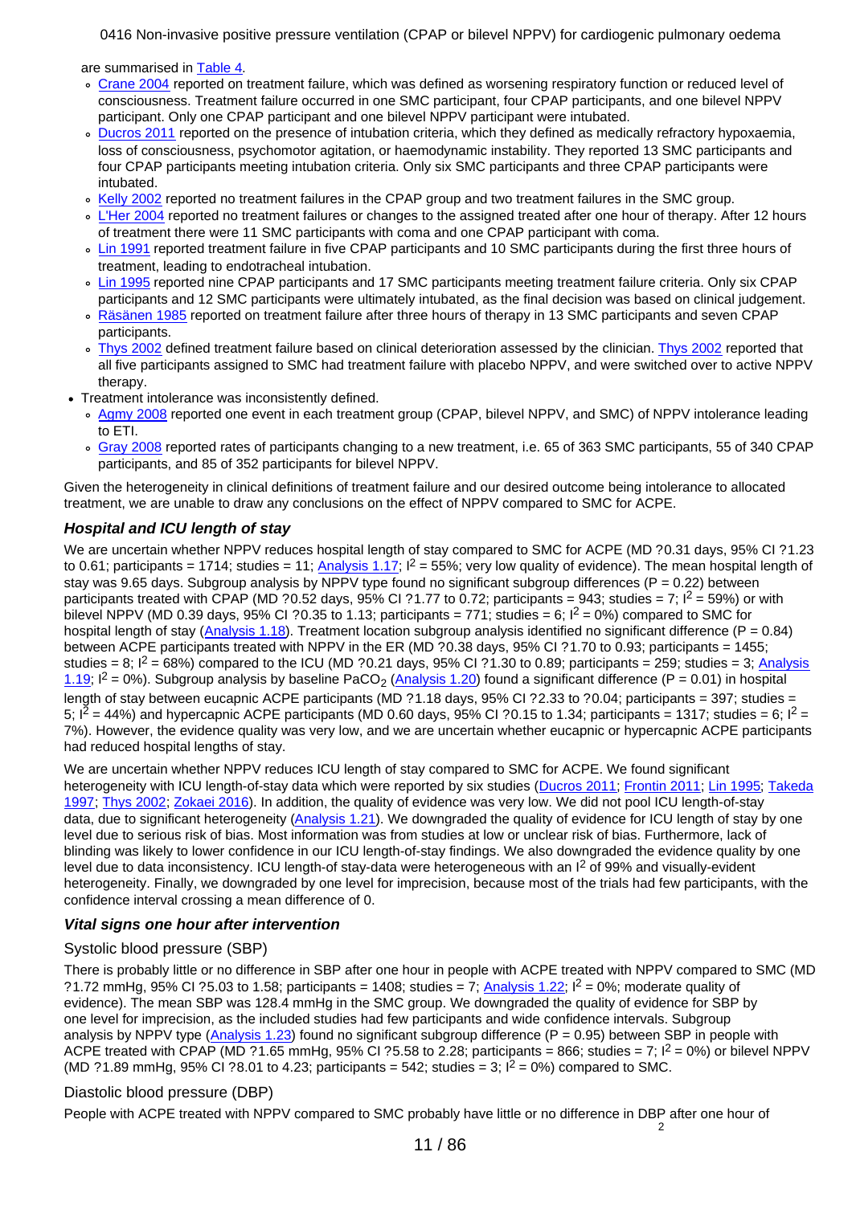are summarised in Table 4.

- Crane 2004 reported on treatment failure, which was defined as worsening respiratory function or reduced level of consciousness. Treatment failure occurred in one SMC participant, four CPAP participants, and one bilevel NPPV participant. Only one CPAP participant and one bilevel NPPV participant were intubated.
- Ducros 2011 reported on the presence of intubation criteria, which they defined as medically refractory hypoxaemia, loss of consciousness, psychomotor agitation, or haemodynamic instability. They reported 13 SMC participants and four CPAP participants meeting intubation criteria. Only six SMC participants and three CPAP participants were intubated.
- Kelly 2002 reported no treatment failures in the CPAP group and two treatment failures in the SMC group.
- L'Her 2004 reported no treatment failures or changes to the assigned treated after one hour of therapy. After 12 hours of treatment there were 11 SMC participants with coma and one CPAP participant with coma.
- Lin 1991 reported treatment failure in five CPAP participants and 10 SMC participants during the first three hours of treatment, leading to endotracheal intubation.
- Lin 1995 reported nine CPAP participants and 17 SMC participants meeting treatment failure criteria. Only six CPAP participants and 12 SMC participants were ultimately intubated, as the final decision was based on clinical judgement.
- Räsänen 1985 reported on treatment failure after three hours of therapy in 13 SMC participants and seven CPAP participants.
- Thys 2002 defined treatment failure based on clinical deterioration assessed by the clinician. Thys 2002 reported that all five participants assigned to SMC had treatment failure with placebo NPPV, and were switched over to active NPPV therapy.

- Treatment intolerance was inconsistently defined.
  - Agmy 2008 reported one event in each treatment group (CPAP, bilevel NPPV, and SMC) of NPPV intolerance leading to ETI.
  - Gray 2008 reported rates of participants changing to a new treatment, i.e. 65 of 363 SMC participants, 55 of 340 CPAP participants, and 85 of 352 participants for bilevel NPPV.

Given the heterogeneity in clinical definitions of treatment failure and our desired outcome being intolerance to allocated treatment, we are unable to draw any conclusions on the effect of NPPV compared to SMC for ACPE.

### *Hospital and ICU length of stay*

We are uncertain whether NPPV reduces hospital length of stay compared to SMC for ACPE (MD ?0.31 days, 95% CI ?1.23 to 0.61; participants = 1714; studies = 11; Analysis 1.17; $I^2$ = 55%; very low quality of evidence). The mean hospital length of stay was 9.65 days. Subgroup analysis by NPPV type found no significant subgroup differences (P = 0.22) between participants treated with CPAP (MD ?0.52 days, 95% CI ?1.77 to 0.72; participants = 943; studies = 7; $I^2$ = 59%) or with bilevel NPPV (MD 0.39 days, 95% CI ?0.35 to 1.13; participants = 771; studies = 6; $I^2$ = 0%) compared to SMC for hospital length of stay (Analysis 1.18). Treatment location subgroup analysis identified no significant difference (P = 0.84) between ACPE participants treated with NPPV in the ER (MD ?0.38 days, 95% CI ?1.70 to 0.93; participants = 1455; studies = 8; $I^2$ = 68%) compared to the ICU (MD ?0.21 days, 95% CI ?1.30 to 0.89; participants = 259; studies = 3; Analysis 1.19; $I^2$ = 0%). Subgroup analysis by baseline $PaCO_2$ (Analysis 1.20) found a significant difference (P = 0.01) in hospital length of stay between eucapnic ACPE participants (MD ?1.18 days, 95% CI ?2.33 to ?0.04; participants = 397; studies = 5; $I^2$ = 44%) and hypercapnic ACPE participants (MD 0.60 days, 95% CI ?0.15 to 1.34; participants = 1317; studies = 6; $I^2$ = 7%). However, the evidence quality was very low, and we are uncertain whether eucapnic or hypercapnic ACPE participants had reduced hospital lengths of stay.

We are uncertain whether NPPV reduces ICU length of stay compared to SMC for ACPE. We found significant heterogeneity with ICU length-of-stay data which were reported by six studies (Ducros 2011; Frontin 2011; Lin 1995; Takeda 1997; Thys 2002; Zokaei 2016). In addition, the quality of evidence was very low. We did not pool ICU length-of-stay data, due to significant heterogeneity (Analysis 1.21). We downgraded the quality of evidence for ICU length of stay by one level due to serious risk of bias. Most information was from studies at low or unclear risk of bias. Furthermore, lack of blinding was likely to lower confidence in our ICU length-of-stay findings. We also downgraded the evidence quality by one level due to data inconsistency. ICU length-of stay-data were heterogeneous with an $I^2$ of 99% and visually-evident heterogeneity. Finally, we downgraded by one level for imprecision, because most of the trials had few participants, with the confidence interval crossing a mean difference of 0.

### *Vital signs one hour after intervention*

#### Systolic blood pressure (SBP)

There is probably little or no difference in SBP after one hour in people with ACPE treated with NPPV compared to SMC (MD ?1.72 mmHg, 95% CI ?5.03 to 1.58; participants = 1408; studies = 7; Analysis 1.22; $I^2$ = 0%; moderate quality of evidence). The mean SBP was 128.4 mmHg in the SMC group. We downgraded the quality of evidence for SBP by one level for imprecision, as the included studies had few participants and wide confidence intervals. Subgroup analysis by NPPV type (Analysis 1.23) found no significant subgroup difference (P = 0.95) between SBP in people with ACPE treated with CPAP (MD ?1.65 mmHg, 95% CI ?5.58 to 2.28; participants = 866; studies = 7; $I^2$ = 0%) or bilevel NPPV (MD ?1.89 mmHg, 95% CI ?8.01 to 4.23; participants = 542; studies = 3; $I^2$ = 0%) compared to SMC.

#### Diastolic blood pressure (DBP)

People with ACPE treated with NPPV compared to SMC probably have little or no difference in DBP after one hour of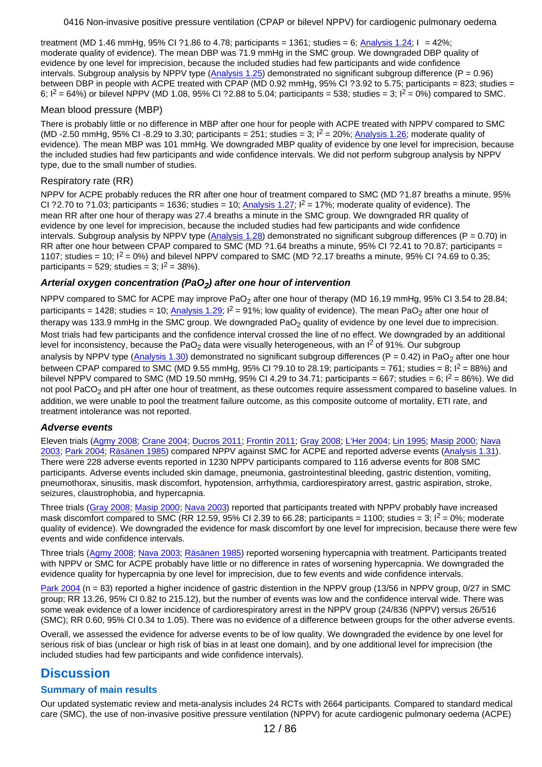treatment (MD 1.46 mmHg, 95% CI ?1.86 to 4.78; participants = 1361; studies = 6; Analysis 1.24; I = 42%; moderate quality of evidence). The mean DBP was 71.9 mmHg in the SMC group. We downgraded DBP quality of evidence by one level for imprecision, because the included studies had few participants and wide confidence intervals. Subgroup analysis by NPPV type (Analysis 1.25) demonstrated no significant subgroup difference (P = 0.96) between DBP in people with ACPE treated with CPAP (MD 0.92 mmHg, 95% CI ?3.92 to 5.75; participants = 823; studies = 6; $I^2$ = 64%) or bilevel NPPV (MD 1.08, 95% CI ?2.88 to 5.04; participants = 538; studies = 3; $I^2$ = 0%) compared to SMC.

### Mean blood pressure (MBP)

There is probably little or no difference in MBP after one hour for people with ACPE treated with NPPV compared to SMC (MD -2.50 mmHg, 95% CI -8.29 to 3.30; participants = 251; studies = 3; $I^2$ = 20%; Analysis 1.26; moderate quality of evidence). The mean MBP was 101 mmHg. We downgraded MBP quality of evidence by one level for imprecision, because the included studies had few participants and wide confidence intervals. We did not perform subgroup analysis by NPPV type, due to the small number of studies.

### Respiratory rate (RR)

NPPV for ACPE probably reduces the RR after one hour of treatment compared to SMC (MD ?1.87 breaths a minute, 95% CI ?2.70 to ?1.03; participants = 1636; studies = 10; Analysis 1.27; $I^2$ = 17%; moderate quality of evidence). The mean RR after one hour of therapy was 27.4 breaths a minute in the SMC group. We downgraded RR quality of evidence by one level for imprecision, because the included studies had few participants and wide confidence intervals. Subgroup analysis by NPPV type (Analysis 1.28) demonstrated no significant subgroup differences (P = 0.70) in RR after one hour between CPAP compared to SMC (MD ?1.64 breaths a minute, 95% CI ?2.41 to ?0.87; participants = 1107; studies = 10; $I^2$ = 0%) and bilevel NPPV compared to SMC (MD ?2.17 breaths a minute, 95% CI ?4.69 to 0.35; participants = 529; studies = 3; $I^2$ = 38%).

### *Arterial oxygen concentration ($PaO_2$) after one hour of intervention*

NPPV compared to SMC for ACPE may improve $PaO_2$ after one hour of therapy (MD 16.19 mmHg, 95% CI 3.54 to 28.84; participants = 1428; studies = 10; Analysis 1.29; $I^2$ = 91%; low quality of evidence). The mean $PaO_2$ after one hour of therapy was 133.9 mmHg in the SMC group. We downgraded $PaO_2$ quality of evidence by one level due to imprecision. Most trials had few participants and the confidence interval crossed the line of no effect. We downgraded by an additional level for inconsistency, because the $PaO_2$ data were visually heterogeneous, with an $I^2$ of 91%. Our subgroup analysis by NPPV type (Analysis 1.30) demonstrated no significant subgroup differences (P = 0.42) in $PaO_2$ after one hour between CPAP compared to SMC (MD 9.55 mmHg, 95% CI ?9.10 to 28.19; participants = 761; studies = 8; $I^2$ = 88%) and bilevel NPPV compared to SMC (MD 19.50 mmHg, 95% CI 4.29 to 34.71; participants = 667; studies = 6; $I^2$ = 86%). We did not pool $PaCO_2$ and pH after one hour of treatment, as these outcomes require assessment compared to baseline values. In addition, we were unable to pool the treatment failure outcome, as this composite outcome of mortality, ETI rate, and treatment intolerance was not reported.

### *Adverse events*

Eleven trials (Agmy 2008; Crane 2004; Ducros 2011; Frontin 2011; Gray 2008; L'Her 2004; Lin 1995; Masip 2000; Nava 2003; Park 2004; Räsänen 1985) compared NPPV against SMC for ACPE and reported adverse events (Analysis 1.31). There were 228 adverse events reported in 1230 NPPV participants compared to 116 adverse events for 808 SMC participants. Adverse events included skin damage, pneumonia, gastrointestinal bleeding, gastric distention, vomiting, pneumothorax, sinusitis, mask discomfort, hypotension, arrhythmia, cardiorespiratory arrest, gastric aspiration, stroke, seizures, claustrophobia, and hypercapnia.

Three trials (Gray 2008; Masip 2000; Nava 2003) reported that participants treated with NPPV probably have increased mask discomfort compared to SMC (RR 12.59, 95% CI 2.39 to 66.28; participants = 1100; studies = 3; $I^2$ = 0%; moderate quality of evidence). We downgraded the evidence for mask discomfort by one level for imprecision, because there were few events and wide confidence intervals.

Three trials (Agmy 2008; Nava 2003; Räsänen 1985) reported worsening hypercapnia with treatment. Participants treated with NPPV or SMC for ACPE probably have little or no difference in rates of worsening hypercapnia. We downgraded the evidence quality for hypercapnia by one level for imprecision, due to few events and wide confidence intervals.

Park 2004 (n = 83) reported a higher incidence of gastric distention in the NPPV group (13/56 in NPPV group, 0/27 in SMC group; RR 13.26, 95% CI 0.82 to 215.12), but the number of events was low and the confidence interval wide. There was some weak evidence of a lower incidence of cardiorespiratory arrest in the NPPV group (24/836 (NPPV) versus 26/516 (SMC); RR 0.60, 95% CI 0.34 to 1.05). There was no evidence of a difference between groups for the other adverse events.

Overall, we assessed the evidence for adverse events to be of low quality. We downgraded the evidence by one level for serious risk of bias (unclear or high risk of bias in at least one domain), and by one additional level for imprecision (the included studies had few participants and wide confidence intervals).

# Discussion

## Summary of main results

Our updated systematic review and meta-analysis includes 24 RCTs with 2664 participants. Compared to standard medical care (SMC), the use of non-invasive positive pressure ventilation (NPPV) for acute cardiogenic pulmonary oedema (ACPE)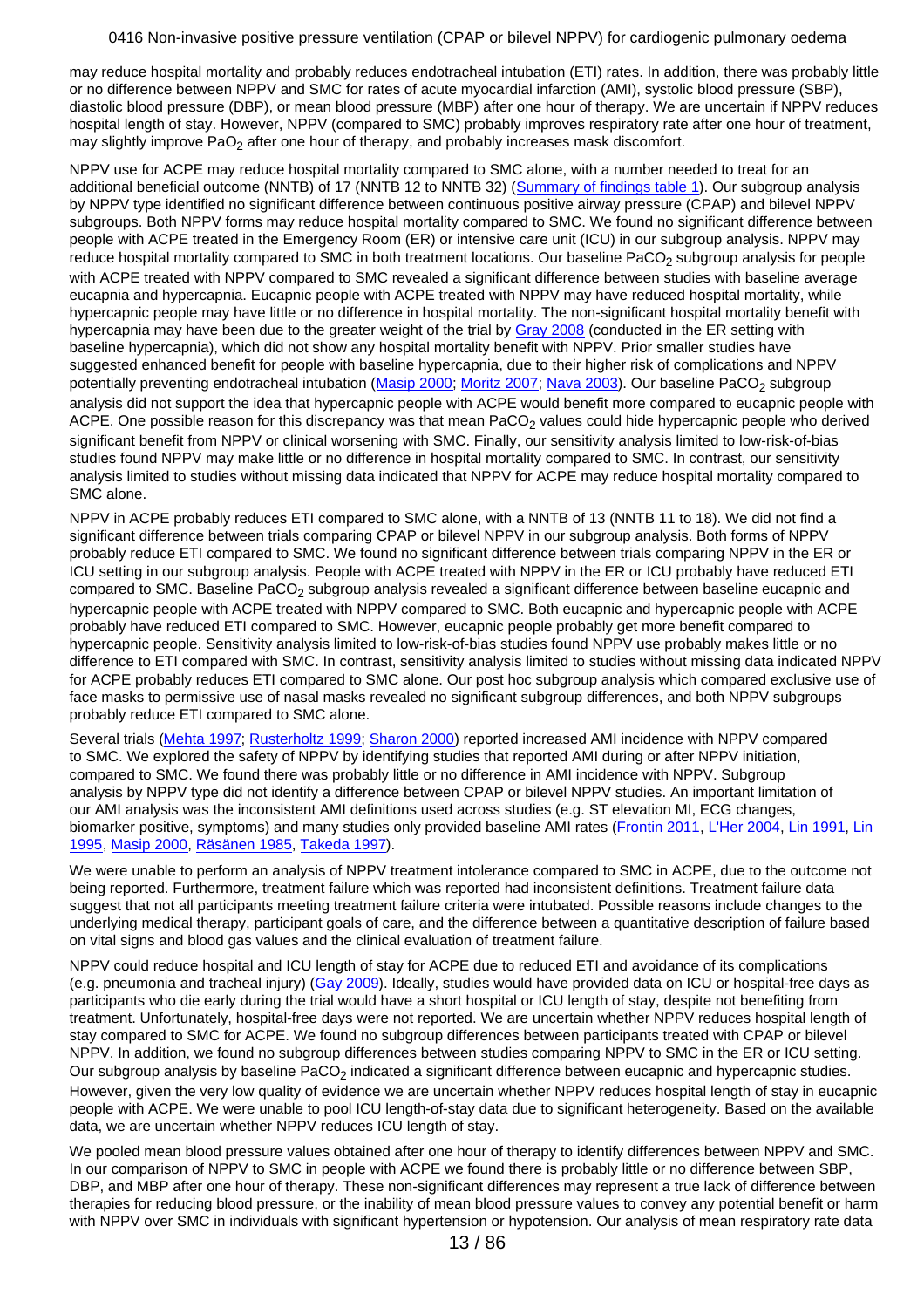may reduce hospital mortality and probably reduces endotracheal intubation (ETI) rates. In addition, there was probably little or no difference between NPPV and SMC for rates of acute myocardial infarction (AMI), systolic blood pressure (SBP), diastolic blood pressure (DBP), or mean blood pressure (MBP) after one hour of therapy. We are uncertain if NPPV reduces hospital length of stay. However, NPPV (compared to SMC) probably improves respiratory rate after one hour of treatment, may slightly improve $PaO_2$ after one hour of therapy, and probably increases mask discomfort.

NPPV use for ACPE may reduce hospital mortality compared to SMC alone, with a number needed to treat for an additional beneficial outcome (NNTB) of 17 (NNTB 12 to NNTB 32) (Summary of findings table 1). Our subgroup analysis by NPPV type identified no significant difference between continuous positive airway pressure (CPAP) and bilevel NPPV subgroups. Both NPPV forms may reduce hospital mortality compared to SMC. We found no significant difference between people with ACPE treated in the Emergency Room (ER) or intensive care unit (ICU) in our subgroup analysis. NPPV may reduce hospital mortality compared to SMC in both treatment locations. Our baseline $PaCO_2$ subgroup analysis for people with ACPE treated with NPPV compared to SMC revealed a significant difference between studies with baseline average eucapnia and hypercapnia. Eucapnic people with ACPE treated with NPPV may have reduced hospital mortality, while hypercapnic people may have little or no difference in hospital mortality. The non-significant hospital mortality benefit with hypercapnia may have been due to the greater weight of the trial by Gray 2008 (conducted in the ER setting with baseline hypercapnia), which did not show any hospital mortality benefit with NPPV. Prior smaller studies have suggested enhanced benefit for people with baseline hypercapnia, due to their higher risk of complications and NPPV potentially preventing endotracheal intubation (Masip 2000; Moritz 2007; Nava 2003). Our baseline $PaCO_2$ subgroup analysis did not support the idea that hypercapnic people with ACPE would benefit more compared to eucapnic people with ACPE. One possible reason for this discrepancy was that mean $PaCO_2$ values could hide hypercapnic people who derived significant benefit from NPPV or clinical worsening with SMC. Finally, our sensitivity analysis limited to low-risk-of-bias studies found NPPV may make little or no difference in hospital mortality compared to SMC. In contrast, our sensitivity analysis limited to studies without missing data indicated that NPPV for ACPE may reduce hospital mortality compared to SMC alone.

NPPV in ACPE probably reduces ETI compared to SMC alone, with a NNTB of 13 (NNTB 11 to 18). We did not find a significant difference between trials comparing CPAP or bilevel NPPV in our subgroup analysis. Both forms of NPPV probably reduce ETI compared to SMC. We found no significant difference between trials comparing NPPV in the ER or ICU setting in our subgroup analysis. People with ACPE treated with NPPV in the ER or ICU probably have reduced ETI compared to SMC. Baseline $PaCO_2$ subgroup analysis revealed a significant difference between baseline eucapnic and hypercapnic people with ACPE treated with NPPV compared to SMC. Both eucapnic and hypercapnic people with ACPE probably have reduced ETI compared to SMC. However, eucapnic people probably get more benefit compared to hypercapnic people. Sensitivity analysis limited to low-risk-of-bias studies found NPPV use probably makes little or no difference to ETI compared with SMC. In contrast, sensitivity analysis limited to studies without missing data indicated NPPV for ACPE probably reduces ETI compared to SMC alone. Our post hoc subgroup analysis which compared exclusive use of face masks to permissive use of nasal masks revealed no significant subgroup differences, and both NPPV subgroups probably reduce ETI compared to SMC alone.

Several trials (Mehta 1997; Rusterholtz 1999; Sharon 2000) reported increased AMI incidence with NPPV compared to SMC. We explored the safety of NPPV by identifying studies that reported AMI during or after NPPV initiation, compared to SMC. We found there was probably little or no difference in AMI incidence with NPPV. Subgroup analysis by NPPV type did not identify a difference between CPAP or bilevel NPPV studies. An important limitation of our AMI analysis was the inconsistent AMI definitions used across studies (e.g. ST elevation MI, ECG changes, biomarker positive, symptoms) and many studies only provided baseline AMI rates (Frontin 2011, L'Her 2004, Lin 1991, Lin 1995, Masip 2000, Räsänen 1985, Takeda 1997).

We were unable to perform an analysis of NPPV treatment intolerance compared to SMC in ACPE, due to the outcome not being reported. Furthermore, treatment failure which was reported had inconsistent definitions. Treatment failure data suggest that not all participants meeting treatment failure criteria were intubated. Possible reasons include changes to the underlying medical therapy, participant goals of care, and the difference between a quantitative description of failure based on vital signs and blood gas values and the clinical evaluation of treatment failure.

NPPV could reduce hospital and ICU length of stay for ACPE due to reduced ETI and avoidance of its complications (e.g. pneumonia and tracheal injury) (Gay 2009). Ideally, studies would have provided data on ICU or hospital-free days as participants who die early during the trial would have a short hospital or ICU length of stay, despite not benefiting from treatment. Unfortunately, hospital-free days were not reported. We are uncertain whether NPPV reduces hospital length of stay compared to SMC for ACPE. We found no subgroup differences between participants treated with CPAP or bilevel NPPV. In addition, we found no subgroup differences between studies comparing NPPV to SMC in the ER or ICU setting. Our subgroup analysis by baseline $PaCO_2$ indicated a significant difference between eucapnic and hypercapnic studies. However, given the very low quality of evidence we are uncertain whether NPPV reduces hospital length of stay in eucapnic people with ACPE. We were unable to pool ICU length-of-stay data due to significant heterogeneity. Based on the available data, we are uncertain whether NPPV reduces ICU length of stay.

We pooled mean blood pressure values obtained after one hour of therapy to identify differences between NPPV and SMC. In our comparison of NPPV to SMC in people with ACPE we found there is probably little or no difference between SBP, DBP, and MBP after one hour of therapy. These non-significant differences may represent a true lack of difference between therapies for reducing blood pressure, or the inability of mean blood pressure values to convey any potential benefit or harm with NPPV over SMC in individuals with significant hypertension or hypotension. Our analysis of mean respiratory rate data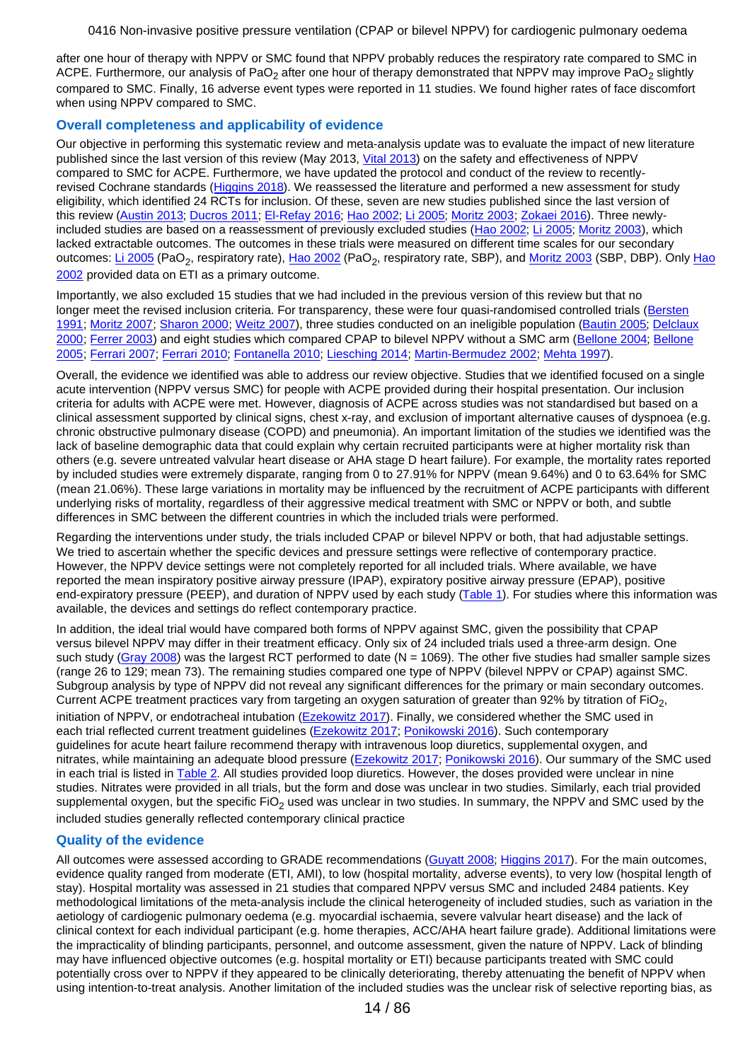after one hour of therapy with NPPV or SMC found that NPPV probably reduces the respiratory rate compared to SMC in ACPE. Furthermore, our analysis of $PaO_2$ after one hour of therapy demonstrated that NPPV may improve $PaO_2$ slightly compared to SMC. Finally, 16 adverse event types were reported in 11 studies. We found higher rates of face discomfort when using NPPV compared to SMC.

## Overall completeness and applicability of evidence

Our objective in performing this systematic review and meta-analysis update was to evaluate the impact of new literature published since the last version of this review (May 2013, Vital 2013) on the safety and effectiveness of NPPV compared to SMC for ACPE. Furthermore, we have updated the protocol and conduct of the review to recently-revised Cochrane standards (Higgins 2018). We reassessed the literature and performed a new assessment for study eligibility, which identified 24 RCTs for inclusion. Of these, seven are new studies published since the last version of this review (Austin 2013; Ducros 2011; El-Refay 2016; Hao 2002; Li 2005; Moritz 2003; Zokaei 2016). Three newly-included studies are based on a reassessment of previously excluded studies (Hao 2002; Li 2005; Moritz 2003), which lacked extractable outcomes. The outcomes in these trials were measured on different time scales for our secondary outcomes: Li 2005 ($PaO_2$, respiratory rate), Hao 2002 ($PaO_2$, respiratory rate, SBP), and Moritz 2003 (SBP, DBP). Only Hao 2002 provided data on ETI as a primary outcome.

Importantly, we also excluded 15 studies that we had included in the previous version of this review but that no longer meet the revised inclusion criteria. For transparency, these were four quasi-randomised controlled trials (Bersten 1991; Moritz 2007; Sharon 2000; Weitz 2007), three studies conducted on an ineligible population (Bautin 2005; Delclaux 2000; Ferrer 2003) and eight studies which compared CPAP to bilevel NPPV without a SMC arm (Bellone 2004; Bellone 2005; Ferrari 2007; Ferrari 2010; Fontanella 2010; Liesching 2014; Martin-Bermudez 2002; Mehta 1997).

Overall, the evidence we identified was able to address our review objective. Studies that we identified focused on a single acute intervention (NPPV versus SMC) for people with ACPE provided during their hospital presentation. Our inclusion criteria for adults with ACPE were met. However, diagnosis of ACPE across studies was not standardised but based on a clinical assessment supported by clinical signs, chest x-ray, and exclusion of important alternative causes of dyspnoea (e.g. chronic obstructive pulmonary disease (COPD) and pneumonia). An important limitation of the studies we identified was the lack of baseline demographic data that could explain why certain recruited participants were at higher mortality risk than others (e.g. severe untreated valvular heart disease or AHA stage D heart failure). For example, the mortality rates reported by included studies were extremely disparate, ranging from 0 to 27.91% for NPPV (mean 9.64%) and 0 to 63.64% for SMC (mean 21.06%). These large variations in mortality may be influenced by the recruitment of ACPE participants with different underlying risks of mortality, regardless of their aggressive medical treatment with SMC or NPPV or both, and subtle differences in SMC between the different countries in which the included trials were performed.

Regarding the interventions under study, the trials included CPAP or bilevel NPPV or both, that had adjustable settings. We tried to ascertain whether the specific devices and pressure settings were reflective of contemporary practice. However, the NPPV device settings were not completely reported for all included trials. Where available, we have reported the mean inspiratory positive airway pressure (IPAP), expiratory positive airway pressure (EPAP), positive end-expiratory pressure (PEEP), and duration of NPPV used by each study (Table 1). For studies where this information was available, the devices and settings do reflect contemporary practice.

In addition, the ideal trial would have compared both forms of NPPV against SMC, given the possibility that CPAP versus bilevel NPPV may differ in their treatment efficacy. Only six of 24 included trials used a three-arm design. One such study (Gray 2008) was the largest RCT performed to date (N = 1069). The other five studies had smaller sample sizes (range 26 to 129; mean 73). The remaining studies compared one type of NPPV (bilevel NPPV or CPAP) against SMC. Subgroup analysis by type of NPPV did not reveal any significant differences for the primary or main secondary outcomes. Current ACPE treatment practices vary from targeting an oxygen saturation of greater than 92% by titration of $FiO_2$, initiation of NPPV, or endotracheal intubation (Ezekowitz 2017). Finally, we considered whether the SMC used in each trial reflected current treatment guidelines (Ezekowitz 2017; Ponikowski 2016). Such contemporary guidelines for acute heart failure recommend therapy with intravenous loop diuretics, supplemental oxygen, and nitrates, while maintaining an adequate blood pressure (Ezekowitz 2017; Ponikowski 2016). Our summary of the SMC used in each trial is listed in Table 2. All studies provided loop diuretics. However, the doses provided were unclear in nine studies. Nitrates were provided in all trials, but the form and dose was unclear in two studies. Similarly, each trial provided supplemental oxygen, but the specific $FiO_2$ used was unclear in two studies. In summary, the NPPV and SMC used by the included studies generally reflected contemporary clinical practice

## Quality of the evidence

All outcomes were assessed according to GRADE recommendations (Guyatt 2008; Higgins 2017). For the main outcomes, evidence quality ranged from moderate (ETI, AMI), to low (hospital mortality, adverse events), to very low (hospital length of stay). Hospital mortality was assessed in 21 studies that compared NPPV versus SMC and included 2484 patients. Key methodological limitations of the meta-analysis include the clinical heterogeneity of included studies, such as variation in the aetiology of cardiogenic pulmonary oedema (e.g. myocardial ischaemia, severe valvular heart disease) and the lack of clinical context for each individual participant (e.g. home therapies, ACC/AHA heart failure grade). Additional limitations were the impracticality of blinding participants, personnel, and outcome assessment, given the nature of NPPV. Lack of blinding may have influenced objective outcomes (e.g. hospital mortality or ETI) because participants treated with SMC could potentially cross over to NPPV if they appeared to be clinically deteriorating, thereby attenuating the benefit of NPPV when using intention-to-treat analysis. Another limitation of the included studies was the unclear risk of selective reporting bias, as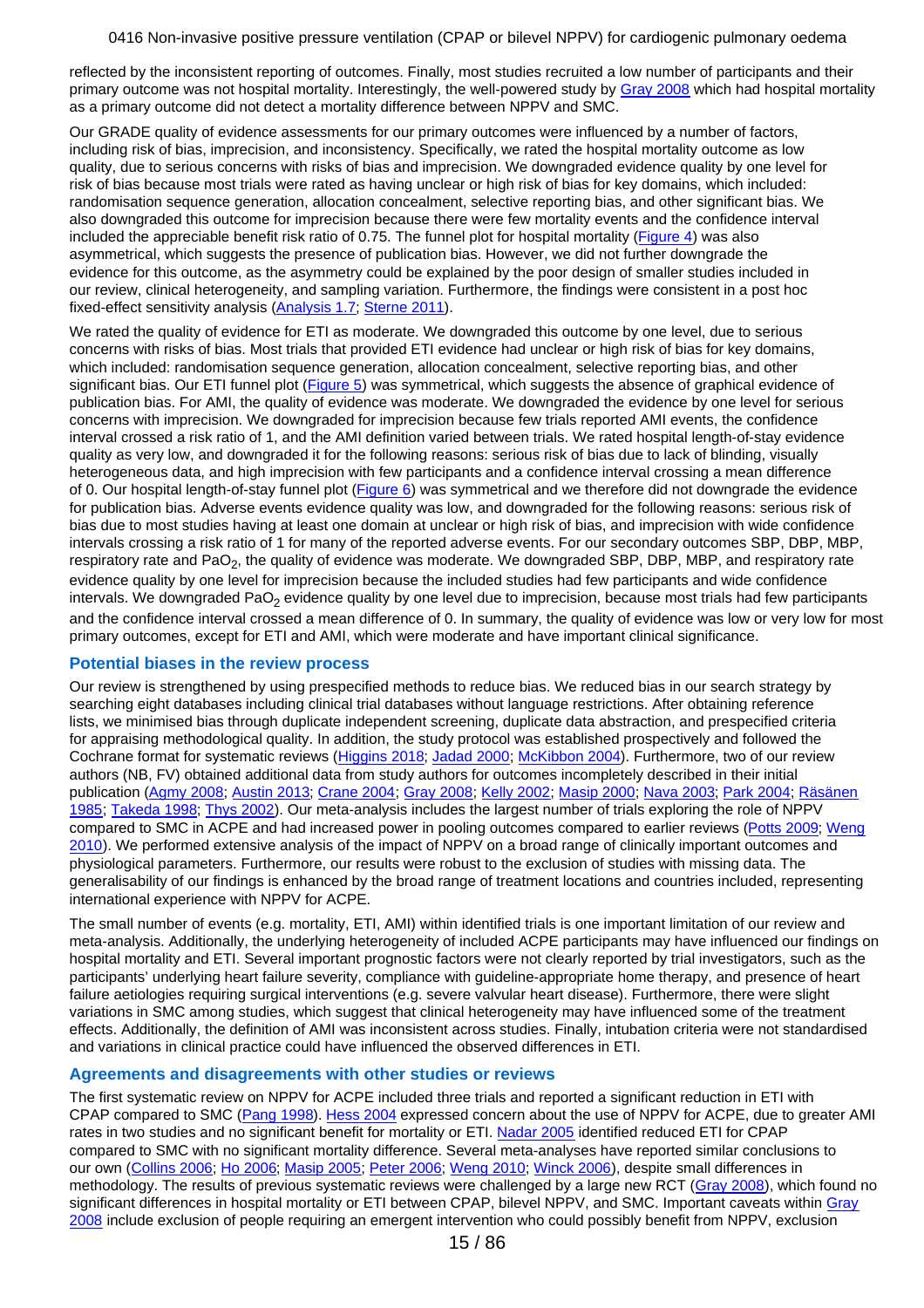reflected by the inconsistent reporting of outcomes. Finally, most studies recruited a low number of participants and their primary outcome was not hospital mortality. Interestingly, the well-powered study by Gray 2008 which had hospital mortality as a primary outcome did not detect a mortality difference between NPPV and SMC.

Our GRADE quality of evidence assessments for our primary outcomes were influenced by a number of factors, including risk of bias, imprecision, and inconsistency. Specifically, we rated the hospital mortality outcome as low quality, due to serious concerns with risks of bias and imprecision. We downgraded evidence quality by one level for risk of bias because most trials were rated as having unclear or high risk of bias for key domains, which included: randomisation sequence generation, allocation concealment, selective reporting bias, and other significant bias. We also downgraded this outcome for imprecision because there were few mortality events and the confidence interval included the appreciable benefit risk ratio of 0.75. The funnel plot for hospital mortality (Figure 4) was also asymmetrical, which suggests the presence of publication bias. However, we did not further downgrade the evidence for this outcome, as the asymmetry could be explained by the poor design of smaller studies included in our review, clinical heterogeneity, and sampling variation. Furthermore, the findings were consistent in a post hoc fixed-effect sensitivity analysis (Analysis 1.7; Sterne 2011).

We rated the quality of evidence for ETI as moderate. We downgraded this outcome by one level, due to serious concerns with risks of bias. Most trials that provided ETI evidence had unclear or high risk of bias for key domains, which included: randomisation sequence generation, allocation concealment, selective reporting bias, and other significant bias. Our ETI funnel plot (Figure 5) was symmetrical, which suggests the absence of graphical evidence of publication bias. For AMI, the quality of evidence was moderate. We downgraded the evidence by one level for serious concerns with imprecision. We downgraded for imprecision because few trials reported AMI events, the confidence interval crossed a risk ratio of 1, and the AMI definition varied between trials. We rated hospital length-of-stay evidence quality as very low, and downgraded it for the following reasons: serious risk of bias due to lack of blinding, visually heterogeneous data, and high imprecision with few participants and a confidence interval crossing a mean difference of 0. Our hospital length-of-stay funnel plot (Figure 6) was symmetrical and we therefore did not downgrade the evidence for publication bias. Adverse events evidence quality was low, and downgraded for the following reasons: serious risk of bias due to most studies having at least one domain at unclear or high risk of bias, and imprecision with wide confidence intervals crossing a risk ratio of 1 for many of the reported adverse events. For our secondary outcomes SBP, DBP, MBP, respiratory rate and $PaO_2$, the quality of evidence was moderate. We downgraded SBP, DBP, MBP, and respiratory rate evidence quality by one level for imprecision because the included studies had few participants and wide confidence intervals. We downgraded $PaO_2$ evidence quality by one level due to imprecision, because most trials had few participants and the confidence interval crossed a mean difference of 0. In summary, the quality of evidence was low or very low for most primary outcomes, except for ETI and AMI, which were moderate and have important clinical significance.

### Potential biases in the review process

Our review is strengthened by using prespecified methods to reduce bias. We reduced bias in our search strategy by searching eight databases including clinical trial databases without language restrictions. After obtaining reference lists, we minimised bias through duplicate independent screening, duplicate data abstraction, and prespecified criteria for appraising methodological quality. In addition, the study protocol was established prospectively and followed the Cochrane format for systematic reviews (Higgins 2018; Jadad 2000; McKibbon 2004). Furthermore, two of our review authors (NB, FV) obtained additional data from study authors for outcomes incompletely described in their initial publication (Agmy 2008; Austin 2013; Crane 2004; Gray 2008; Kelly 2002; Masip 2000; Nava 2003; Park 2004; Räsänen 1985; Takeda 1998; Thys 2002). Our meta-analysis includes the largest number of trials exploring the role of NPPV compared to SMC in ACPE and had increased power in pooling outcomes compared to earlier reviews (Potts 2009; Weng 2010). We performed extensive analysis of the impact of NPPV on a broad range of clinically important outcomes and physiological parameters. Furthermore, our results were robust to the exclusion of studies with missing data. The generalisability of our findings is enhanced by the broad range of treatment locations and countries included, representing international experience with NPPV for ACPE.

The small number of events (e.g. mortality, ETI, AMI) within identified trials is one important limitation of our review and meta-analysis. Additionally, the underlying heterogeneity of included ACPE participants may have influenced our findings on hospital mortality and ETI. Several important prognostic factors were not clearly reported by trial investigators, such as the participants' underlying heart failure severity, compliance with guideline-appropriate home therapy, and presence of heart failure aetiologies requiring surgical interventions (e.g. severe valvular heart disease). Furthermore, there were slight variations in SMC among studies, which suggest that clinical heterogeneity may have influenced some of the treatment effects. Additionally, the definition of AMI was inconsistent across studies. Finally, intubation criteria were not standardised and variations in clinical practice could have influenced the observed differences in ETI.

### Agreements and disagreements with other studies or reviews

The first systematic review on NPPV for ACPE included three trials and reported a significant reduction in ETI with CPAP compared to SMC (Pang 1998). Hess 2004 expressed concern about the use of NPPV for ACPE, due to greater AMI rates in two studies and no significant benefit for mortality or ETI. Nadar 2005 identified reduced ETI for CPAP compared to SMC with no significant mortality difference. Several meta-analyses have reported similar conclusions to our own (Collins 2006; Ho 2006; Masip 2005; Peter 2006; Weng 2010; Winck 2006), despite small differences in methodology. The results of previous systematic reviews were challenged by a large new RCT (Gray 2008), which found no significant differences in hospital mortality or ETI between CPAP, bilevel NPPV, and SMC. Important caveats within Gray 2008 include exclusion of people requiring an emergent intervention who could possibly benefit from NPPV, exclusion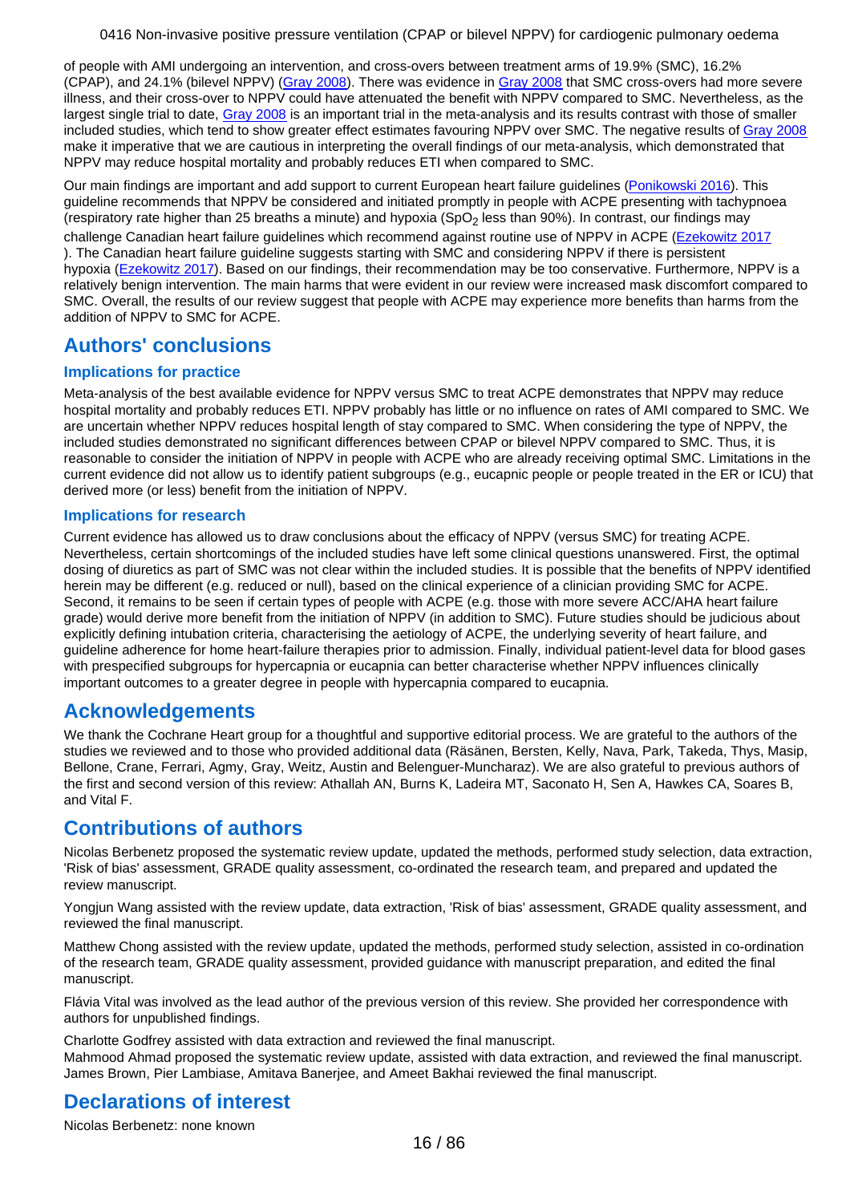of people with AMI undergoing an intervention, and cross-overs between treatment arms of 19.9% (SMC), 16.2% (CPAP), and 24.1% (bilevel NPPV) (Gray 2008). There was evidence in Gray 2008 that SMC cross-overs had more severe illness, and their cross-over to NPPV could have attenuated the benefit with NPPV compared to SMC. Nevertheless, as the largest single trial to date, Gray 2008 is an important trial in the meta-analysis and its results contrast with those of smaller included studies, which tend to show greater effect estimates favouring NPPV over SMC. The negative results of Gray 2008 make it imperative that we are cautious in interpreting the overall findings of our meta-analysis, which demonstrated that NPPV may reduce hospital mortality and probably reduces ETI when compared to SMC.

Our main findings are important and add support to current European heart failure guidelines (Ponikowski 2016). This guideline recommends that NPPV be considered and initiated promptly in people with ACPE presenting with tachypnoea (respiratory rate higher than 25 breaths a minute) and hypoxia ($SpO_2$ less than 90%). In contrast, our findings may challenge Canadian heart failure guidelines which recommend against routine use of NPPV in ACPE (Ezekowitz 2017). The Canadian heart failure guideline suggests starting with SMC and considering NPPV if there is persistent hypoxia (Ezekowitz 2017). Based on our findings, their recommendation may be too conservative. Furthermore, NPPV is a relatively benign intervention. The main harms that were evident in our review were increased mask discomfort compared to SMC. Overall, the results of our review suggest that people with ACPE may experience more benefits than harms from the addition of NPPV to SMC for ACPE.

## Authors' conclusions

### Implications for practice

Meta-analysis of the best available evidence for NPPV versus SMC to treat ACPE demonstrates that NPPV may reduce hospital mortality and probably reduces ETI. NPPV probably has little or no influence on rates of AMI compared to SMC. We are uncertain whether NPPV reduces hospital length of stay compared to SMC. When considering the type of NPPV, the included studies demonstrated no significant differences between CPAP or bilevel NPPV compared to SMC. Thus, it is reasonable to consider the initiation of NPPV in people with ACPE who are already receiving optimal SMC. Limitations in the current evidence did not allow us to identify patient subgroups (e.g., eucapnic people or people treated in the ER or ICU) that derived more (or less) benefit from the initiation of NPPV.

### Implications for research

Current evidence has allowed us to draw conclusions about the efficacy of NPPV (versus SMC) for treating ACPE. Nevertheless, certain shortcomings of the included studies have left some clinical questions unanswered. First, the optimal dosing of diuretics as part of SMC was not clear within the included studies. It is possible that the benefits of NPPV identified herein may be different (e.g. reduced or null), based on the clinical experience of a clinician providing SMC for ACPE. Second, it remains to be seen if certain types of people with ACPE (e.g. those with more severe ACC/AHA heart failure grade) would derive more benefit from the initiation of NPPV (in addition to SMC). Future studies should be judicious about explicitly defining intubation criteria, characterising the aetiology of ACPE, the underlying severity of heart failure, and guideline adherence for home heart-failure therapies prior to admission. Finally, individual patient-level data for blood gases with prespecified subgroups for hypercapnia or eucapnia can better characterise whether NPPV influences clinically important outcomes to a greater degree in people with hypercapnia compared to eucapnia.

## Acknowledgements

We thank the Cochrane Heart group for a thoughtful and supportive editorial process. We are grateful to the authors of the studies we reviewed and to those who provided additional data (Räsänen, Bersten, Kelly, Nava, Park, Takeda, Thys, Masip, Bellone, Crane, Ferrari, Agmy, Gray, Weitz, Austin and Belenguer-Muncharaz). We are also grateful to previous authors of the first and second version of this review: Athallah AN, Burns K, Ladeira MT, Saconato H, Sen A, Hawkes CA, Soares B, and Vital F.

## Contributions of authors

Nicolas Berbenetz proposed the systematic review update, updated the methods, performed study selection, data extraction, 'Risk of bias' assessment, GRADE quality assessment, co-ordinated the research team, and prepared and updated the review manuscript.

Yongjun Wang assisted with the review update, data extraction, 'Risk of bias' assessment, GRADE quality assessment, and reviewed the final manuscript.

Matthew Chong assisted with the review update, updated the methods, performed study selection, assisted in co-ordination of the research team, GRADE quality assessment, provided guidance with manuscript preparation, and edited the final manuscript.

Flávia Vital was involved as the lead author of the previous version of this review. She provided her correspondence with authors for unpublished findings.

Charlotte Godfrey assisted with data extraction and reviewed the final manuscript.
Mahmood Ahmad proposed the systematic review update, assisted with data extraction, and reviewed the final manuscript.
James Brown, Pier Lambiase, Amitava Banerjee, and Ameet Bakhai reviewed the final manuscript.

## Declarations of interest

Nicolas Berbenetz: none known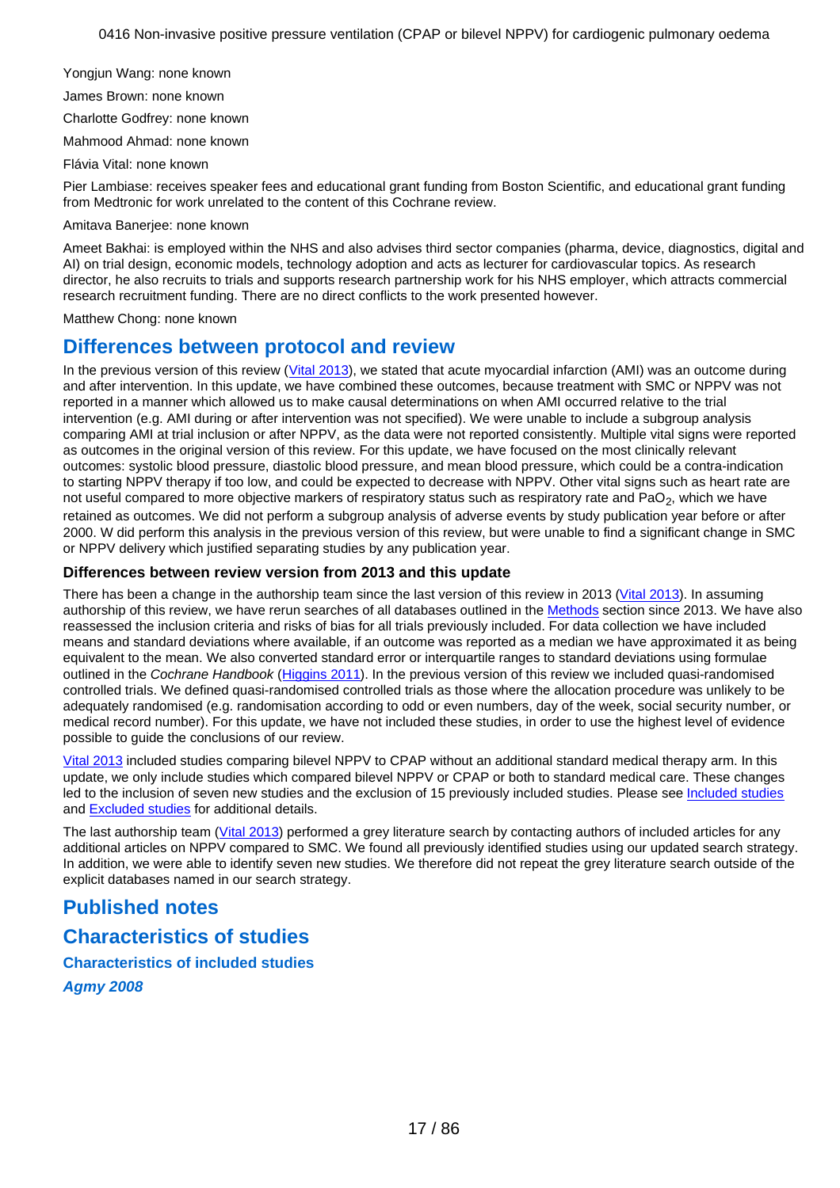Yongjun Wang: none known

James Brown: none known

Charlotte Godfrey: none known

Mahmood Ahmad: none known

Flávia Vital: none known

Pier Lambiase: receives speaker fees and educational grant funding from Boston Scientific, and educational grant funding from Medtronic for work unrelated to the content of this Cochrane review.

Amitava Banerjee: none known

Ameet Bakhai: is employed within the NHS and also advises third sector companies (pharma, device, diagnostics, digital and AI) on trial design, economic models, technology adoption and acts as lecturer for cardiovascular topics. As research director, he also recruits to trials and supports research partnership work for his NHS employer, which attracts commercial research recruitment funding. There are no direct conflicts to the work presented however.

Matthew Chong: none known

## Differences between protocol and review

In the previous version of this review (Vital 2013), we stated that acute myocardial infarction (AMI) was an outcome during and after intervention. In this update, we have combined these outcomes, because treatment with SMC or NPPV was not reported in a manner which allowed us to make causal determinations on when AMI occurred relative to the trial intervention (e.g. AMI during or after intervention was not specified). We were unable to include a subgroup analysis comparing AMI at trial inclusion or after NPPV, as the data were not reported consistently. Multiple vital signs were reported as outcomes in the original version of this review. For this update, we have focused on the most clinically relevant outcomes: systolic blood pressure, diastolic blood pressure, and mean blood pressure, which could be a contra-indication to starting NPPV therapy if too low, and could be expected to decrease with NPPV. Other vital signs such as heart rate are not useful compared to more objective markers of respiratory status such as respiratory rate and $PaO_2$, which we have retained as outcomes. We did not perform a subgroup analysis of adverse events by study publication year before or after 2000. W did perform this analysis in the previous version of this review, but were unable to find a significant change in SMC or NPPV delivery which justified separating studies by any publication year.

### Differences between review version from 2013 and this update

There has been a change in the authorship team since the last version of this review in 2013 (Vital 2013). In assuming authorship of this review, we have rerun searches of all databases outlined in the Methods section since 2013. We have also reassessed the inclusion criteria and risks of bias for all trials previously included. For data collection we have included means and standard deviations where available, if an outcome was reported as a median we have approximated it as being equivalent to the mean. We also converted standard error or interquartile ranges to standard deviations using formulae outlined in the *Cochrane Handbook* (Higgins 2011). In the previous version of this review we included quasi-randomised controlled trials. We defined quasi-randomised controlled trials as those where the allocation procedure was unlikely to be adequately randomised (e.g. randomisation according to odd or even numbers, day of the week, social security number, or medical record number). For this update, we have not included these studies, in order to use the highest level of evidence possible to guide the conclusions of our review.

Vital 2013 included studies comparing bilevel NPPV to CPAP without an additional standard medical therapy arm. In this update, we only include studies which compared bilevel NPPV or CPAP or both to standard medical care. These changes led to the inclusion of seven new studies and the exclusion of 15 previously included studies. Please see Included studies and Excluded studies for additional details.

The last authorship team (Vital 2013) performed a grey literature search by contacting authors of included articles for any additional articles on NPPV compared to SMC. We found all previously identified studies using our updated search strategy. In addition, we were able to identify seven new studies. We therefore did not repeat the grey literature search outside of the explicit databases named in our search strategy.

## Published notes

## Characteristics of studies

### Characteristics of included studies

#### *Agmy 2008*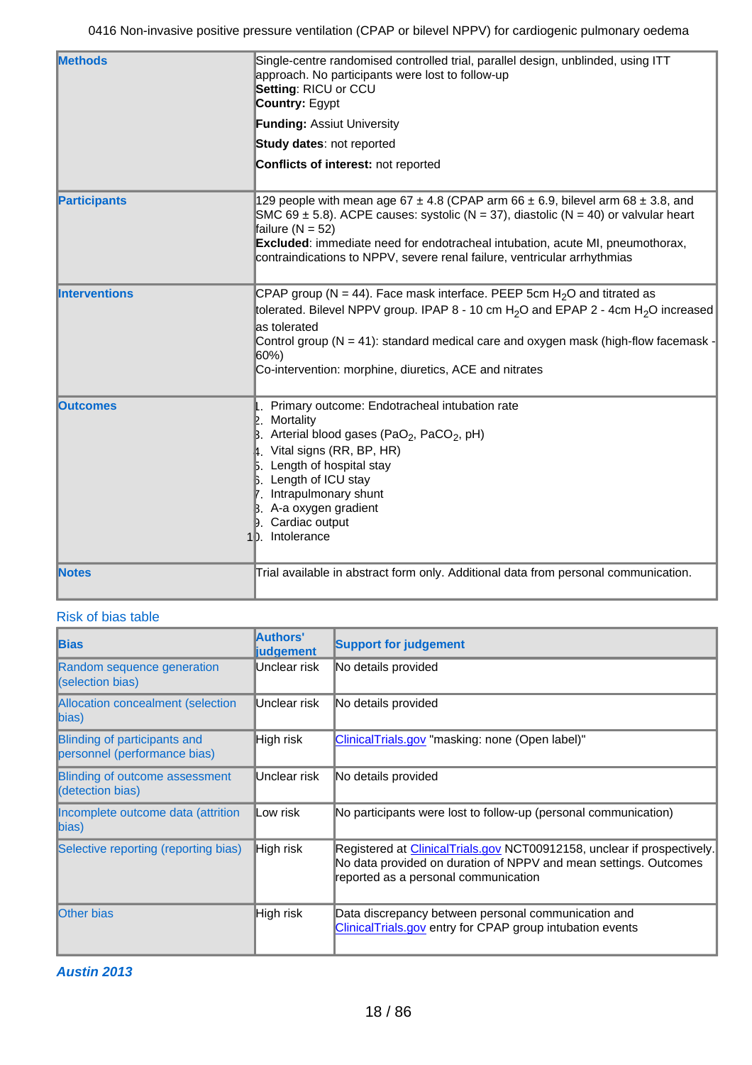| | |
|---|---|
| **Methods** | Single-centre randomised controlled trial, parallel design, unblinded, using ITT approach. No participants were lost to follow-up<br>**Setting**: RICU or CCU<br>**Country:** Egypt<br>**Funding:** Assiut University<br>**Study dates**: not reported<br>**Conflicts of interest:** not reported |
| **Participants** | 129 people with mean age 67 ± 4.8 (CPAP arm 66 ± 6.9, bilevel arm 68 ± 3.8, and SMC 69 ± 5.8). ACPE causes: systolic (N = 37), diastolic (N = 40) or valvular heart failure (N = 52)<br>**Excluded**: immediate need for endotracheal intubation, acute MI, pneumothorax, contraindications to NPPV, severe renal failure, ventricular arrhythmias |
| **Interventions** | CPAP group (N = 44). Face mask interface. PEEP 5cm $H_2O$ and titrated as tolerated. Bilevel NPPV group. IPAP 8 - 10 cm $H_2O$ and EPAP 2 - 4cm $H_2O$ increased as tolerated<br>Control group (N = 41): standard medical care and oxygen mask (high-flow facemask - 60%)<br>Co-intervention: morphine, diuretics, ACE and nitrates |
| **Outcomes** | 1. Primary outcome: Endotracheal intubation rate<br>2. Mortality<br>3. Arterial blood gases ($PaO_2$, $PaCO_2$, pH)<br>4. Vital signs (RR, BP, HR)<br>5. Length of hospital stay<br>6. Length of ICU stay<br>7. Intrapulmonary shunt<br>8. A-a oxygen gradient<br>9. Cardiac output<br>10. Intolerance |
| **Notes** | Trial available in abstract form only. Additional data from personal communication. |

Risk of bias table

| Bias | Authors' judgement | Support for judgement |
|---|---|---|
| Random sequence generation (selection bias) | Unclear risk | No details provided |
| Allocation concealment (selection bias) | Unclear risk | No details provided |
| Blinding of participants and personnel (performance bias) | High risk | ClinicalTrials.gov "masking: none (Open label)" |
| Blinding of outcome assessment (detection bias) | Unclear risk | No details provided |
| Incomplete outcome data (attrition bias) | Low risk | No participants were lost to follow-up (personal communication) |
| Selective reporting (reporting bias) | High risk | Registered at ClinicalTrials.gov NCT00912158, unclear if prospectively. No data provided on duration of NPPV and mean settings. Outcomes reported as a personal communication |
| Other bias | High risk | Data discrepancy between personal communication and ClinicalTrials.gov entry for CPAP group intubation events |

***Austin 2013***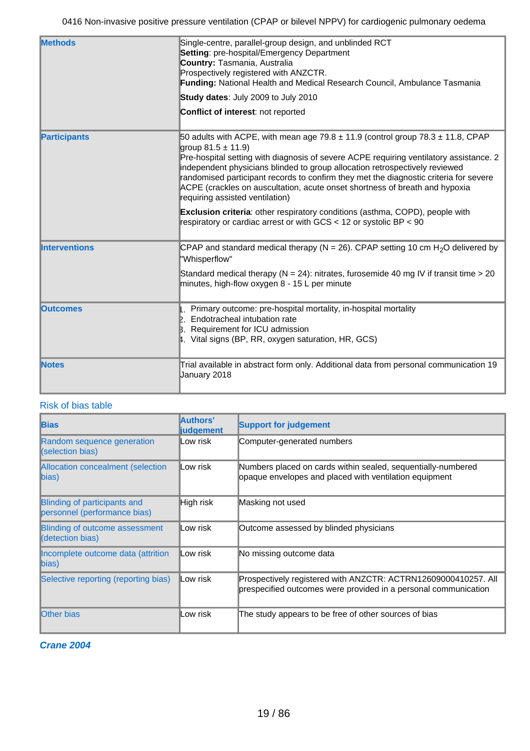| | |
|---|---|
| **Methods** | Single-centre, parallel-group design, and unblinded RCT<br>**Setting**: pre-hospital/Emergency Department<br>**Country:** Tasmania, Australia<br>Prospectively registered with ANZCTR.<br>**Funding:** National Health and Medical Research Council, Ambulance Tasmania<br>**Study dates**: July 2009 to July 2010<br>**Conflict of interest**: not reported |
| **Participants** | 50 adults with ACPE, with mean age 79.8 ± 11.9 (control group 78.3 ± 11.8, CPAP group 81.5 ± 11.9)<br>Pre-hospital setting with diagnosis of severe ACPE requiring ventilatory assistance. 2 independent physicians blinded to group allocation retrospectively reviewed randomised participant records to confirm they met the diagnostic criteria for severe ACPE (crackles on auscultation, acute onset shortness of breath and hypoxia requiring assisted ventilation)<br>**Exclusion criteria**: other respiratory conditions (asthma, COPD), people with respiratory or cardiac arrest or with GCS < 12 or systolic BP < 90 |
| **Interventions** | CPAP and standard medical therapy (N = 26). CPAP setting 10 cm $H_2O$ delivered by "Whisperflow"<br>Standard medical therapy (N = 24): nitrates, furosemide 40 mg IV if transit time > 20 minutes, high-flow oxygen 8 - 15 L per minute |
| **Outcomes** | 1. Primary outcome: pre-hospital mortality, in-hospital mortality<br>2. Endotracheal intubation rate<br>3. Requirement for ICU admission<br>4. Vital signs (BP, RR, oxygen saturation, HR, GCS) |
| **Notes** | Trial available in abstract form only. Additional data from personal communication 19 January 2018 |

Risk of bias table

| Bias | Authors' judgement | Support for judgement |
|---|---|---|
| Random sequence generation (selection bias) | Low risk | Computer-generated numbers |
| Allocation concealment (selection bias) | Low risk | Numbers placed on cards within sealed, sequentially-numbered opaque envelopes and placed with ventilation equipment |
| Blinding of participants and personnel (performance bias) | High risk | Masking not used |
| Blinding of outcome assessment (detection bias) | Low risk | Outcome assessed by blinded physicians |
| Incomplete outcome data (attrition bias) | Low risk | No missing outcome data |
| Selective reporting (reporting bias) | Low risk | Prospectively registered with ANZCTR: ACTRN12609000410257. All prespecified outcomes were provided in a personal communication |
| Other bias | Low risk | The study appears to be free of other sources of bias |

***Crane 2004***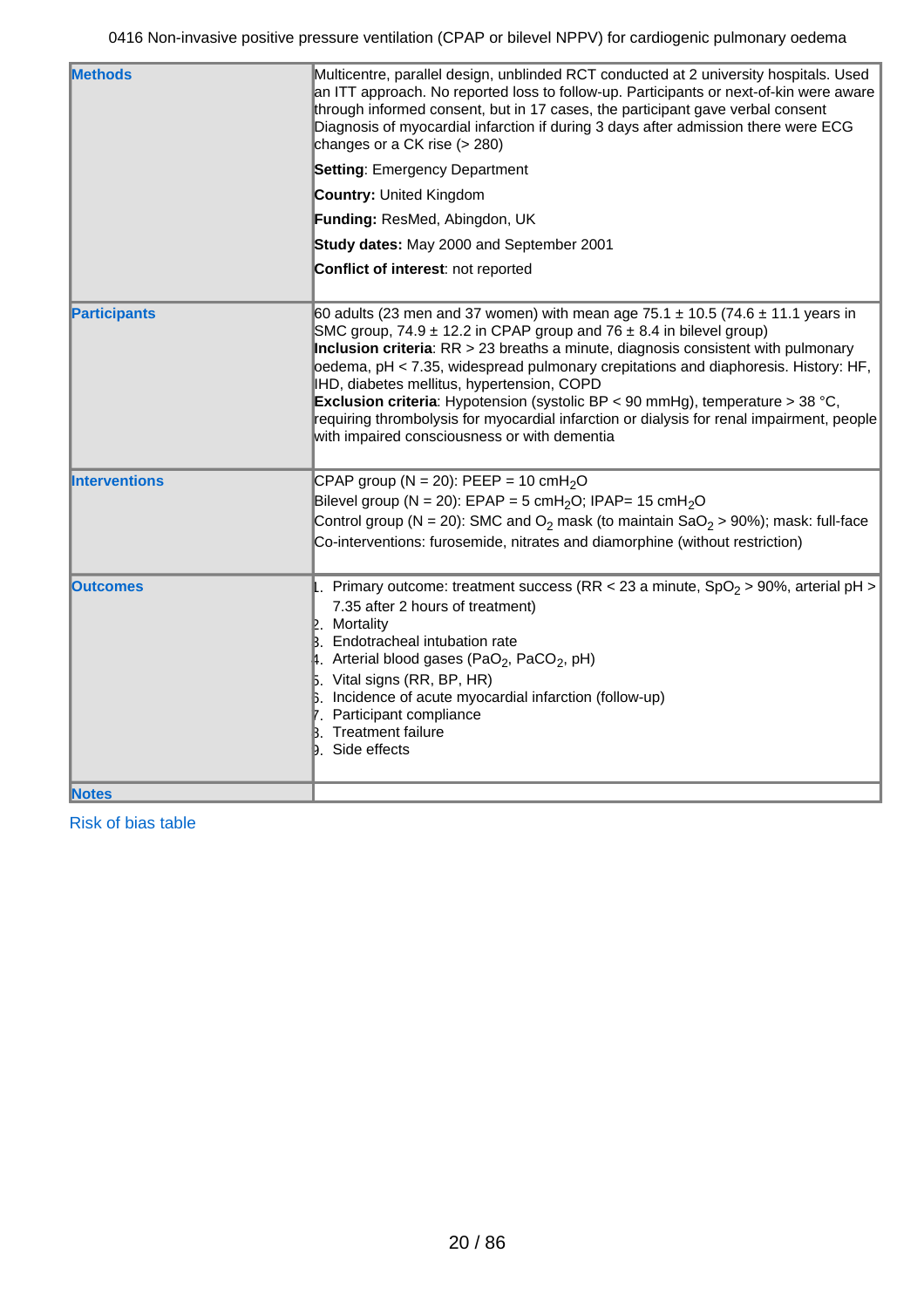| | |
|---|---|
| **Methods** | Multicentre, parallel design, unblinded RCT conducted at 2 university hospitals. Used an ITT approach. No reported loss to follow-up. Participants or next-of-kin were aware through informed consent, but in 17 cases, the participant gave verbal consent Diagnosis of myocardial infarction if during 3 days after admission there were ECG changes or a CK rise (> 280)<br><br>**Setting**: Emergency Department<br><br>**Country:** United Kingdom<br><br>**Funding:** ResMed, Abingdon, UK<br><br>**Study dates:** May 2000 and September 2001<br><br>**Conflict of interest**: not reported |
| **Participants** | 60 adults (23 men and 37 women) with mean age 75.1 ± 10.5 (74.6 ± 11.1 years in SMC group, 74.9 ± 12.2 in CPAP group and 76 ± 8.4 in bilevel group)<br>**Inclusion criteria**: RR > 23 breaths a minute, diagnosis consistent with pulmonary oedema, pH < 7.35, widespread pulmonary crepitations and diaphoresis. History: HF, IHD, diabetes mellitus, hypertension, COPD<br>**Exclusion criteria**: Hypotension (systolic BP < 90 mmHg), temperature > 38 °C, requiring thrombolysis for myocardial infarction or dialysis for renal impairment, people with impaired consciousness or with dementia |
| **Interventions** | CPAP group (N = 20): PEEP = 10 cm$H_2O$<br>Bilevel group (N = 20): EPAP = 5 cm$H_2O$; IPAP= 15 cm$H_2O$<br>Control group (N = 20): SMC and $O_2$ mask (to maintain $SaO_2$ > 90%); mask: full-face<br>Co-interventions: furosemide, nitrates and diamorphine (without restriction) |
| **Outcomes** | 1. Primary outcome: treatment success (RR < 23 a minute, $SpO_2$ > 90%, arterial pH > 7.35 after 2 hours of treatment)<br>2. Mortality<br>3. Endotracheal intubation rate<br>4. Arterial blood gases ($PaO_2$, $PaCO_2$, pH)<br>5. Vital signs (RR, BP, HR)<br>6. Incidence of acute myocardial infarction (follow-up)<br>7. Participant compliance<br>8. Treatment failure<br>9. Side effects |
| **Notes** | |

Risk of bias table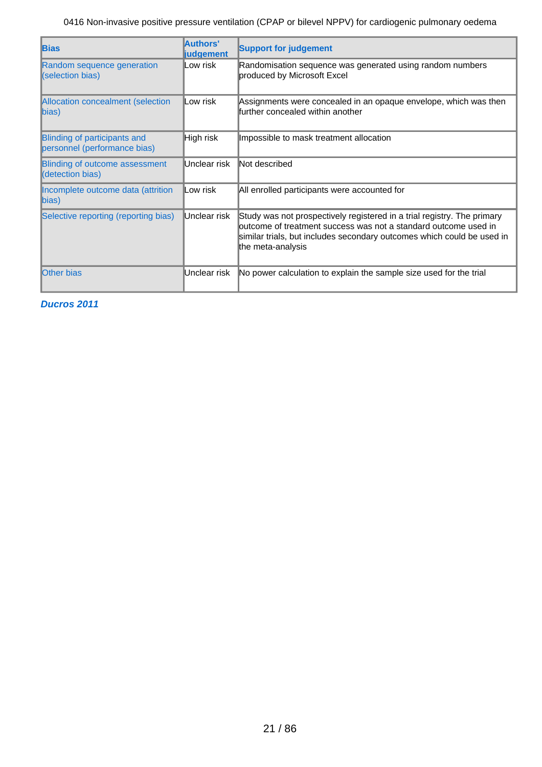| Bias | Authors' judgement | Support for judgement |
|---|---|---|
| Random sequence generation (selection bias) | Low risk | Randomisation sequence was generated using random numbers produced by Microsoft Excel |
| Allocation concealment (selection bias) | Low risk | Assignments were concealed in an opaque envelope, which was then further concealed within another |
| Blinding of participants and personnel (performance bias) | High risk | Impossible to mask treatment allocation |
| Blinding of outcome assessment (detection bias) | Unclear risk | Not described |
| Incomplete outcome data (attrition bias) | Low risk | All enrolled participants were accounted for |
| Selective reporting (reporting bias) | Unclear risk | Study was not prospectively registered in a trial registry. The primary outcome of treatment success was not a standard outcome used in similar trials, but includes secondary outcomes which could be used in the meta-analysis |
| Other bias | Unclear risk | No power calculation to explain the sample size used for the trial |

***Ducros 2011***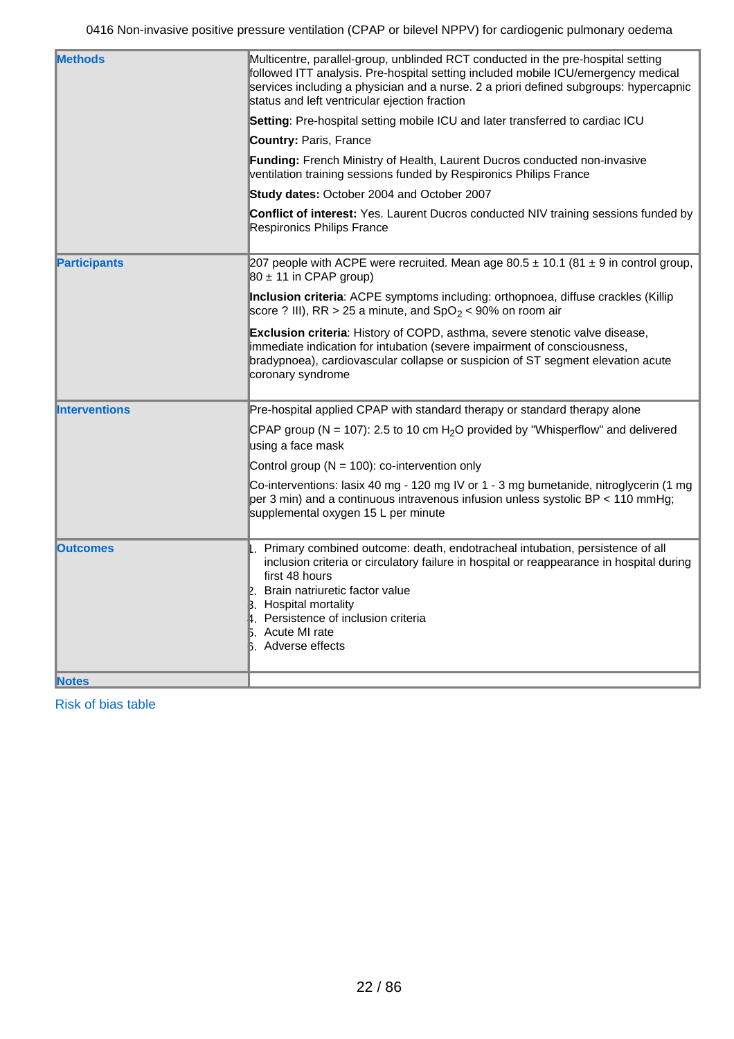| | |
|---|---|
| **Methods** | Multicentre, parallel-group, unblinded RCT conducted in the pre-hospital setting followed ITT analysis. Pre-hospital setting included mobile ICU/emergency medical services including a physician and a nurse. 2 a priori defined subgroups: hypercapnic status and left ventricular ejection fraction<br><br>**Setting**: Pre-hospital setting mobile ICU and later transferred to cardiac ICU<br><br>**Country:** Paris, France<br><br>**Funding:** French Ministry of Health, Laurent Ducros conducted non-invasive ventilation training sessions funded by Respironics Philips France<br><br>**Study dates:** October 2004 and October 2007<br><br>**Conflict of interest:** Yes. Laurent Ducros conducted NIV training sessions funded by Respironics Philips France |
| **Participants** | 207 people with ACPE were recruited. Mean age 80.5 ± 10.1 (81 ± 9 in control group, 80 ± 11 in CPAP group)<br><br>**Inclusion criteria**: ACPE symptoms including: orthopnoea, diffuse crackles (Killip score ? III), RR > 25 a minute, and $SpO_2$ < 90% on room air<br><br>**Exclusion criteria**: History of COPD, asthma, severe stenotic valve disease, immediate indication for intubation (severe impairment of consciousness, bradypnoea), cardiovascular collapse or suspicion of ST segment elevation acute coronary syndrome |
| **Interventions** | Pre-hospital applied CPAP with standard therapy or standard therapy alone<br><br>CPAP group (N = 107): 2.5 to 10 cm $H_2O$ provided by "Whisperflow" and delivered using a face mask<br><br>Control group (N = 100): co-intervention only<br><br>Co-interventions: lasix 40 mg - 120 mg IV or 1 - 3 mg bumetanide, nitroglycerin (1 mg per 3 min) and a continuous intravenous infusion unless systolic BP < 110 mmHg; supplemental oxygen 15 L per minute |
| **Outcomes** | 1. Primary combined outcome: death, endotracheal intubation, persistence of all inclusion criteria or circulatory failure in hospital or reappearance in hospital during first 48 hours<br>2. Brain natriuretic factor value<br>3. Hospital mortality<br>4. Persistence of inclusion criteria<br>5. Acute MI rate<br>6. Adverse effects |
| **Notes** | |

Risk of bias table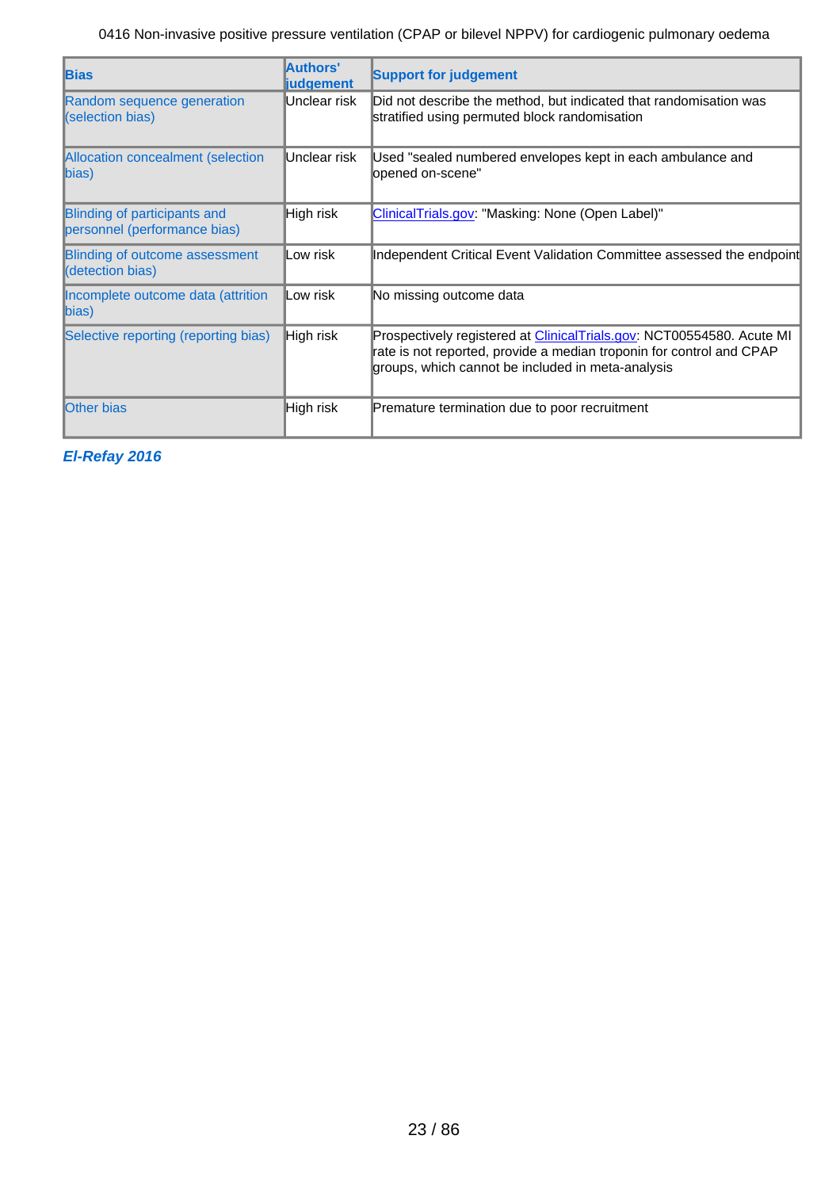| Bias | Authors' judgement | Support for judgement |
| --- | --- | --- |
| Random sequence generation (selection bias) | Unclear risk | Did not describe the method, but indicated that randomisation was stratified using permuted block randomisation |
| Allocation concealment (selection bias) | Unclear risk | Used "sealed numbered envelopes kept in each ambulance and opened on-scene" |
| Blinding of participants and personnel (performance bias) | High risk | ClinicalTrials.gov: "Masking: None (Open Label)" |
| Blinding of outcome assessment (detection bias) | Low risk | Independent Critical Event Validation Committee assessed the endpoint |
| Incomplete outcome data (attrition bias) | Low risk | No missing outcome data |
| Selective reporting (reporting bias) | High risk | Prospectively registered at ClinicalTrials.gov: NCT00554580. Acute MI rate is not reported, provide a median troponin for control and CPAP groups, which cannot be included in meta-analysis |
| Other bias | High risk | Premature termination due to poor recruitment |

***El-Refay 2016***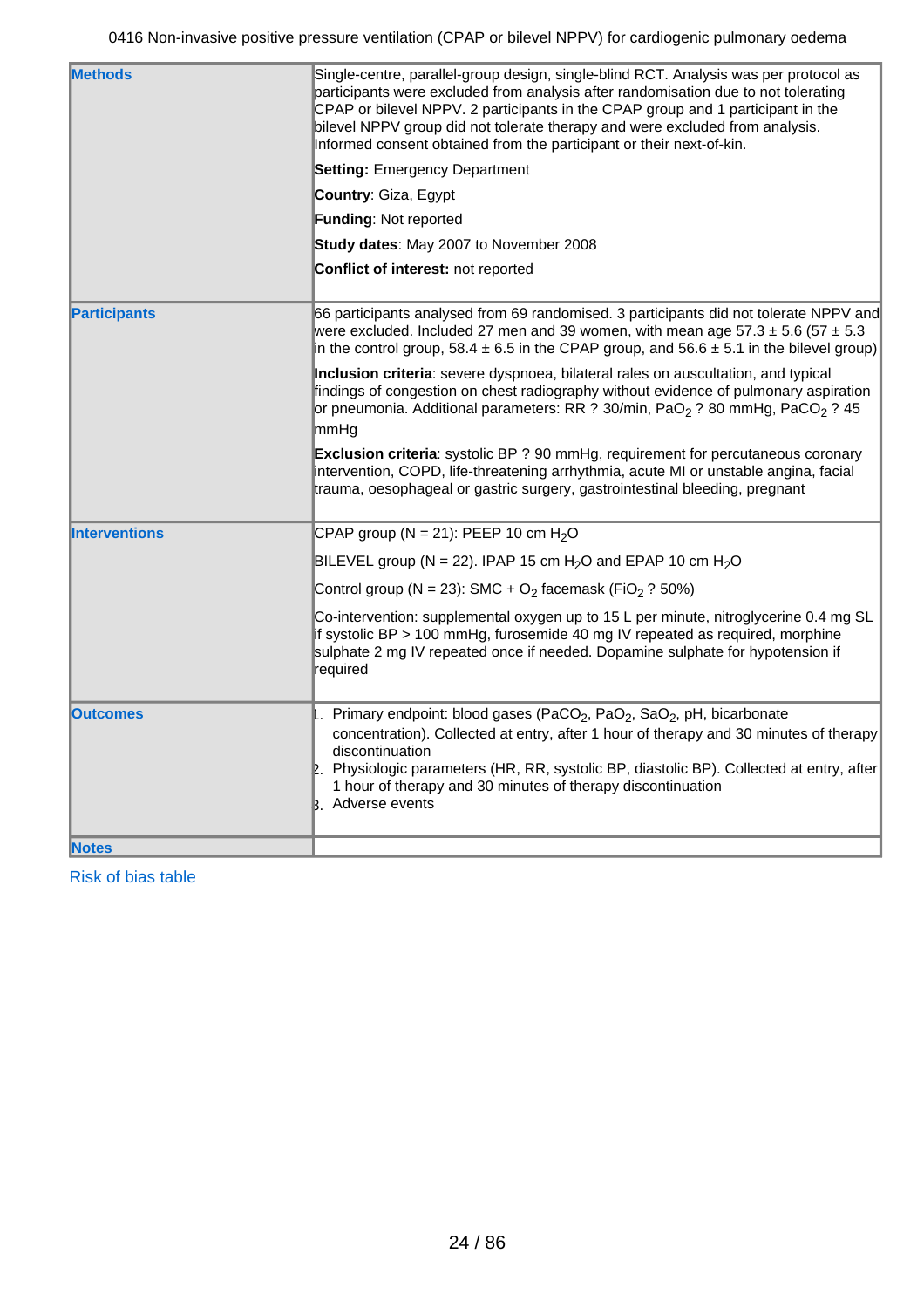| | |
|---|---|
| **Methods** | Single-centre, parallel-group design, single-blind RCT. Analysis was per protocol as participants were excluded from analysis after randomisation due to not tolerating CPAP or bilevel NPPV. 2 participants in the CPAP group and 1 participant in the bilevel NPPV group did not tolerate therapy and were excluded from analysis. Informed consent obtained from the participant or their next-of-kin.<br><br>**Setting:** Emergency Department<br><br>**Country**: Giza, Egypt<br><br>**Funding**: Not reported<br><br>**Study dates**: May 2007 to November 2008<br><br>**Conflict of interest:** not reported |
| **Participants** | 66 participants analysed from 69 randomised. 3 participants did not tolerate NPPV and were excluded. Included 27 men and 39 women, with mean age 57.3 ± 5.6 (57 ± 5.3 in the control group, 58.4 ± 6.5 in the CPAP group, and 56.6 ± 5.1 in the bilevel group)<br><br>**Inclusion criteria**: severe dyspnoea, bilateral rales on auscultation, and typical findings of congestion on chest radiography without evidence of pulmonary aspiration or pneumonia. Additional parameters: RR ? 30/min, $PaO_2$ ? 80 mmHg, $PaCO_2$ ? 45 mmHg<br><br>**Exclusion criteria**: systolic BP ? 90 mmHg, requirement for percutaneous coronary intervention, COPD, life-threatening arrhythmia, acute MI or unstable angina, facial trauma, oesophageal or gastric surgery, gastrointestinal bleeding, pregnant |
| **Interventions** | CPAP group (N = 21): PEEP 10 cm $H_2O$<br><br>BILEVEL group (N = 22). IPAP 15 cm $H_2O$ and EPAP 10 cm $H_2O$<br><br>Control group (N = 23): SMC + $O_2$ facemask ($FiO_2$ ? 50%)<br><br>Co-intervention: supplemental oxygen up to 15 L per minute, nitroglycerine 0.4 mg SL if systolic BP > 100 mmHg, furosemide 40 mg IV repeated as required, morphine sulphate 2 mg IV repeated once if needed. Dopamine sulphate for hypotension if required |
| **Outcomes** | 1. Primary endpoint: blood gases ($PaCO_2$, $PaO_2$, $SaO_2$, pH, bicarbonate concentration). Collected at entry, after 1 hour of therapy and 30 minutes of therapy discontinuation<br>2. Physiologic parameters (HR, RR, systolic BP, diastolic BP). Collected at entry, after 1 hour of therapy and 30 minutes of therapy discontinuation<br>3. Adverse events |
| **Notes** | |

Risk of bias table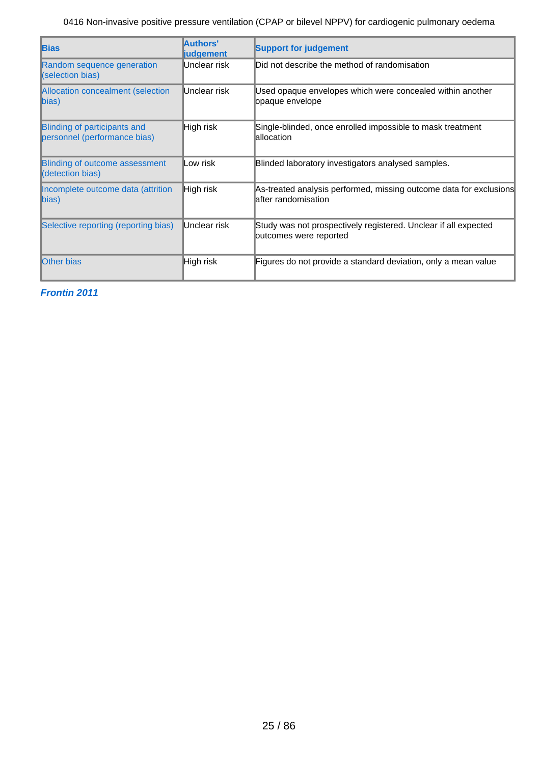| Bias | Authors' judgement | Support for judgement |
|---|---|---|
| Random sequence generation (selection bias) | Unclear risk | Did not describe the method of randomisation |
| Allocation concealment (selection bias) | Unclear risk | Used opaque envelopes which were concealed within another opaque envelope |
| Blinding of participants and personnel (performance bias) | High risk | Single-blinded, once enrolled impossible to mask treatment allocation |
| Blinding of outcome assessment (detection bias) | Low risk | Blinded laboratory investigators analysed samples. |
| Incomplete outcome data (attrition bias) | High risk | As-treated analysis performed, missing outcome data for exclusions after randomisation |
| Selective reporting (reporting bias) | Unclear risk | Study was not prospectively registered. Unclear if all expected outcomes were reported |
| Other bias | High risk | Figures do not provide a standard deviation, only a mean value |

***Frontin 2011***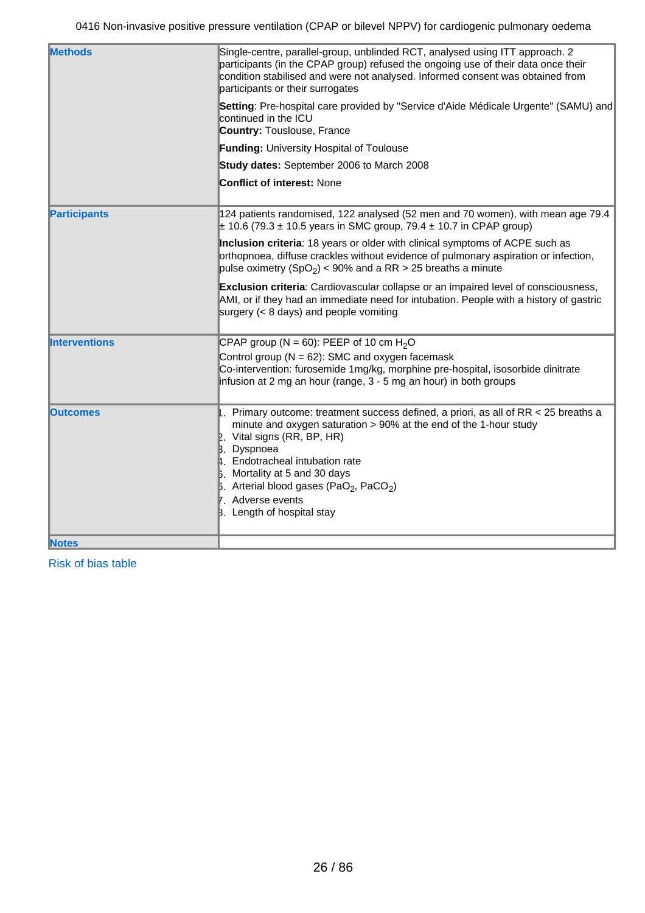| | |
|---|---|
| **Methods** | Single-centre, parallel-group, unblinded RCT, analysed using ITT approach. 2 participants (in the CPAP group) refused the ongoing use of their data once their condition stabilised and were not analysed. Informed consent was obtained from participants or their surrogates<br><br>**Setting**: Pre-hospital care provided by "Service d'Aide Médicale Urgente" (SAMU) and continued in the ICU<br>**Country:** Touslouse, France<br><br>**Funding:** University Hospital of Toulouse<br><br>**Study dates:** September 2006 to March 2008<br><br>**Conflict of interest:** None |
| **Participants** | 124 patients randomised, 122 analysed (52 men and 70 women), with mean age 79.4 ± 10.6 (79.3 ± 10.5 years in SMC group, 79.4 ± 10.7 in CPAP group)<br><br>**Inclusion criteria**: 18 years or older with clinical symptoms of ACPE such as orthopnoea, diffuse crackles without evidence of pulmonary aspiration or infection, pulse oximetry ($SpO_2$) < 90% and a RR > 25 breaths a minute<br><br>**Exclusion criteria**: Cardiovascular collapse or an impaired level of consciousness, AMI, or if they had an immediate need for intubation. People with a history of gastric surgery (< 8 days) and people vomiting |
| **Interventions** | CPAP group (N = 60): PEEP of 10 cm $H_2O$<br>Control group (N = 62): SMC and oxygen facemask<br>Co-intervention: furosemide 1mg/kg, morphine pre-hospital, isosorbide dinitrate infusion at 2 mg an hour (range, 3 - 5 mg an hour) in both groups |
| **Outcomes** | 1. Primary outcome: treatment success defined, a priori, as all of RR < 25 breaths a minute and oxygen saturation > 90% at the end of the 1-hour study<br>2. Vital signs (RR, BP, HR)<br>3. Dyspnoea<br>4. Endotracheal intubation rate<br>5. Mortality at 5 and 30 days<br>6. Arterial blood gases ($PaO_2$, $PaCO_2$)<br>7. Adverse events<br>8. Length of hospital stay |
| **Notes** | |

Risk of bias table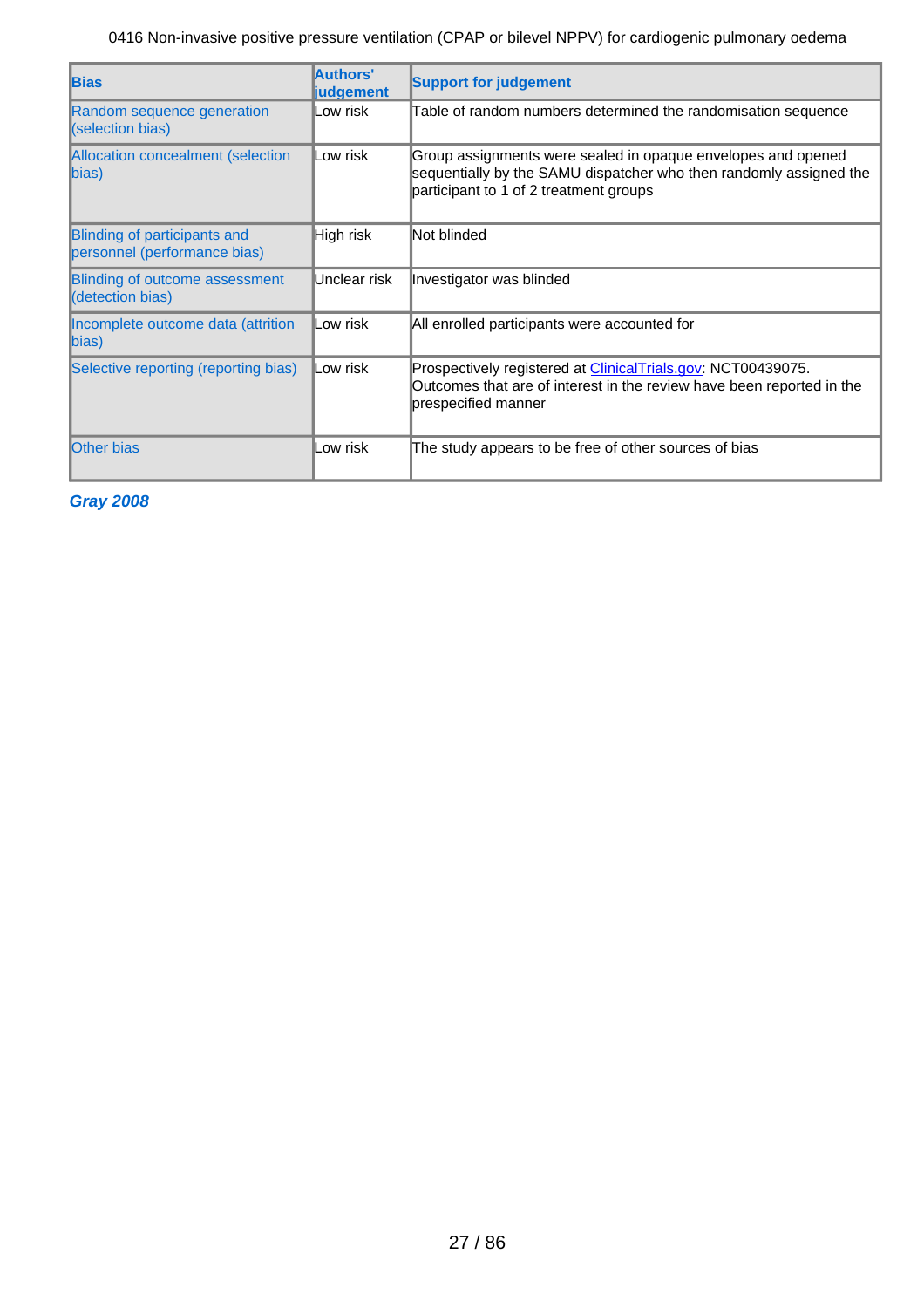| Bias | Authors' judgement | Support for judgement |
|---|---|---|
| Random sequence generation (selection bias) | Low risk | Table of random numbers determined the randomisation sequence |
| Allocation concealment (selection bias) | Low risk | Group assignments were sealed in opaque envelopes and opened sequentially by the SAMU dispatcher who then randomly assigned the participant to 1 of 2 treatment groups |
| Blinding of participants and personnel (performance bias) | High risk | Not blinded |
| Blinding of outcome assessment (detection bias) | Unclear risk | Investigator was blinded |
| Incomplete outcome data (attrition bias) | Low risk | All enrolled participants were accounted for |
| Selective reporting (reporting bias) | Low risk | Prospectively registered at ClinicalTrials.gov: NCT00439075. Outcomes that are of interest in the review have been reported in the prespecified manner |
| Other bias | Low risk | The study appears to be free of other sources of bias |

***Gray 2008***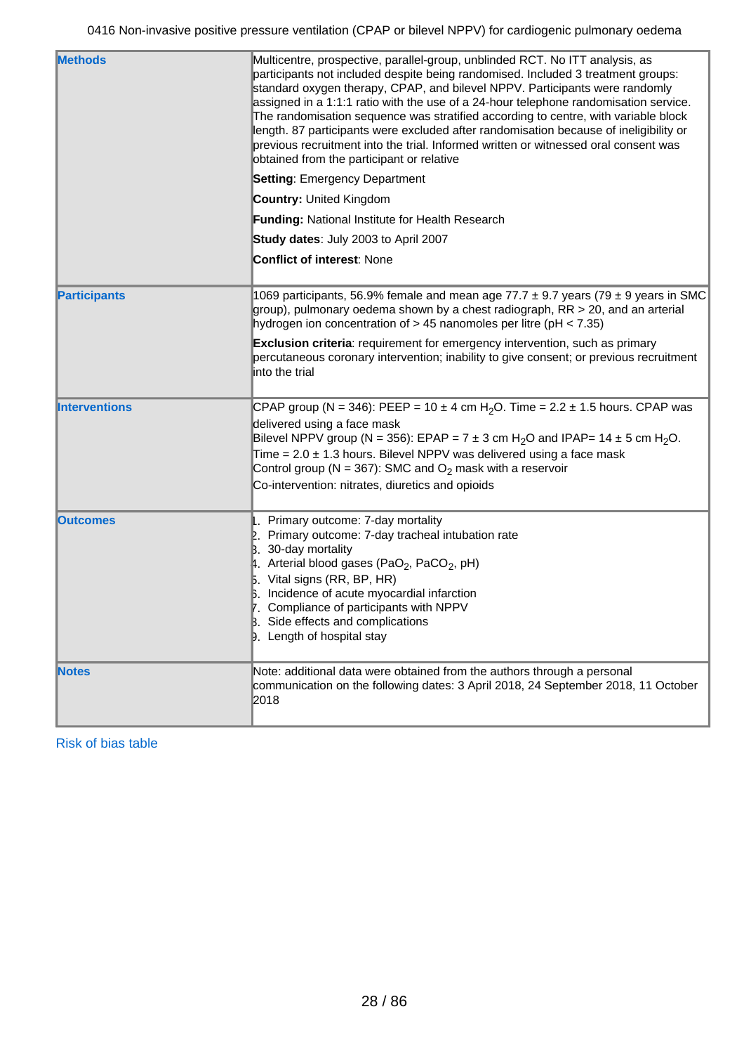| Methods | Multicentre, prospective, parallel-group, unblinded RCT. No ITT analysis, as participants not included despite being randomised. Included 3 treatment groups: standard oxygen therapy, CPAP, and bilevel NPPV. Participants were randomly assigned in a 1:1:1 ratio with the use of a 24-hour telephone randomisation service. The randomisation sequence was stratified according to centre, with variable block length. 87 participants were excluded after randomisation because of ineligibility or previous recruitment into the trial. Informed written or witnessed oral consent was obtained from the participant or relative<br><br>**Setting**: Emergency Department<br><br>**Country:** United Kingdom<br><br>**Funding:** National Institute for Health Research<br><br>**Study dates**: July 2003 to April 2007<br><br>**Conflict of interest**: None |
|---|---|
| Participants | 1069 participants, 56.9% female and mean age 77.7 ± 9.7 years (79 ± 9 years in SMC group), pulmonary oedema shown by a chest radiograph, RR > 20, and an arterial hydrogen ion concentration of > 45 nanomoles per litre (pH < 7.35)<br><br>**Exclusion criteria**: requirement for emergency intervention, such as primary percutaneous coronary intervention; inability to give consent; or previous recruitment into the trial |
| Interventions | CPAP group (N = 346): PEEP = 10 ± 4 cm $H_2O$. Time = 2.2 ± 1.5 hours. CPAP was delivered using a face mask<br>Bilevel NPPV group (N = 356): EPAP = 7 ± 3 cm $H_2O$ and IPAP= 14 ± 5 cm $H_2O$. Time = 2.0 ± 1.3 hours. Bilevel NPPV was delivered using a face mask<br>Control group (N = 367): SMC and $O_2$ mask with a reservoir<br>Co-intervention: nitrates, diuretics and opioids |
| Outcomes | 1. Primary outcome: 7-day mortality<br>2. Primary outcome: 7-day tracheal intubation rate<br>3. 30-day mortality<br>4. Arterial blood gases ($PaO_2$, $PaCO_2$, pH)<br>5. Vital signs (RR, BP, HR)<br>6. Incidence of acute myocardial infarction<br>7. Compliance of participants with NPPV<br>8. Side effects and complications<br>9. Length of hospital stay |
| Notes | Note: additional data were obtained from the authors through a personal communication on the following dates: 3 April 2018, 24 September 2018, 11 October 2018 |

Risk of bias table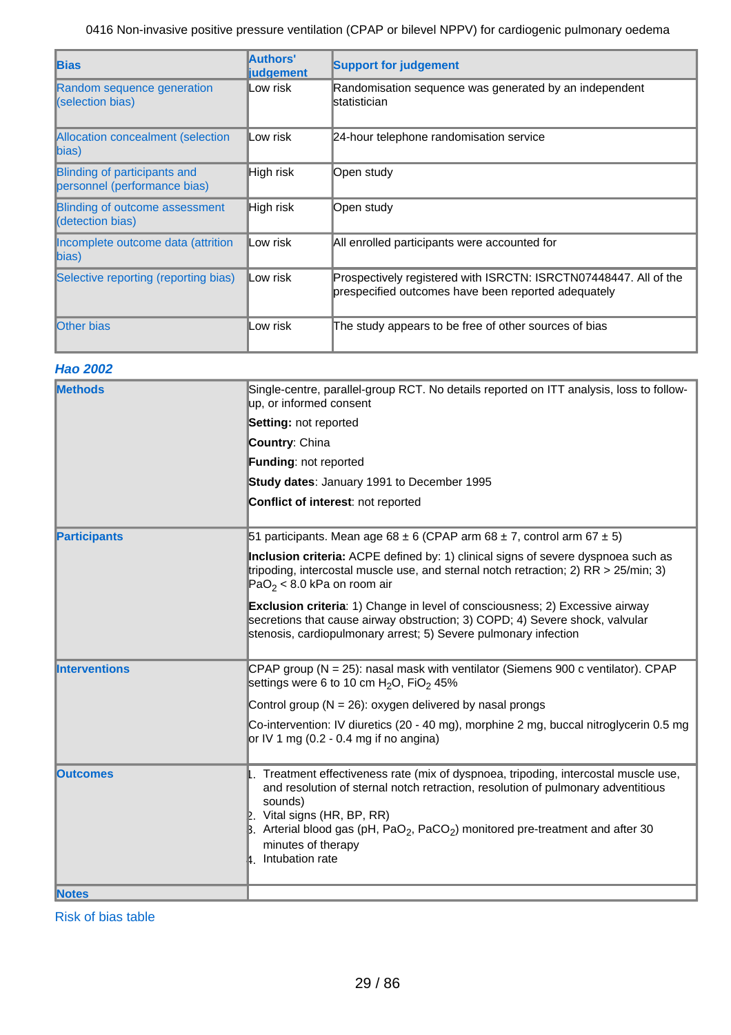| Bias | Authors' judgement | Support for judgement |
|---|---|---|
| Random sequence generation (selection bias) | Low risk | Randomisation sequence was generated by an independent statistician |
| Allocation concealment (selection bias) | Low risk | 24-hour telephone randomisation service |
| Blinding of participants and personnel (performance bias) | High risk | Open study |
| Blinding of outcome assessment (detection bias) | High risk | Open study |
| Incomplete outcome data (attrition bias) | Low risk | All enrolled participants were accounted for |
| Selective reporting (reporting bias) | Low risk | Prospectively registered with ISRCTN: ISRCTN07448447. All of the prespecified outcomes have been reported adequately |
| Other bias | Low risk | The study appears to be free of other sources of bias |

### *Hao 2002*

| | |
|---|---|
| **Methods** | Single-centre, parallel-group RCT. No details reported on ITT analysis, loss to follow-up, or informed consent<br><br>**Setting:** not reported<br><br>**Country**: China<br><br>**Funding**: not reported<br><br>**Study dates**: January 1991 to December 1995<br><br>**Conflict of interest**: not reported |
| **Participants** | 51 participants. Mean age 68 ± 6 (CPAP arm 68 ± 7, control arm 67 ± 5)<br><br>**Inclusion criteria:** ACPE defined by: 1) clinical signs of severe dyspnoea such as tripoding, intercostal muscle use, and sternal notch retraction; 2) RR > 25/min; 3) $PaO_2$ < 8.0 kPa on room air<br><br>**Exclusion criteria**: 1) Change in level of consciousness; 2) Excessive airway secretions that cause airway obstruction; 3) COPD; 4) Severe shock, valvular stenosis, cardiopulmonary arrest; 5) Severe pulmonary infection |
| **Interventions** | CPAP group (N = 25): nasal mask with ventilator (Siemens 900 c ventilator). CPAP settings were 6 to 10 cm $H_2O$, $FiO_2$ 45%<br><br>Control group (N = 26): oxygen delivered by nasal prongs<br><br>Co-intervention: IV diuretics (20 - 40 mg), morphine 2 mg, buccal nitroglycerin 0.5 mg or IV 1 mg (0.2 - 0.4 mg if no angina) |
| **Outcomes** | 1. Treatment effectiveness rate (mix of dyspnoea, tripoding, intercostal muscle use, and resolution of sternal notch retraction, resolution of pulmonary adventitious sounds)<br>2. Vital signs (HR, BP, RR)<br>3. Arterial blood gas (pH, $PaO_2$, $PaCO_2$) monitored pre-treatment and after 30 minutes of therapy<br>4. Intubation rate |
| **Notes** | |

Risk of bias table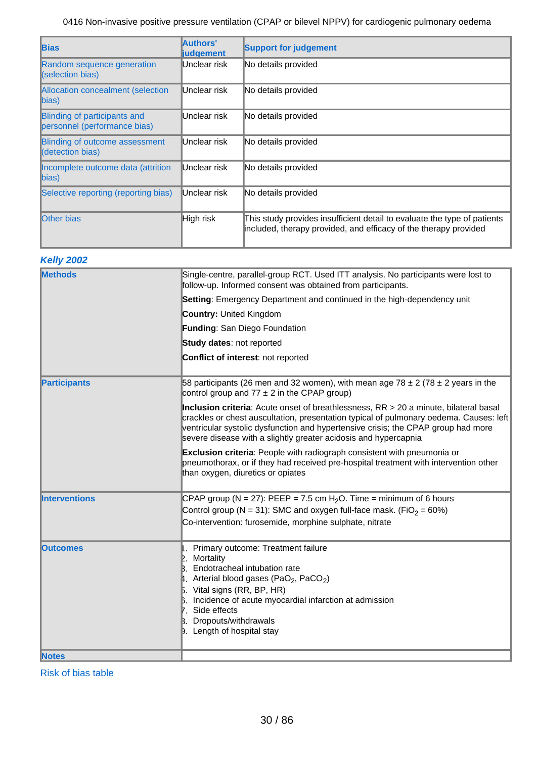| Bias | Authors' judgement | Support for judgement |
| --- | --- | --- |
| Random sequence generation (selection bias) | Unclear risk | No details provided |
| Allocation concealment (selection bias) | Unclear risk | No details provided |
| Blinding of participants and personnel (performance bias) | Unclear risk | No details provided |
| Blinding of outcome assessment (detection bias) | Unclear risk | No details provided |
| Incomplete outcome data (attrition bias) | Unclear risk | No details provided |
| Selective reporting (reporting bias) | Unclear risk | No details provided |
| Other bias | High risk | This study provides insufficient detail to evaluate the type of patients included, therapy provided, and efficacy of the therapy provided |

### *Kelly 2002*

| | |
| --- | --- |
| **Methods** | Single-centre, parallel-group RCT. Used ITT analysis. No participants were lost to follow-up. Informed consent was obtained from participants.<br><br>**Setting**: Emergency Department and continued in the high-dependency unit<br><br>**Country:** United Kingdom<br><br>**Funding**: San Diego Foundation<br><br>**Study dates**: not reported<br><br>**Conflict of interest**: not reported |
| **Participants** | 58 participants (26 men and 32 women), with mean age 78 ± 2 (78 ± 2 years in the control group and 77 ± 2 in the CPAP group)<br><br>**Inclusion criteria**: Acute onset of breathlessness, RR > 20 a minute, bilateral basal crackles or chest auscultation, presentation typical of pulmonary oedema. Causes: left ventricular systolic dysfunction and hypertensive crisis; the CPAP group had more severe disease with a slightly greater acidosis and hypercapnia<br><br>**Exclusion criteria**: People with radiograph consistent with pneumonia or pneumothorax, or if they had received pre-hospital treatment with intervention other than oxygen, diuretics or opiates |
| **Interventions** | CPAP group (N = 27): PEEP = 7.5 cm $H_2O$. Time = minimum of 6 hours<br>Control group (N = 31): SMC and oxygen full-face mask. ($FiO_2$ = 60%)<br>Co-intervention: furosemide, morphine sulphate, nitrate |
| **Outcomes** | 1. Primary outcome: Treatment failure<br>2. Mortality<br>3. Endotracheal intubation rate<br>4. Arterial blood gases ($PaO_2$, $PaCO_2$)<br>5. Vital signs (RR, BP, HR)<br>6. Incidence of acute myocardial infarction at admission<br>7. Side effects<br>8. Dropouts/withdrawals<br>9. Length of hospital stay |
| **Notes** | |

Risk of bias table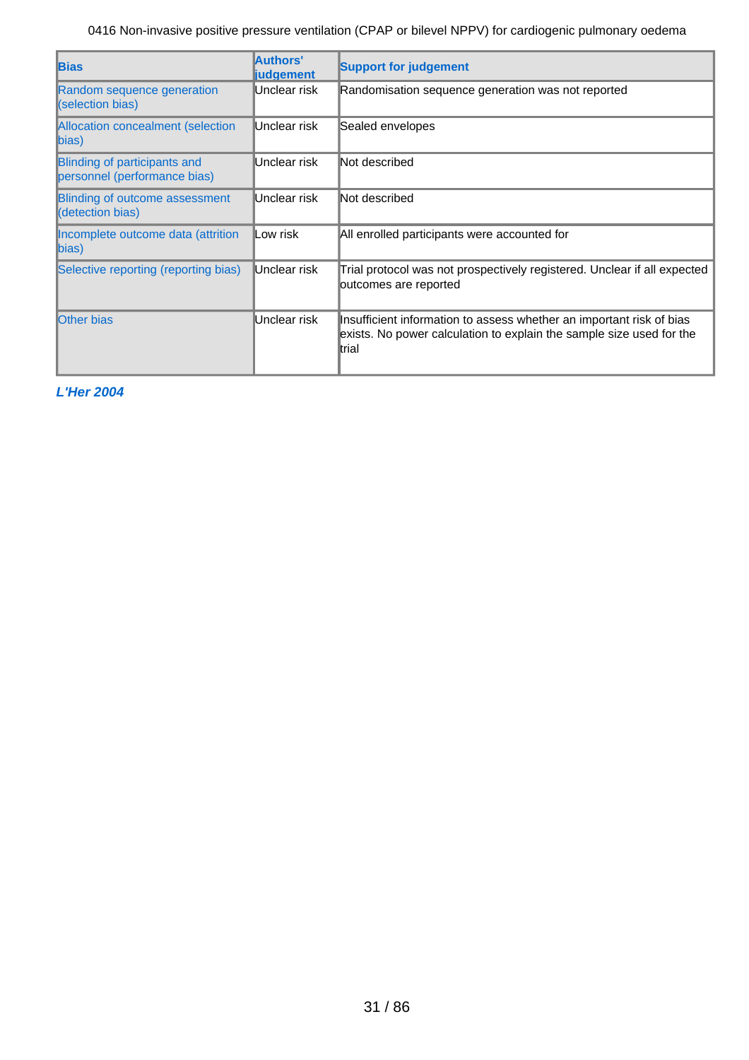| Bias | Authors' judgement | Support for judgement |
|---|---|---|
| Random sequence generation (selection bias) | Unclear risk | Randomisation sequence generation was not reported |
| Allocation concealment (selection bias) | Unclear risk | Sealed envelopes |
| Blinding of participants and personnel (performance bias) | Unclear risk | Not described |
| Blinding of outcome assessment (detection bias) | Unclear risk | Not described |
| Incomplete outcome data (attrition bias) | Low risk | All enrolled participants were accounted for |
| Selective reporting (reporting bias) | Unclear risk | Trial protocol was not prospectively registered. Unclear if all expected outcomes are reported |
| Other bias | Unclear risk | Insufficient information to assess whether an important risk of bias exists. No power calculation to explain the sample size used for the trial |

***L'Her 2004***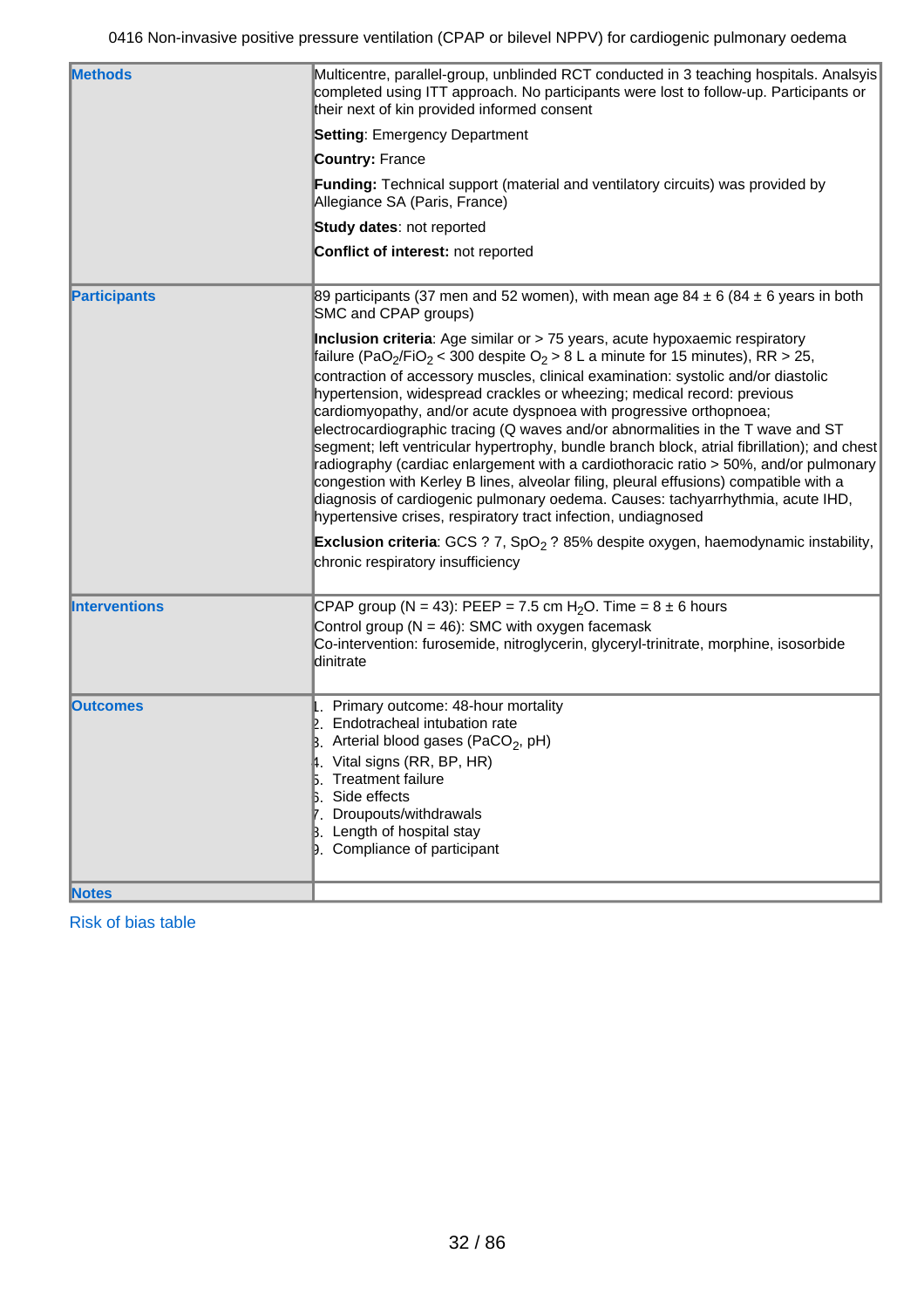| | |
|---|---|
| **Methods** | Multicentre, parallel-group, unblinded RCT conducted in 3 teaching hospitals. Analsyis completed using ITT approach. No participants were lost to follow-up. Participants or their next of kin provided informed consent<br><br>**Setting**: Emergency Department<br><br>**Country:** France<br><br>**Funding:** Technical support (material and ventilatory circuits) was provided by Allegiance SA (Paris, France)<br><br>**Study dates**: not reported<br><br>**Conflict of interest:** not reported |
| **Participants** | 89 participants (37 men and 52 women), with mean age 84 ± 6 (84 ± 6 years in both SMC and CPAP groups)<br><br>**Inclusion criteria**: Age similar or > 75 years, acute hypoxaemic respiratory failure ($PaO_2/FiO_2$ < 300 despite $O_2$ > 8 L a minute for 15 minutes), RR > 25, contraction of accessory muscles, clinical examination: systolic and/or diastolic hypertension, widespread crackles or wheezing; medical record: previous cardiomyopathy, and/or acute dyspnoea with progressive orthopnoea; electrocardiographic tracing (Q waves and/or abnormalities in the T wave and ST segment; left ventricular hypertrophy, bundle branch block, atrial fibrillation); and chest radiography (cardiac enlargement with a cardiothoracic ratio > 50%, and/or pulmonary congestion with Kerley B lines, alveolar filing, pleural effusions) compatible with a diagnosis of cardiogenic pulmonary oedema. Causes: tachyarrhythmia, acute IHD, hypertensive crises, respiratory tract infection, undiagnosed<br><br>**Exclusion criteria**: GCS ? 7, $SpO_2$ ? 85% despite oxygen, haemodynamic instability, chronic respiratory insufficiency |
| **Interventions** | CPAP group (N = 43): PEEP = 7.5 cm $H_2O$. Time = 8 ± 6 hours<br>Control group (N = 46): SMC with oxygen facemask<br>Co-intervention: furosemide, nitroglycerin, glyceryl-trinitrate, morphine, isosorbide dinitrate |
| **Outcomes** | 1. Primary outcome: 48-hour mortality<br>2. Endotracheal intubation rate<br>3. Arterial blood gases ($PaCO_2$, pH)<br>4. Vital signs (RR, BP, HR)<br>5. Treatment failure<br>6. Side effects<br>7. Droupouts/withdrawals<br>8. Length of hospital stay<br>9. Compliance of participant |
| **Notes** | |

Risk of bias table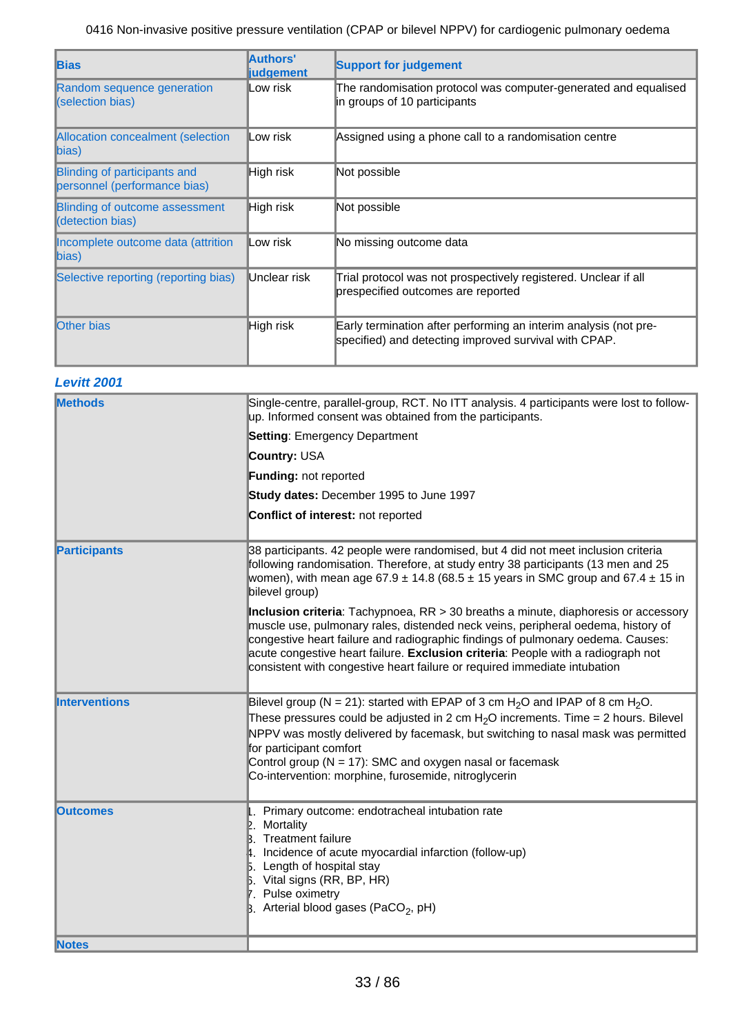| Bias | Authors' judgement | Support for judgement |
|---|---|---|
| Random sequence generation (selection bias) | Low risk | The randomisation protocol was computer-generated and equalised in groups of 10 participants |
| Allocation concealment (selection bias) | Low risk | Assigned using a phone call to a randomisation centre |
| Blinding of participants and personnel (performance bias) | High risk | Not possible |
| Blinding of outcome assessment (detection bias) | High risk | Not possible |
| Incomplete outcome data (attrition bias) | Low risk | No missing outcome data |
| Selective reporting (reporting bias) | Unclear risk | Trial protocol was not prospectively registered. Unclear if all prespecified outcomes are reported |
| Other bias | High risk | Early termination after performing an interim analysis (not pre-specified) and detecting improved survival with CPAP. |

### *Levitt 2001*

| | |
|---|---|
| **Methods** | Single-centre, parallel-group, RCT. No ITT analysis. 4 participants were lost to follow-up. Informed consent was obtained from the participants.<br><br>**Setting**: Emergency Department<br><br>**Country:** USA<br><br>**Funding:** not reported<br><br>**Study dates:** December 1995 to June 1997<br><br>**Conflict of interest:** not reported |
| **Participants** | 38 participants. 42 people were randomised, but 4 did not meet inclusion criteria following randomisation. Therefore, at study entry 38 participants (13 men and 25 women), with mean age 67.9 ± 14.8 (68.5 ± 15 years in SMC group and 67.4 ± 15 in bilevel group)<br><br>**Inclusion criteria**: Tachypnoea, RR > 30 breaths a minute, diaphoresis or accessory muscle use, pulmonary rales, distended neck veins, peripheral oedema, history of congestive heart failure and radiographic findings of pulmonary oedema. Causes: acute congestive heart failure. **Exclusion criteria**: People with a radiograph not consistent with congestive heart failure or required immediate intubation |
| **Interventions** | Bilevel group (N = 21): started with EPAP of 3 cm $H_2O$ and IPAP of 8 cm $H_2O$. These pressures could be adjusted in 2 cm $H_2O$ increments. Time = 2 hours. Bilevel NPPV was mostly delivered by facemask, but switching to nasal mask was permitted for participant comfort<br>Control group (N = 17): SMC and oxygen nasal or facemask<br>Co-intervention: morphine, furosemide, nitroglycerin |
| **Outcomes** | 1. Primary outcome: endotracheal intubation rate<br>2. Mortality<br>3. Treatment failure<br>4. Incidence of acute myocardial infarction (follow-up)<br>5. Length of hospital stay<br>6. Vital signs (RR, BP, HR)<br>7. Pulse oximetry<br>8. Arterial blood gases ($PaCO_2$, pH) |
| **Notes** | |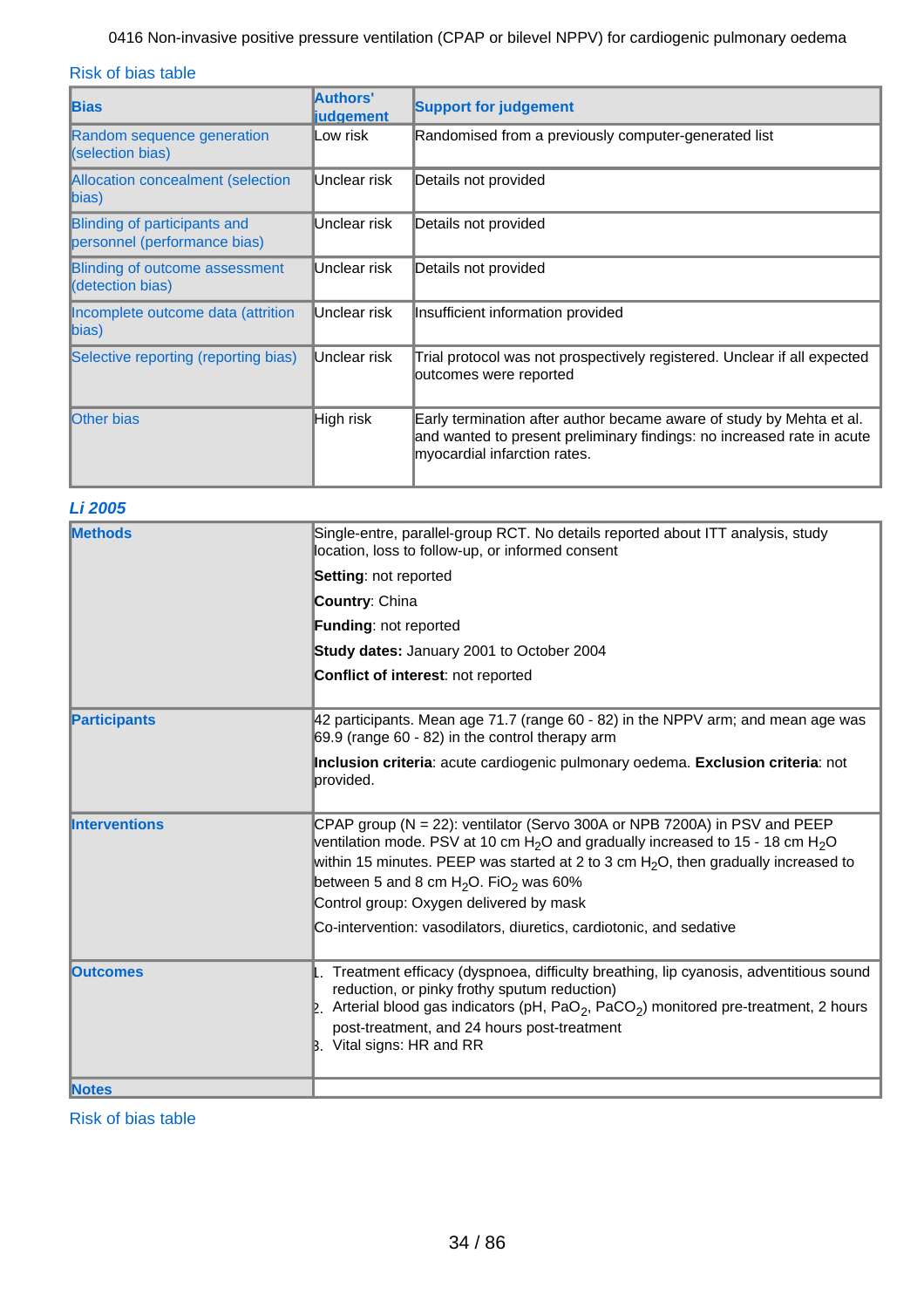Risk of bias table

| Bias | Authors' judgement | Support for judgement |
|---|---|---|
| Random sequence generation (selection bias) | Low risk | Randomised from a previously computer-generated list |
| Allocation concealment (selection bias) | Unclear risk | Details not provided |
| Blinding of participants and personnel (performance bias) | Unclear risk | Details not provided |
| Blinding of outcome assessment (detection bias) | Unclear risk | Details not provided |
| Incomplete outcome data (attrition bias) | Unclear risk | Insufficient information provided |
| Selective reporting (reporting bias) | Unclear risk | Trial protocol was not prospectively registered. Unclear if all expected outcomes were reported |
| Other bias | High risk | Early termination after author became aware of study by Mehta et al. and wanted to present preliminary findings: no increased rate in acute myocardial infarction rates. |

### *Li 2005*

| | |
|---|---|
| **Methods** | Single-entre, parallel-group RCT. No details reported about ITT analysis, study location, loss to follow-up, or informed consent<br>**Setting**: not reported<br>**Country**: China<br>**Funding**: not reported<br>**Study dates:** January 2001 to October 2004<br>**Conflict of interest**: not reported |
| **Participants** | 42 participants. Mean age 71.7 (range 60 - 82) in the NPPV arm; and mean age was 69.9 (range 60 - 82) in the control therapy arm<br>**Inclusion criteria**: acute cardiogenic pulmonary oedema. **Exclusion criteria**: not provided. |
| **Interventions** | CPAP group (N = 22): ventilator (Servo 300A or NPB 7200A) in PSV and PEEP ventilation mode. PSV at 10 cm $H_2O$ and gradually increased to 15 - 18 cm $H_2O$ within 15 minutes. PEEP was started at 2 to 3 cm $H_2O$, then gradually increased to between 5 and 8 cm $H_2O$. $FiO_2$ was 60%<br>Control group: Oxygen delivered by mask<br>Co-intervention: vasodilators, diuretics, cardiotonic, and sedative |
| **Outcomes** | 1. Treatment efficacy (dyspnoea, difficulty breathing, lip cyanosis, adventitious sound reduction, or pinky frothy sputum reduction)<br>2. Arterial blood gas indicators (pH, $PaO_2$, $PaCO_2$) monitored pre-treatment, 2 hours post-treatment, and 24 hours post-treatment<br>3. Vital signs: HR and RR |
| **Notes** | |

Risk of bias table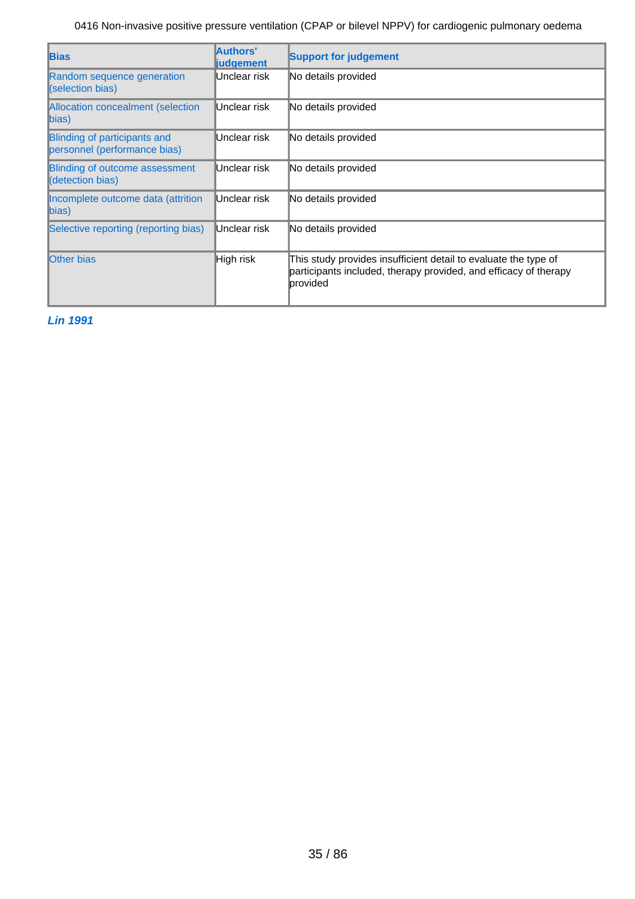| Bias | Authors' judgement | Support for judgement |
|---|---|---|
| Random sequence generation (selection bias) | Unclear risk | No details provided |
| Allocation concealment (selection bias) | Unclear risk | No details provided |
| Blinding of participants and personnel (performance bias) | Unclear risk | No details provided |
| Blinding of outcome assessment (detection bias) | Unclear risk | No details provided |
| Incomplete outcome data (attrition bias) | Unclear risk | No details provided |
| Selective reporting (reporting bias) | Unclear risk | No details provided |
| Other bias | High risk | This study provides insufficient detail to evaluate the type of participants included, therapy provided, and efficacy of therapy provided |

***Lin 1991***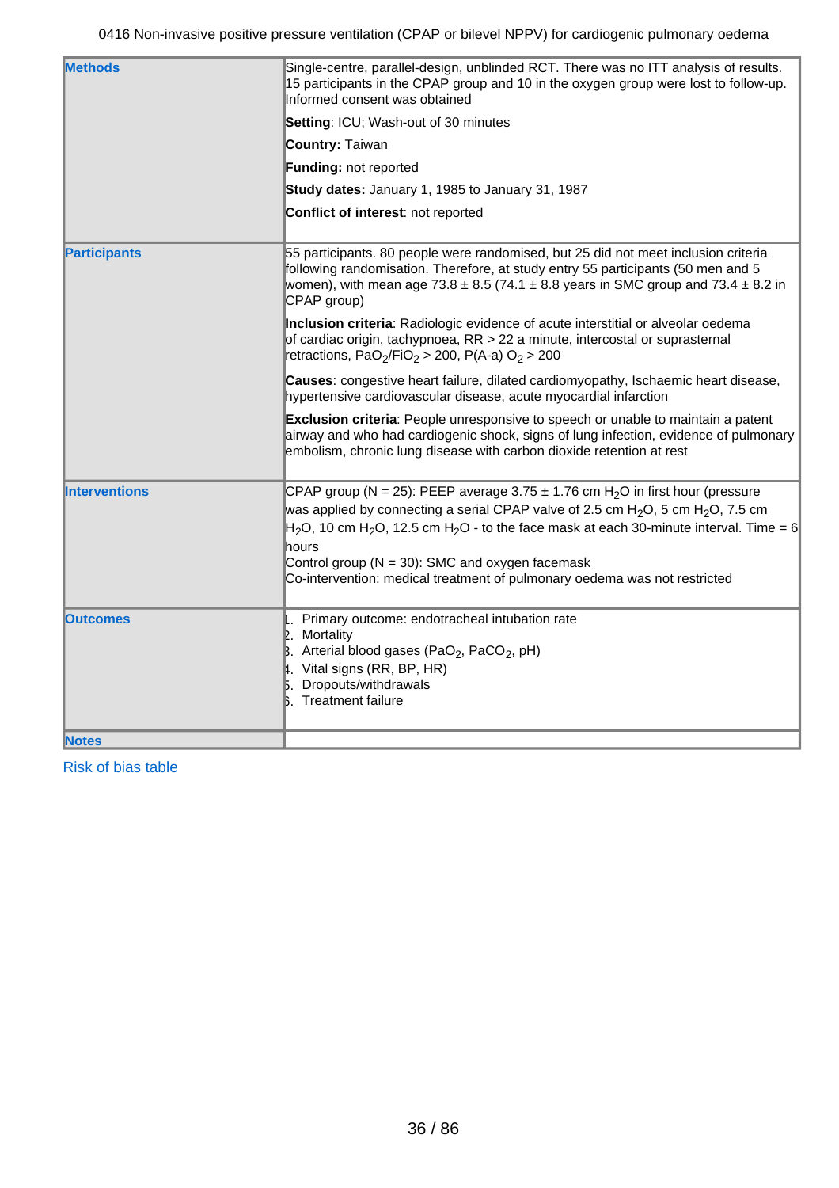| Methods | Single-centre, parallel-design, unblinded RCT. There was no ITT analysis of results. 15 participants in the CPAP group and 10 in the oxygen group were lost to follow-up. Informed consent was obtained<br><br>**Setting**: ICU; Wash-out of 30 minutes<br><br>**Country:** Taiwan<br><br>**Funding:** not reported<br><br>**Study dates:** January 1, 1985 to January 31, 1987<br><br>**Conflict of interest**: not reported |
|---|---|
| Participants | 55 participants. 80 people were randomised, but 25 did not meet inclusion criteria following randomisation. Therefore, at study entry 55 participants (50 men and 5 women), with mean age 73.8 ± 8.5 (74.1 ± 8.8 years in SMC group and 73.4 ± 8.2 in CPAP group)<br><br>**Inclusion criteria**: Radiologic evidence of acute interstitial or alveolar oedema of cardiac origin, tachypnoea, RR > 22 a minute, intercostal or suprasternal retractions, $PaO_2/FiO_2 > 200$, P(A-a) $O_2 > 200$<br><br>**Causes**: congestive heart failure, dilated cardiomyopathy, Ischaemic heart disease, hypertensive cardiovascular disease, acute myocardial infarction<br><br>**Exclusion criteria**: People unresponsive to speech or unable to maintain a patent airway and who had cardiogenic shock, signs of lung infection, evidence of pulmonary embolism, chronic lung disease with carbon dioxide retention at rest |
| Interventions | CPAP group (N = 25): PEEP average 3.75 ± 1.76 cm $H_2O$ in first hour (pressure was applied by connecting a serial CPAP valve of 2.5 cm $H_2O$, 5 cm $H_2O$, 7.5 cm $H_2O$, 10 cm $H_2O$, 12.5 cm $H_2O$ - to the face mask at each 30-minute interval. Time = 6 hours<br>Control group (N = 30): SMC and oxygen facemask<br>Co-intervention: medical treatment of pulmonary oedema was not restricted |
| Outcomes | 1. Primary outcome: endotracheal intubation rate<br>2. Mortality<br>3. Arterial blood gases ($PaO_2$, $PaCO_2$, pH)<br>4. Vital signs (RR, BP, HR)<br>5. Dropouts/withdrawals<br>6. Treatment failure |
| Notes | |

Risk of bias table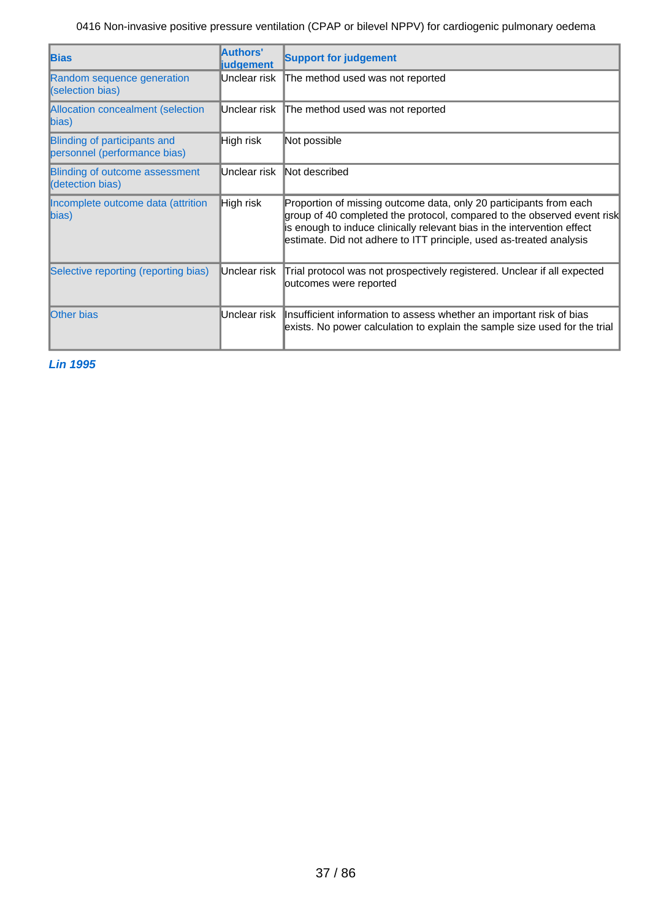| Bias | Authors' judgement | Support for judgement |
| --- | --- | --- |
| Random sequence generation (selection bias) | Unclear risk | The method used was not reported |
| Allocation concealment (selection bias) | Unclear risk | The method used was not reported |
| Blinding of participants and personnel (performance bias) | High risk | Not possible |
| Blinding of outcome assessment (detection bias) | Unclear risk | Not described |
| Incomplete outcome data (attrition bias) | High risk | Proportion of missing outcome data, only 20 participants from each group of 40 completed the protocol, compared to the observed event risk is enough to induce clinically relevant bias in the intervention effect estimate. Did not adhere to ITT principle, used as-treated analysis |
| Selective reporting (reporting bias) | Unclear risk | Trial protocol was not prospectively registered. Unclear if all expected outcomes were reported |
| Other bias | Unclear risk | Insufficient information to assess whether an important risk of bias exists. No power calculation to explain the sample size used for the trial |

***Lin 1995***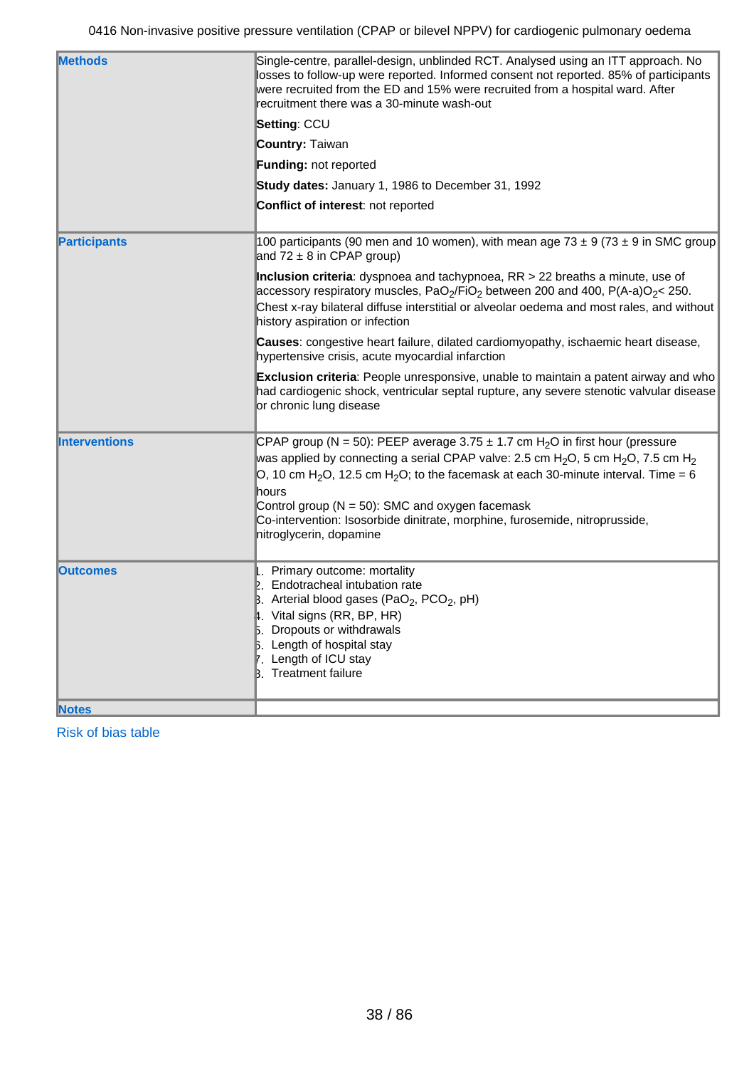| | |
|---|---|
| **Methods** | Single-centre, parallel-design, unblinded RCT. Analysed using an ITT approach. No losses to follow-up were reported. Informed consent not reported. 85% of participants were recruited from the ED and 15% were recruited from a hospital ward. After recruitment there was a 30-minute wash-out<br><br>**Setting**: CCU<br><br>**Country:** Taiwan<br><br>**Funding:** not reported<br><br>**Study dates:** January 1, 1986 to December 31, 1992<br><br>**Conflict of interest**: not reported |
| **Participants** | 100 participants (90 men and 10 women), with mean age 73 ± 9 (73 ± 9 in SMC group and 72 ± 8 in CPAP group)<br><br>**Inclusion criteria**: dyspnoea and tachypnoea, RR > 22 breaths a minute, use of accessory respiratory muscles, $PaO_2/FiO_2$ between 200 and 400, $P(A\text{-}a)O_2 < 250$. Chest x-ray bilateral diffuse interstitial or alveolar oedema and most rales, and without history aspiration or infection<br><br>**Causes**: congestive heart failure, dilated cardiomyopathy, ischaemic heart disease, hypertensive crisis, acute myocardial infarction<br><br>**Exclusion criteria**: People unresponsive, unable to maintain a patent airway and who had cardiogenic shock, ventricular septal rupture, any severe stenotic valvular disease or chronic lung disease |
| **Interventions** | CPAP group (N = 50): PEEP average 3.75 ± 1.7 cm $H_2O$ in first hour (pressure was applied by connecting a serial CPAP valve: 2.5 cm $H_2O$, 5 cm $H_2O$, 7.5 cm $H_2O$, 10 cm $H_2O$, 12.5 cm $H_2O$; to the facemask at each 30-minute interval. Time = 6 hours<br>Control group (N = 50): SMC and oxygen facemask<br>Co-intervention: Isosorbide dinitrate, morphine, furosemide, nitroprusside, nitroglycerin, dopamine |
| **Outcomes** | 1. Primary outcome: mortality<br>2. Endotracheal intubation rate<br>3. Arterial blood gases ($PaO_2$, $PCO_2$, pH)<br>4. Vital signs (RR, BP, HR)<br>5. Dropouts or withdrawals<br>6. Length of hospital stay<br>7. Length of ICU stay<br>8. Treatment failure |
| **Notes** | |

Risk of bias table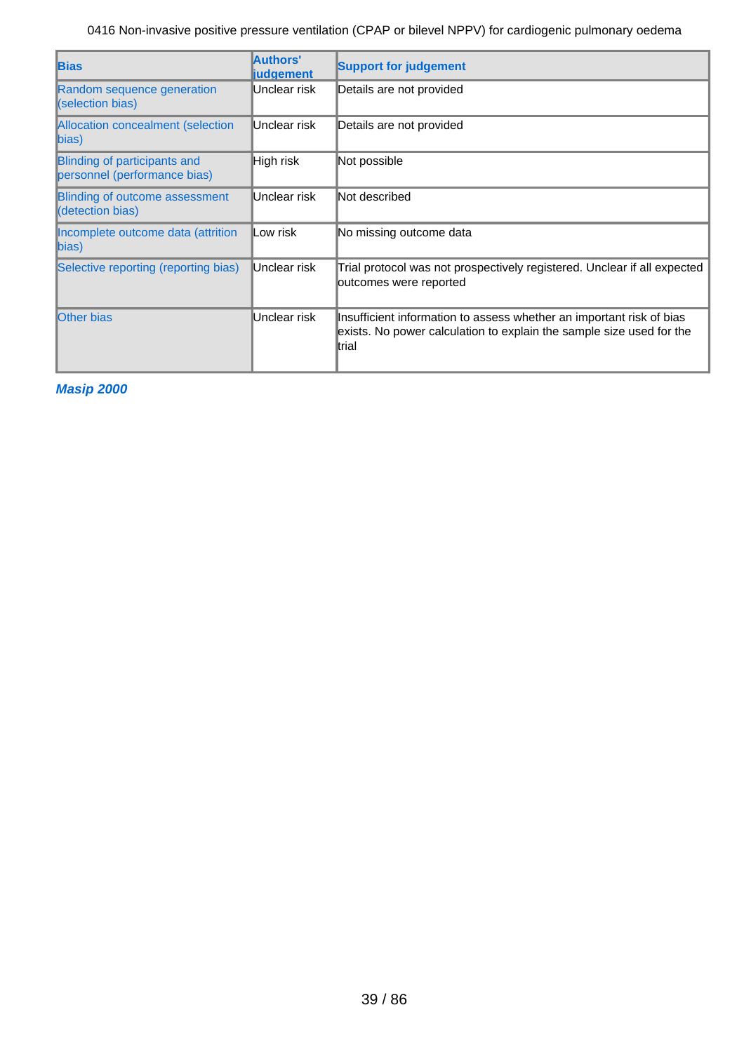| Bias | Authors' judgement | Support for judgement |
|---|---|---|
| Random sequence generation (selection bias) | Unclear risk | Details are not provided |
| Allocation concealment (selection bias) | Unclear risk | Details are not provided |
| Blinding of participants and personnel (performance bias) | High risk | Not possible |
| Blinding of outcome assessment (detection bias) | Unclear risk | Not described |
| Incomplete outcome data (attrition bias) | Low risk | No missing outcome data |
| Selective reporting (reporting bias) | Unclear risk | Trial protocol was not prospectively registered. Unclear if all expected outcomes were reported |
| Other bias | Unclear risk | Insufficient information to assess whether an important risk of bias exists. No power calculation to explain the sample size used for the trial |

***Masip 2000***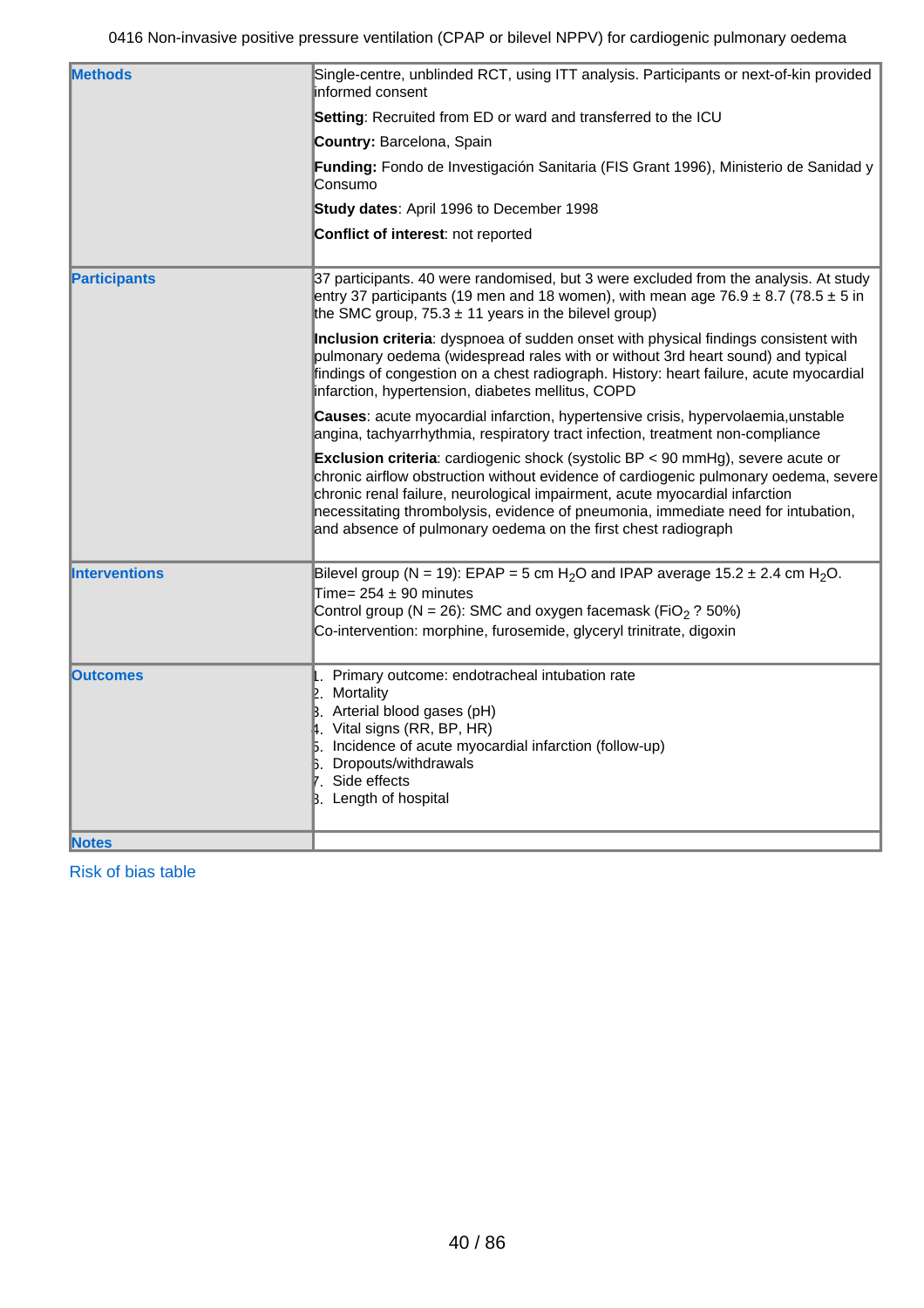| | |
|---|---|
| **Methods** | Single-centre, unblinded RCT, using ITT analysis. Participants or next-of-kin provided informed consent<br><br>**Setting**: Recruited from ED or ward and transferred to the ICU<br><br>**Country:** Barcelona, Spain<br><br>**Funding:** Fondo de Investigación Sanitaria (FIS Grant 1996), Ministerio de Sanidad y Consumo<br><br>**Study dates**: April 1996 to December 1998<br><br>**Conflict of interest**: not reported |
| **Participants** | 37 participants. 40 were randomised, but 3 were excluded from the analysis. At study entry 37 participants (19 men and 18 women), with mean age 76.9 ± 8.7 (78.5 ± 5 in the SMC group, 75.3 ± 11 years in the bilevel group)<br><br>**Inclusion criteria**: dyspnoea of sudden onset with physical findings consistent with pulmonary oedema (widespread rales with or without 3rd heart sound) and typical findings of congestion on a chest radiograph. History: heart failure, acute myocardial infarction, hypertension, diabetes mellitus, COPD<br><br>**Causes**: acute myocardial infarction, hypertensive crisis, hypervolaemia,unstable angina, tachyarrhythmia, respiratory tract infection, treatment non-compliance<br><br>**Exclusion criteria**: cardiogenic shock (systolic BP < 90 mmHg), severe acute or chronic airflow obstruction without evidence of cardiogenic pulmonary oedema, severe chronic renal failure, neurological impairment, acute myocardial infarction necessitating thrombolysis, evidence of pneumonia, immediate need for intubation, and absence of pulmonary oedema on the first chest radiograph |
| **Interventions** | Bilevel group (N = 19): EPAP = 5 cm $H_2O$ and IPAP average 15.2 ± 2.4 cm $H_2O$.<br>Time= 254 ± 90 minutes<br>Control group (N = 26): SMC and oxygen facemask ($FiO_2$ ? 50%)<br>Co-intervention: morphine, furosemide, glyceryl trinitrate, digoxin |
| **Outcomes** | 1. Primary outcome: endotracheal intubation rate<br>2. Mortality<br>3. Arterial blood gases (pH)<br>4. Vital signs (RR, BP, HR)<br>5. Incidence of acute myocardial infarction (follow-up)<br>6. Dropouts/withdrawals<br>7. Side effects<br>8. Length of hospital |
| **Notes** | |

Risk of bias table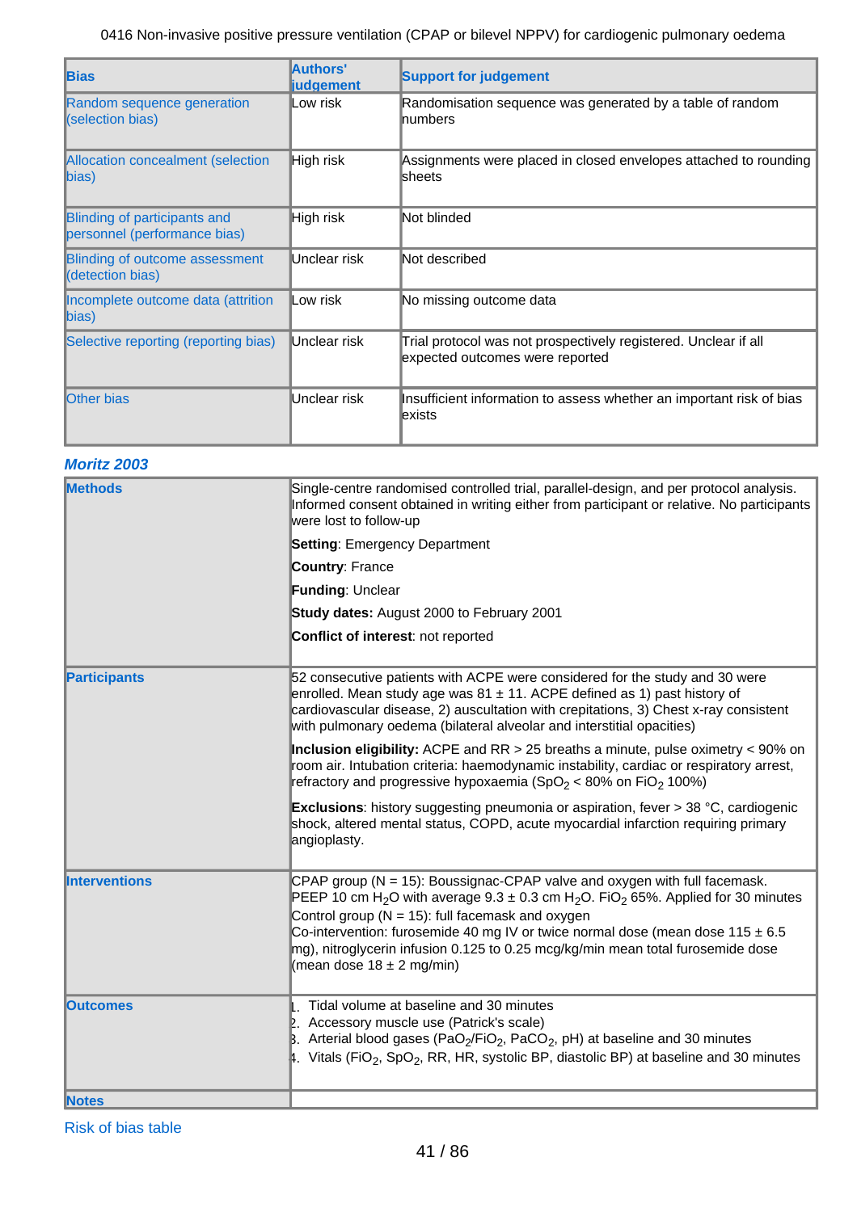| Bias | Authors' judgement | Support for judgement |
|---|---|---|
| Random sequence generation (selection bias) | Low risk | Randomisation sequence was generated by a table of random numbers |
| Allocation concealment (selection bias) | High risk | Assignments were placed in closed envelopes attached to rounding sheets |
| Blinding of participants and personnel (performance bias) | High risk | Not blinded |
| Blinding of outcome assessment (detection bias) | Unclear risk | Not described |
| Incomplete outcome data (attrition bias) | Low risk | No missing outcome data |
| Selective reporting (reporting bias) | Unclear risk | Trial protocol was not prospectively registered. Unclear if all expected outcomes were reported |
| Other bias | Unclear risk | Insufficient information to assess whether an important risk of bias exists |

### *Moritz 2003*

| | |
|---|---|
| **Methods** | Single-centre randomised controlled trial, parallel-design, and per protocol analysis. Informed consent obtained in writing either from participant or relative. No participants were lost to follow-up<br><br>**Setting**: Emergency Department<br><br>**Country**: France<br><br>**Funding**: Unclear<br><br>**Study dates:** August 2000 to February 2001<br><br>**Conflict of interest**: not reported |
| **Participants** | 52 consecutive patients with ACPE were considered for the study and 30 were enrolled. Mean study age was 81 ± 11. ACPE defined as 1) past history of cardiovascular disease, 2) auscultation with crepitations, 3) Chest x-ray consistent with pulmonary oedema (bilateral alveolar and interstitial opacities)<br><br>**Inclusion eligibility:** ACPE and RR > 25 breaths a minute, pulse oximetry < 90% on room air. Intubation criteria: haemodynamic instability, cardiac or respiratory arrest, refractory and progressive hypoxaemia ($SpO_2$ < 80% on $FiO_2$ 100%)<br><br>**Exclusions**: history suggesting pneumonia or aspiration, fever > 38 °C, cardiogenic shock, altered mental status, COPD, acute myocardial infarction requiring primary angioplasty. |
| **Interventions** | CPAP group (N = 15): Boussignac-CPAP valve and oxygen with full facemask. PEEP 10 cm $H_2O$ with average 9.3 ± 0.3 cm $H_2O$. $FiO_2$ 65%. Applied for 30 minutes<br>Control group (N = 15): full facemask and oxygen<br>Co-intervention: furosemide 40 mg IV or twice normal dose (mean dose 115 ± 6.5 mg), nitroglycerin infusion 0.125 to 0.25 mcg/kg/min mean total furosemide dose (mean dose 18 ± 2 mg/min) |
| **Outcomes** | 1. Tidal volume at baseline and 30 minutes<br>2. Accessory muscle use (Patrick's scale)<br>3. Arterial blood gases ($PaO_2/FiO_2$, $PaCO_2$, pH) at baseline and 30 minutes<br>4. Vitals ($FiO_2$, $SpO_2$, RR, HR, systolic BP, diastolic BP) at baseline and 30 minutes |
| **Notes** | |

Risk of bias table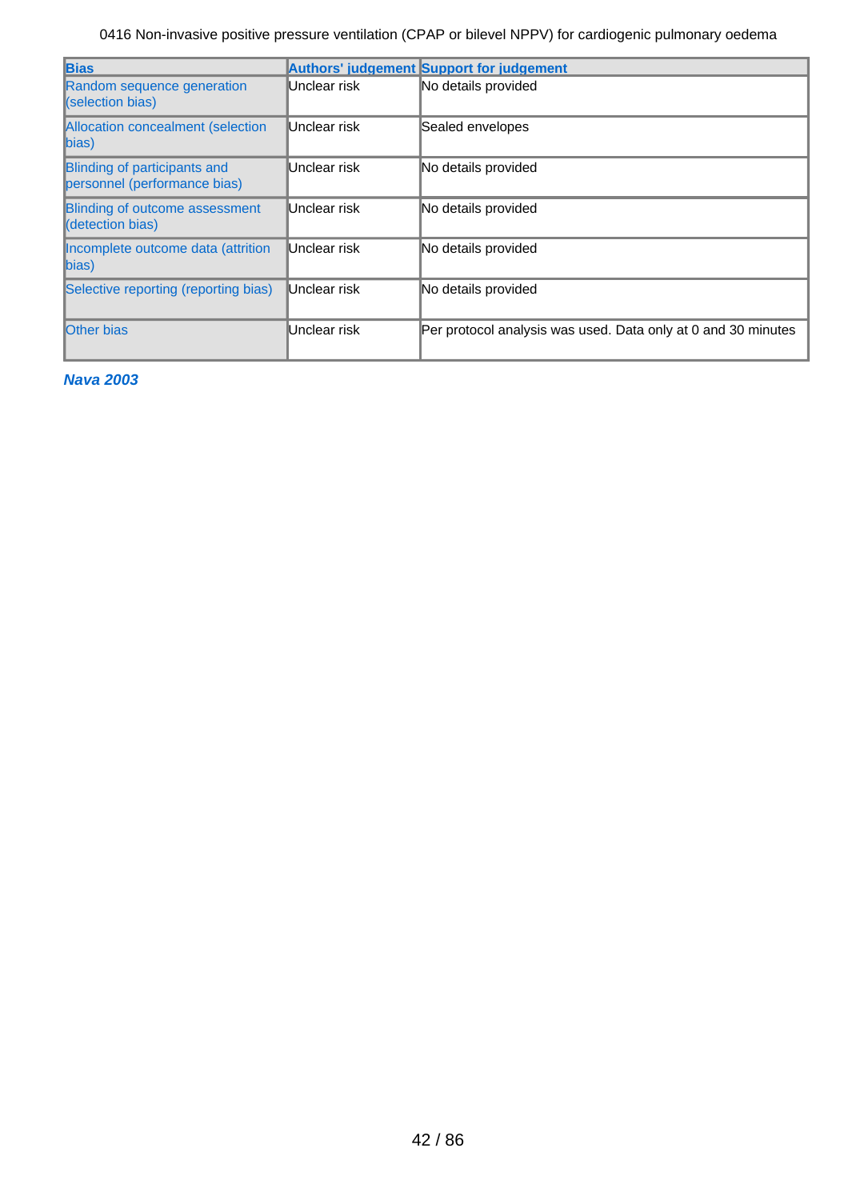| Bias | Authors' judgement | Support for judgement |
|---|---|---|
| Random sequence generation (selection bias) | Unclear risk | No details provided |
| Allocation concealment (selection bias) | Unclear risk | Sealed envelopes |
| Blinding of participants and personnel (performance bias) | Unclear risk | No details provided |
| Blinding of outcome assessment (detection bias) | Unclear risk | No details provided |
| Incomplete outcome data (attrition bias) | Unclear risk | No details provided |
| Selective reporting (reporting bias) | Unclear risk | No details provided |
| Other bias | Unclear risk | Per protocol analysis was used. Data only at 0 and 30 minutes |

***Nava 2003***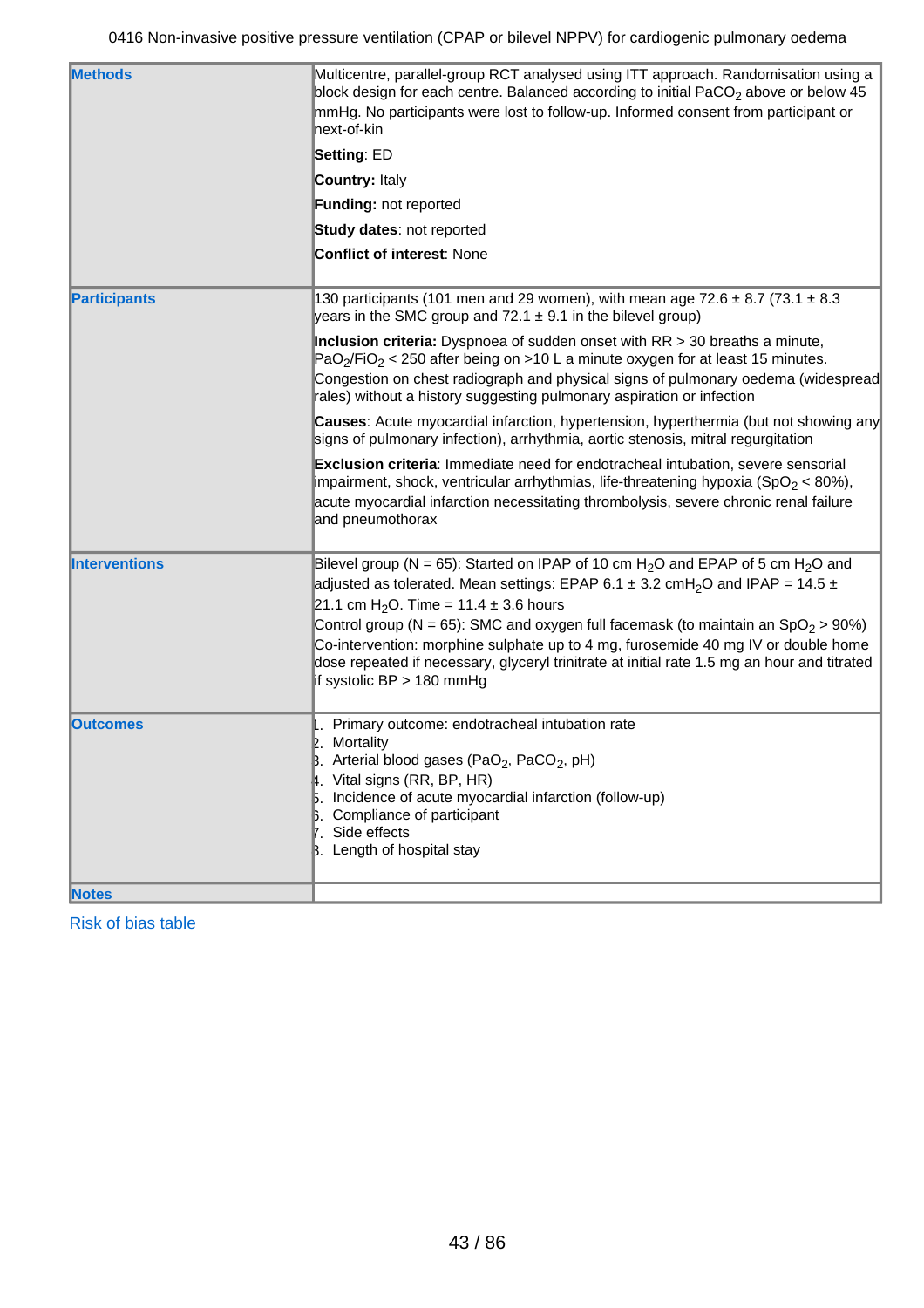| | |
|---|---|
| **Methods** | Multicentre, parallel-group RCT analysed using ITT approach. Randomisation using a block design for each centre. Balanced according to initial $PaCO_2$ above or below 45 mmHg. No participants were lost to follow-up. Informed consent from participant or next-of-kin<br><br>**Setting**: ED<br><br>**Country:** Italy<br><br>**Funding:** not reported<br><br>**Study dates**: not reported<br><br>**Conflict of interest**: None |
| **Participants** | 130 participants (101 men and 29 women), with mean age 72.6 ± 8.7 (73.1 ± 8.3 years in the SMC group and 72.1 ± 9.1 in the bilevel group)<br><br>**Inclusion criteria:** Dyspnoea of sudden onset with RR > 30 breaths a minute, $PaO_2/FiO_2$ < 250 after being on >10 L a minute oxygen for at least 15 minutes. Congestion on chest radiograph and physical signs of pulmonary oedema (widespread rales) without a history suggesting pulmonary aspiration or infection<br><br>**Causes**: Acute myocardial infarction, hypertension, hyperthermia (but not showing any signs of pulmonary infection), arrhythmia, aortic stenosis, mitral regurgitation<br><br>**Exclusion criteria**: Immediate need for endotracheal intubation, severe sensorial impairment, shock, ventricular arrhythmias, life-threatening hypoxia ($SpO_2$ < 80%), acute myocardial infarction necessitating thrombolysis, severe chronic renal failure and pneumothorax |
| **Interventions** | Bilevel group (N = 65): Started on IPAP of 10 cm $H_2O$ and EPAP of 5 cm $H_2O$ and adjusted as tolerated. Mean settings: EPAP 6.1 ± 3.2 cm$H_2O$ and IPAP = 14.5 ± 21.1 cm $H_2O$. Time = 11.4 ± 3.6 hours<br>Control group (N = 65): SMC and oxygen full facemask (to maintain an $SpO_2$ > 90%)<br>Co-intervention: morphine sulphate up to 4 mg, furosemide 40 mg IV or double home dose repeated if necessary, glyceryl trinitrate at initial rate 1.5 mg an hour and titrated if systolic BP > 180 mmHg |
| **Outcomes** | 1. Primary outcome: endotracheal intubation rate<br>2. Mortality<br>3. Arterial blood gases ($PaO_2$, $PaCO_2$, pH)<br>4. Vital signs (RR, BP, HR)<br>5. Incidence of acute myocardial infarction (follow-up)<br>6. Compliance of participant<br>7. Side effects<br>8. Length of hospital stay |
| **Notes** | |

Risk of bias table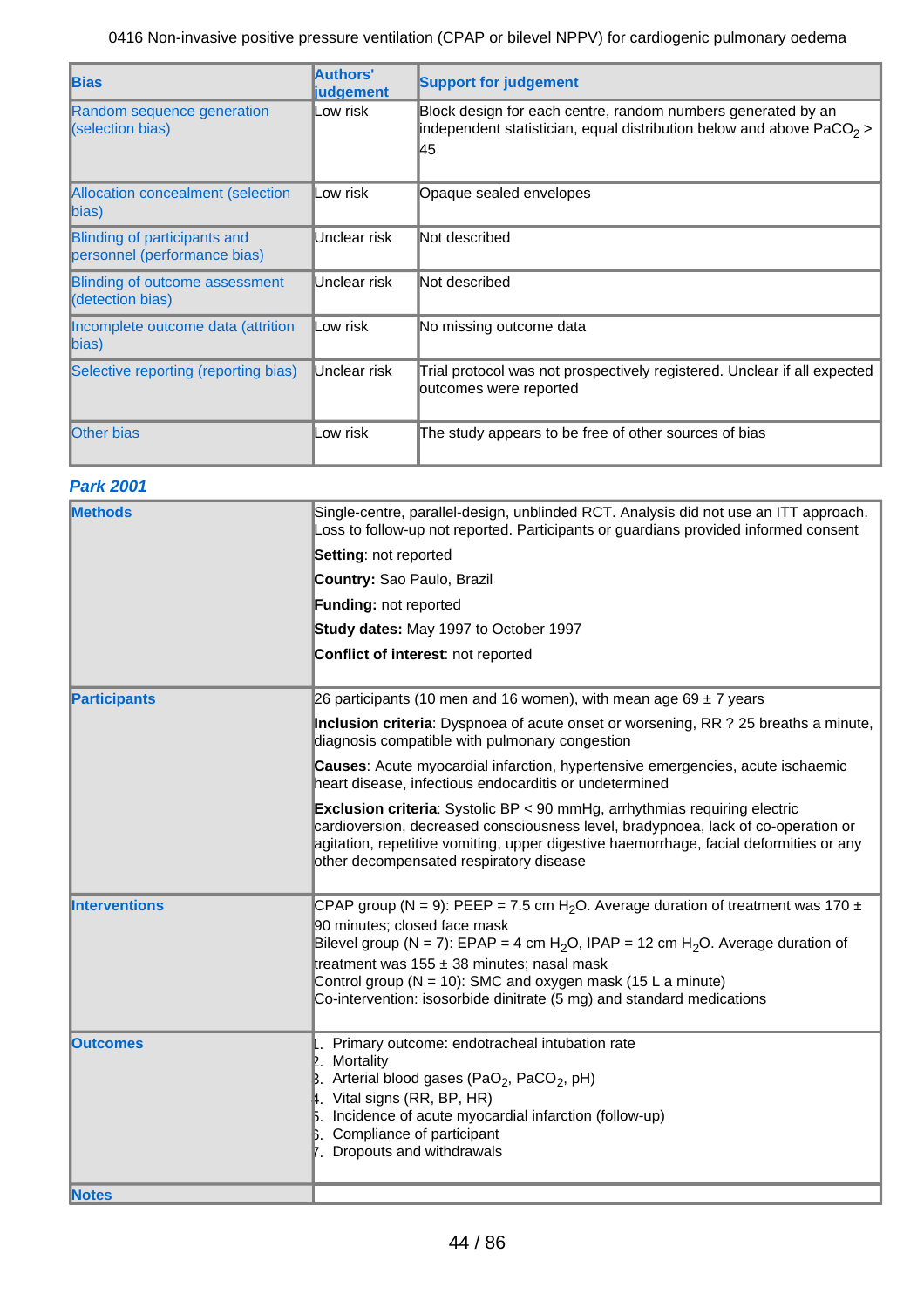| Bias | Authors' judgement | Support for judgement |
| --- | --- | --- |
| Random sequence generation (selection bias) | Low risk | Block design for each centre, random numbers generated by an independent statistician, equal distribution below and above $PaCO_2$ > 45 |
| Allocation concealment (selection bias) | Low risk | Opaque sealed envelopes |
| Blinding of participants and personnel (performance bias) | Unclear risk | Not described |
| Blinding of outcome assessment (detection bias) | Unclear risk | Not described |
| Incomplete outcome data (attrition bias) | Low risk | No missing outcome data |
| Selective reporting (reporting bias) | Unclear risk | Trial protocol was not prospectively registered. Unclear if all expected outcomes were reported |
| Other bias | Low risk | The study appears to be free of other sources of bias |

### *Park 2001*

| | |
| --- | --- |
| **Methods** | Single-centre, parallel-design, unblinded RCT. Analysis did not use an ITT approach. Loss to follow-up not reported. Participants or guardians provided informed consent<br><br>**Setting**: not reported<br><br>**Country:** Sao Paulo, Brazil<br><br>**Funding:** not reported<br><br>**Study dates:** May 1997 to October 1997<br><br>**Conflict of interest**: not reported |
| **Participants** | 26 participants (10 men and 16 women), with mean age 69 ± 7 years<br><br>**Inclusion criteria**: Dyspnoea of acute onset or worsening, RR ? 25 breaths a minute, diagnosis compatible with pulmonary congestion<br><br>**Causes**: Acute myocardial infarction, hypertensive emergencies, acute ischaemic heart disease, infectious endocarditis or undetermined<br><br>**Exclusion criteria**: Systolic BP < 90 mmHg, arrhythmias requiring electric cardioversion, decreased consciousness level, bradypnoea, lack of co-operation or agitation, repetitive vomiting, upper digestive haemorrhage, facial deformities or any other decompensated respiratory disease |
| **Interventions** | CPAP group (N = 9): PEEP = 7.5 cm $H_2O$. Average duration of treatment was 170 ± 90 minutes; closed face mask<br>Bilevel group (N = 7): EPAP = 4 cm $H_2O$, IPAP = 12 cm $H_2O$. Average duration of treatment was 155 ± 38 minutes; nasal mask<br>Control group (N = 10): SMC and oxygen mask (15 L a minute)<br>Co-intervention: isosorbide dinitrate (5 mg) and standard medications |
| **Outcomes** | 1. Primary outcome: endotracheal intubation rate<br>2. Mortality<br>3. Arterial blood gases ($PaO_2$, $PaCO_2$, pH)<br>4. Vital signs (RR, BP, HR)<br>5. Incidence of acute myocardial infarction (follow-up)<br>6. Compliance of participant<br>7. Dropouts and withdrawals |
| **Notes** | |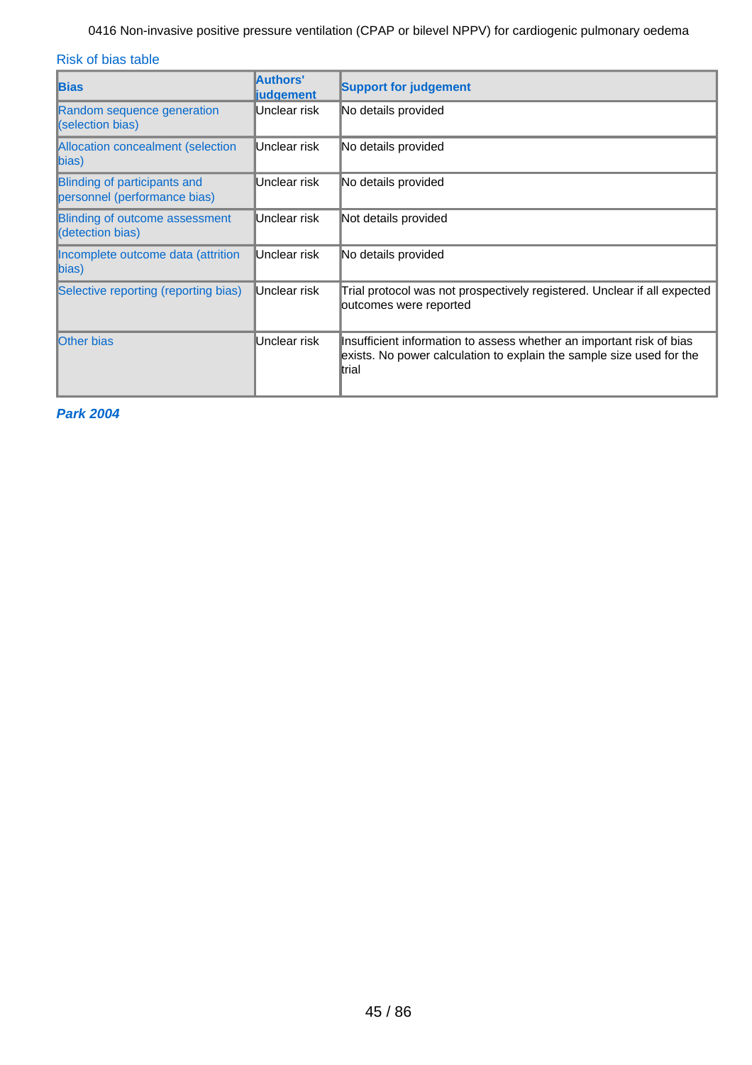Risk of bias table

| Bias | Authors' judgement | Support for judgement |
| --- | --- | --- |
| Random sequence generation (selection bias) | Unclear risk | No details provided |
| Allocation concealment (selection bias) | Unclear risk | No details provided |
| Blinding of participants and personnel (performance bias) | Unclear risk | No details provided |
| Blinding of outcome assessment (detection bias) | Unclear risk | Not details provided |
| Incomplete outcome data (attrition bias) | Unclear risk | No details provided |
| Selective reporting (reporting bias) | Unclear risk | Trial protocol was not prospectively registered. Unclear if all expected outcomes were reported |
| Other bias | Unclear risk | Insufficient information to assess whether an important risk of bias exists. No power calculation to explain the sample size used for the trial |

***Park 2004***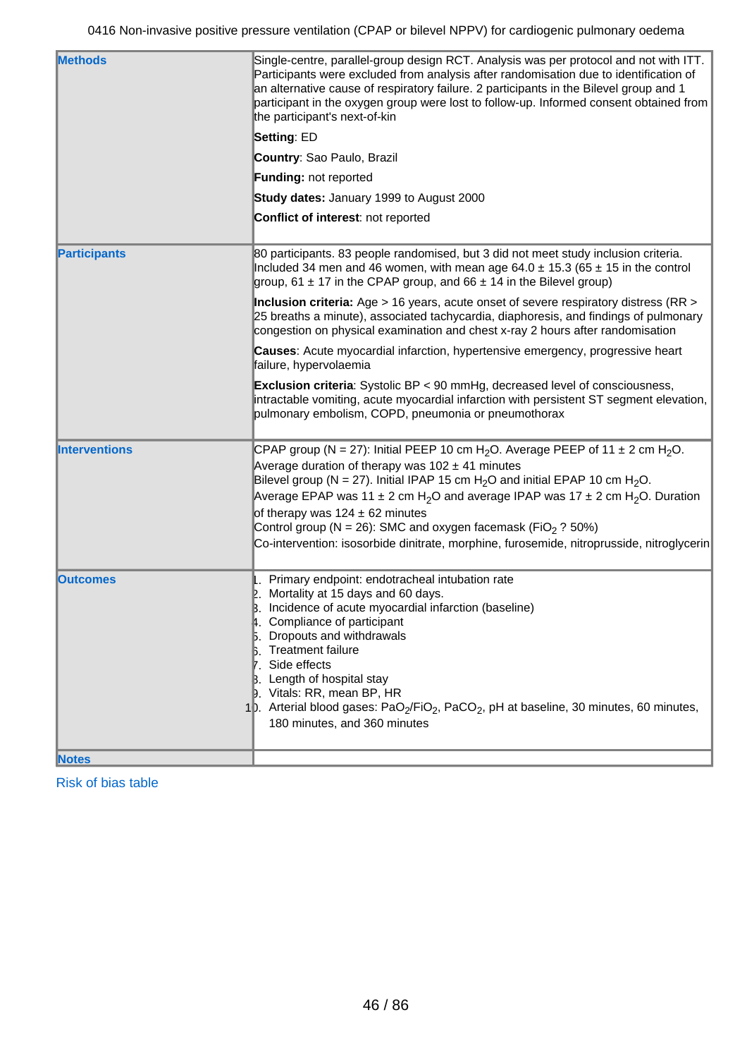| | |
|---|---|
| **Methods** | Single-centre, parallel-group design RCT. Analysis was per protocol and not with ITT. Participants were excluded from analysis after randomisation due to identification of an alternative cause of respiratory failure. 2 participants in the Bilevel group and 1 participant in the oxygen group were lost to follow-up. Informed consent obtained from the participant's next-of-kin<br><br>**Setting**: ED<br><br>**Country**: Sao Paulo, Brazil<br><br>**Funding:** not reported<br><br>**Study dates:** January 1999 to August 2000<br><br>**Conflict of interest**: not reported |
| **Participants** | 80 participants. 83 people randomised, but 3 did not meet study inclusion criteria. Included 34 men and 46 women, with mean age 64.0 ± 15.3 (65 ± 15 in the control group, 61 ± 17 in the CPAP group, and 66 ± 14 in the Bilevel group)<br><br>**Inclusion criteria:** Age > 16 years, acute onset of severe respiratory distress (RR > 25 breaths a minute), associated tachycardia, diaphoresis, and findings of pulmonary congestion on physical examination and chest x-ray 2 hours after randomisation<br><br>**Causes**: Acute myocardial infarction, hypertensive emergency, progressive heart failure, hypervolaemia<br><br>**Exclusion criteria**: Systolic BP < 90 mmHg, decreased level of consciousness, intractable vomiting, acute myocardial infarction with persistent ST segment elevation, pulmonary embolism, COPD, pneumonia or pneumothorax |
| **Interventions** | CPAP group (N = 27): Initial PEEP 10 cm $H_2O$. Average PEEP of 11 ± 2 cm $H_2O$. Average duration of therapy was 102 ± 41 minutes<br>Bilevel group (N = 27). Initial IPAP 15 cm $H_2O$ and initial EPAP 10 cm $H_2O$. Average EPAP was 11 ± 2 cm $H_2O$ and average IPAP was 17 ± 2 cm $H_2O$. Duration of therapy was 124 ± 62 minutes<br>Control group (N = 26): SMC and oxygen facemask ($FiO_2$ ? 50%)<br>Co-intervention: isosorbide dinitrate, morphine, furosemide, nitroprusside, nitroglycerin |
| **Outcomes** | 1. Primary endpoint: endotracheal intubation rate<br>2. Mortality at 15 days and 60 days.<br>3. Incidence of acute myocardial infarction (baseline)<br>4. Compliance of participant<br>5. Dropouts and withdrawals<br>6. Treatment failure<br>7. Side effects<br>8. Length of hospital stay<br>9. Vitals: RR, mean BP, HR<br>10. Arterial blood gases: $PaO_2/FiO_2$, $PaCO_2$, pH at baseline, 30 minutes, 60 minutes, 180 minutes, and 360 minutes |
| **Notes** | |

Risk of bias table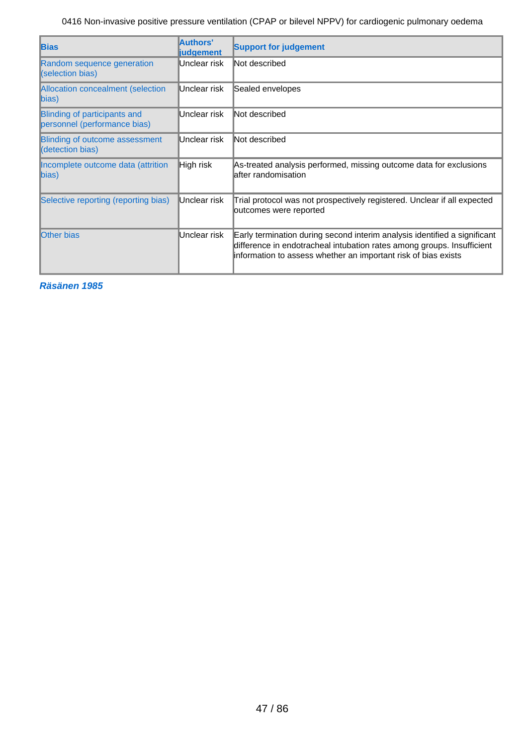| Bias | Authors' judgement | Support for judgement |
| --- | --- | --- |
| Random sequence generation (selection bias) | Unclear risk | Not described |
| Allocation concealment (selection bias) | Unclear risk | Sealed envelopes |
| Blinding of participants and personnel (performance bias) | Unclear risk | Not described |
| Blinding of outcome assessment (detection bias) | Unclear risk | Not described |
| Incomplete outcome data (attrition bias) | High risk | As-treated analysis performed, missing outcome data for exclusions after randomisation |
| Selective reporting (reporting bias) | Unclear risk | Trial protocol was not prospectively registered. Unclear if all expected outcomes were reported |
| Other bias | Unclear risk | Early termination during second interim analysis identified a significant difference in endotracheal intubation rates among groups. Insufficient information to assess whether an important risk of bias exists |

***Räsänen 1985***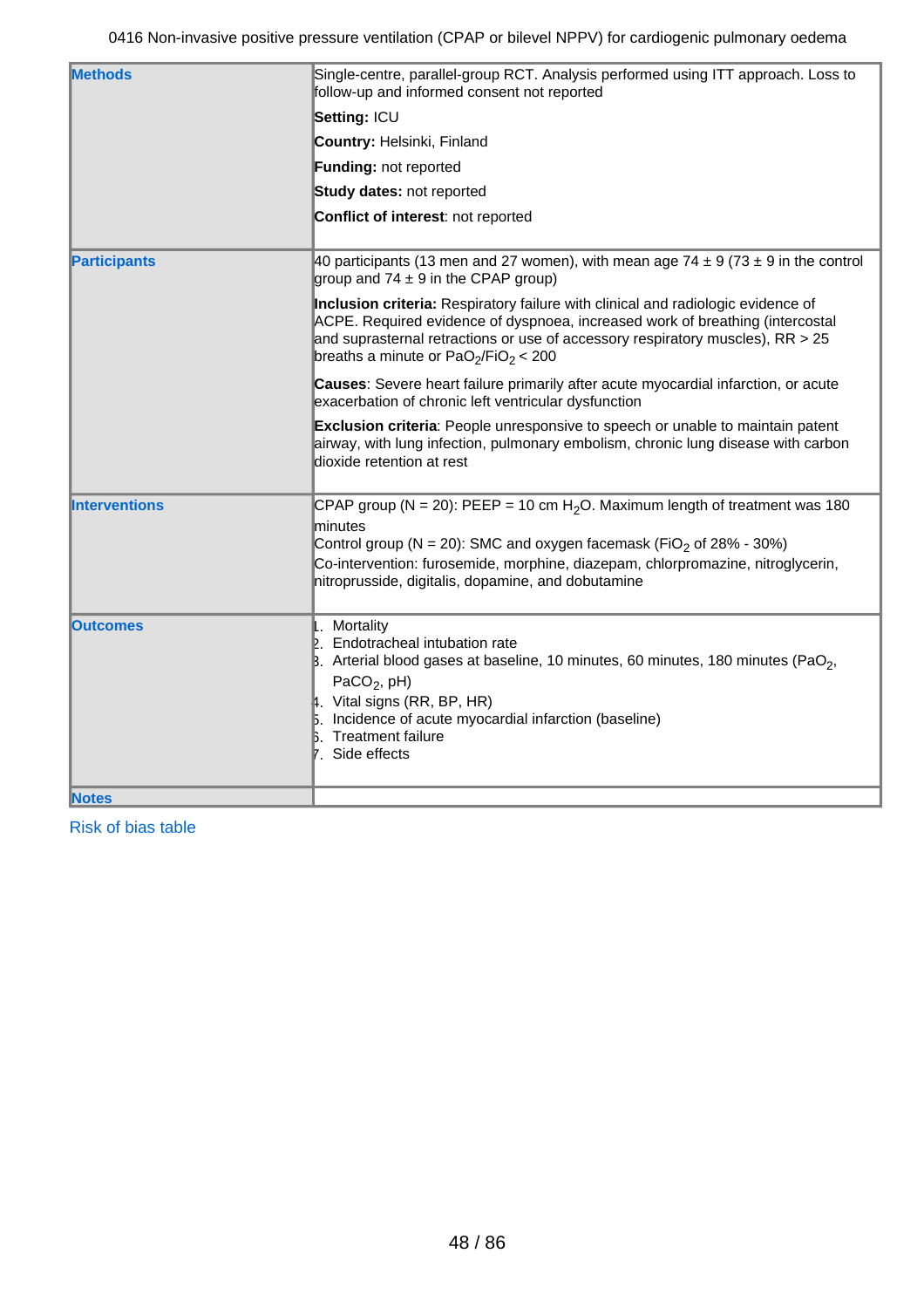| | |
|---|---|
| **Methods** | Single-centre, parallel-group RCT. Analysis performed using ITT approach. Loss to follow-up and informed consent not reported<br>**Setting:** ICU<br>**Country:** Helsinki, Finland<br>**Funding:** not reported<br>**Study dates:** not reported<br>**Conflict of interest**: not reported |
| **Participants** | 40 participants (13 men and 27 women), with mean age 74 ± 9 (73 ± 9 in the control group and 74 ± 9 in the CPAP group)<br>**Inclusion criteria:** Respiratory failure with clinical and radiologic evidence of ACPE. Required evidence of dyspnoea, increased work of breathing (intercostal and suprasternal retractions or use of accessory respiratory muscles), RR > 25 breaths a minute or $PaO_2/FiO_2 < 200$<br>**Causes**: Severe heart failure primarily after acute myocardial infarction, or acute exacerbation of chronic left ventricular dysfunction<br>**Exclusion criteria**: People unresponsive to speech or unable to maintain patent airway, with lung infection, pulmonary embolism, chronic lung disease with carbon dioxide retention at rest |
| **Interventions** | CPAP group (N = 20): PEEP = 10 cm $H_2O$. Maximum length of treatment was 180 minutes<br>Control group (N = 20): SMC and oxygen facemask ($FiO_2$ of 28% - 30%)<br>Co-intervention: furosemide, morphine, diazepam, chlorpromazine, nitroglycerin, nitroprusside, digitalis, dopamine, and dobutamine |
| **Outcomes** | 1. Mortality<br>2. Endotracheal intubation rate<br>3. Arterial blood gases at baseline, 10 minutes, 60 minutes, 180 minutes ($PaO_2$, $PaCO_2$, pH)<br>4. Vital signs (RR, BP, HR)<br>5. Incidence of acute myocardial infarction (baseline)<br>6. Treatment failure<br>7. Side effects |
| **Notes** | |

Risk of bias table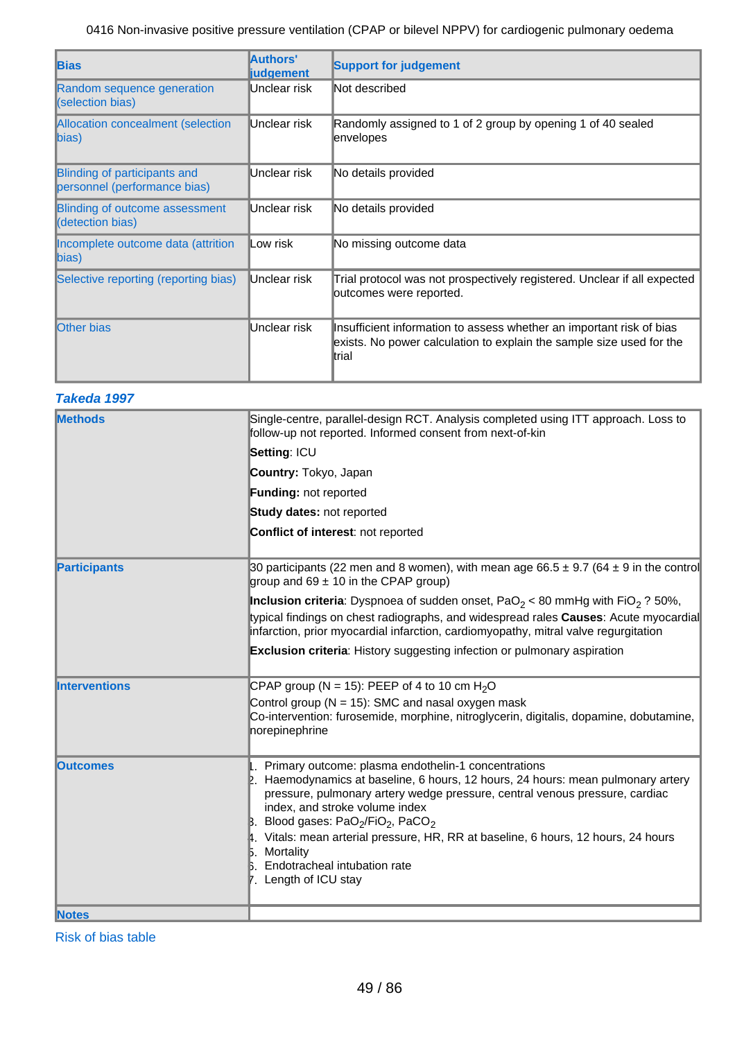| Bias | Authors' judgement | Support for judgement |
|---|---|---|
| Random sequence generation (selection bias) | Unclear risk | Not described |
| Allocation concealment (selection bias) | Unclear risk | Randomly assigned to 1 of 2 group by opening 1 of 40 sealed envelopes |
| Blinding of participants and personnel (performance bias) | Unclear risk | No details provided |
| Blinding of outcome assessment (detection bias) | Unclear risk | No details provided |
| Incomplete outcome data (attrition bias) | Low risk | No missing outcome data |
| Selective reporting (reporting bias) | Unclear risk | Trial protocol was not prospectively registered. Unclear if all expected outcomes were reported. |
| Other bias | Unclear risk | Insufficient information to assess whether an important risk of bias exists. No power calculation to explain the sample size used for the trial |

### *Takeda 1997*

| | |
|---|---|
| **Methods** | Single-centre, parallel-design RCT. Analysis completed using ITT approach. Loss to follow-up not reported. Informed consent from next-of-kin<br><br>**Setting**: ICU<br><br>**Country:** Tokyo, Japan<br><br>**Funding:** not reported<br><br>**Study dates:** not reported<br><br>**Conflict of interest**: not reported |
| **Participants** | 30 participants (22 men and 8 women), with mean age 66.5 ± 9.7 (64 ± 9 in the control group and 69 ± 10 in the CPAP group)<br><br>**Inclusion criteria**: Dyspnoea of sudden onset, $PaO_2$ < 80 mmHg with $FiO_2$ ? 50%, typical findings on chest radiographs, and widespread rales **Causes**: Acute myocardial infarction, prior myocardial infarction, cardiomyopathy, mitral valve regurgitation<br><br>**Exclusion criteria**: History suggesting infection or pulmonary aspiration |
| **Interventions** | CPAP group (N = 15): PEEP of 4 to 10 cm $H_2O$<br>Control group (N = 15): SMC and nasal oxygen mask<br>Co-intervention: furosemide, morphine, nitroglycerin, digitalis, dopamine, dobutamine, norepinephrine |
| **Outcomes** | 1. Primary outcome: plasma endothelin-1 concentrations<br>2. Haemodynamics at baseline, 6 hours, 12 hours, 24 hours: mean pulmonary artery pressure, pulmonary artery wedge pressure, central venous pressure, cardiac index, and stroke volume index<br>3. Blood gases: $PaO_2/FiO_2$, $PaCO_2$<br>4. Vitals: mean arterial pressure, HR, RR at baseline, 6 hours, 12 hours, 24 hours<br>5. Mortality<br>6. Endotracheal intubation rate<br>7. Length of ICU stay |
| **Notes** | |

Risk of bias table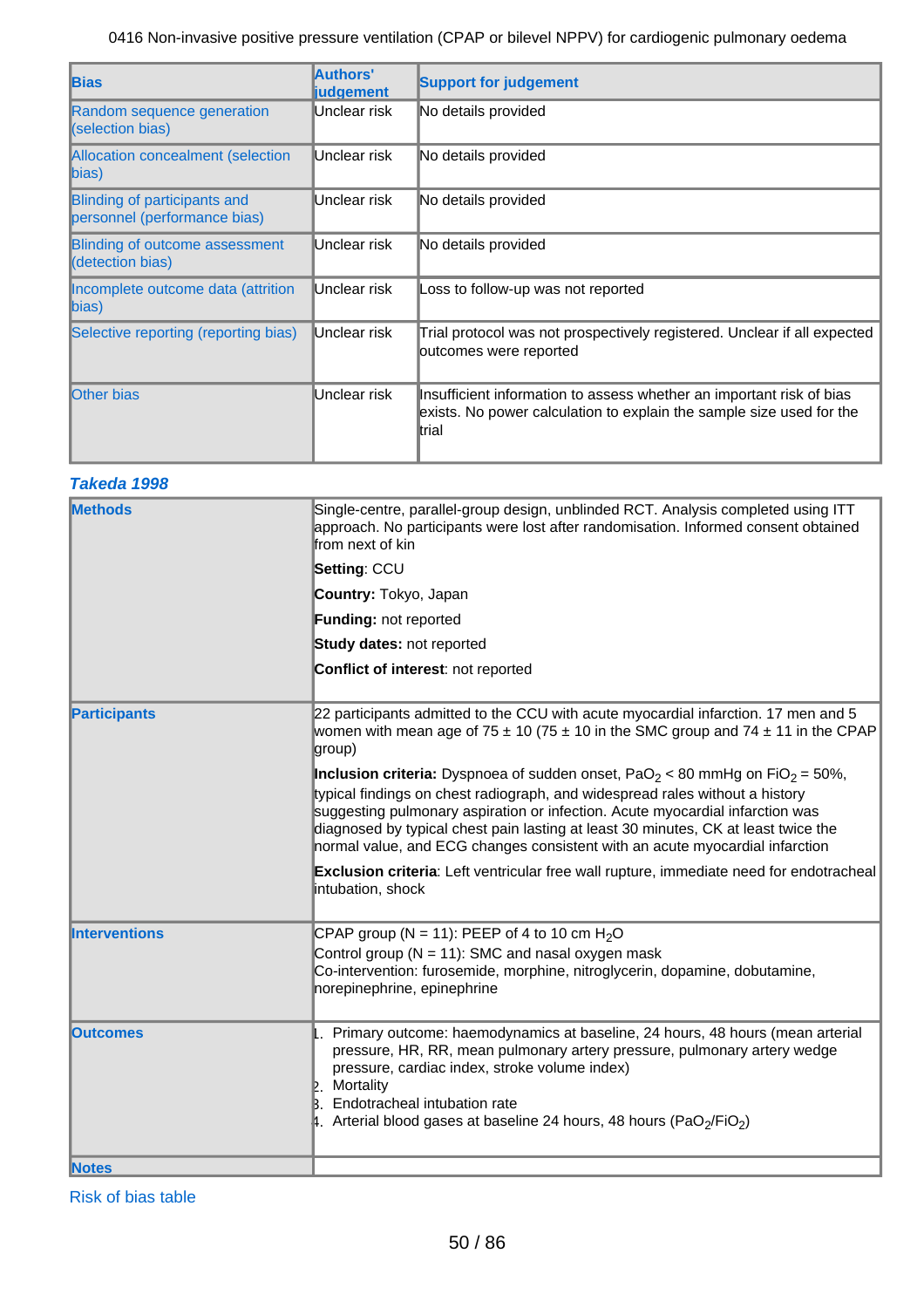| Bias | Authors' judgement | Support for judgement |
| --- | --- | --- |
| Random sequence generation (selection bias) | Unclear risk | No details provided |
| Allocation concealment (selection bias) | Unclear risk | No details provided |
| Blinding of participants and personnel (performance bias) | Unclear risk | No details provided |
| Blinding of outcome assessment (detection bias) | Unclear risk | No details provided |
| Incomplete outcome data (attrition bias) | Unclear risk | Loss to follow-up was not reported |
| Selective reporting (reporting bias) | Unclear risk | Trial protocol was not prospectively registered. Unclear if all expected outcomes were reported |
| Other bias | Unclear risk | Insufficient information to assess whether an important risk of bias exists. No power calculation to explain the sample size used for the trial |

### *Takeda 1998*

| | |
| --- | --- |
| **Methods** | Single-centre, parallel-group design, unblinded RCT. Analysis completed using ITT approach. No participants were lost after randomisation. Informed consent obtained from next of kin<br><br>**Setting**: CCU<br><br>**Country:** Tokyo, Japan<br><br>**Funding:** not reported<br><br>**Study dates:** not reported<br><br>**Conflict of interest**: not reported |
| **Participants** | 22 participants admitted to the CCU with acute myocardial infarction. 17 men and 5 women with mean age of 75 ± 10 (75 ± 10 in the SMC group and 74 ± 11 in the CPAP group)<br><br>**Inclusion criteria:** Dyspnoea of sudden onset, $PaO_2 < 80$ mmHg on $FiO_2 = 50\%$, typical findings on chest radiograph, and widespread rales without a history suggesting pulmonary aspiration or infection. Acute myocardial infarction was diagnosed by typical chest pain lasting at least 30 minutes, CK at least twice the normal value, and ECG changes consistent with an acute myocardial infarction<br><br>**Exclusion criteria**: Left ventricular free wall rupture, immediate need for endotracheal intubation, shock |
| **Interventions** | CPAP group (N = 11): PEEP of 4 to 10 cm $H_2O$<br>Control group (N = 11): SMC and nasal oxygen mask<br>Co-intervention: furosemide, morphine, nitroglycerin, dopamine, dobutamine, norepinephrine, epinephrine |
| **Outcomes** | 1. Primary outcome: haemodynamics at baseline, 24 hours, 48 hours (mean arterial pressure, HR, RR, mean pulmonary artery pressure, pulmonary artery wedge pressure, cardiac index, stroke volume index)<br>2. Mortality<br>3. Endotracheal intubation rate<br>4. Arterial blood gases at baseline 24 hours, 48 hours ($PaO_2/FiO_2$) |
| **Notes** | |

Risk of bias table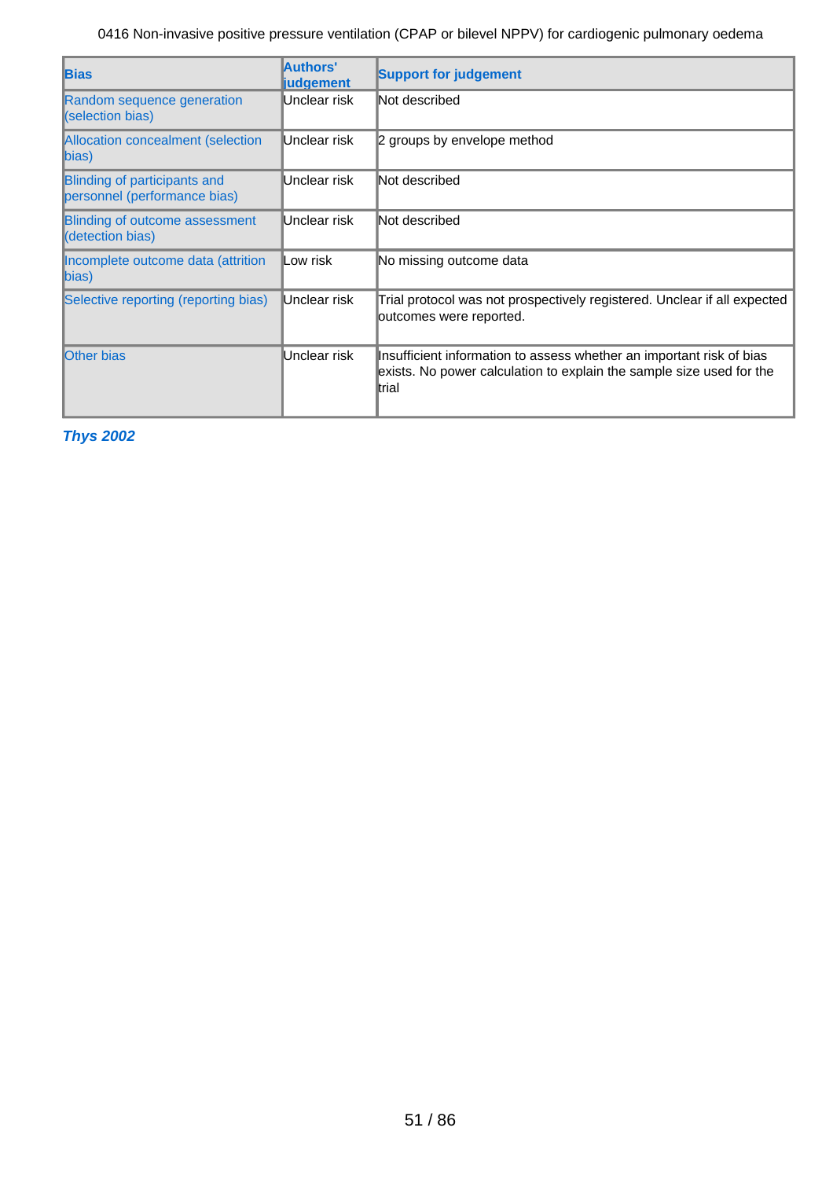| Bias | Authors' judgement | Support for judgement |
|---|---|---|
| Random sequence generation (selection bias) | Unclear risk | Not described |
| Allocation concealment (selection bias) | Unclear risk | 2 groups by envelope method |
| Blinding of participants and personnel (performance bias) | Unclear risk | Not described |
| Blinding of outcome assessment (detection bias) | Unclear risk | Not described |
| Incomplete outcome data (attrition bias) | Low risk | No missing outcome data |
| Selective reporting (reporting bias) | Unclear risk | Trial protocol was not prospectively registered. Unclear if all expected outcomes were reported. |
| Other bias | Unclear risk | Insufficient information to assess whether an important risk of bias exists. No power calculation to explain the sample size used for the trial |

***Thys 2002***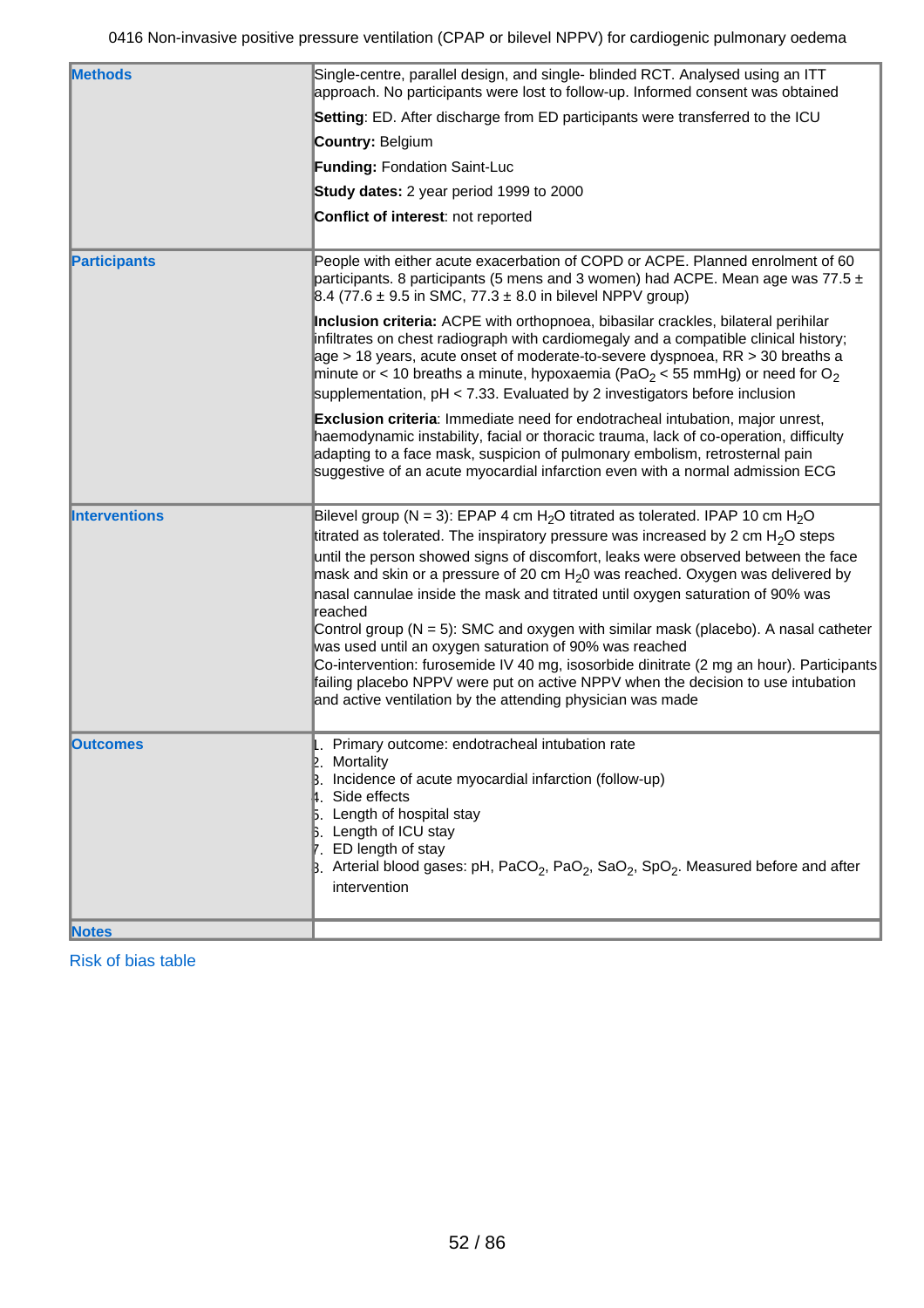| | |
|---|---|
| **Methods** | Single-centre, parallel design, and single- blinded RCT. Analysed using an ITT approach. No participants were lost to follow-up. Informed consent was obtained<br><br>**Setting**: ED. After discharge from ED participants were transferred to the ICU<br><br>**Country:** Belgium<br><br>**Funding:** Fondation Saint-Luc<br><br>**Study dates:** 2 year period 1999 to 2000<br><br>**Conflict of interest**: not reported |
| **Participants** | People with either acute exacerbation of COPD or ACPE. Planned enrolment of 60 participants. 8 participants (5 mens and 3 women) had ACPE. Mean age was 77.5 ± 8.4 (77.6 ± 9.5 in SMC, 77.3 ± 8.0 in bilevel NPPV group)<br><br>**Inclusion criteria:** ACPE with orthopnoea, bibasilar crackles, bilateral perihilar infiltrates on chest radiograph with cardiomegaly and a compatible clinical history; age > 18 years, acute onset of moderate-to-severe dyspnoea, RR > 30 breaths a minute or < 10 breaths a minute, hypoxaemia ($PaO_2$ < 55 mmHg) or need for $O_2$ supplementation, pH < 7.33. Evaluated by 2 investigators before inclusion<br><br>**Exclusion criteria**: Immediate need for endotracheal intubation, major unrest, haemodynamic instability, facial or thoracic trauma, lack of co-operation, difficulty adapting to a face mask, suspicion of pulmonary embolism, retrosternal pain suggestive of an acute myocardial infarction even with a normal admission ECG |
| **Interventions** | Bilevel group (N = 3): EPAP 4 cm $H_2O$ titrated as tolerated. IPAP 10 cm $H_2O$ titrated as tolerated. The inspiratory pressure was increased by 2 cm $H_2O$ steps until the person showed signs of discomfort, leaks were observed between the face mask and skin or a pressure of 20 cm $H_20$ was reached. Oxygen was delivered by nasal cannulae inside the mask and titrated until oxygen saturation of 90% was reached<br>Control group (N = 5): SMC and oxygen with similar mask (placebo). A nasal catheter was used until an oxygen saturation of 90% was reached<br>Co-intervention: furosemide IV 40 mg, isosorbide dinitrate (2 mg an hour). Participants failing placebo NPPV were put on active NPPV when the decision to use intubation and active ventilation by the attending physician was made |
| **Outcomes** | 1. Primary outcome: endotracheal intubation rate<br>2. Mortality<br>3. Incidence of acute myocardial infarction (follow-up)<br>4. Side effects<br>5. Length of hospital stay<br>6. Length of ICU stay<br>7. ED length of stay<br>8. Arterial blood gases: pH, $PaCO_2$, $PaO_2$, $SaO_2$, $SpO_2$. Measured before and after intervention |
| **Notes** | |

Risk of bias table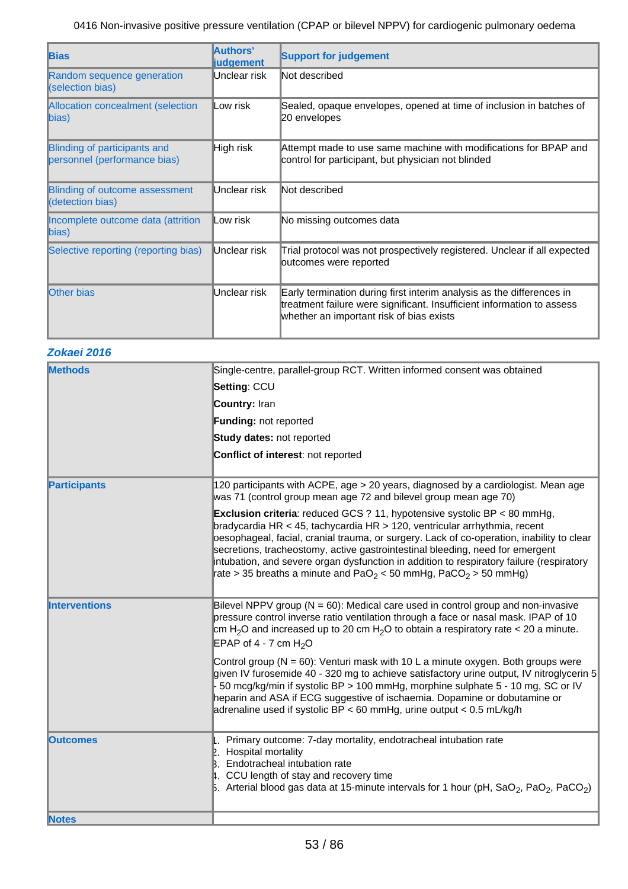| Bias | Authors' judgement | Support for judgement |
|---|---|---|
| Random sequence generation (selection bias) | Unclear risk | Not described |
| Allocation concealment (selection bias) | Low risk | Sealed, opaque envelopes, opened at time of inclusion in batches of 20 envelopes |
| Blinding of participants and personnel (performance bias) | High risk | Attempt made to use same machine with modifications for BPAP and control for participant, but physician not blinded |
| Blinding of outcome assessment (detection bias) | Unclear risk | Not described |
| Incomplete outcome data (attrition bias) | Low risk | No missing outcomes data |
| Selective reporting (reporting bias) | Unclear risk | Trial protocol was not prospectively registered. Unclear if all expected outcomes were reported |
| Other bias | Unclear risk | Early termination during first interim analysis as the differences in treatment failure were significant. Insufficient information to assess whether an important risk of bias exists |

### *Zokaei 2016*

| | |
|---|---|
| **Methods** | Single-centre, parallel-group RCT. Written informed consent was obtained<br>**Setting**: CCU<br>**Country:** Iran<br>**Funding:** not reported<br>**Study dates:** not reported<br>**Conflict of interest**: not reported |
| **Participants** | 120 participants with ACPE, age > 20 years, diagnosed by a cardiologist. Mean age was 71 (control group mean age 72 and bilevel group mean age 70)<br>**Exclusion criteria**: reduced GCS ? 11, hypotensive systolic BP < 80 mmHg, bradycardia HR < 45, tachycardia HR > 120, ventricular arrhythmia, recent oesophageal, facial, cranial trauma, or surgery. Lack of co-operation, inability to clear secretions, tracheostomy, active gastrointestinal bleeding, need for emergent intubation, and severe organ dysfunction in addition to respiratory failure (respiratory rate > 35 breaths a minute and $PaO_2$ < 50 mmHg, $PaCO_2$ > 50 mmHg) |
| **Interventions** | Bilevel NPPV group (N = 60): Medical care used in control group and non-invasive pressure control inverse ratio ventilation through a face or nasal mask. IPAP of 10 cm $H_2O$ and increased up to 20 cm $H_2O$ to obtain a respiratory rate < 20 a minute. EPAP of 4 - 7 cm $H_2O$<br>Control group (N = 60): Venturi mask with 10 L a minute oxygen. Both groups were given IV furosemide 40 - 320 mg to achieve satisfactory urine output, IV nitroglycerin 5 - 50 mcg/kg/min if systolic BP > 100 mmHg, morphine sulphate 5 - 10 mg, SC or IV heparin and ASA if ECG suggestive of ischaemia. Dopamine or dobutamine or adrenaline used if systolic BP < 60 mmHg, urine output < 0.5 mL/kg/h |
| **Outcomes** | 1. Primary outcome: 7-day mortality, endotracheal intubation rate<br>2. Hospital mortality<br>3. Endotracheal intubation rate<br>4. CCU length of stay and recovery time<br>5. Arterial blood gas data at 15-minute intervals for 1 hour (pH, $SaO_2$, $PaO_2$, $PaCO_2$) |
| **Notes** | |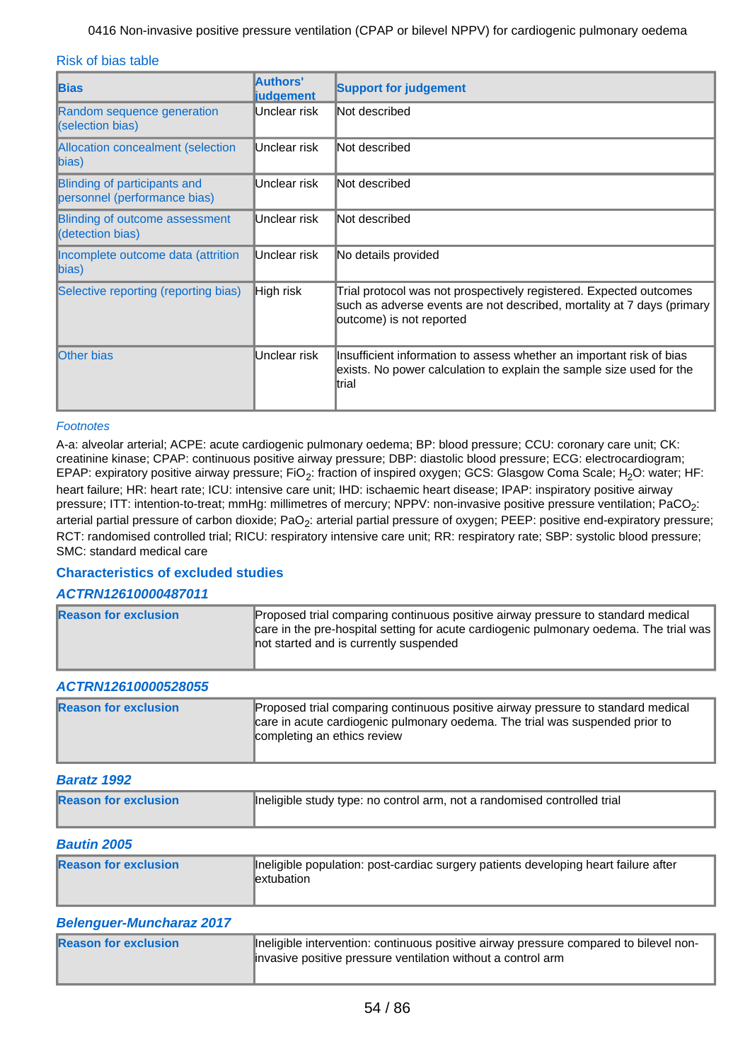### Risk of bias table

| Bias | Authors' judgement | Support for judgement |
|---|---|---|
| Random sequence generation (selection bias) | Unclear risk | Not described |
| Allocation concealment (selection bias) | Unclear risk | Not described |
| Blinding of participants and personnel (performance bias) | Unclear risk | Not described |
| Blinding of outcome assessment (detection bias) | Unclear risk | Not described |
| Incomplete outcome data (attrition bias) | Unclear risk | No details provided |
| Selective reporting (reporting bias) | High risk | Trial protocol was not prospectively registered. Expected outcomes such as adverse events are not described, mortality at 7 days (primary outcome) is not reported |
| Other bias | Unclear risk | Insufficient information to assess whether an important risk of bias exists. No power calculation to explain the sample size used for the trial |

*Footnotes*

A-a: alveolar arterial; ACPE: acute cardiogenic pulmonary oedema; BP: blood pressure; CCU: coronary care unit; CK: creatinine kinase; CPAP: continuous positive airway pressure; DBP: diastolic blood pressure; ECG: electrocardiogram; EPAP: expiratory positive airway pressure; $FiO_2$: fraction of inspired oxygen; GCS: Glasgow Coma Scale; $H_2O$: water; HF: heart failure; HR: heart rate; ICU: intensive care unit; IHD: ischaemic heart disease; IPAP: inspiratory positive airway pressure; ITT: intention-to-treat; mmHg: millimetres of mercury; NPPV: non-invasive positive pressure ventilation; $PaCO_2$: arterial partial pressure of carbon dioxide; $PaO_2$: arterial partial pressure of oxygen; PEEP: positive end-expiratory pressure; RCT: randomised controlled trial; RICU: respiratory intensive care unit; RR: respiratory rate; SBP: systolic blood pressure; SMC: standard medical care

### Characteristics of excluded studies

#### *ACTRN12610000487011*

| Reason for exclusion | Proposed trial comparing continuous positive airway pressure to standard medical care in the pre-hospital setting for acute cardiogenic pulmonary oedema. The trial was not started and is currently suspended |
|---|---|

#### *ACTRN12610000528055*

| Reason for exclusion | Proposed trial comparing continuous positive airway pressure to standard medical care in acute cardiogenic pulmonary oedema. The trial was suspended prior to completing an ethics review |
|---|---|

#### *Baratz 1992*

| Reason for exclusion | Ineligible study type: no control arm, not a randomised controlled trial |
|---|---|

#### *Bautin 2005*

| Reason for exclusion | Ineligible population: post-cardiac surgery patients developing heart failure after extubation |
|---|---|

#### *Belenguer-Muncharaz 2017*

| Reason for exclusion | Ineligible intervention: continuous positive airway pressure compared to bilevel non-invasive positive pressure ventilation without a control arm |
|---|---|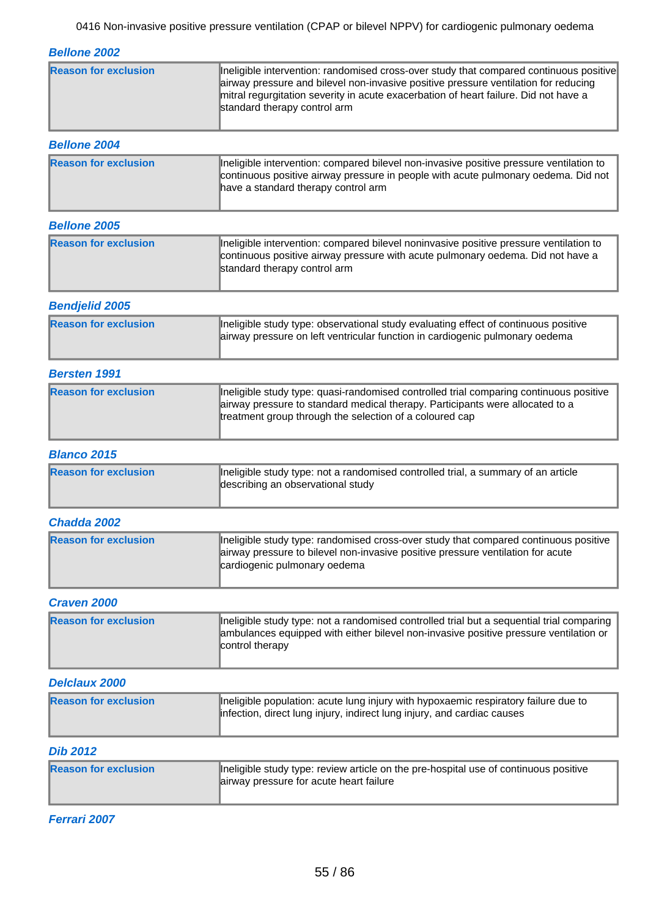### Bellone 2002

| Reason for exclusion | Ineligible intervention: randomised cross-over study that compared continuous positive airway pressure and bilevel non-invasive positive pressure ventilation for reducing mitral regurgitation severity in acute exacerbation of heart failure. Did not have a standard therapy control arm |
|---|---|

### Bellone 2004

| Reason for exclusion | Ineligible intervention: compared bilevel non-invasive positive pressure ventilation to continuous positive airway pressure in people with acute pulmonary oedema. Did not have a standard therapy control arm |
|---|---|

### Bellone 2005

| Reason for exclusion | Ineligible intervention: compared bilevel noninvasive positive pressure ventilation to continuous positive airway pressure with acute pulmonary oedema. Did not have a standard therapy control arm |
|---|---|

### Bendjelid 2005

| Reason for exclusion | Ineligible study type: observational study evaluating effect of continuous positive airway pressure on left ventricular function in cardiogenic pulmonary oedema |
|---|---|

### Bersten 1991

| Reason for exclusion | Ineligible study type: quasi-randomised controlled trial comparing continuous positive airway pressure to standard medical therapy. Participants were allocated to a treatment group through the selection of a coloured cap |
|---|---|

### Blanco 2015

| Reason for exclusion | Ineligible study type: not a randomised controlled trial, a summary of an article describing an observational study |
|---|---|

### Chadda 2002

| Reason for exclusion | Ineligible study type: randomised cross-over study that compared continuous positive airway pressure to bilevel non-invasive positive pressure ventilation for acute cardiogenic pulmonary oedema |
|---|---|

### Craven 2000

| Reason for exclusion | Ineligible study type: not a randomised controlled trial but a sequential trial comparing ambulances equipped with either bilevel non-invasive positive pressure ventilation or control therapy |
|---|---|

### Delclaux 2000

| Reason for exclusion | Ineligible population: acute lung injury with hypoxaemic respiratory failure due to infection, direct lung injury, indirect lung injury, and cardiac causes |
|---|---|

### Dib 2012

| Reason for exclusion | Ineligible study type: review article on the pre-hospital use of continuous positive airway pressure for acute heart failure |
|---|---|

### Ferrari 2007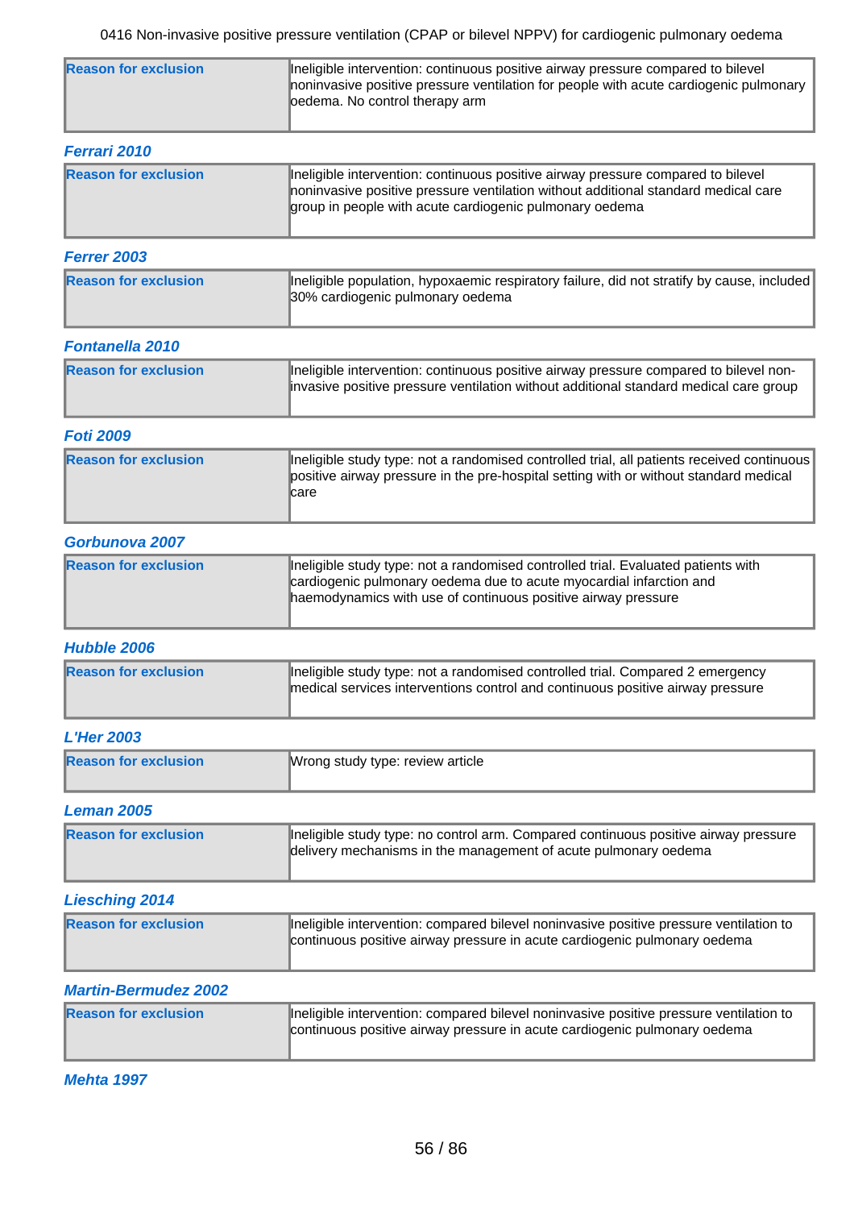| Reason for exclusion | Ineligible intervention: continuous positive airway pressure compared to bilevel noninvasive positive pressure ventilation for people with acute cardiogenic pulmonary oedema. No control therapy arm |
|---|---|

### Ferrari 2010

| Reason for exclusion | Ineligible intervention: continuous positive airway pressure compared to bilevel noninvasive positive pressure ventilation without additional standard medical care group in people with acute cardiogenic pulmonary oedema |
|---|---|

### Ferrer 2003

| Reason for exclusion | Ineligible population, hypoxaemic respiratory failure, did not stratify by cause, included 30% cardiogenic pulmonary oedema |
|---|---|

### Fontanella 2010

| Reason for exclusion | Ineligible intervention: continuous positive airway pressure compared to bilevel non-invasive positive pressure ventilation without additional standard medical care group |
|---|---|

### Foti 2009

| Reason for exclusion | Ineligible study type: not a randomised controlled trial, all patients received continuous positive airway pressure in the pre-hospital setting with or without standard medical care |
|---|---|

### Gorbunova 2007

| Reason for exclusion | Ineligible study type: not a randomised controlled trial. Evaluated patients with cardiogenic pulmonary oedema due to acute myocardial infarction and haemodynamics with use of continuous positive airway pressure |
|---|---|

### Hubble 2006

| Reason for exclusion | Ineligible study type: not a randomised controlled trial. Compared 2 emergency medical services interventions control and continuous positive airway pressure |
|---|---|

### L'Her 2003

| Reason for exclusion | Wrong study type: review article |
|---|---|

### Leman 2005

| Reason for exclusion | Ineligible study type: no control arm. Compared continuous positive airway pressure delivery mechanisms in the management of acute pulmonary oedema |
|---|---|

### Liesching 2014

| Reason for exclusion | Ineligible intervention: compared bilevel noninvasive positive pressure ventilation to continuous positive airway pressure in acute cardiogenic pulmonary oedema |
|---|---|

### Martin-Bermudez 2002

| Reason for exclusion | Ineligible intervention: compared bilevel noninvasive positive pressure ventilation to continuous positive airway pressure in acute cardiogenic pulmonary oedema |
|---|---|

### Mehta 1997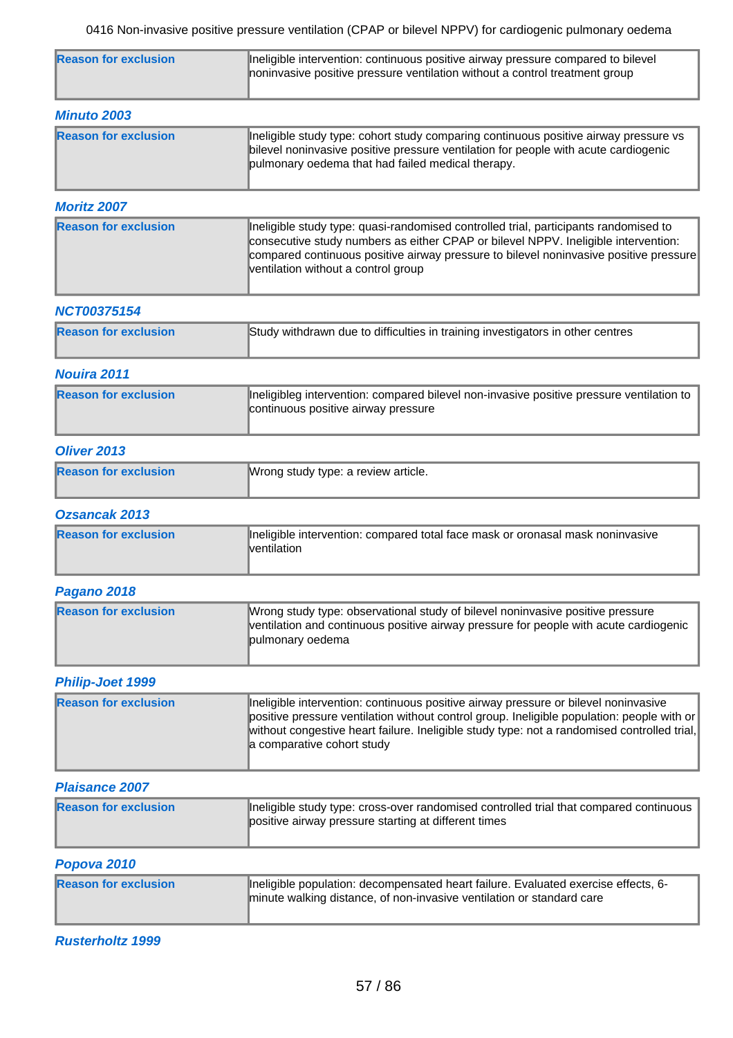| Reason for exclusion | Ineligible intervention: continuous positive airway pressure compared to bilevel noninvasive positive pressure ventilation without a control treatment group |
|---|---|

### Minuto 2003

| Reason for exclusion | Ineligible study type: cohort study comparing continuous positive airway pressure vs bilevel noninvasive positive pressure ventilation for people with acute cardiogenic pulmonary oedema that had failed medical therapy. |
|---|---|

### Moritz 2007

| Reason for exclusion | Ineligible study type: quasi-randomised controlled trial, participants randomised to consecutive study numbers as either CPAP or bilevel NPPV. Ineligible intervention: compared continuous positive airway pressure to bilevel noninvasive positive pressure ventilation without a control group |
|---|---|

### NCT00375154

| Reason for exclusion | Study withdrawn due to difficulties in training investigators in other centres |
|---|---|

### Nouira 2011

| Reason for exclusion | Ineligibleg intervention: compared bilevel non-invasive positive pressure ventilation to continuous positive airway pressure |
|---|---|

### Oliver 2013

| Reason for exclusion | Wrong study type: a review article. |
|---|---|

### Ozsancak 2013

| Reason for exclusion | Ineligible intervention: compared total face mask or oronasal mask noninvasive ventilation |
|---|---|

### Pagano 2018

| Reason for exclusion | Wrong study type: observational study of bilevel noninvasive positive pressure ventilation and continuous positive airway pressure for people with acute cardiogenic pulmonary oedema |
|---|---|

### Philip-Joet 1999

| Reason for exclusion | Ineligible intervention: continuous positive airway pressure or bilevel noninvasive positive pressure ventilation without control group. Ineligible population: people with or without congestive heart failure. Ineligible study type: not a randomised controlled trial, a comparative cohort study |
|---|---|

### Plaisance 2007

| Reason for exclusion | Ineligible study type: cross-over randomised controlled trial that compared continuous positive airway pressure starting at different times |
|---|---|

### Popova 2010

| Reason for exclusion | Ineligible population: decompensated heart failure. Evaluated exercise effects, 6-minute walking distance, of non-invasive ventilation or standard care |
|---|---|

### Rusterholtz 1999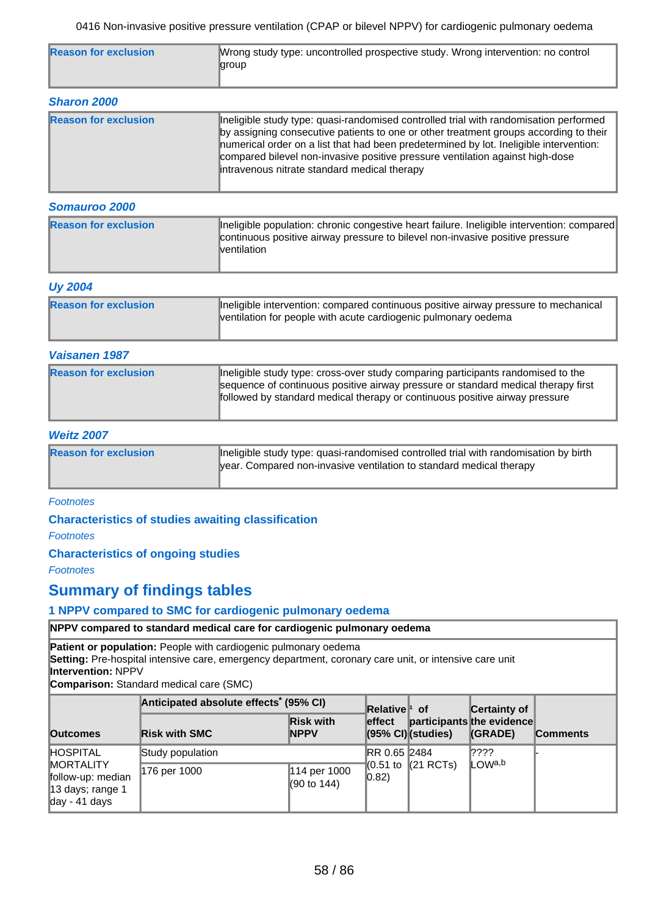| Reason for exclusion | Wrong study type: uncontrolled prospective study. Wrong intervention: no control group |
|---|---|

### Sharon 2000

| Reason for exclusion | Ineligible study type: quasi-randomised controlled trial with randomisation performed by assigning consecutive patients to one or other treatment groups according to their numerical order on a list that had been predetermined by lot. Ineligible intervention: compared bilevel non-invasive positive pressure ventilation against high-dose intravenous nitrate standard medical therapy |
|---|---|

### Somauroo 2000

| Reason for exclusion | Ineligible population: chronic congestive heart failure. Ineligible intervention: compared continuous positive airway pressure to bilevel non-invasive positive pressure ventilation |
|---|---|

### Uy 2004

| Reason for exclusion | Ineligible intervention: compared continuous positive airway pressure to mechanical ventilation for people with acute cardiogenic pulmonary oedema |
|---|---|

### Vaisanen 1987

| Reason for exclusion | Ineligible study type: cross-over study comparing participants randomised to the sequence of continuous positive airway pressure or standard medical therapy first followed by standard medical therapy or continuous positive airway pressure |
|---|---|

### Weitz 2007

| Reason for exclusion | Ineligible study type: quasi-randomised controlled trial with randomisation by birth year. Compared non-invasive ventilation to standard medical therapy |
|---|---|

*Footnotes*

## Characteristics of studies awaiting classification

*Footnotes*

## Characteristics of ongoing studies

*Footnotes*

# Summary of findings tables

## 1 NPPV compared to SMC for cardiogenic pulmonary oedema

**NPPV compared to standard medical care for cardiogenic pulmonary oedema**

**Patient or population:** People with cardiogenic pulmonary oedema
**Setting:** Pre-hospital intensive care, emergency department, coronary care unit, or intensive care unit
**Intervention:** NPPV
**Comparison:** Standard medical care (SMC)

| Outcomes | Anticipated absolute effects* (95% CI) | | Relative effect (95% CI) | № of participants (studies) | Certainty of the evidence (GRADE) | Comments |
|---|---|---|---|---|---|---|
| | Risk with SMC | Risk with NPPV | | | | |
| HOSPITAL MORTALITY follow-up: median 13 days; range 1 day - 41 days | Study population | | RR 0.65 (0.51 to 0.82) | 2484 (21 RCTs) | ???? LOW[a,b] | - |
| | 176 per 1000 | 114 per 1000 (90 to 144) | | | | |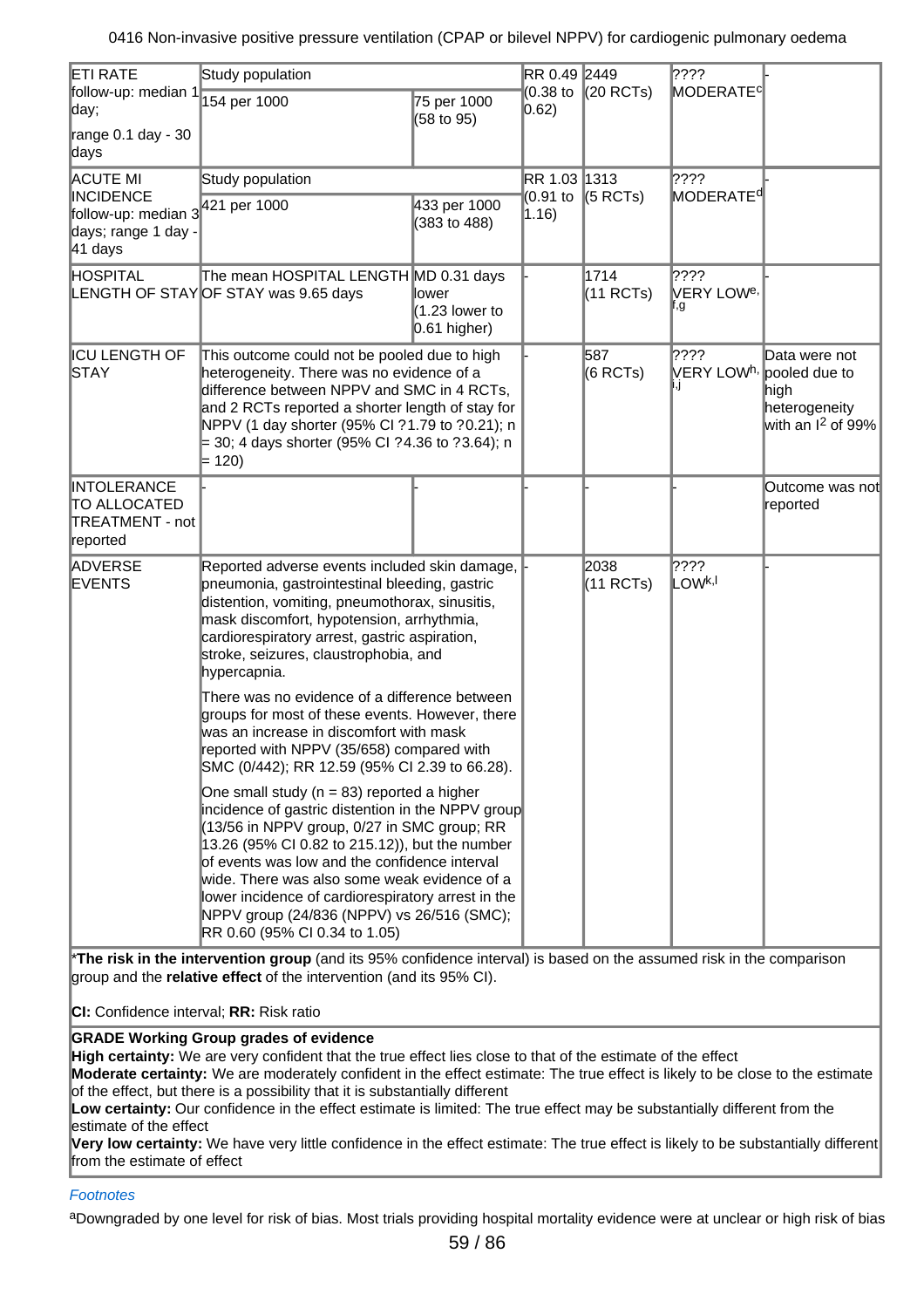| ETI RATE follow-up: median 1 day; range 0.1 day - 30 days | Study population | | RR 0.49 (0.38 to 0.62) | 2449 (20 RCTs) | ???? MODERATE[c] | - |
|---|---|---|---|---|---|---|
| | 154 per 1000 | 75 per 1000 (58 to 95) | | | | |
| ACUTE MI INCIDENCE follow-up: median 3 days; range 1 day - 41 days | Study population | | RR 1.03 (0.91 to 1.16) | 1313 (5 RCTs) | ???? MODERATE[d] | - |
| | 421 per 1000 | 433 per 1000 (383 to 488) | | | | |
| HOSPITAL LENGTH OF STAY | The mean HOSPITAL LENGTH OF STAY was 9.65 days | MD 0.31 days lower (1.23 lower to 0.61 higher) | - | 1714 (11 RCTs) | ???? VERY LOW[e,f,g] | - |
| ICU LENGTH OF STAY | This outcome could not be pooled due to high heterogeneity. There was no evidence of a difference between NPPV and SMC in 4 RCTs, and 2 RCTs reported a shorter length of stay for NPPV (1 day shorter (95% CI ?1.79 to ?0.21); n = 30; 4 days shorter (95% CI ?4.36 to ?3.64); n = 120) | | - | 587 (6 RCTs) | ???? VERY LOW[h,i,j] | Data were not pooled due to high heterogeneity with an $I^2$ of 99% |
| INTOLERANCE TO ALLOCATED TREATMENT - not reported | - | - | - | - | - | Outcome was not reported |
| ADVERSE EVENTS | Reported adverse events included skin damage, pneumonia, gastrointestinal bleeding, gastric distention, vomiting, pneumothorax, sinusitis, mask discomfort, hypotension, arrhythmia, cardiorespiratory arrest, gastric aspiration, stroke, seizures, claustrophobia, and hypercapnia.<br><br>There was no evidence of a difference between groups for most of these events. However, there was an increase in discomfort with mask reported with NPPV (35/658) compared with SMC (0/442); RR 12.59 (95% CI 2.39 to 66.28).<br><br>One small study (n = 83) reported a higher incidence of gastric distention in the NPPV group (13/56 in NPPV group, 0/27 in SMC group; RR 13.26 (95% CI 0.82 to 215.12)), but the number of events was low and the confidence interval wide. There was also some weak evidence of a lower incidence of cardiorespiratory arrest in the NPPV group (24/836 (NPPV) vs 26/516 (SMC); RR 0.60 (95% CI 0.34 to 1.05) | | - | 2038 (11 RCTs) | ???? LOW[k,l] | - |

*__The risk in the intervention group__ (and its 95% confidence interval) is based on the assumed risk in the comparison group and the **relative effect** of the intervention (and its 95% CI).

**CI:** Confidence interval; **RR:** Risk ratio

**GRADE Working Group grades of evidence**
**High certainty:** We are very confident that the true effect lies close to that of the estimate of the effect
**Moderate certainty:** We are moderately confident in the effect estimate: The true effect is likely to be close to the estimate of the effect, but there is a possibility that it is substantially different
**Low certainty:** Our confidence in the effect estimate is limited: The true effect may be substantially different from the estimate of the effect
**Very low certainty:** We have very little confidence in the effect estimate: The true effect is likely to be substantially different from the estimate of effect

*Footnotes*

[a]Downgraded by one level for risk of bias. Most trials providing hospital mortality evidence were at unclear or high risk of bias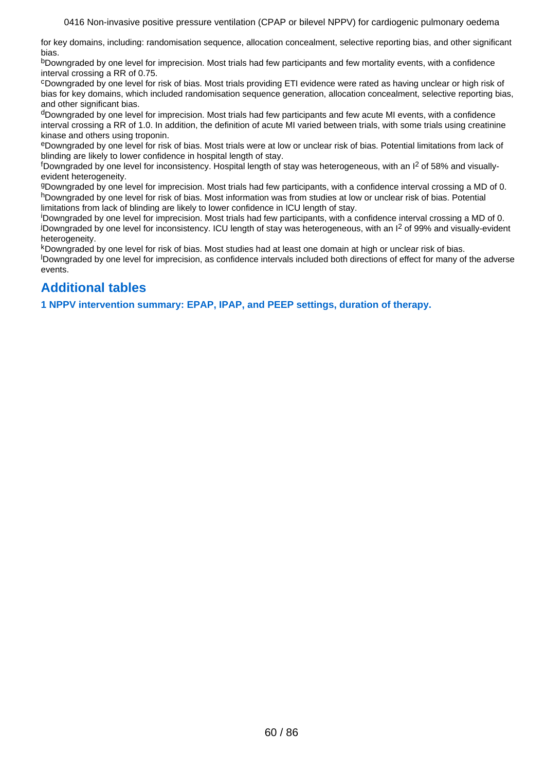for key domains, including: randomisation sequence, allocation concealment, selective reporting bias, and other significant bias.

[b]Downgraded by one level for imprecision. Most trials had few participants and few mortality events, with a confidence interval crossing a RR of 0.75.

[c]Downgraded by one level for risk of bias. Most trials providing ETI evidence were rated as having unclear or high risk of bias for key domains, which included randomisation sequence generation, allocation concealment, selective reporting bias, and other significant bias.

[d]Downgraded by one level for imprecision. Most trials had few participants and few acute MI events, with a confidence interval crossing a RR of 1.0. In addition, the definition of acute MI varied between trials, with some trials using creatinine kinase and others using troponin.

[e]Downgraded by one level for risk of bias. Most trials were at low or unclear risk of bias. Potential limitations from lack of blinding are likely to lower confidence in hospital length of stay.

[f]Downgraded by one level for inconsistency. Hospital length of stay was heterogeneous, with an $I^2$ of 58% and visually-evident heterogeneity.

[g]Downgraded by one level for imprecision. Most trials had few participants, with a confidence interval crossing a MD of 0.

[h]Downgraded by one level for risk of bias. Most information was from studies at low or unclear risk of bias. Potential limitations from lack of blinding are likely to lower confidence in ICU length of stay.

[i]Downgraded by one level for imprecision. Most trials had few participants, with a confidence interval crossing a MD of 0.

[j]Downgraded by one level for inconsistency. ICU length of stay was heterogeneous, with an $I^2$ of 99% and visually-evident heterogeneity.

[k]Downgraded by one level for risk of bias. Most studies had at least one domain at high or unclear risk of bias.

[l]Downgraded by one level for imprecision, as confidence intervals included both directions of effect for many of the adverse events.

## Additional tables

**1 NPPV intervention summary: EPAP, IPAP, and PEEP settings, duration of therapy.**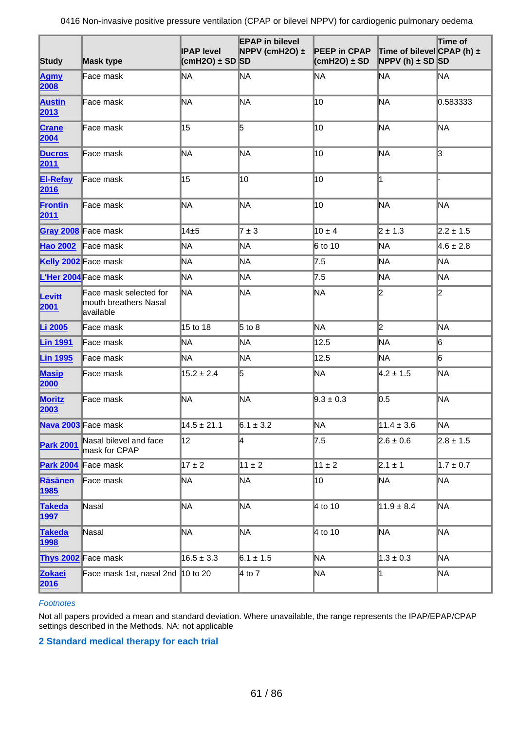| Study | Mask type | IPAP level (cmH2O) ± SD | EPAP in bilevel NPPV (cmH2O) ± SD | PEEP in CPAP (cmH2O) ± SD | Time of bilevel NPPV (h) ± SD | Time of CPAP (h) ± SD |
|---|---|---|---|---|---|---|
| Agmy 2008 | Face mask | NA | NA | NA | NA | NA |
| Austin 2013 | Face mask | NA | NA | 10 | NA | 0.583333 |
| Crane 2004 | Face mask | 15 | 5 | 10 | NA | NA |
| Ducros 2011 | Face mask | NA | NA | 10 | NA | 3 |
| El-Refay 2016 | Face mask | 15 | 10 | 10 | 1 | - |
| Frontin 2011 | Face mask | NA | NA | 10 | NA | NA |
| Gray 2008 | Face mask | 14±5 | 7 ± 3 | 10 ± 4 | 2 ± 1.3 | 2.2 ± 1.5 |
| Hao 2002 | Face mask | NA | NA | 6 to 10 | NA | 4.6 ± 2.8 |
| Kelly 2002 | Face mask | NA | NA | 7.5 | NA | NA |
| L'Her 2004 | Face mask | NA | NA | 7.5 | NA | NA |
| Levitt 2001 | Face mask selected for mouth breathers Nasal available | NA | NA | NA | 2 | 2 |
| Li 2005 | Face mask | 15 to 18 | 5 to 8 | NA | 2 | NA |
| Lin 1991 | Face mask | NA | NA | 12.5 | NA | 6 |
| Lin 1995 | Face mask | NA | NA | 12.5 | NA | 6 |
| Masip 2000 | Face mask | 15.2 ± 2.4 | 5 | NA | 4.2 ± 1.5 | NA |
| Moritz 2003 | Face mask | NA | NA | 9.3 ± 0.3 | 0.5 | NA |
| Nava 2003 | Face mask | 14.5 ± 21.1 | 6.1 ± 3.2 | NA | 11.4 ± 3.6 | NA |
| Park 2001 | Nasal bilevel and face mask for CPAP | 12 | 4 | 7.5 | 2.6 ± 0.6 | 2.8 ± 1.5 |
| Park 2004 | Face mask | 17 ± 2 | 11 ± 2 | 11 ± 2 | 2.1 ± 1 | 1.7 ± 0.7 |
| Räsänen 1985 | Face mask | NA | NA | 10 | NA | NA |
| Takeda 1997 | Nasal | NA | NA | 4 to 10 | 11.9 ± 8.4 | NA |
| Takeda 1998 | Nasal | NA | NA | 4 to 10 | NA | NA |
| Thys 2002 | Face mask | 16.5 ± 3.3 | 6.1 ± 1.5 | NA | 1.3 ± 0.3 | NA |
| Zokaei 2016 | Face mask 1st, nasal 2nd | 10 to 20 | 4 to 7 | NA | 1 | NA |

*Footnotes*

Not all papers provided a mean and standard deviation. Where unavailable, the range represents the IPAP/EPAP/CPAP settings described in the Methods. NA: not applicable

## 2 Standard medical therapy for each trial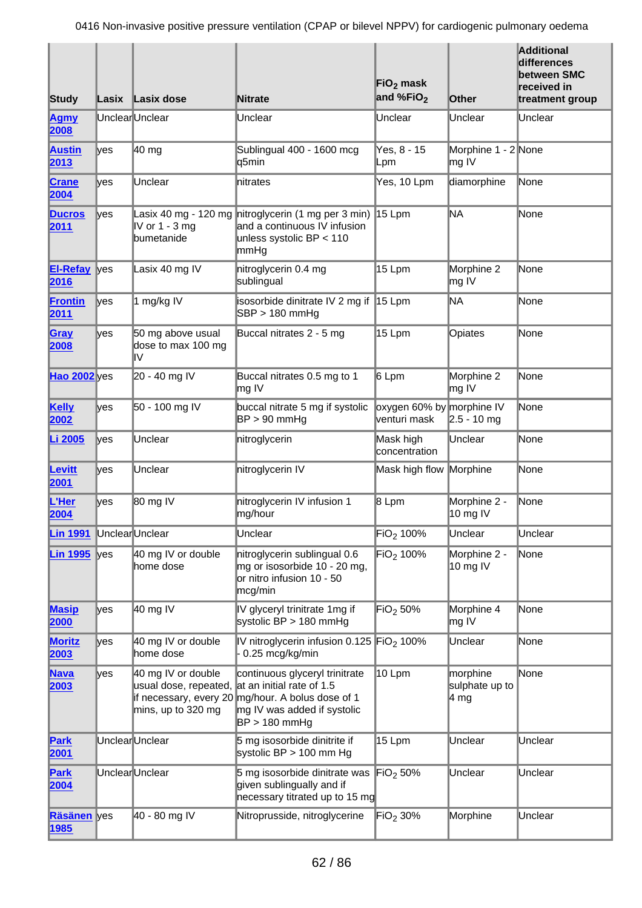| Study | Lasix | Lasix dose | Nitrate | $FiO_2$ mask and $\%FiO_2$ | Other | Additional differences between SMC received in treatment group |
|---|---|---|---|---|---|---|
| Agmy 2008 | Unclear | Unclear | Unclear | Unclear | Unclear | Unclear |
| Austin 2013 | yes | 40 mg | Sublingual 400 - 1600 mcg q5min | Yes, 8 - 15 Lpm | Morphine 1 - 2 mg IV | None |
| Crane 2004 | yes | Unclear | nitrates | Yes, 10 Lpm | diamorphine | None |
| Ducros 2011 | yes | Lasix 40 mg - 120 mg IV or 1 - 3 mg bumetanide | nitroglycerin (1 mg per 3 min) and a continuous IV infusion unless systolic BP < 110 mmHg | 15 Lpm | NA | None |
| El-Refay 2016 | yes | Lasix 40 mg IV | nitroglycerin 0.4 mg sublingual | 15 Lpm | Morphine 2 mg IV | None |
| Frontin 2011 | yes | 1 mg/kg IV | isosorbide dinitrate IV 2 mg if SBP > 180 mmHg | 15 Lpm | NA | None |
| Gray 2008 | yes | 50 mg above usual dose to max 100 mg IV | Buccal nitrates 2 - 5 mg | 15 Lpm | Opiates | None |
| Hao 2002 | yes | 20 - 40 mg IV | Buccal nitrates 0.5 mg to 1 mg IV | 6 Lpm | Morphine 2 mg IV | None |
| Kelly 2002 | yes | 50 - 100 mg IV | buccal nitrate 5 mg if systolic BP > 90 mmHg | oxygen 60% by venturi mask | morphine IV 2.5 - 10 mg | None |
| Li 2005 | yes | Unclear | nitroglycerin | Mask high concentration | Unclear | None |
| Levitt 2001 | yes | Unclear | nitroglycerin IV | Mask high flow | Morphine | None |
| L'Her 2004 | yes | 80 mg IV | nitroglycerin IV infusion 1 mg/hour | 8 Lpm | Morphine 2 - 10 mg IV | None |
| Lin 1991 | Unclear | Unclear | Unclear | $FiO_2$ 100% | Unclear | Unclear |
| Lin 1995 | yes | 40 mg IV or double home dose | nitroglycerin sublingual 0.6 mg or isosorbide 10 - 20 mg, or nitro infusion 10 - 50 mcg/min | $FiO_2$ 100% | Morphine 2 - 10 mg IV | None |
| Masip 2000 | yes | 40 mg IV | IV glyceryl trinitrate 1mg if systolic BP > 180 mmHg | $FiO_2$ 50% | Morphine 4 mg IV | None |
| Moritz 2003 | yes | 40 mg IV or double home dose | IV nitroglycerin infusion 0.125 - 0.25 mcg/kg/min | $FiO_2$ 100% | Unclear | None |
| Nava 2003 | yes | 40 mg IV or double usual dose, repeated, if necessary, every 20 mins, up to 320 mg | continuous glyceryl trinitrate at an initial rate of 1.5 mg/hour. A bolus dose of 1 mg IV was added if systolic BP > 180 mmHg | 10 Lpm | morphine sulphate up to 4 mg | None |
| Park 2001 | Unclear | Unclear | 5 mg isosorbide dinitrite if systolic BP > 100 mm Hg | 15 Lpm | Unclear | Unclear |
| Park 2004 | Unclear | Unclear | 5 mg isosorbide dinitrate was given sublingually and if necessary titrated up to 15 mg | $FiO_2$ 50% | Unclear | Unclear |
| Räsänen 1985 | yes | 40 - 80 mg IV | Nitroprusside, nitroglycerine | $FiO_2$ 30% | Morphine | Unclear |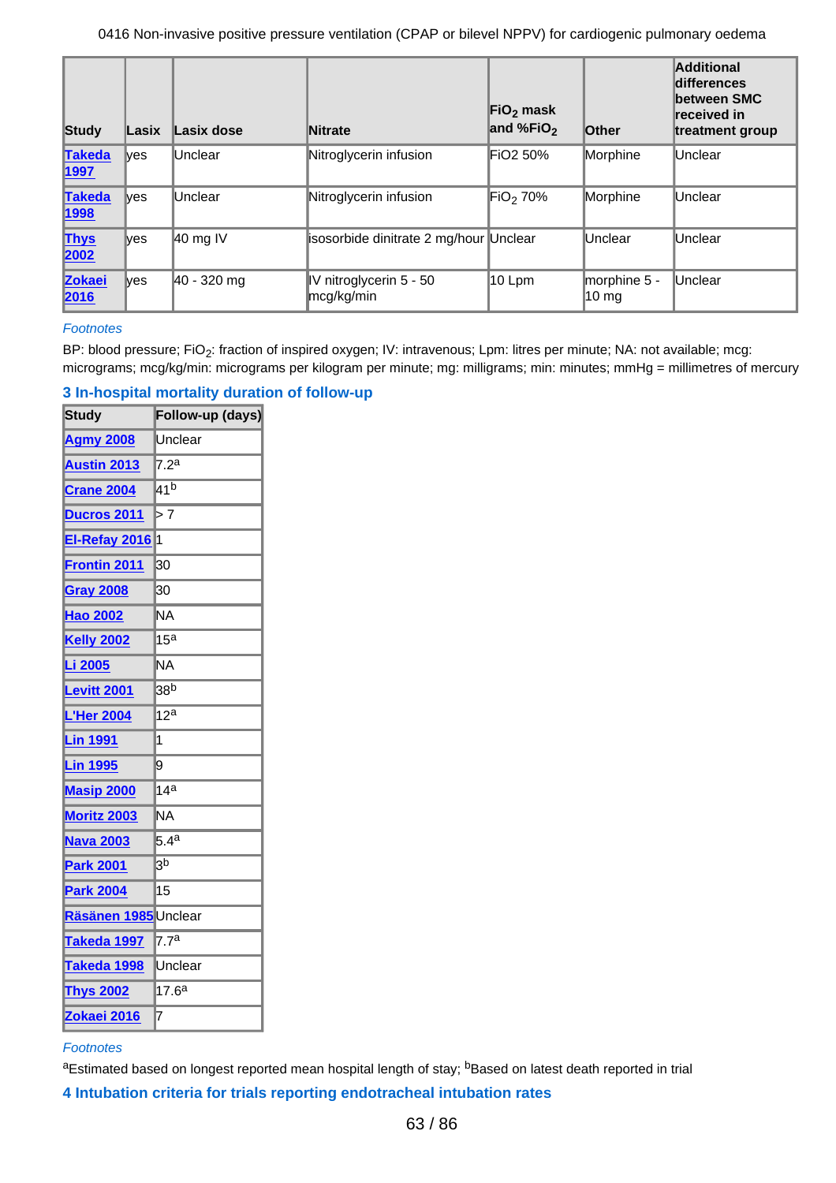| Study | Lasix | Lasix dose | Nitrate | $FiO_2$ mask and $\%FiO_2$ | Other | Additional differences between SMC received in treatment group |
|---|---|---|---|---|---|---|
| Takeda 1997 | yes | Unclear | Nitroglycerin infusion | FiO2 50% | Morphine | Unclear |
| Takeda 1998 | yes | Unclear | Nitroglycerin infusion | $FiO_2$ 70% | Morphine | Unclear |
| Thys 2002 | yes | 40 mg IV | isosorbide dinitrate 2 mg/hour | Unclear | Unclear | Unclear |
| Zokaei 2016 | yes | 40 - 320 mg | IV nitroglycerin 5 - 50 mcg/kg/min | 10 Lpm | morphine 5 - 10 mg | Unclear |

*Footnotes*

BP: blood pressure; $FiO_2$: fraction of inspired oxygen; IV: intravenous; Lpm: litres per minute; NA: not available; mcg: micrograms; mcg/kg/min: micrograms per kilogram per minute; mg: milligrams; min: minutes; mmHg = millimetres of mercury

### 3 In-hospital mortality duration of follow-up

| Study | Follow-up (days) |
|---|---|
| Agmy 2008 | Unclear |
| Austin 2013 | 7.2[a] |
| Crane 2004 | 41[b] |
| Ducros 2011 | > 7 |
| El-Refay 2016 | 1 |
| Frontin 2011 | 30 |
| Gray 2008 | 30 |
| Hao 2002 | NA |
| Kelly 2002 | 15[a] |
| Li 2005 | NA |
| Levitt 2001 | 38[b] |
| L'Her 2004 | 12[a] |
| Lin 1991 | 1 |
| Lin 1995 | 9 |
| Masip 2000 | 14[a] |
| Moritz 2003 | NA |
| Nava 2003 | 5.4[a] |
| Park 2001 | 3[b] |
| Park 2004 | 15 |
| Räsänen 1985 | Unclear |
| Takeda 1997 | 7.7[a] |
| Takeda 1998 | Unclear |
| Thys 2002 | 17.6[a] |
| Zokaei 2016 | 7 |

*Footnotes*

[a]Estimated based on longest reported mean hospital length of stay; [b]Based on latest death reported in trial

### 4 Intubation criteria for trials reporting endotracheal intubation rates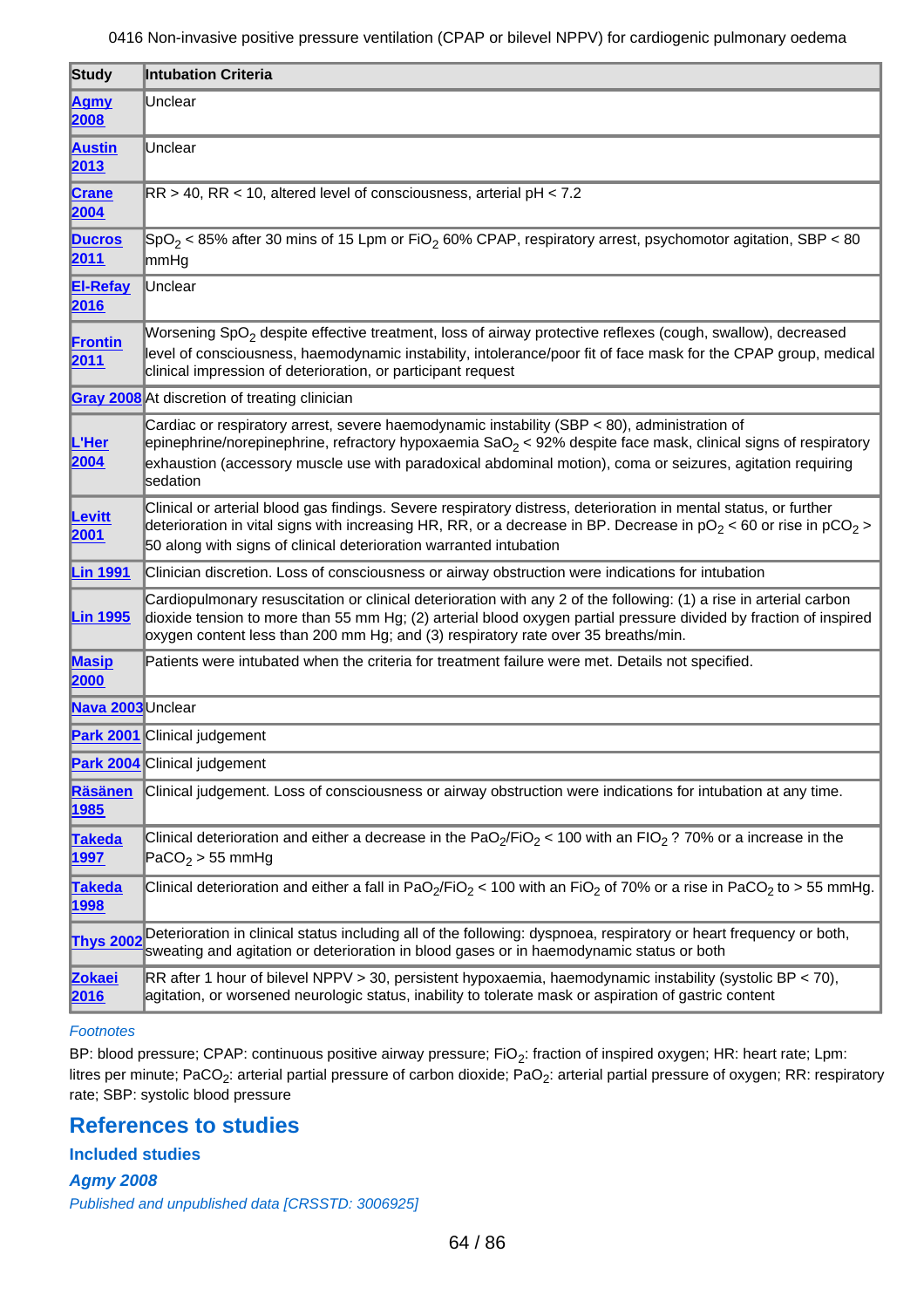| Study | Intubation Criteria |
|---|---|
| Agmy 2008 | Unclear |
| Austin 2013 | Unclear |
| Crane 2004 | RR > 40, RR < 10, altered level of consciousness, arterial pH < 7.2 |
| Ducros 2011 | $SpO_2$ < 85% after 30 mins of 15 Lpm or $FiO_2$ 60% CPAP, respiratory arrest, psychomotor agitation, SBP < 80 mmHg |
| El-Refay 2016 | Unclear |
| Frontin 2011 | Worsening $SpO_2$ despite effective treatment, loss of airway protective reflexes (cough, swallow), decreased level of consciousness, haemodynamic instability, intolerance/poor fit of face mask for the CPAP group, medical clinical impression of deterioration, or participant request |
| Gray 2008 | At discretion of treating clinician |
| L'Her 2004 | Cardiac or respiratory arrest, severe haemodynamic instability (SBP < 80), administration of epinephrine/norepinephrine, refractory hypoxaemia $SaO_2$ < 92% despite face mask, clinical signs of respiratory exhaustion (accessory muscle use with paradoxical abdominal motion), coma or seizures, agitation requiring sedation |
| Levitt 2001 | Clinical or arterial blood gas findings. Severe respiratory distress, deterioration in mental status, or further deterioration in vital signs with increasing HR, RR, or a decrease in BP. Decrease in $pO_2$ < 60 or rise in $pCO_2$ > 50 along with signs of clinical deterioration warranted intubation |
| Lin 1991 | Clinician discretion. Loss of consciousness or airway obstruction were indications for intubation |
| Lin 1995 | Cardiopulmonary resuscitation or clinical deterioration with any 2 of the following: (1) a rise in arterial carbon dioxide tension to more than 55 mm Hg; (2) arterial blood oxygen partial pressure divided by fraction of inspired oxygen content less than 200 mm Hg; and (3) respiratory rate over 35 breaths/min. |
| Masip 2000 | Patients were intubated when the criteria for treatment failure were met. Details not specified. |
| Nava 2003 | Unclear |
| Park 2001 | Clinical judgement |
| Park 2004 | Clinical judgement |
| Räsänen 1985 | Clinical judgement. Loss of consciousness or airway obstruction were indications for intubation at any time. |
| Takeda 1997 | Clinical deterioration and either a decrease in the $PaO_2/FiO_2$ < 100 with an $FIO_2$ ? 70% or a increase in the $PaCO_2$ > 55 mmHg |
| Takeda 1998 | Clinical deterioration and either a fall in $PaO_2/FiO_2$ < 100 with an $FiO_2$ of 70% or a rise in $PaCO_2$ to > 55 mmHg. |
| Thys 2002 | Deterioration in clinical status including all of the following: dyspnoea, respiratory or heart frequency or both, sweating and agitation or deterioration in blood gases or in haemodynamic status or both |
| Zokaei 2016 | RR after 1 hour of bilevel NPPV > 30, persistent hypoxaemia, haemodynamic instability (systolic BP < 70), agitation, or worsened neurologic status, inability to tolerate mask or aspiration of gastric content |

*Footnotes*

BP: blood pressure; CPAP: continuous positive airway pressure; $FiO_2$: fraction of inspired oxygen; HR: heart rate; Lpm: litres per minute; $PaCO_2$: arterial partial pressure of carbon dioxide; $PaO_2$: arterial partial pressure of oxygen; RR: respiratory rate; SBP: systolic blood pressure

## References to studies

### Included studies

#### *Agmy 2008*

*Published and unpublished data [CRSSTD: 3006925]*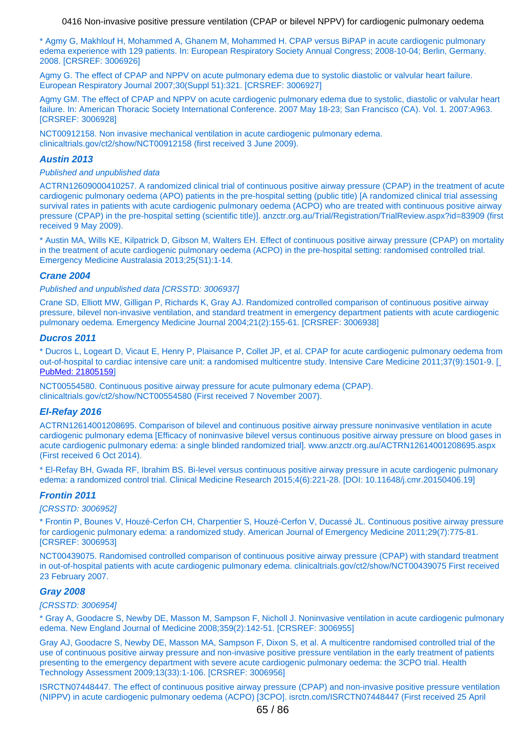* Agmy G, Makhlouf H, Mohammed A, Ghanem M, Mohammed H. CPAP versus BiPAP in acute cardiogenic pulmonary edema experience with 129 patients. In: European Respiratory Society Annual Congress; 2008-10-04; Berlin, Germany. 2008. [CRSREF: 3006926]

Agmy G. The effect of CPAP and NPPV on acute pulmonary edema due to systolic diastolic or valvular heart failure. European Respiratory Journal 2007;30(Suppl 51):321. [CRSREF: 3006927]

Agmy GM. The effect of CPAP and NPPV on acute cardiogenic pulmonary edema due to systolic, diastolic or valvular heart failure. In: American Thoracic Society International Conference. 2007 May 18-23; San Francisco (CA). Vol. 1. 2007:A963. [CRSREF: 3006928]

NCT00912158. Non invasive mechanical ventilation in acute cardiogenic pulmonary edema. clinicaltrials.gov/ct2/show/NCT00912158 (first received 3 June 2009).

### Austin 2013

*Published and unpublished data*

ACTRN12609000410257. A randomized clinical trial of continuous positive airway pressure (CPAP) in the treatment of acute cardiogenic pulmonary oedema (APO) patients in the pre-hospital setting (public title) [A randomized clinical trial assessing survival rates in patients with acute cardiogenic pulmonary oedema (ACPO) who are treated with continuous positive airway pressure (CPAP) in the pre-hospital setting (scientific title)]. anzctr.org.au/Trial/Registration/TrialReview.aspx?id=83909 (first received 9 May 2009).

* Austin MA, Wills KE, Kilpatrick D, Gibson M, Walters EH. Effect of continuous positive airway pressure (CPAP) on mortality in the treatment of acute cardiogenic pulmonary oedema (ACPO) in the pre-hospital setting: randomised controlled trial. Emergency Medicine Australasia 2013;25(S1):1-14.

### Crane 2004

*Published and unpublished data [CRSSTD: 3006937]*

Crane SD, Elliott MW, Gilligan P, Richards K, Gray AJ. Randomized controlled comparison of continuous positive airway pressure, bilevel non-invasive ventilation, and standard treatment in emergency department patients with acute cardiogenic pulmonary oedema. Emergency Medicine Journal 2004;21(2):155-61. [CRSREF: 3006938]

### Ducros 2011

* Ducros L, Logeart D, Vicaut E, Henry P, Plaisance P, Collet JP, et al. CPAP for acute cardiogenic pulmonary oedema from out-of-hospital to cardiac intensive care unit: a randomised multicentre study. Intensive Care Medicine 2011;37(9):1501-9. [PubMed: 21805159]

NCT00554580. Continuous positive airway pressure for acute pulmonary edema (CPAP). clinicaltrials.gov/ct2/show/NCT00554580 (First received 7 November 2007).

### El-Refay 2016

ACTRN12614001208695. Comparison of bilevel and continuous positive airway pressure noninvasive ventilation in acute cardiogenic pulmonary edema [Efficacy of noninvasive bilevel versus continuous positive airway pressure on blood gases in acute cardiogenic pulmonary edema: a single blinded randomized trial]. www.anzctr.org.au/ACTRN12614001208695.aspx (First received 6 Oct 2014).

* El-Refay BH, Gwada RF, Ibrahim BS. Bi-level versus continuous positive airway pressure in acute cardiogenic pulmonary edema: a randomized control trial. Clinical Medicine Research 2015;4(6):221-28. [DOI: 10.11648/j.cmr.20150406.19]

### Frontin 2011

*[CRSSTD: 3006952]*

* Frontin P, Bounes V, Houzé-Cerfon CH, Charpentier S, Houzé-Cerfon V, Ducassé JL. Continuous positive airway pressure for cardiogenic pulmonary edema: a randomized study. American Journal of Emergency Medicine 2011;29(7):775-81. [CRSREF: 3006953]

NCT00439075. Randomised controlled comparison of continuous positive airway pressure (CPAP) with standard treatment in out-of-hospital patients with acute cardiogenic pulmonary edema. clinicaltrials.gov/ct2/show/NCT00439075 First received 23 February 2007.

### Gray 2008

*[CRSSTD: 3006954]*

* Gray A, Goodacre S, Newby DE, Masson M, Sampson F, Nicholl J. Noninvasive ventilation in acute cardiogenic pulmonary edema. New England Journal of Medicine 2008;359(2):142-51. [CRSREF: 3006955]

Gray AJ, Goodacre S, Newby DE, Masson MA, Sampson F, Dixon S, et al. A multicentre randomised controlled trial of the use of continuous positive airway pressure and non-invasive positive pressure ventilation in the early treatment of patients presenting to the emergency department with severe acute cardiogenic pulmonary oedema: the 3CPO trial. Health Technology Assessment 2009;13(33):1-106. [CRSREF: 3006956]

ISRCTN07448447. The effect of continuous positive airway pressure (CPAP) and non-invasive positive pressure ventilation (NIPPV) in acute cardiogenic pulmonary oedema (ACPO) [3CPO]. isrctn.com/ISRCTN07448447 (First received 25 April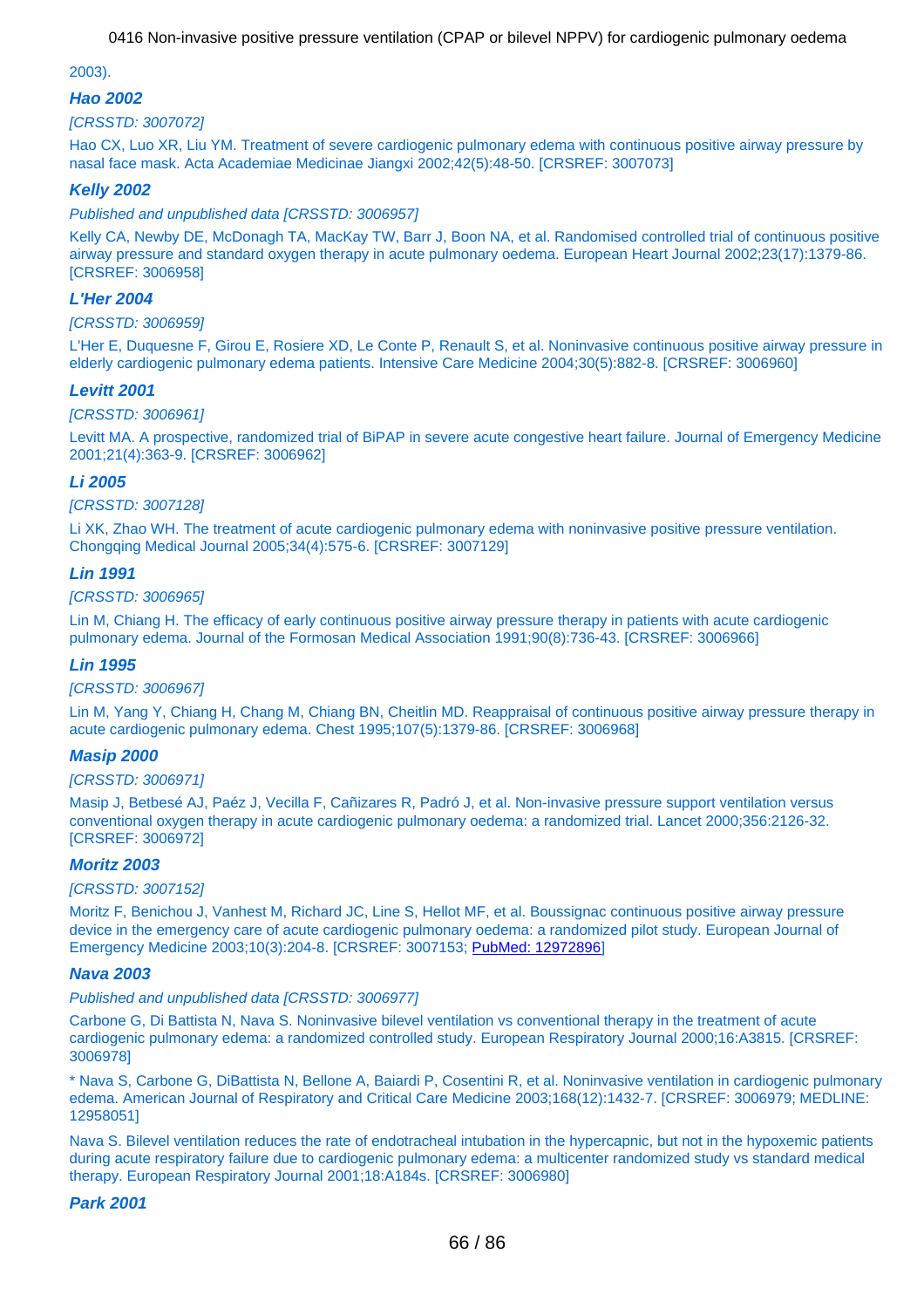2003).

### *Hao 2002*

*[CRSSTD: 3007072]*

Hao CX, Luo XR, Liu YM. Treatment of severe cardiogenic pulmonary edema with continuous positive airway pressure by nasal face mask. Acta Academiae Medicinae Jiangxi 2002;42(5):48-50. [CRSREF: 3007073]

### *Kelly 2002*

*Published and unpublished data [CRSSTD: 3006957]*

Kelly CA, Newby DE, McDonagh TA, MacKay TW, Barr J, Boon NA, et al. Randomised controlled trial of continuous positive airway pressure and standard oxygen therapy in acute pulmonary oedema. European Heart Journal 2002;23(17):1379-86. [CRSREF: 3006958]

### *L'Her 2004*

*[CRSSTD: 3006959]*

L'Her E, Duquesne F, Girou E, Rosiere XD, Le Conte P, Renault S, et al. Noninvasive continuous positive airway pressure in elderly cardiogenic pulmonary edema patients. Intensive Care Medicine 2004;30(5):882-8. [CRSREF: 3006960]

### *Levitt 2001*

*[CRSSTD: 3006961]*

Levitt MA. A prospective, randomized trial of BiPAP in severe acute congestive heart failure. Journal of Emergency Medicine 2001;21(4):363-9. [CRSREF: 3006962]

### *Li 2005*

*[CRSSTD: 3007128]*

Li XK, Zhao WH. The treatment of acute cardiogenic pulmonary edema with noninvasive positive pressure ventilation. Chongqing Medical Journal 2005;34(4):575-6. [CRSREF: 3007129]

### *Lin 1991*

*[CRSSTD: 3006965]*

Lin M, Chiang H. The efficacy of early continuous positive airway pressure therapy in patients with acute cardiogenic pulmonary edema. Journal of the Formosan Medical Association 1991;90(8):736-43. [CRSREF: 3006966]

### *Lin 1995*

*[CRSSTD: 3006967]*

Lin M, Yang Y, Chiang H, Chang M, Chiang BN, Cheitlin MD. Reappraisal of continuous positive airway pressure therapy in acute cardiogenic pulmonary edema. Chest 1995;107(5):1379-86. [CRSREF: 3006968]

### *Masip 2000*

*[CRSSTD: 3006971]*

Masip J, Betbesé AJ, Paéz J, Vecilla F, Cañizares R, Padró J, et al. Non-invasive pressure support ventilation versus conventional oxygen therapy in acute cardiogenic pulmonary oedema: a randomized trial. Lancet 2000;356:2126-32. [CRSREF: 3006972]

### *Moritz 2003*

*[CRSSTD: 3007152]*

Moritz F, Benichou J, Vanhest M, Richard JC, Line S, Hellot MF, et al. Boussignac continuous positive airway pressure device in the emergency care of acute cardiogenic pulmonary oedema: a randomized pilot study. European Journal of Emergency Medicine 2003;10(3):204-8. [CRSREF: 3007153; PubMed: 12972896]

### *Nava 2003*

*Published and unpublished data [CRSSTD: 3006977]*

Carbone G, Di Battista N, Nava S. Noninvasive bilevel ventilation vs conventional therapy in the treatment of acute cardiogenic pulmonary edema: a randomized controlled study. European Respiratory Journal 2000;16:A3815. [CRSREF: 3006978]

* Nava S, Carbone G, DiBattista N, Bellone A, Baiardi P, Cosentini R, et al. Noninvasive ventilation in cardiogenic pulmonary edema. American Journal of Respiratory and Critical Care Medicine 2003;168(12):1432-7. [CRSREF: 3006979; MEDLINE: 12958051]

Nava S. Bilevel ventilation reduces the rate of endotracheal intubation in the hypercapnic, but not in the hypoxemic patients during acute respiratory failure due to cardiogenic pulmonary edema: a multicenter randomized study vs standard medical therapy. European Respiratory Journal 2001;18:A184s. [CRSREF: 3006980]

### *Park 2001*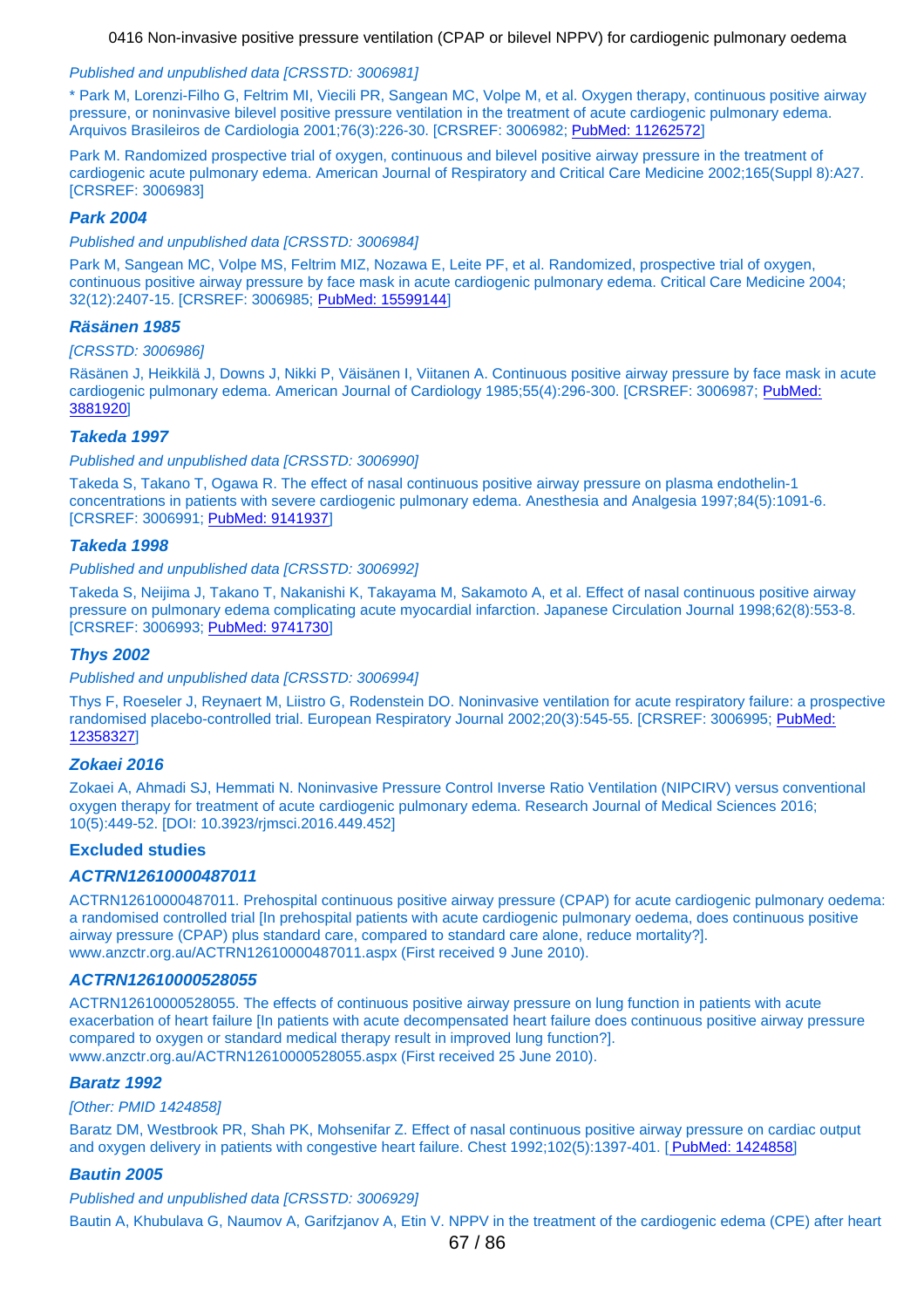*Published and unpublished data [CRSSTD: 3006981]*

* Park M, Lorenzi-Filho G, Feltrim MI, Viecili PR, Sangean MC, Volpe M, et al. Oxygen therapy, continuous positive airway pressure, or noninvasive bilevel positive pressure ventilation in the treatment of acute cardiogenic pulmonary edema. Arquivos Brasileiros de Cardiologia 2001;76(3):226-30. [CRSREF: 3006982; PubMed: 11262572]

Park M. Randomized prospective trial of oxygen, continuous and bilevel positive airway pressure in the treatment of cardiogenic acute pulmonary edema. American Journal of Respiratory and Critical Care Medicine 2002;165(Suppl 8):A27. [CRSREF: 3006983]

### Park 2004

*Published and unpublished data [CRSSTD: 3006984]*

Park M, Sangean MC, Volpe MS, Feltrim MIZ, Nozawa E, Leite PF, et al. Randomized, prospective trial of oxygen, continuous positive airway pressure by face mask in acute cardiogenic pulmonary edema. Critical Care Medicine 2004; 32(12):2407-15. [CRSREF: 3006985; PubMed: 15599144]

### Räsänen 1985

*[CRSSTD: 3006986]*

Räsänen J, Heikkilä J, Downs J, Nikki P, Väisänen I, Viitanen A. Continuous positive airway pressure by face mask in acute cardiogenic pulmonary edema. American Journal of Cardiology 1985;55(4):296-300. [CRSREF: 3006987; PubMed: 3881920]

### Takeda 1997

*Published and unpublished data [CRSSTD: 3006990]*

Takeda S, Takano T, Ogawa R. The effect of nasal continuous positive airway pressure on plasma endothelin-1 concentrations in patients with severe cardiogenic pulmonary edema. Anesthesia and Analgesia 1997;84(5):1091-6. [CRSREF: 3006991; PubMed: 9141937]

### Takeda 1998

*Published and unpublished data [CRSSTD: 3006992]*

Takeda S, Neijima J, Takano T, Nakanishi K, Takayama M, Sakamoto A, et al. Effect of nasal continuous positive airway pressure on pulmonary edema complicating acute myocardial infarction. Japanese Circulation Journal 1998;62(8):553-8. [CRSREF: 3006993; PubMed: 9741730]

### Thys 2002

*Published and unpublished data [CRSSTD: 3006994]*

Thys F, Roeseler J, Reynaert M, Liistro G, Rodenstein DO. Noninvasive ventilation for acute respiratory failure: a prospective randomised placebo-controlled trial. European Respiratory Journal 2002;20(3):545-55. [CRSREF: 3006995; PubMed: 12358327]

### Zokaei 2016

Zokaei A, Ahmadi SJ, Hemmati N. Noninvasive Pressure Control Inverse Ratio Ventilation (NIPCIRV) versus conventional oxygen therapy for treatment of acute cardiogenic pulmonary edema. Research Journal of Medical Sciences 2016; 10(5):449-52. [DOI: 10.3923/rjmsci.2016.449.452]

## Excluded studies

### ACTRN12610000487011

ACTRN12610000487011. Prehospital continuous positive airway pressure (CPAP) for acute cardiogenic pulmonary oedema: a randomised controlled trial [In prehospital patients with acute cardiogenic pulmonary oedema, does continuous positive airway pressure (CPAP) plus standard care, compared to standard care alone, reduce mortality?]. www.anzctr.org.au/ACTRN12610000487011.aspx (First received 9 June 2010).

### ACTRN12610000528055

ACTRN12610000528055. The effects of continuous positive airway pressure on lung function in patients with acute exacerbation of heart failure [In patients with acute decompensated heart failure does continuous positive airway pressure compared to oxygen or standard medical therapy result in improved lung function?]. www.anzctr.org.au/ACTRN12610000528055.aspx (First received 25 June 2010).

### Baratz 1992

*[Other: PMID 1424858]*

Baratz DM, Westbrook PR, Shah PK, Mohsenifar Z. Effect of nasal continuous positive airway pressure on cardiac output and oxygen delivery in patients with congestive heart failure. Chest 1992;102(5):1397-401. [ PubMed: 1424858]

### Bautin 2005

*Published and unpublished data [CRSSTD: 3006929]*

Bautin A, Khubulava G, Naumov A, Garifzjanov A, Etin V. NPPV in the treatment of the cardiogenic edema (CPE) after heart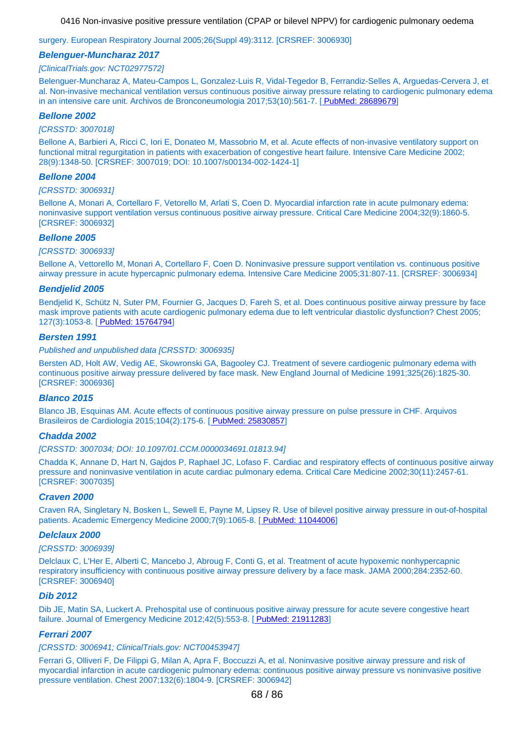surgery. European Respiratory Journal 2005;26(Suppl 49):3112. [CRSREF: 3006930]

### *Belenguer-Muncharaz 2017*

*[ClinicalTrials.gov: NCT02977572]*

Belenguer-Muncharaz A, Mateu-Campos L, Gonzalez-Luis R, Vidal-Tegedor B, Ferrandiz-Selles A, Arguedas-Cervera J, et al. Non-invasive mechanical ventilation versus continuous positive airway pressure relating to cardiogenic pulmonary edema in an intensive care unit. Archivos de Bronconeumologia 2017;53(10):561-7. [ PubMed: 28689679]

### *Bellone 2002*

*[CRSSTD: 3007018]*

Bellone A, Barbieri A, Ricci C, Iori E, Donateo M, Massobrio M, et al. Acute effects of non-invasive ventilatory support on functional mitral regurgitation in patients with exacerbation of congestive heart failure. Intensive Care Medicine 2002; 28(9):1348-50. [CRSREF: 3007019; DOI: 10.1007/s00134-002-1424-1]

### *Bellone 2004*

*[CRSSTD: 3006931]*

Bellone A, Monari A, Cortellaro F, Vetorello M, Arlati S, Coen D. Myocardial infarction rate in acute pulmonary edema: noninvasive support ventilation versus continuous positive airway pressure. Critical Care Medicine 2004;32(9):1860-5. [CRSREF: 3006932]

### *Bellone 2005*

*[CRSSTD: 3006933]*

Bellone A, Vettorello M, Monari A, Cortellaro F, Coen D. Noninvasive pressure support ventilation vs. continuous positive airway pressure in acute hypercapnic pulmonary edema. Intensive Care Medicine 2005;31:807-11. [CRSREF: 3006934]

### *Bendjelid 2005*

Bendjelid K, Schütz N, Suter PM, Fournier G, Jacques D, Fareh S, et al. Does continuous positive airway pressure by face mask improve patients with acute cardiogenic pulmonary edema due to left ventricular diastolic dysfunction? Chest 2005; 127(3):1053-8. [ PubMed: 15764794]

### *Bersten 1991*

*Published and unpublished data [CRSSTD: 3006935]*

Bersten AD, Holt AW, Vedig AE, Skowronski GA, Bagooley CJ. Treatment of severe cardiogenic pulmonary edema with continuous positive airway pressure delivered by face mask. New England Journal of Medicine 1991;325(26):1825-30. [CRSREF: 3006936]

### *Blanco 2015*

Blanco JB, Esquinas AM. Acute effects of continuous positive airway pressure on pulse pressure in CHF. Arquivos Brasileiros de Cardiologia 2015;104(2):175-6. [ PubMed: 25830857]

### *Chadda 2002*

*[CRSSTD: 3007034; DOI: 10.1097/01.CCM.0000034691.01813.94]*

Chadda K, Annane D, Hart N, Gajdos P, Raphael JC, Lofaso F. Cardiac and respiratory effects of continuous positive airway pressure and noninvasive ventilation in acute cardiac pulmonary edema. Critical Care Medicine 2002;30(11):2457-61. [CRSREF: 3007035]

### *Craven 2000*

Craven RA, Singletary N, Bosken L, Sewell E, Payne M, Lipsey R. Use of bilevel positive airway pressure in out-of-hospital patients. Academic Emergency Medicine 2000;7(9):1065-8. [ PubMed: 11044006]

### *Delclaux 2000*

*[CRSSTD: 3006939]*

Delclaux C, L'Her E, Alberti C, Mancebo J, Abroug F, Conti G, et al. Treatment of acute hypoxemic nonhypercapnic respiratory insufficiency with continuous positive airway pressure delivery by a face mask. JAMA 2000;284:2352-60. [CRSREF: 3006940]

### *Dib 2012*

Dib JE, Matin SA, Luckert A. Prehospital use of continuous positive airway pressure for acute severe congestive heart failure. Journal of Emergency Medicine 2012;42(5):553-8. [ PubMed: 21911283]

### *Ferrari 2007*

*[CRSSTD: 3006941; ClinicalTrials.gov: NCT00453947]*

Ferrari G, Olliveri F, De Filippi G, Milan A, Apra F, Boccuzzi A, et al. Noninvasive positive airway pressure and risk of myocardial infarction in acute cardiogenic pulmonary edema: continuous positive airway pressure vs noninvasive positive pressure ventilation. Chest 2007;132(6):1804-9. [CRSREF: 3006942]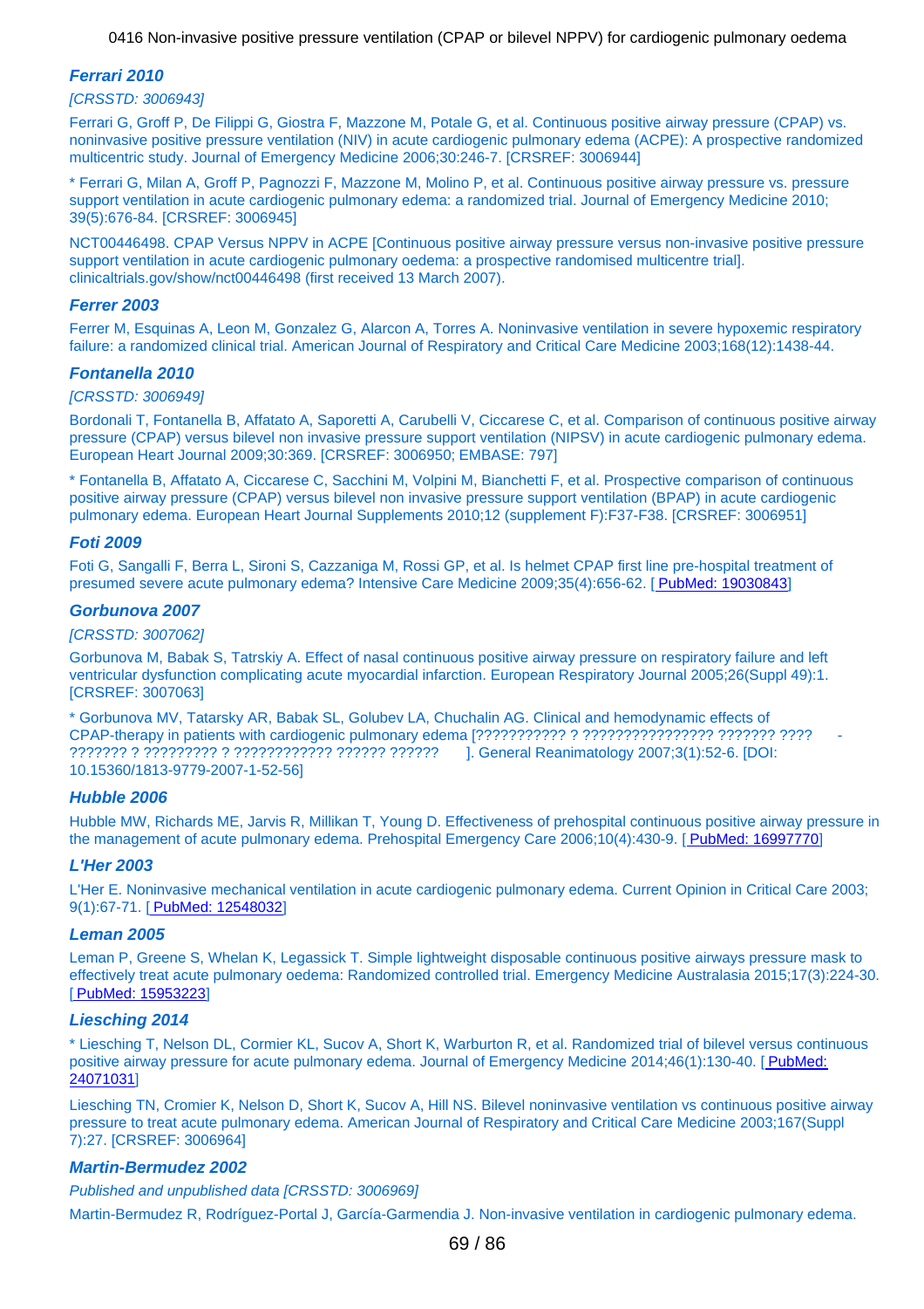### Ferrari 2010

*[CRSSTD: 3006943]*

Ferrari G, Groff P, De Filippi G, Giostra F, Mazzone M, Potale G, et al. Continuous positive airway pressure (CPAP) vs. noninvasive positive pressure ventilation (NIV) in acute cardiogenic pulmonary edema (ACPE): A prospective randomized multicentric study. Journal of Emergency Medicine 2006;30:246-7. [CRSREF: 3006944]

* Ferrari G, Milan A, Groff P, Pagnozzi F, Mazzone M, Molino P, et al. Continuous positive airway pressure vs. pressure support ventilation in acute cardiogenic pulmonary edema: a randomized trial. Journal of Emergency Medicine 2010; 39(5):676-84. [CRSREF: 3006945]

NCT00446498. CPAP Versus NPPV in ACPE [Continuous positive airway pressure versus non-invasive positive pressure support ventilation in acute cardiogenic pulmonary oedema: a prospective randomised multicentre trial]. clinicaltrials.gov/show/nct00446498 (first received 13 March 2007).

### Ferrer 2003

Ferrer M, Esquinas A, Leon M, Gonzalez G, Alarcon A, Torres A. Noninvasive ventilation in severe hypoxemic respiratory failure: a randomized clinical trial. American Journal of Respiratory and Critical Care Medicine 2003;168(12):1438-44.

### Fontanella 2010

*[CRSSTD: 3006949]*

Bordonali T, Fontanella B, Affatato A, Saporetti A, Carubelli V, Ciccarese C, et al. Comparison of continuous positive airway pressure (CPAP) versus bilevel non invasive pressure support ventilation (NIPSV) in acute cardiogenic pulmonary edema. European Heart Journal 2009;30:369. [CRSREF: 3006950; EMBASE: 797]

* Fontanella B, Affatato A, Ciccarese C, Sacchini M, Volpini M, Bianchetti F, et al. Prospective comparison of continuous positive airway pressure (CPAP) versus bilevel non invasive pressure support ventilation (BPAP) in acute cardiogenic pulmonary edema. European Heart Journal Supplements 2010;12 (supplement F):F37-F38. [CRSREF: 3006951]

### Foti 2009

Foti G, Sangalli F, Berra L, Sironi S, Cazzaniga M, Rossi GP, et al. Is helmet CPAP first line pre-hospital treatment of presumed severe acute pulmonary edema? Intensive Care Medicine 2009;35(4):656-62. [PubMed: 19030843]

### Gorbunova 2007

*[CRSSTD: 3007062]*

Gorbunova M, Babak S, Tatrskiy A. Effect of nasal continuous positive airway pressure on respiratory failure and left ventricular dysfunction complicating acute myocardial infarction. European Respiratory Journal 2005;26(Suppl 49):1. [CRSREF: 3007063]

* Gorbunova MV, Tatarsky AR, Babak SL, Golubev LA, Chuchalin AG. Clinical and hemodynamic effects of CPAP-therapy in patients with cardiogenic pulmonary edema [??????????? ? ???????????????? ??????? ???? - ??????? ? ????????? ? ???????????? ?????? ?????? ]. General Reanimatology 2007;3(1):52-6. [DOI: 10.15360/1813-9779-2007-1-52-56]

### Hubble 2006

Hubble MW, Richards ME, Jarvis R, Millikan T, Young D. Effectiveness of prehospital continuous positive airway pressure in the management of acute pulmonary edema. Prehospital Emergency Care 2006;10(4):430-9. [PubMed: 16997770]

### L'Her 2003

L'Her E. Noninvasive mechanical ventilation in acute cardiogenic pulmonary edema. Current Opinion in Critical Care 2003; 9(1):67-71. [PubMed: 12548032]

### Leman 2005

Leman P, Greene S, Whelan K, Legassick T. Simple lightweight disposable continuous positive airways pressure mask to effectively treat acute pulmonary oedema: Randomized controlled trial. Emergency Medicine Australasia 2015;17(3):224-30. [PubMed: 15953223]

### Liesching 2014

* Liesching T, Nelson DL, Cormier KL, Sucov A, Short K, Warburton R, et al. Randomized trial of bilevel versus continuous positive airway pressure for acute pulmonary edema. Journal of Emergency Medicine 2014;46(1):130-40. [PubMed: 24071031]

Liesching TN, Cromier K, Nelson D, Short K, Sucov A, Hill NS. Bilevel noninvasive ventilation vs continuous positive airway pressure to treat acute pulmonary edema. American Journal of Respiratory and Critical Care Medicine 2003;167(Suppl 7):27. [CRSREF: 3006964]

### Martin-Bermudez 2002

*Published and unpublished data [CRSSTD: 3006969]*

Martin-Bermudez R, Rodríguez-Portal J, García-Garmendia J. Non-invasive ventilation in cardiogenic pulmonary edema.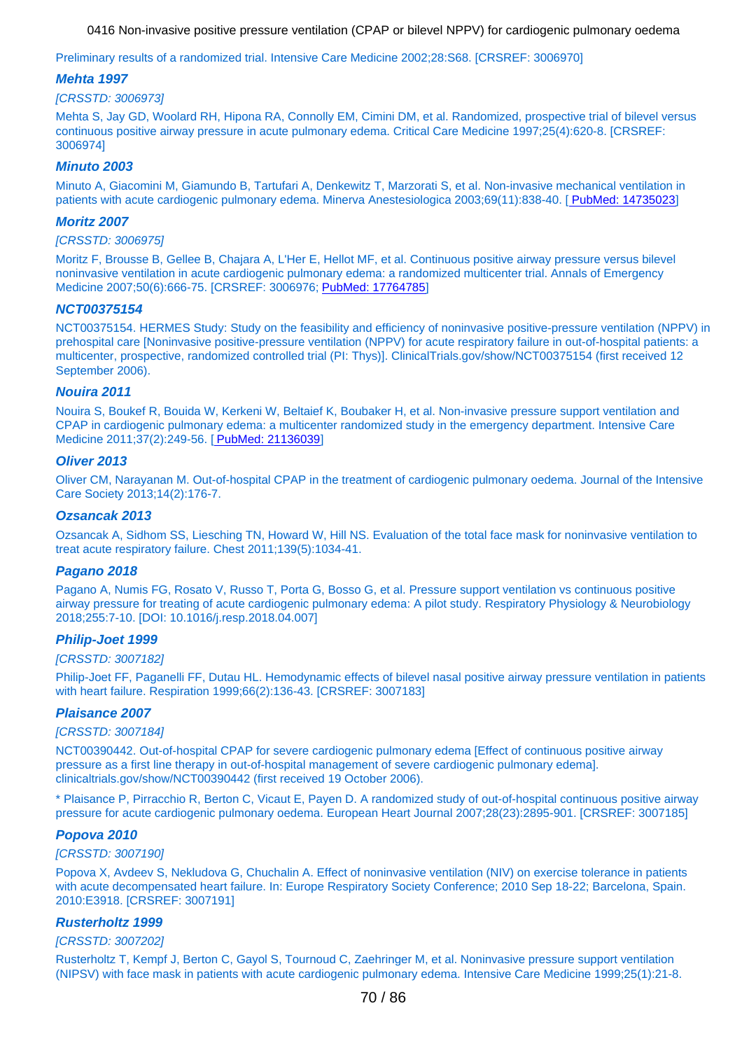Preliminary results of a randomized trial. Intensive Care Medicine 2002;28:S68. [CRSREF: 3006970]

### *Mehta 1997*

*[CRSSTD: 3006973]*

Mehta S, Jay GD, Woolard RH, Hipona RA, Connolly EM, Cimini DM, et al. Randomized, prospective trial of bilevel versus continuous positive airway pressure in acute pulmonary edema. Critical Care Medicine 1997;25(4):620-8. [CRSREF: 3006974]

### *Minuto 2003*

Minuto A, Giacomini M, Giamundo B, Tartufari A, Denkewitz T, Marzorati S, et al. Non-invasive mechanical ventilation in patients with acute cardiogenic pulmonary edema. Minerva Anestesiologica 2003;69(11):838-40. [ PubMed: 14735023]

### *Moritz 2007*

*[CRSSTD: 3006975]*

Moritz F, Brousse B, Gellee B, Chajara A, L'Her E, Hellot MF, et al. Continuous positive airway pressure versus bilevel noninvasive ventilation in acute cardiogenic pulmonary edema: a randomized multicenter trial. Annals of Emergency Medicine 2007;50(6):666-75. [CRSREF: 3006976; PubMed: 17764785]

### *NCT00375154*

NCT00375154. HERMES Study: Study on the feasibility and efficiency of noninvasive positive-pressure ventilation (NPPV) in prehospital care [Noninvasive positive-pressure ventilation (NPPV) for acute respiratory failure in out-of-hospital patients: a multicenter, prospective, randomized controlled trial (PI: Thys)]. ClinicalTrials.gov/show/NCT00375154 (first received 12 September 2006).

### *Nouira 2011*

Nouira S, Boukef R, Bouida W, Kerkeni W, Beltaief K, Boubaker H, et al. Non-invasive pressure support ventilation and CPAP in cardiogenic pulmonary edema: a multicenter randomized study in the emergency department. Intensive Care Medicine 2011;37(2):249-56. [ PubMed: 21136039]

### *Oliver 2013*

Oliver CM, Narayanan M. Out-of-hospital CPAP in the treatment of cardiogenic pulmonary oedema. Journal of the Intensive Care Society 2013;14(2):176-7.

### *Ozsancak 2013*

Ozsancak A, Sidhom SS, Liesching TN, Howard W, Hill NS. Evaluation of the total face mask for noninvasive ventilation to treat acute respiratory failure. Chest 2011;139(5):1034-41.

### *Pagano 2018*

Pagano A, Numis FG, Rosato V, Russo T, Porta G, Bosso G, et al. Pressure support ventilation vs continuous positive airway pressure for treating of acute cardiogenic pulmonary edema: A pilot study. Respiratory Physiology & Neurobiology 2018;255:7-10. [DOI: 10.1016/j.resp.2018.04.007]

### *Philip-Joet 1999*

*[CRSSTD: 3007182]*

Philip-Joet FF, Paganelli FF, Dutau HL. Hemodynamic effects of bilevel nasal positive airway pressure ventilation in patients with heart failure. Respiration 1999;66(2):136-43. [CRSREF: 3007183]

### *Plaisance 2007*

*[CRSSTD: 3007184]*

NCT00390442. Out-of-hospital CPAP for severe cardiogenic pulmonary edema [Effect of continuous positive airway pressure as a first line therapy in out-of-hospital management of severe cardiogenic pulmonary edema]. clinicaltrials.gov/show/NCT00390442 (first received 19 October 2006).

* Plaisance P, Pirracchio R, Berton C, Vicaut E, Payen D. A randomized study of out-of-hospital continuous positive airway pressure for acute cardiogenic pulmonary oedema. European Heart Journal 2007;28(23):2895-901. [CRSREF: 3007185]

### *Popova 2010*

*[CRSSTD: 3007190]*

Popova X, Avdeev S, Nekludova G, Chuchalin A. Effect of noninvasive ventilation (NIV) on exercise tolerance in patients with acute decompensated heart failure. In: Europe Respiratory Society Conference; 2010 Sep 18-22; Barcelona, Spain. 2010:E3918. [CRSREF: 3007191]

### *Rusterholtz 1999*

*[CRSSTD: 3007202]*

Rusterholtz T, Kempf J, Berton C, Gayol S, Tournoud C, Zaehringer M, et al. Noninvasive pressure support ventilation (NIPSV) with face mask in patients with acute cardiogenic pulmonary edema. Intensive Care Medicine 1999;25(1):21-8.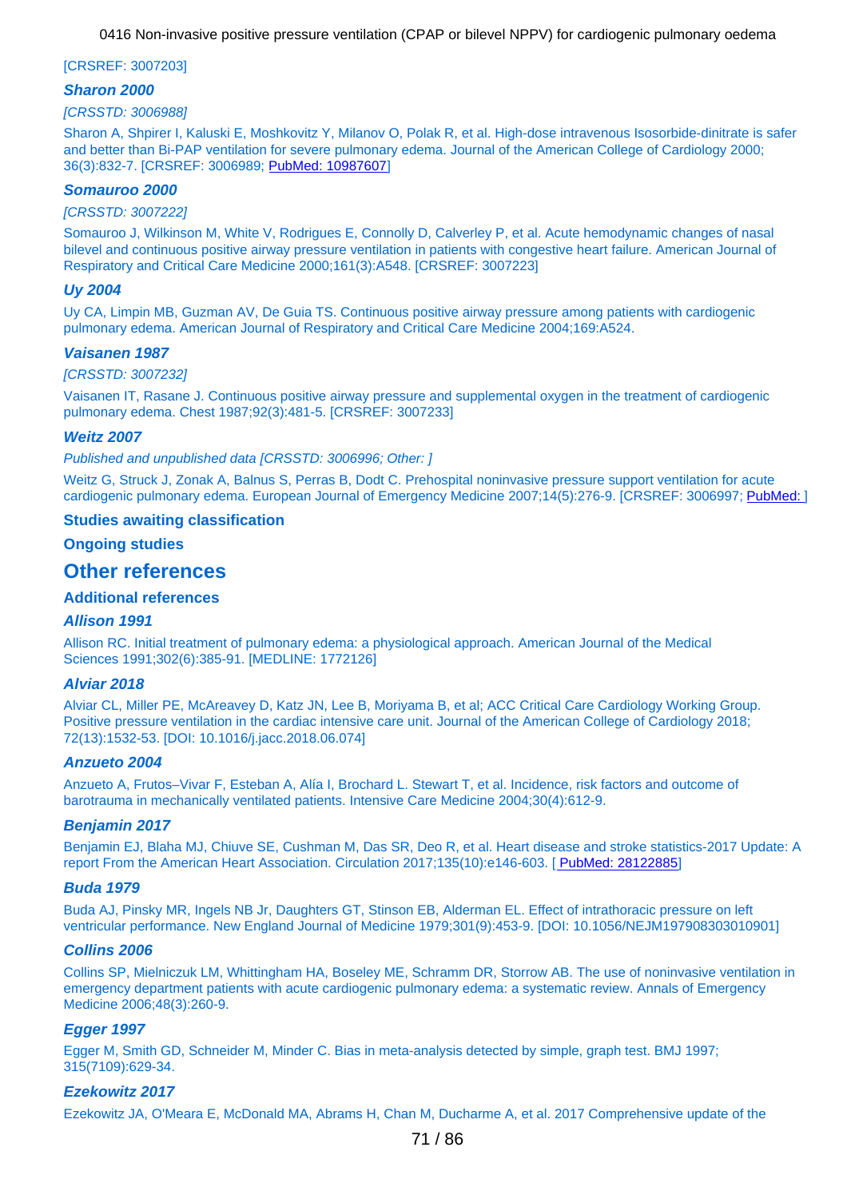[CRSREF: 3007203]

### Sharon 2000

*[CRSSTD: 3006988]*

Sharon A, Shpirer I, Kaluski E, Moshkovitz Y, Milanov O, Polak R, et al. High-dose intravenous Isosorbide-dinitrate is safer and better than Bi-PAP ventilation for severe pulmonary edema. Journal of the American College of Cardiology 2000; 36(3):832-7. [CRSREF: 3006989; PubMed: 10987607]

### Somauroo 2000

*[CRSSTD: 3007222]*

Somauroo J, Wilkinson M, White V, Rodrigues E, Connolly D, Calverley P, et al. Acute hemodynamic changes of nasal bilevel and continuous positive airway pressure ventilation in patients with congestive heart failure. American Journal of Respiratory and Critical Care Medicine 2000;161(3):A548. [CRSREF: 3007223]

### Uy 2004

Uy CA, Limpin MB, Guzman AV, De Guia TS. Continuous positive airway pressure among patients with cardiogenic pulmonary edema. American Journal of Respiratory and Critical Care Medicine 2004;169:A524.

### Vaisanen 1987

*[CRSSTD: 3007232]*

Vaisanen IT, Rasane J. Continuous positive airway pressure and supplemental oxygen in the treatment of cardiogenic pulmonary edema. Chest 1987;92(3):481-5. [CRSREF: 3007233]

### Weitz 2007

*Published and unpublished data [CRSSTD: 3006996; Other: ]*

Weitz G, Struck J, Zonak A, Balnus S, Perras B, Dodt C. Prehospital noninvasive pressure support ventilation for acute cardiogenic pulmonary edema. European Journal of Emergency Medicine 2007;14(5):276-9. [CRSREF: 3006997; PubMed: ]

### Studies awaiting classification

### Ongoing studies

## Other references

### Additional references

### Allison 1991

Allison RC. Initial treatment of pulmonary edema: a physiological approach. American Journal of the Medical Sciences 1991;302(6):385-91. [MEDLINE: 1772126]

### Alviar 2018

Alviar CL, Miller PE, McAreavey D, Katz JN, Lee B, Moriyama B, et al; ACC Critical Care Cardiology Working Group. Positive pressure ventilation in the cardiac intensive care unit. Journal of the American College of Cardiology 2018; 72(13):1532-53. [DOI: 10.1016/j.jacc.2018.06.074]

### Anzueto 2004

Anzueto A, Frutos–Vivar F, Esteban A, Alía I, Brochard L. Stewart T, et al. Incidence, risk factors and outcome of barotrauma in mechanically ventilated patients. Intensive Care Medicine 2004;30(4):612-9.

### Benjamin 2017

Benjamin EJ, Blaha MJ, Chiuve SE, Cushman M, Das SR, Deo R, et al. Heart disease and stroke statistics-2017 Update: A report From the American Heart Association. Circulation 2017;135(10):e146-603. [ PubMed: 28122885]

### Buda 1979

Buda AJ, Pinsky MR, Ingels NB Jr, Daughters GT, Stinson EB, Alderman EL. Effect of intrathoracic pressure on left ventricular performance. New England Journal of Medicine 1979;301(9):453-9. [DOI: 10.1056/NEJM197908303010901]

### Collins 2006

Collins SP, Mielniczuk LM, Whittingham HA, Boseley ME, Schramm DR, Storrow AB. The use of noninvasive ventilation in emergency department patients with acute cardiogenic pulmonary edema: a systematic review. Annals of Emergency Medicine 2006;48(3):260-9.

### Egger 1997

Egger M, Smith GD, Schneider M, Minder C. Bias in meta-analysis detected by simple, graph test. BMJ 1997; 315(7109):629-34.

### Ezekowitz 2017

Ezekowitz JA, O'Meara E, McDonald MA, Abrams H, Chan M, Ducharme A, et al. 2017 Comprehensive update of the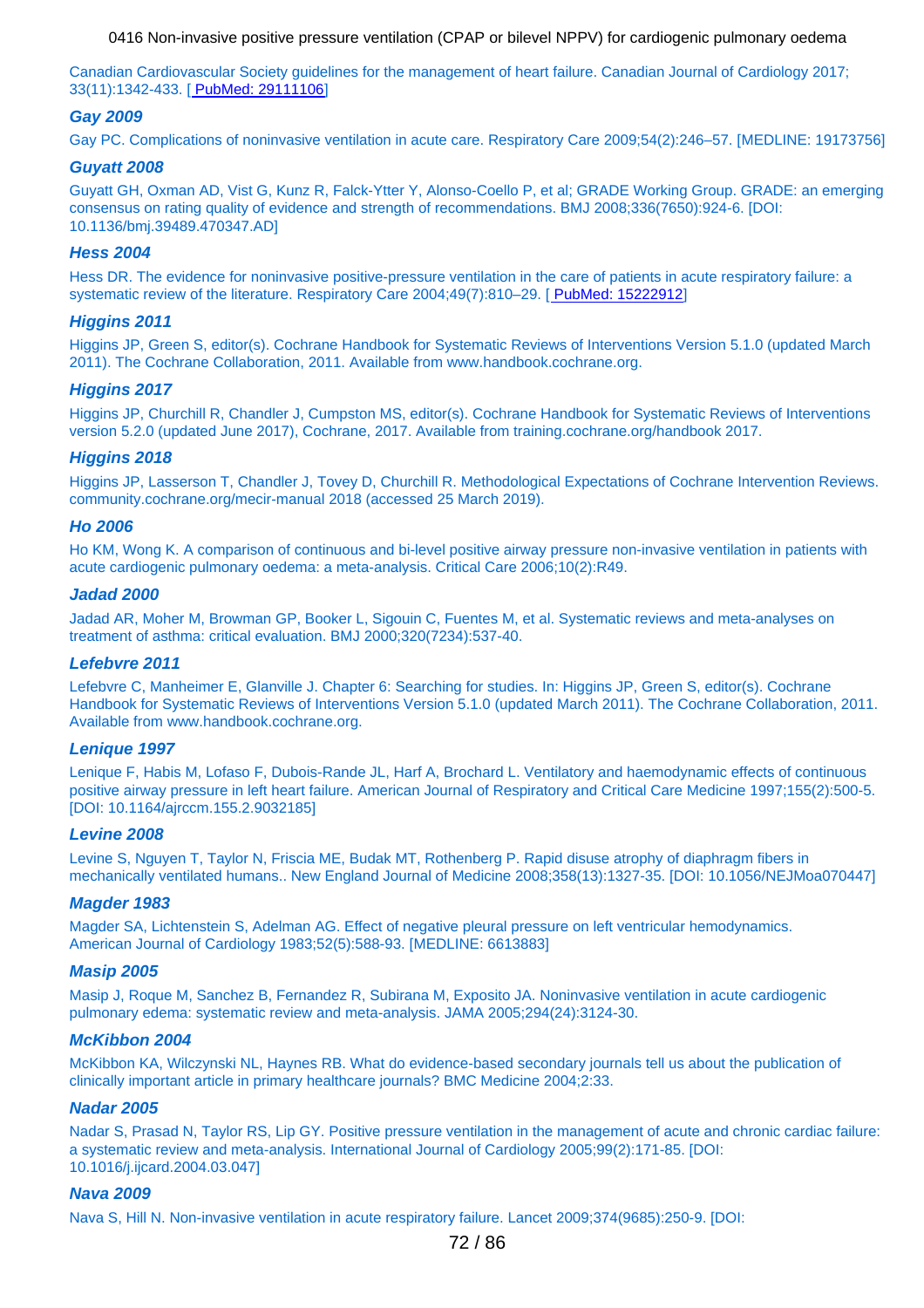Canadian Cardiovascular Society guidelines for the management of heart failure. Canadian Journal of Cardiology 2017; 33(11):1342-433. [ PubMed: 29111106]

***Gay 2009***

Gay PC. Complications of noninvasive ventilation in acute care. Respiratory Care 2009;54(2):246–57. [MEDLINE: 19173756]

***Guyatt 2008***

Guyatt GH, Oxman AD, Vist G, Kunz R, Falck-Ytter Y, Alonso-Coello P, et al; GRADE Working Group. GRADE: an emerging consensus on rating quality of evidence and strength of recommendations. BMJ 2008;336(7650):924-6. [DOI: 10.1136/bmj.39489.470347.AD]

***Hess 2004***

Hess DR. The evidence for noninvasive positive-pressure ventilation in the care of patients in acute respiratory failure: a systematic review of the literature. Respiratory Care 2004;49(7):810–29. [ PubMed: 15222912]

***Higgins 2011***

Higgins JP, Green S, editor(s). Cochrane Handbook for Systematic Reviews of Interventions Version 5.1.0 (updated March 2011). The Cochrane Collaboration, 2011. Available from www.handbook.cochrane.org.

***Higgins 2017***

Higgins JP, Churchill R, Chandler J, Cumpston MS, editor(s). Cochrane Handbook for Systematic Reviews of Interventions version 5.2.0 (updated June 2017), Cochrane, 2017. Available from training.cochrane.org/handbook 2017.

***Higgins 2018***

Higgins JP, Lasserson T, Chandler J, Tovey D, Churchill R. Methodological Expectations of Cochrane Intervention Reviews. community.cochrane.org/mecir-manual 2018 (accessed 25 March 2019).

***Ho 2006***

Ho KM, Wong K. A comparison of continuous and bi-level positive airway pressure non-invasive ventilation in patients with acute cardiogenic pulmonary oedema: a meta-analysis. Critical Care 2006;10(2):R49.

***Jadad 2000***

Jadad AR, Moher M, Browman GP, Booker L, Sigouin C, Fuentes M, et al. Systematic reviews and meta-analyses on treatment of asthma: critical evaluation. BMJ 2000;320(7234):537-40.

***Lefebvre 2011***

Lefebvre C, Manheimer E, Glanville J. Chapter 6: Searching for studies. In: Higgins JP, Green S, editor(s). Cochrane Handbook for Systematic Reviews of Interventions Version 5.1.0 (updated March 2011). The Cochrane Collaboration, 2011. Available from www.handbook.cochrane.org.

***Lenique 1997***

Lenique F, Habis M, Lofaso F, Dubois-Rande JL, Harf A, Brochard L. Ventilatory and haemodynamic effects of continuous positive airway pressure in left heart failure. American Journal of Respiratory and Critical Care Medicine 1997;155(2):500-5. [DOI: 10.1164/ajrccm.155.2.9032185]

***Levine 2008***

Levine S, Nguyen T, Taylor N, Friscia ME, Budak MT, Rothenberg P. Rapid disuse atrophy of diaphragm fibers in mechanically ventilated humans.. New England Journal of Medicine 2008;358(13):1327-35. [DOI: 10.1056/NEJMoa070447]

***Magder 1983***

Magder SA, Lichtenstein S, Adelman AG. Effect of negative pleural pressure on left ventricular hemodynamics. American Journal of Cardiology 1983;52(5):588-93. [MEDLINE: 6613883]

***Masip 2005***

Masip J, Roque M, Sanchez B, Fernandez R, Subirana M, Exposito JA. Noninvasive ventilation in acute cardiogenic pulmonary edema: systematic review and meta-analysis. JAMA 2005;294(24):3124-30.

***McKibbon 2004***

McKibbon KA, Wilczynski NL, Haynes RB. What do evidence-based secondary journals tell us about the publication of clinically important article in primary healthcare journals? BMC Medicine 2004;2:33.

***Nadar 2005***

Nadar S, Prasad N, Taylor RS, Lip GY. Positive pressure ventilation in the management of acute and chronic cardiac failure: a systematic review and meta-analysis. International Journal of Cardiology 2005;99(2):171-85. [DOI: 10.1016/j.ijcard.2004.03.047]

***Nava 2009***

Nava S, Hill N. Non-invasive ventilation in acute respiratory failure. Lancet 2009;374(9685):250-9. [DOI: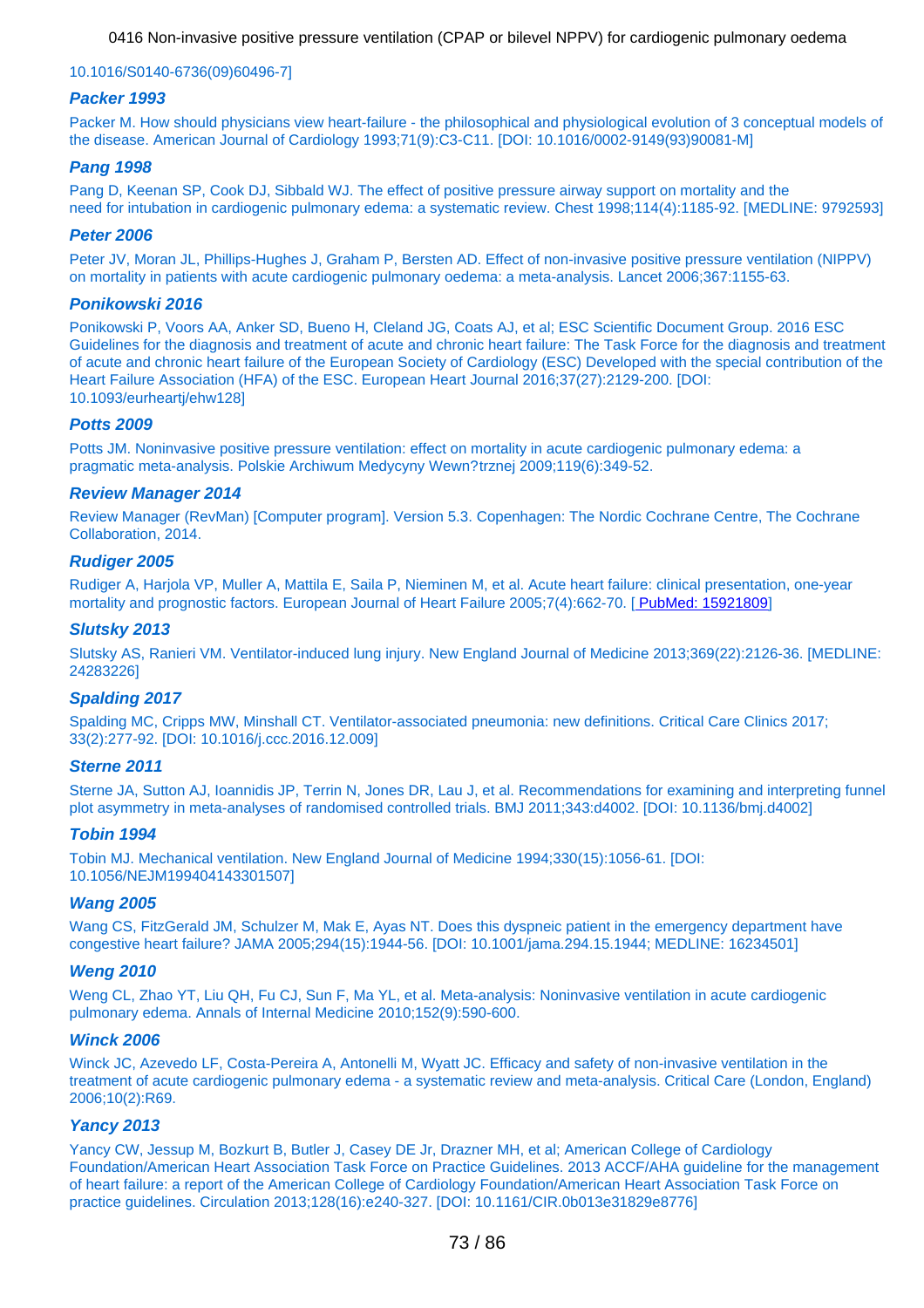10.1016/S0140-6736(09)60496-7]

**_Packer 1993_**

Packer M. How should physicians view heart-failure - the philosophical and physiological evolution of 3 conceptual models of the disease. American Journal of Cardiology 1993;71(9):C3-C11. [DOI: 10.1016/0002-9149(93)90081-M]

**_Pang 1998_**

Pang D, Keenan SP, Cook DJ, Sibbald WJ. The effect of positive pressure airway support on mortality and the need for intubation in cardiogenic pulmonary edema: a systematic review. Chest 1998;114(4):1185-92. [MEDLINE: 9792593]

**_Peter 2006_**

Peter JV, Moran JL, Phillips-Hughes J, Graham P, Bersten AD. Effect of non-invasive positive pressure ventilation (NIPPV) on mortality in patients with acute cardiogenic pulmonary oedema: a meta-analysis. Lancet 2006;367:1155-63.

**_Ponikowski 2016_**

Ponikowski P, Voors AA, Anker SD, Bueno H, Cleland JG, Coats AJ, et al; ESC Scientific Document Group. 2016 ESC Guidelines for the diagnosis and treatment of acute and chronic heart failure: The Task Force for the diagnosis and treatment of acute and chronic heart failure of the European Society of Cardiology (ESC) Developed with the special contribution of the Heart Failure Association (HFA) of the ESC. European Heart Journal 2016;37(27):2129-200. [DOI: 10.1093/eurheartj/ehw128]

**_Potts 2009_**

Potts JM. Noninvasive positive pressure ventilation: effect on mortality in acute cardiogenic pulmonary edema: a pragmatic meta-analysis. Polskie Archiwum Medycyny Wewn?trznej 2009;119(6):349-52.

**_Review Manager 2014_**

Review Manager (RevMan) [Computer program]. Version 5.3. Copenhagen: The Nordic Cochrane Centre, The Cochrane Collaboration, 2014.

**_Rudiger 2005_**

Rudiger A, Harjola VP, Muller A, Mattila E, Saila P, Nieminen M, et al. Acute heart failure: clinical presentation, one-year mortality and prognostic factors. European Journal of Heart Failure 2005;7(4):662-70. [ PubMed: 15921809]

**_Slutsky 2013_**

Slutsky AS, Ranieri VM. Ventilator-induced lung injury. New England Journal of Medicine 2013;369(22):2126-36. [MEDLINE: 24283226]

**_Spalding 2017_**

Spalding MC, Cripps MW, Minshall CT. Ventilator-associated pneumonia: new definitions. Critical Care Clinics 2017; 33(2):277-92. [DOI: 10.1016/j.ccc.2016.12.009]

**_Sterne 2011_**

Sterne JA, Sutton AJ, Ioannidis JP, Terrin N, Jones DR, Lau J, et al. Recommendations for examining and interpreting funnel plot asymmetry in meta-analyses of randomised controlled trials. BMJ 2011;343:d4002. [DOI: 10.1136/bmj.d4002]

**_Tobin 1994_**

Tobin MJ. Mechanical ventilation. New England Journal of Medicine 1994;330(15):1056-61. [DOI: 10.1056/NEJM199404143301507]

**_Wang 2005_**

Wang CS, FitzGerald JM, Schulzer M, Mak E, Ayas NT. Does this dyspneic patient in the emergency department have congestive heart failure? JAMA 2005;294(15):1944-56. [DOI: 10.1001/jama.294.15.1944; MEDLINE: 16234501]

**_Weng 2010_**

Weng CL, Zhao YT, Liu QH, Fu CJ, Sun F, Ma YL, et al. Meta-analysis: Noninvasive ventilation in acute cardiogenic pulmonary edema. Annals of Internal Medicine 2010;152(9):590-600.

**_Winck 2006_**

Winck JC, Azevedo LF, Costa-Pereira A, Antonelli M, Wyatt JC. Efficacy and safety of non-invasive ventilation in the treatment of acute cardiogenic pulmonary edema - a systematic review and meta-analysis. Critical Care (London, England) 2006;10(2):R69.

**_Yancy 2013_**

Yancy CW, Jessup M, Bozkurt B, Butler J, Casey DE Jr, Drazner MH, et al; American College of Cardiology Foundation/American Heart Association Task Force on Practice Guidelines. 2013 ACCF/AHA guideline for the management of heart failure: a report of the American College of Cardiology Foundation/American Heart Association Task Force on practice guidelines. Circulation 2013;128(16):e240-327. [DOI: 10.1161/CIR.0b013e31829e8776]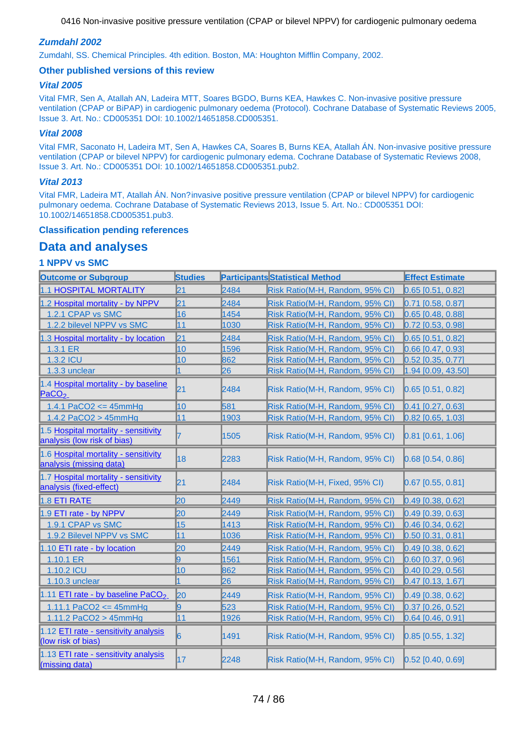### *Zumdahl 2002*

Zumdahl, SS. Chemical Principles. 4th edition. Boston, MA: Houghton Mifflin Company, 2002.

### Other published versions of this review

### *Vital 2005*

Vital FMR, Sen A, Atallah AN, Ladeira MTT, Soares BGDO, Burns KEA, Hawkes C. Non-invasive positive pressure ventilation (CPAP or BiPAP) in cardiogenic pulmonary oedema (Protocol). Cochrane Database of Systematic Reviews 2005, Issue 3. Art. No.: CD005351 DOI: 10.1002/14651858.CD005351.

### *Vital 2008*

Vital FMR, Saconato H, Ladeira MT, Sen A, Hawkes CA, Soares B, Burns KEA, Atallah ÁN. Non-invasive positive pressure ventilation (CPAP or bilevel NPPV) for cardiogenic pulmonary edema. Cochrane Database of Systematic Reviews 2008, Issue 3. Art. No.: CD005351 DOI: 10.1002/14651858.CD005351.pub2.

### *Vital 2013*

Vital FMR, Ladeira MT, Atallah ÁN. Non?invasive positive pressure ventilation (CPAP or bilevel NPPV) for cardiogenic pulmonary oedema. Cochrane Database of Systematic Reviews 2013, Issue 5. Art. No.: CD005351 DOI: 10.1002/14651858.CD005351.pub3.

### Classification pending references

## Data and analyses

### 1 NPPV vs SMC

| Outcome or Subgroup | Studies | Participants | Statistical Method | Effect Estimate |
|---|---|---|---|---|
| 1.1 HOSPITAL MORTALITY | 21 | 2484 | Risk Ratio(M-H, Random, 95% CI) | 0.65 [0.51, 0.82] |
| 1.2 Hospital mortality - by NPPV | 21 | 2484 | Risk Ratio(M-H, Random, 95% CI) | 0.71 [0.58, 0.87] |
| 1.2.1 CPAP vs SMC | 16 | 1454 | Risk Ratio(M-H, Random, 95% CI) | 0.65 [0.48, 0.88] |
| 1.2.2 bilevel NPPV vs SMC | 11 | 1030 | Risk Ratio(M-H, Random, 95% CI) | 0.72 [0.53, 0.98] |
| 1.3 Hospital mortality - by location | 21 | 2484 | Risk Ratio(M-H, Random, 95% CI) | 0.65 [0.51, 0.82] |
| 1.3.1 ER | 10 | 1596 | Risk Ratio(M-H, Random, 95% CI) | 0.66 [0.47, 0.93] |
| 1.3.2 ICU | 10 | 862 | Risk Ratio(M-H, Random, 95% CI) | 0.52 [0.35, 0.77] |
| 1.3.3 unclear | 1 | 26 | Risk Ratio(M-H, Random, 95% CI) | 1.94 [0.09, 43.50] |
| 1.4 Hospital mortality - by baseline $PaCO_2$ | 21 | 2484 | Risk Ratio(M-H, Random, 95% CI) | 0.65 [0.51, 0.82] |
| 1.4.1 PaCO2 <= 45mmHg | 10 | 581 | Risk Ratio(M-H, Random, 95% CI) | 0.41 [0.27, 0.63] |
| 1.4.2 PaCO2 > 45mmHg | 11 | 1903 | Risk Ratio(M-H, Random, 95% CI) | 0.82 [0.65, 1.03] |
| 1.5 Hospital mortality - sensitivity analysis (low risk of bias) | 7 | 1505 | Risk Ratio(M-H, Random, 95% CI) | 0.81 [0.61, 1.06] |
| 1.6 Hospital mortality - sensitivity analysis (missing data) | 18 | 2283 | Risk Ratio(M-H, Random, 95% CI) | 0.68 [0.54, 0.86] |
| 1.7 Hospital mortality - sensitivity analysis (fixed-effect) | 21 | 2484 | Risk Ratio(M-H, Fixed, 95% CI) | 0.67 [0.55, 0.81] |
| 1.8 ETI RATE | 20 | 2449 | Risk Ratio(M-H, Random, 95% CI) | 0.49 [0.38, 0.62] |
| 1.9 ETI rate - by NPPV | 20 | 2449 | Risk Ratio(M-H, Random, 95% CI) | 0.49 [0.39, 0.63] |
| 1.9.1 CPAP vs SMC | 15 | 1413 | Risk Ratio(M-H, Random, 95% CI) | 0.46 [0.34, 0.62] |
| 1.9.2 Bilevel NPPV vs SMC | 11 | 1036 | Risk Ratio(M-H, Random, 95% CI) | 0.50 [0.31, 0.81] |
| 1.10 ETI rate - by location | 20 | 2449 | Risk Ratio(M-H, Random, 95% CI) | 0.49 [0.38, 0.62] |
| 1.10.1 ER | 9 | 1561 | Risk Ratio(M-H, Random, 95% CI) | 0.60 [0.37, 0.96] |
| 1.10.2 ICU | 10 | 862 | Risk Ratio(M-H, Random, 95% CI) | 0.40 [0.29, 0.56] |
| 1.10.3 unclear | 1 | 26 | Risk Ratio(M-H, Random, 95% CI) | 0.47 [0.13, 1.67] |
| 1.11 ETI rate - by baseline $PaCO_2$ | 20 | 2449 | Risk Ratio(M-H, Random, 95% CI) | 0.49 [0.38, 0.62] |
| 1.11.1 PaCO2 <= 45mmHg | 9 | 523 | Risk Ratio(M-H, Random, 95% CI) | 0.37 [0.26, 0.52] |
| 1.11.2 PaCO2 > 45mmHg | 11 | 1926 | Risk Ratio(M-H, Random, 95% CI) | 0.64 [0.46, 0.91] |
| 1.12 ETI rate - sensitivity analysis (low risk of bias) | 6 | 1491 | Risk Ratio(M-H, Random, 95% CI) | 0.85 [0.55, 1.32] |
| 1.13 ETI rate - sensitivity analysis (missing data) | 17 | 2248 | Risk Ratio(M-H, Random, 95% CI) | 0.52 [0.40, 0.69] |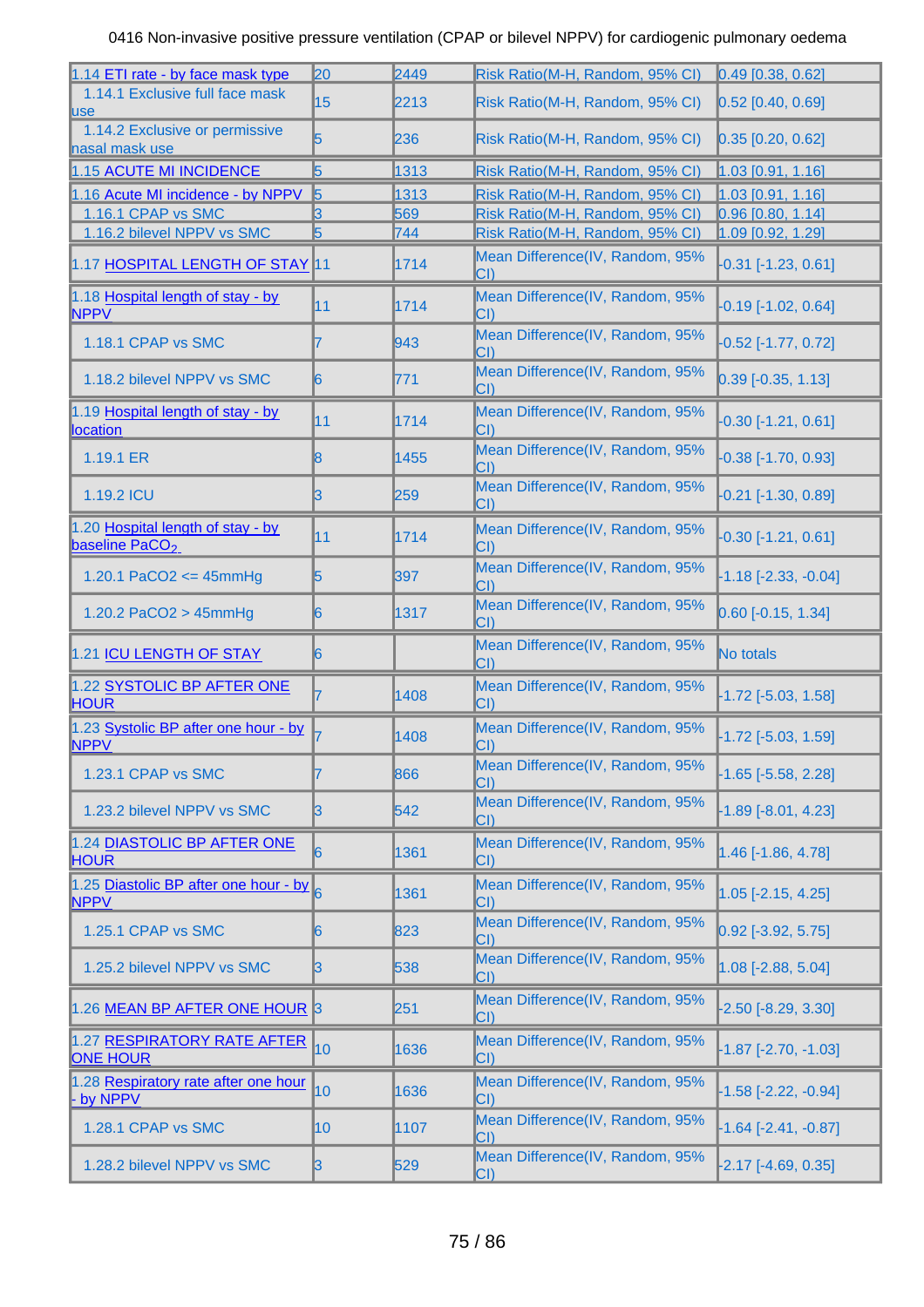| | | | | |
|---|---|---|---|---|
| 1.14 ETI rate - by face mask type | 20 | 2449 | Risk Ratio(M-H, Random, 95% CI) | 0.49 [0.38, 0.62] |
| 1.14.1 Exclusive full face mask use | 15 | 2213 | Risk Ratio(M-H, Random, 95% CI) | 0.52 [0.40, 0.69] |
| 1.14.2 Exclusive or permissive nasal mask use | 5 | 236 | Risk Ratio(M-H, Random, 95% CI) | 0.35 [0.20, 0.62] |
| 1.15 ACUTE MI INCIDENCE | 5 | 1313 | Risk Ratio(M-H, Random, 95% CI) | 1.03 [0.91, 1.16] |
| 1.16 Acute MI incidence - by NPPV | 5 | 1313 | Risk Ratio(M-H, Random, 95% CI) | 1.03 [0.91, 1.16] |
| 1.16.1 CPAP vs SMC | 3 | 569 | Risk Ratio(M-H, Random, 95% CI) | 0.96 [0.80, 1.14] |
| 1.16.2 bilevel NPPV vs SMC | 5 | 744 | Risk Ratio(M-H, Random, 95% CI) | 1.09 [0.92, 1.29] |
| 1.17 HOSPITAL LENGTH OF STAY | 11 | 1714 | Mean Difference(IV, Random, 95% CI) | -0.31 [-1.23, 0.61] |
| 1.18 Hospital length of stay - by NPPV | 11 | 1714 | Mean Difference(IV, Random, 95% CI) | -0.19 [-1.02, 0.64] |
| 1.18.1 CPAP vs SMC | 7 | 943 | Mean Difference(IV, Random, 95% CI) | -0.52 [-1.77, 0.72] |
| 1.18.2 bilevel NPPV vs SMC | 6 | 771 | Mean Difference(IV, Random, 95% CI) | 0.39 [-0.35, 1.13] |
| 1.19 Hospital length of stay - by location | 11 | 1714 | Mean Difference(IV, Random, 95% CI) | -0.30 [-1.21, 0.61] |
| 1.19.1 ER | 8 | 1455 | Mean Difference(IV, Random, 95% CI) | -0.38 [-1.70, 0.93] |
| 1.19.2 ICU | 3 | 259 | Mean Difference(IV, Random, 95% CI) | -0.21 [-1.30, 0.89] |
| 1.20 Hospital length of stay - by baseline $PaCO_2$ | 11 | 1714 | Mean Difference(IV, Random, 95% CI) | -0.30 [-1.21, 0.61] |
| 1.20.1 PaCO2 <= 45mmHg | 5 | 397 | Mean Difference(IV, Random, 95% CI) | -1.18 [-2.33, -0.04] |
| 1.20.2 PaCO2 > 45mmHg | 6 | 1317 | Mean Difference(IV, Random, 95% CI) | 0.60 [-0.15, 1.34] |
| 1.21 ICU LENGTH OF STAY | 6 | | Mean Difference(IV, Random, 95% CI) | No totals |
| 1.22 SYSTOLIC BP AFTER ONE HOUR | 7 | 1408 | Mean Difference(IV, Random, 95% CI) | -1.72 [-5.03, 1.58] |
| 1.23 Systolic BP after one hour - by NPPV | 7 | 1408 | Mean Difference(IV, Random, 95% CI) | -1.72 [-5.03, 1.59] |
| 1.23.1 CPAP vs SMC | 7 | 866 | Mean Difference(IV, Random, 95% CI) | -1.65 [-5.58, 2.28] |
| 1.23.2 bilevel NPPV vs SMC | 3 | 542 | Mean Difference(IV, Random, 95% CI) | -1.89 [-8.01, 4.23] |
| 1.24 DIASTOLIC BP AFTER ONE HOUR | 6 | 1361 | Mean Difference(IV, Random, 95% CI) | 1.46 [-1.86, 4.78] |
| 1.25 Diastolic BP after one hour - by NPPV | 6 | 1361 | Mean Difference(IV, Random, 95% CI) | 1.05 [-2.15, 4.25] |
| 1.25.1 CPAP vs SMC | 6 | 823 | Mean Difference(IV, Random, 95% CI) | 0.92 [-3.92, 5.75] |
| 1.25.2 bilevel NPPV vs SMC | 3 | 538 | Mean Difference(IV, Random, 95% CI) | 1.08 [-2.88, 5.04] |
| 1.26 MEAN BP AFTER ONE HOUR | 3 | 251 | Mean Difference(IV, Random, 95% CI) | -2.50 [-8.29, 3.30] |
| 1.27 RESPIRATORY RATE AFTER ONE HOUR | 10 | 1636 | Mean Difference(IV, Random, 95% CI) | -1.87 [-2.70, -1.03] |
| 1.28 Respiratory rate after one hour - by NPPV | 10 | 1636 | Mean Difference(IV, Random, 95% CI) | -1.58 [-2.22, -0.94] |
| 1.28.1 CPAP vs SMC | 10 | 1107 | Mean Difference(IV, Random, 95% CI) | -1.64 [-2.41, -0.87] |
| 1.28.2 bilevel NPPV vs SMC | 3 | 529 | Mean Difference(IV, Random, 95% CI) | -2.17 [-4.69, 0.35] |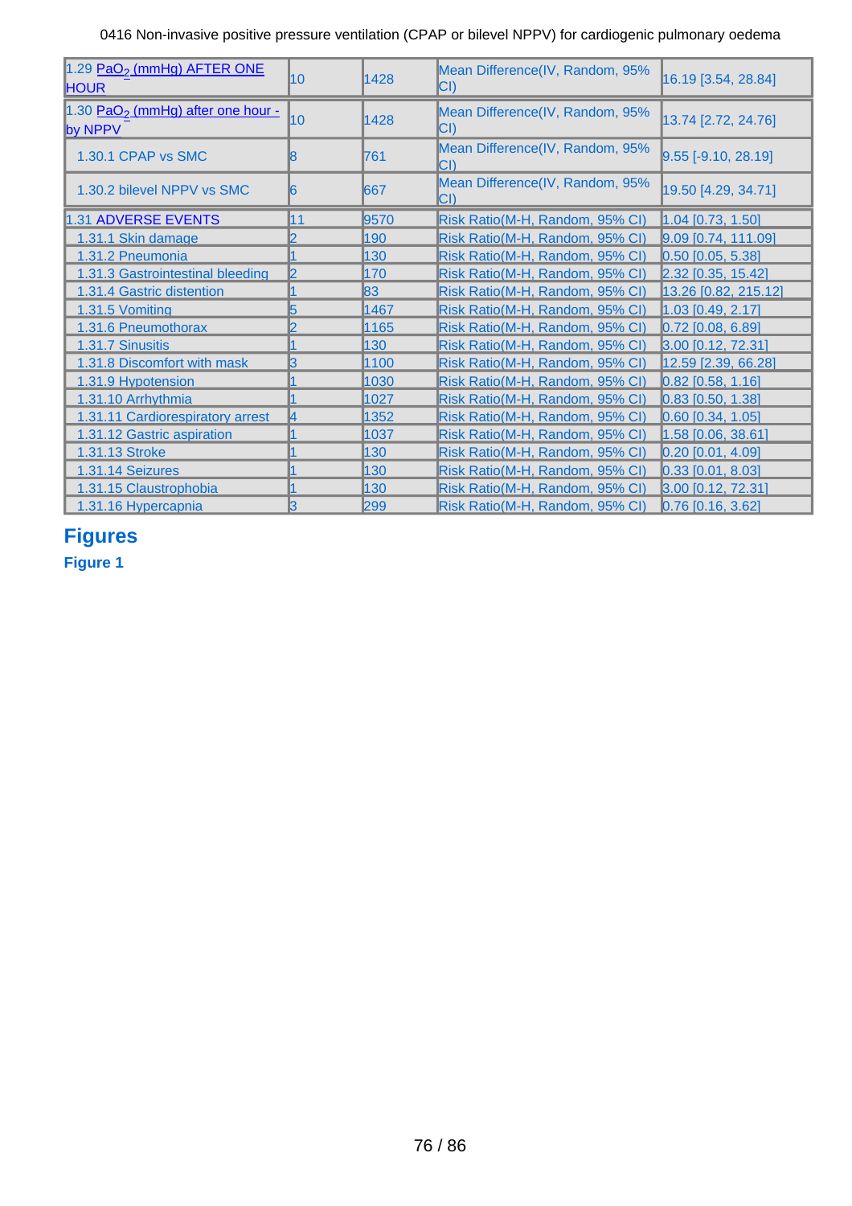| | | | | |
|---|---|---|---|---|
| 1.29 $PaO_2$ (mmHg) AFTER ONE HOUR | 10 | 1428 | Mean Difference(IV, Random, 95% CI) | 16.19 [3.54, 28.84] |
| 1.30 $PaO_2$ (mmHg) after one hour - by NPPV | 10 | 1428 | Mean Difference(IV, Random, 95% CI) | 13.74 [2.72, 24.76] |
| 1.30.1 CPAP vs SMC | 8 | 761 | Mean Difference(IV, Random, 95% CI) | 9.55 [-9.10, 28.19] |
| 1.30.2 bilevel NPPV vs SMC | 6 | 667 | Mean Difference(IV, Random, 95% CI) | 19.50 [4.29, 34.71] |
| 1.31 ADVERSE EVENTS | 11 | 9570 | Risk Ratio(M-H, Random, 95% CI) | 1.04 [0.73, 1.50] |
| 1.31.1 Skin damage | 2 | 190 | Risk Ratio(M-H, Random, 95% CI) | 9.09 [0.74, 111.09] |
| 1.31.2 Pneumonia | 1 | 130 | Risk Ratio(M-H, Random, 95% CI) | 0.50 [0.05, 5.38] |
| 1.31.3 Gastrointestinal bleeding | 2 | 170 | Risk Ratio(M-H, Random, 95% CI) | 2.32 [0.35, 15.42] |
| 1.31.4 Gastric distention | 1 | 83 | Risk Ratio(M-H, Random, 95% CI) | 13.26 [0.82, 215.12] |
| 1.31.5 Vomiting | 5 | 1467 | Risk Ratio(M-H, Random, 95% CI) | 1.03 [0.49, 2.17] |
| 1.31.6 Pneumothorax | 2 | 1165 | Risk Ratio(M-H, Random, 95% CI) | 0.72 [0.08, 6.89] |
| 1.31.7 Sinusitis | 1 | 130 | Risk Ratio(M-H, Random, 95% CI) | 3.00 [0.12, 72.31] |
| 1.31.8 Discomfort with mask | 3 | 1100 | Risk Ratio(M-H, Random, 95% CI) | 12.59 [2.39, 66.28] |
| 1.31.9 Hypotension | 1 | 1030 | Risk Ratio(M-H, Random, 95% CI) | 0.82 [0.58, 1.16] |
| 1.31.10 Arrhythmia | 1 | 1027 | Risk Ratio(M-H, Random, 95% CI) | 0.83 [0.50, 1.38] |
| 1.31.11 Cardiorespiratory arrest | 4 | 1352 | Risk Ratio(M-H, Random, 95% CI) | 0.60 [0.34, 1.05] |
| 1.31.12 Gastric aspiration | 1 | 1037 | Risk Ratio(M-H, Random, 95% CI) | 1.58 [0.06, 38.61] |
| 1.31.13 Stroke | 1 | 130 | Risk Ratio(M-H, Random, 95% CI) | 0.20 [0.01, 4.09] |
| 1.31.14 Seizures | 1 | 130 | Risk Ratio(M-H, Random, 95% CI) | 0.33 [0.01, 8.03] |
| 1.31.15 Claustrophobia | 1 | 130 | Risk Ratio(M-H, Random, 95% CI) | 3.00 [0.12, 72.31] |
| 1.31.16 Hypercapnia | 3 | 299 | Risk Ratio(M-H, Random, 95% CI) | 0.76 [0.16, 3.62] |

# Figures

## Figure 1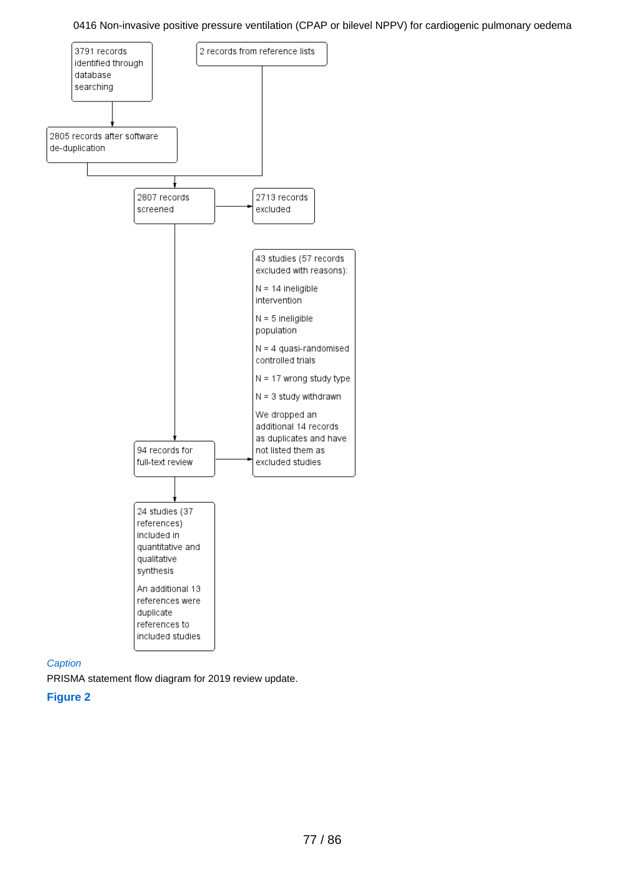3791 records identified through database searching

2 records from reference lists

2805 records after software de-duplication

2807 records screened

2713 records excluded

43 studies (57 records excluded with reasons):

N = 14 ineligible intervention

N = 5 ineligible population

N = 4 quasi-randomised controlled trials

N = 17 wrong study type

N = 3 study withdrawn

We dropped an additional 14 records as duplicates and have not listed them as excluded studies

94 records for full-text review

24 studies (37 references) included in quantitative and qualitative synthesis

An additional 13 references were duplicate references to included studies

*Caption*

PRISMA statement flow diagram for 2019 review update.

**Figure 2**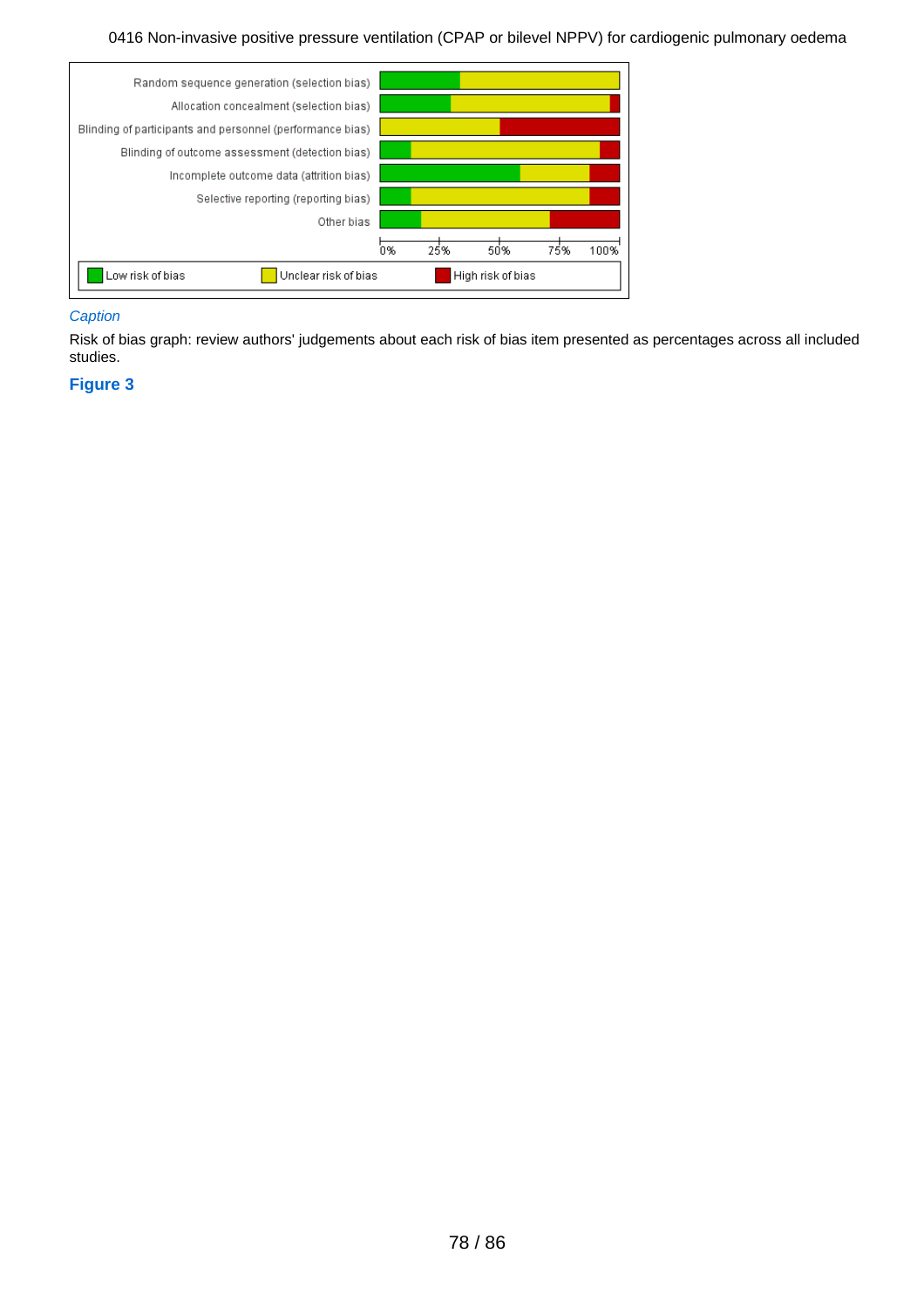Random sequence generation (selection bias)

Allocation concealment (selection bias)

Blinding of participants and personnel (performance bias)

Blinding of outcome assessment (detection bias)

Incomplete outcome data (attrition bias)

Selective reporting (reporting bias)

Other bias

0% 25% 50% 75% 100%

Low risk of bias | Unclear risk of bias | High risk of bias

*Caption*

Risk of bias graph: review authors' judgements about each risk of bias item presented as percentages across all included studies.

**Figure 3**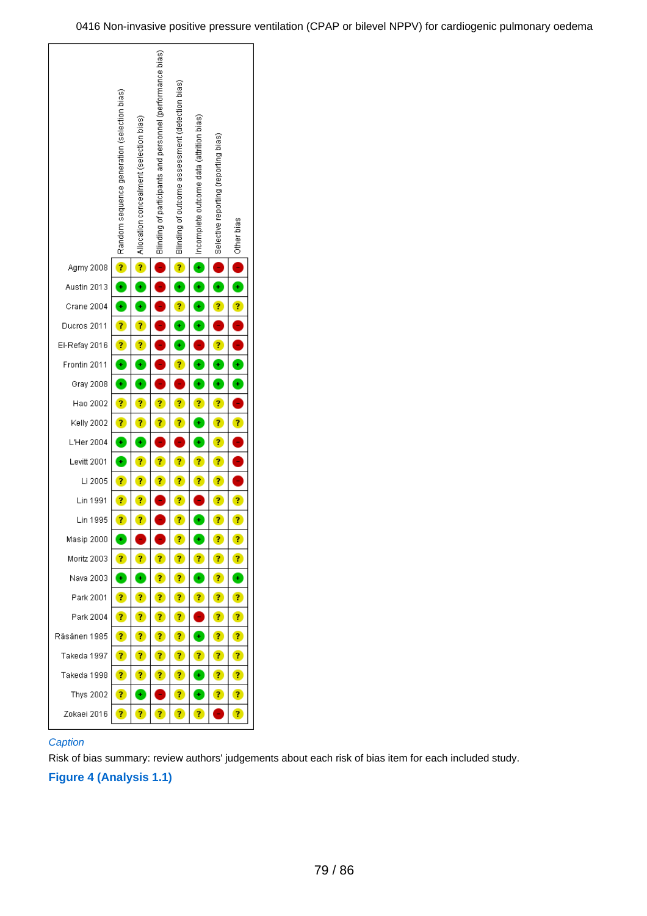| | Random sequence generation (selection bias) | Allocation concealment (selection bias) | Blinding of participants and personnel (performance bias) | Blinding of outcome assessment (detection bias) | Incomplete outcome data (attrition bias) | Selective reporting (reporting bias) | Other bias |
|---|---|---|---|---|---|---|---|
| Agmy 2008 | ? | ? | - | ? | + | - | - |
| Austin 2013 | + | + | - | + | + | + | + |
| Crane 2004 | + | + | - | ? | + | ? | ? |
| Ducros 2011 | ? | ? | - | + | + | - | - |
| El-Refay 2016 | ? | ? | - | + | - | ? | - |
| Frontin 2011 | + | + | - | ? | + | + | + |
| Gray 2008 | + | + | - | - | + | + | + |
| Hao 2002 | ? | ? | ? | ? | ? | ? | - |
| Kelly 2002 | ? | ? | ? | ? | + | ? | ? |
| L'Her 2004 | + | + | - | - | + | ? | - |
| Levitt 2001 | + | ? | ? | ? | ? | ? | - |
| Li 2005 | ? | ? | ? | ? | ? | ? | - |
| Lin 1991 | ? | ? | - | ? | - | ? | ? |
| Lin 1995 | ? | ? | - | ? | + | ? | ? |
| Masip 2000 | + | - | - | ? | + | ? | ? |
| Moritz 2003 | ? | ? | ? | ? | ? | ? | ? |
| Nava 2003 | + | + | ? | ? | + | ? | + |
| Park 2001 | ? | ? | ? | ? | ? | ? | ? |
| Park 2004 | ? | ? | ? | ? | - | ? | ? |
| Räsänen 1985 | ? | ? | ? | ? | + | ? | ? |
| Takeda 1997 | ? | ? | ? | ? | ? | ? | ? |
| Takeda 1998 | ? | ? | ? | ? | + | ? | ? |
| Thys 2002 | ? | + | - | ? | + | ? | ? |
| Zokaei 2016 | ? | ? | ? | ? | ? | - | ? |

*Caption*

Risk of bias summary: review authors' judgements about each risk of bias item for each included study.

**Figure 4 (Analysis 1.1)**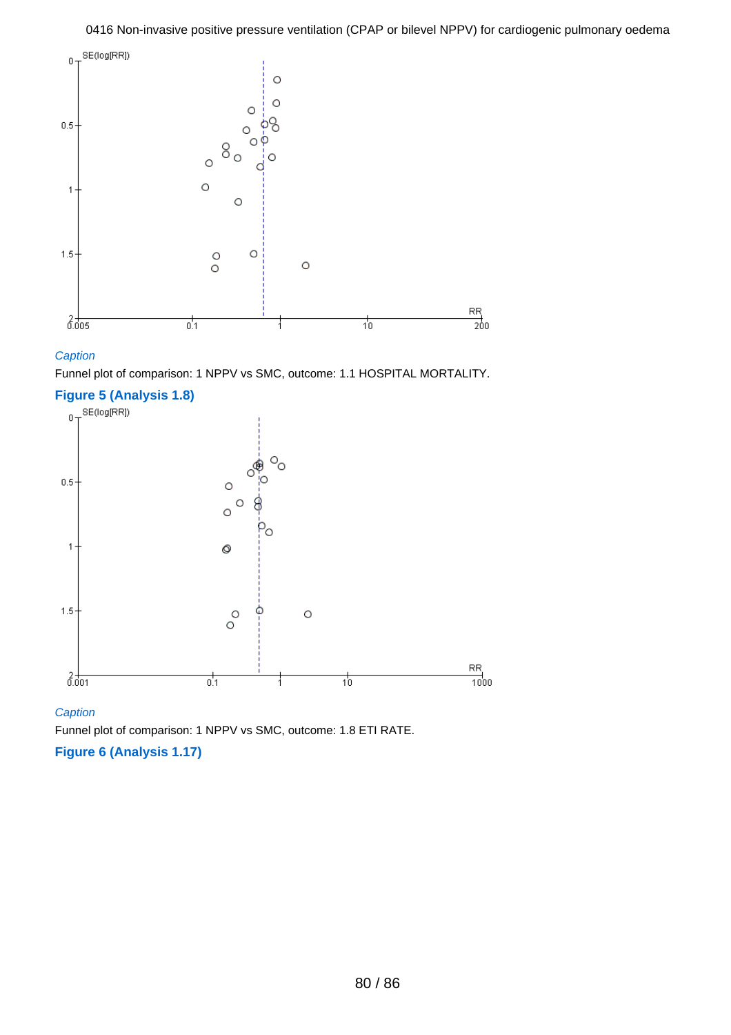0416 Non-invasive positive pressure ventilation (CPAP or bilevel NPPV) for cardiogenic pulmonary oedema

*Caption*

Funnel plot of comparison: 1 NPPV vs SMC, outcome: 1.1 HOSPITAL MORTALITY.

## Figure 5 (Analysis 1.8)

*Caption*

Funnel plot of comparison: 1 NPPV vs SMC, outcome: 1.8 ETI RATE.

## Figure 6 (Analysis 1.17)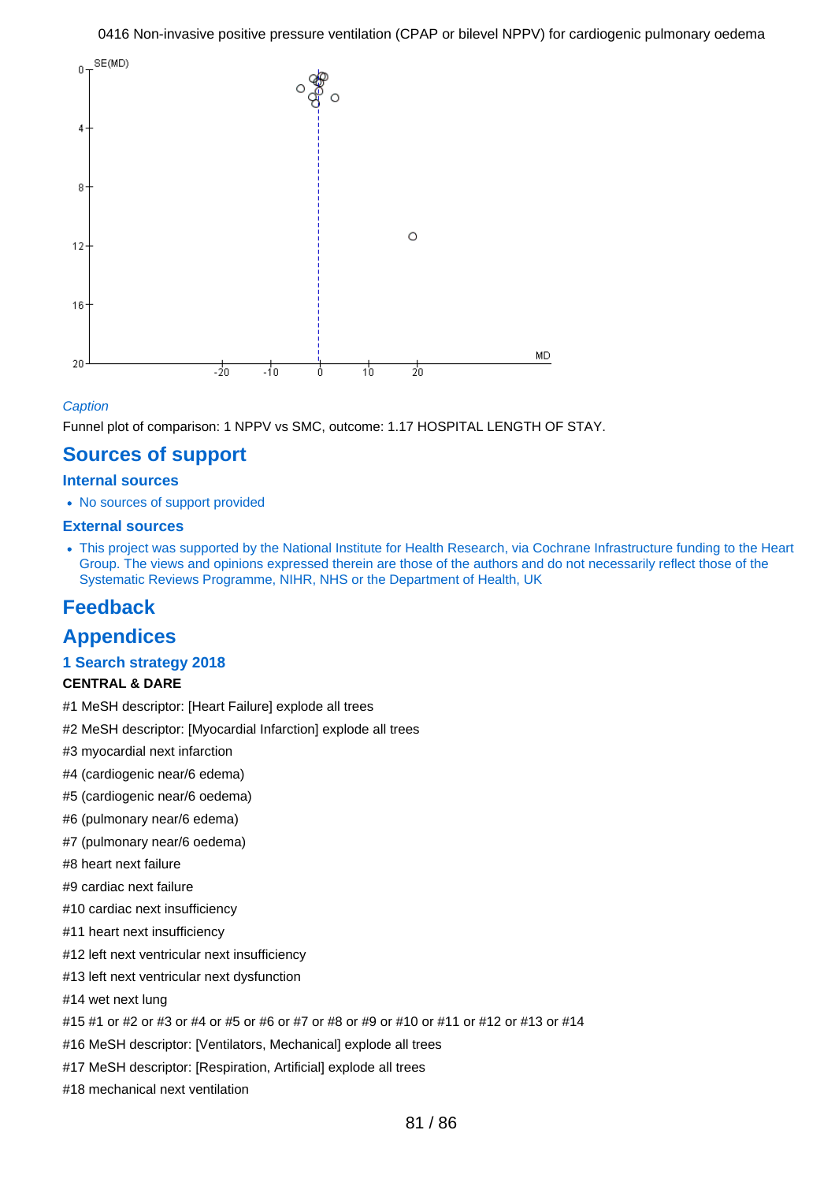0416 Non-invasive positive pressure ventilation (CPAP or bilevel NPPV) for cardiogenic pulmonary oedema

*Caption*

Funnel plot of comparison: 1 NPPV vs SMC, outcome: 1.17 HOSPITAL LENGTH OF STAY.

# Sources of support

## Internal sources

- No sources of support provided

## External sources

- This project was supported by the National Institute for Health Research, via Cochrane Infrastructure funding to the Heart Group. The views and opinions expressed therein are those of the authors and do not necessarily reflect those of the Systematic Reviews Programme, NIHR, NHS or the Department of Health, UK

# Feedback

# Appendices

## 1 Search strategy 2018

**CENTRAL & DARE**

#1 MeSH descriptor: [Heart Failure] explode all trees

#2 MeSH descriptor: [Myocardial Infarction] explode all trees

#3 myocardial next infarction

#4 (cardiogenic near/6 edema)

#5 (cardiogenic near/6 oedema)

#6 (pulmonary near/6 edema)

#7 (pulmonary near/6 oedema)

#8 heart next failure

#9 cardiac next failure

#10 cardiac next insufficiency

#11 heart next insufficiency

#12 left next ventricular next insufficiency

#13 left next ventricular next dysfunction

#14 wet next lung

#15 #1 or #2 or #3 or #4 or #5 or #6 or #7 or #8 or #9 or #10 or #11 or #12 or #13 or #14

#16 MeSH descriptor: [Ventilators, Mechanical] explode all trees

#17 MeSH descriptor: [Respiration, Artificial] explode all trees

#18 mechanical next ventilation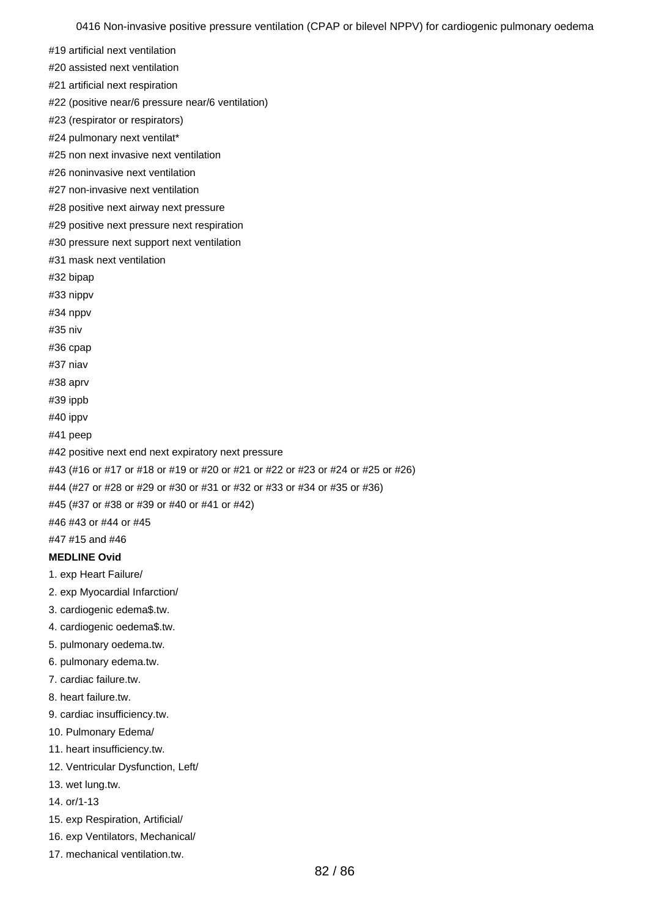#19 artificial next ventilation

#20 assisted next ventilation

#21 artificial next respiration

#22 (positive near/6 pressure near/6 ventilation)

#23 (respirator or respirators)

#24 pulmonary next ventilat*

#25 non next invasive next ventilation

#26 noninvasive next ventilation

#27 non-invasive next ventilation

#28 positive next airway next pressure

#29 positive next pressure next respiration

#30 pressure next support next ventilation

#31 mask next ventilation

#32 bipap

#33 nippv

#34 nppv

#35 niv

#36 cpap

#37 niav

#38 aprv

#39 ippb

#40 ippv

#41 peep

#42 positive next end next expiratory next pressure

#43 (#16 or #17 or #18 or #19 or #20 or #21 or #22 or #23 or #24 or #25 or #26)

#44 (#27 or #28 or #29 or #30 or #31 or #32 or #33 or #34 or #35 or #36)

#45 (#37 or #38 or #39 or #40 or #41 or #42)

#46 #43 or #44 or #45

#47 #15 and #46

**MEDLINE Ovid**

1. exp Heart Failure/
2. exp Myocardial Infarction/
3. cardiogenic edema$.tw.
4. cardiogenic oedema$.tw.
5. pulmonary oedema.tw.
6. pulmonary edema.tw.
7. cardiac failure.tw.
8. heart failure.tw.
9. cardiac insufficiency.tw.
10. Pulmonary Edema/
11. heart insufficiency.tw.
12. Ventricular Dysfunction, Left/
13. wet lung.tw.
14. or/1-13
15. exp Respiration, Artificial/
16. exp Ventilators, Mechanical/
17. mechanical ventilation.tw.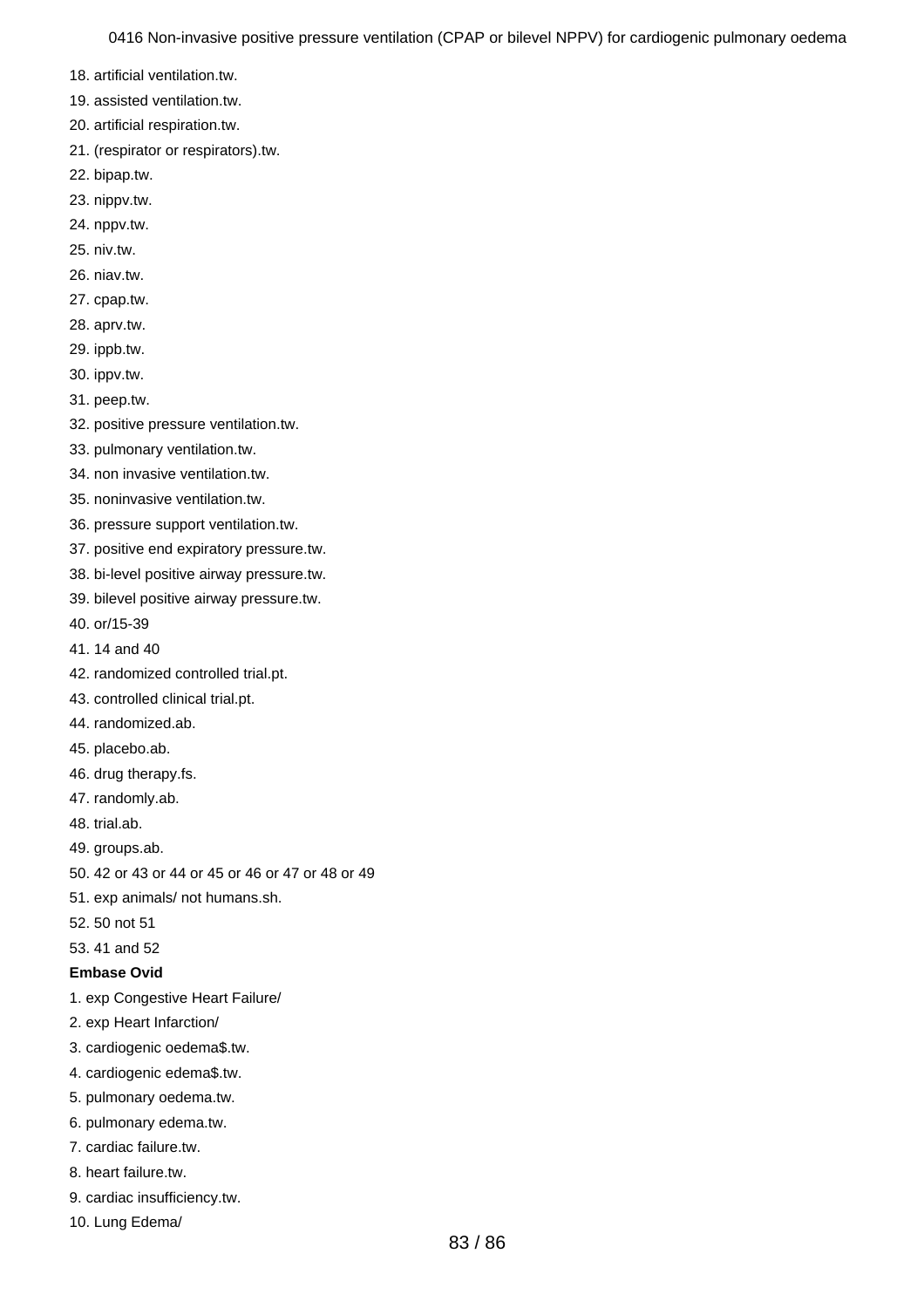18. artificial ventilation.tw.
19. assisted ventilation.tw.
20. artificial respiration.tw.
21. (respirator or respirators).tw.
22. bipap.tw.
23. nippv.tw.
24. nppv.tw.
25. niv.tw.
26. niav.tw.
27. cpap.tw.
28. aprv.tw.
29. ippb.tw.
30. ippv.tw.
31. peep.tw.
32. positive pressure ventilation.tw.
33. pulmonary ventilation.tw.
34. non invasive ventilation.tw.
35. noninvasive ventilation.tw.
36. pressure support ventilation.tw.
37. positive end expiratory pressure.tw.
38. bi-level positive airway pressure.tw.
39. bilevel positive airway pressure.tw.
40. or/15-39
41. 14 and 40
42. randomized controlled trial.pt.
43. controlled clinical trial.pt.
44. randomized.ab.
45. placebo.ab.
46. drug therapy.fs.
47. randomly.ab.
48. trial.ab.
49. groups.ab.
50. 42 or 43 or 44 or 45 or 46 or 47 or 48 or 49
51. exp animals/ not humans.sh.
52. 50 not 51
53. 41 and 52

**Embase Ovid**

1. exp Congestive Heart Failure/
2. exp Heart Infarction/
3. cardiogenic oedema$.tw.
4. cardiogenic edema$.tw.
5. pulmonary oedema.tw.
6. pulmonary edema.tw.
7. cardiac failure.tw.
8. heart failure.tw.
9. cardiac insufficiency.tw.
10. Lung Edema/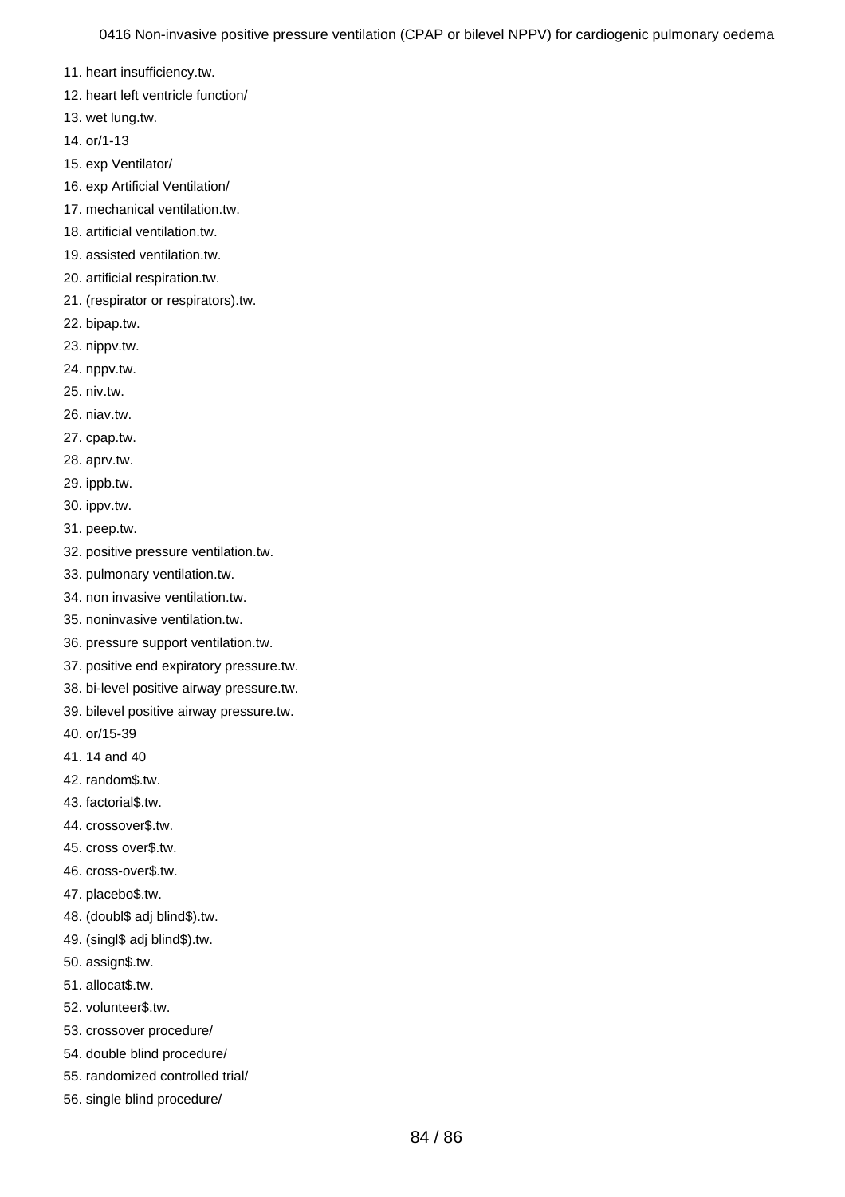11. heart insufficiency.tw.
12. heart left ventricle function/
13. wet lung.tw.
14. or/1-13
15. exp Ventilator/
16. exp Artificial Ventilation/
17. mechanical ventilation.tw.
18. artificial ventilation.tw.
19. assisted ventilation.tw.
20. artificial respiration.tw.
21. (respirator or respirators).tw.
22. bipap.tw.
23. nippv.tw.
24. nppv.tw.
25. niv.tw.
26. niav.tw.
27. cpap.tw.
28. aprv.tw.
29. ippb.tw.
30. ippv.tw.
31. peep.tw.
32. positive pressure ventilation.tw.
33. pulmonary ventilation.tw.
34. non invasive ventilation.tw.
35. noninvasive ventilation.tw.
36. pressure support ventilation.tw.
37. positive end expiratory pressure.tw.
38. bi-level positive airway pressure.tw.
39. bilevel positive airway pressure.tw.
40. or/15-39
41. 14 and 40
42. random$.tw.
43. factorial$.tw.
44. crossover$.tw.
45. cross over$.tw.
46. cross-over$.tw.
47. placebo$.tw.
48. (doubl$ adj blind$).tw.
49. (singl$ adj blind$).tw.
50. assign$.tw.
51. allocat$.tw.
52. volunteer$.tw.
53. crossover procedure/
54. double blind procedure/
55. randomized controlled trial/
56. single blind procedure/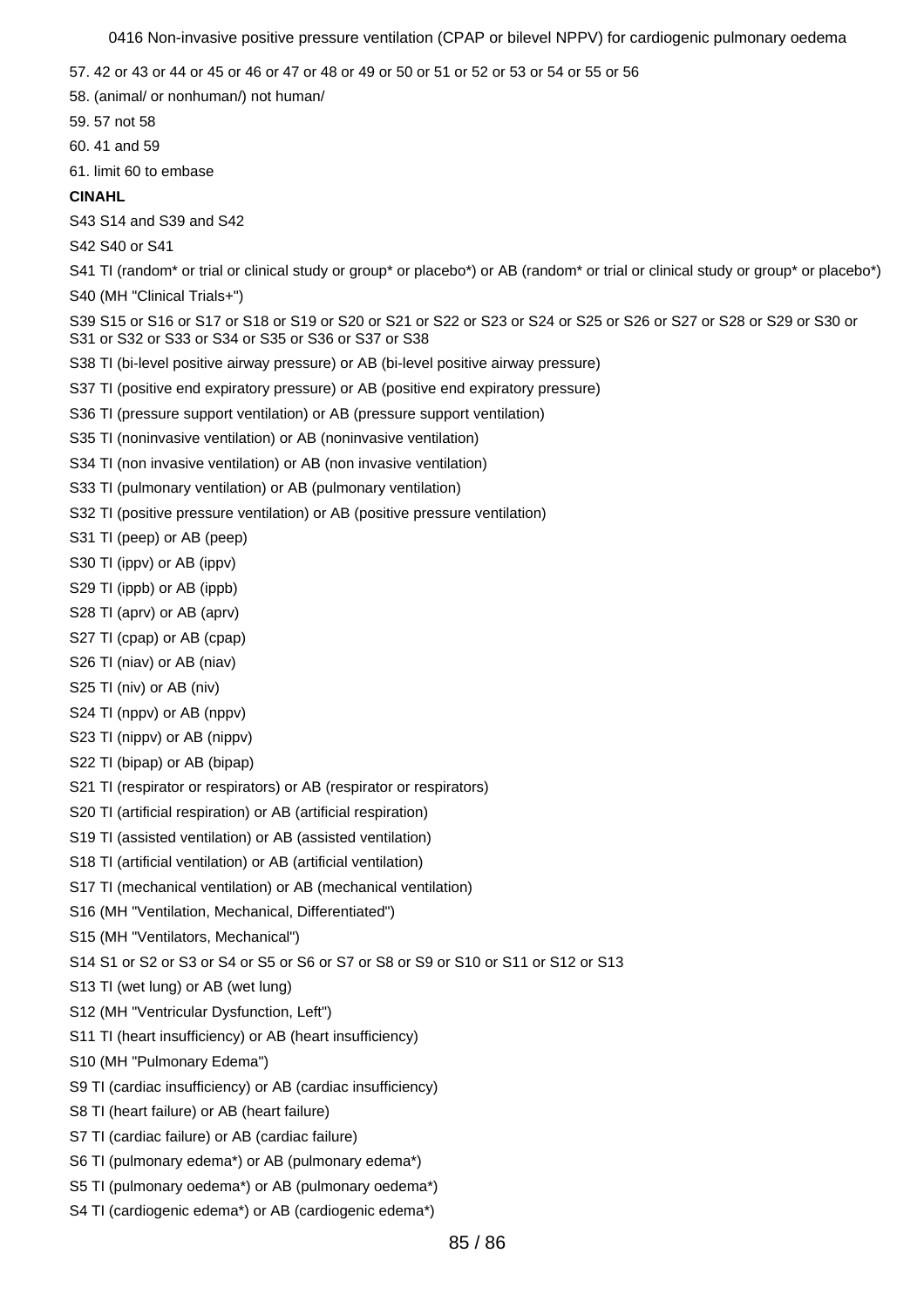57. 42 or 43 or 44 or 45 or 46 or 47 or 48 or 49 or 50 or 51 or 52 or 53 or 54 or 55 or 56

58. (animal/ or nonhuman/) not human/

59. 57 not 58

60. 41 and 59

61. limit 60 to embase

**CINAHL**

S43 S14 and S39 and S42

S42 S40 or S41

S41 TI (random* or trial or clinical study or group* or placebo*) or AB (random* or trial or clinical study or group* or placebo*)

S40 (MH "Clinical Trials+")

S39 S15 or S16 or S17 or S18 or S19 or S20 or S21 or S22 or S23 or S24 or S25 or S26 or S27 or S28 or S29 or S30 or S31 or S32 or S33 or S34 or S35 or S36 or S37 or S38

S38 TI (bi-level positive airway pressure) or AB (bi-level positive airway pressure)

S37 TI (positive end expiratory pressure) or AB (positive end expiratory pressure)

S36 TI (pressure support ventilation) or AB (pressure support ventilation)

S35 TI (noninvasive ventilation) or AB (noninvasive ventilation)

S34 TI (non invasive ventilation) or AB (non invasive ventilation)

S33 TI (pulmonary ventilation) or AB (pulmonary ventilation)

S32 TI (positive pressure ventilation) or AB (positive pressure ventilation)

S31 TI (peep) or AB (peep)

S30 TI (ippv) or AB (ippv)

S29 TI (ippb) or AB (ippb)

S28 TI (aprv) or AB (aprv)

S27 TI (cpap) or AB (cpap)

S26 TI (niav) or AB (niav)

S25 TI (niv) or AB (niv)

S24 TI (nppv) or AB (nppv)

S23 TI (nippv) or AB (nippv)

S22 TI (bipap) or AB (bipap)

S21 TI (respirator or respirators) or AB (respirator or respirators)

S20 TI (artificial respiration) or AB (artificial respiration)

S19 TI (assisted ventilation) or AB (assisted ventilation)

S18 TI (artificial ventilation) or AB (artificial ventilation)

S17 TI (mechanical ventilation) or AB (mechanical ventilation)

S16 (MH "Ventilation, Mechanical, Differentiated")

S15 (MH "Ventilators, Mechanical")

S14 S1 or S2 or S3 or S4 or S5 or S6 or S7 or S8 or S9 or S10 or S11 or S12 or S13

S13 TI (wet lung) or AB (wet lung)

S12 (MH "Ventricular Dysfunction, Left")

S11 TI (heart insufficiency) or AB (heart insufficiency)

S10 (MH "Pulmonary Edema")

S9 TI (cardiac insufficiency) or AB (cardiac insufficiency)

S8 TI (heart failure) or AB (heart failure)

S7 TI (cardiac failure) or AB (cardiac failure)

S6 TI (pulmonary edema*) or AB (pulmonary edema*)

S5 TI (pulmonary oedema*) or AB (pulmonary oedema*)

S4 TI (cardiogenic edema*) or AB (cardiogenic edema*)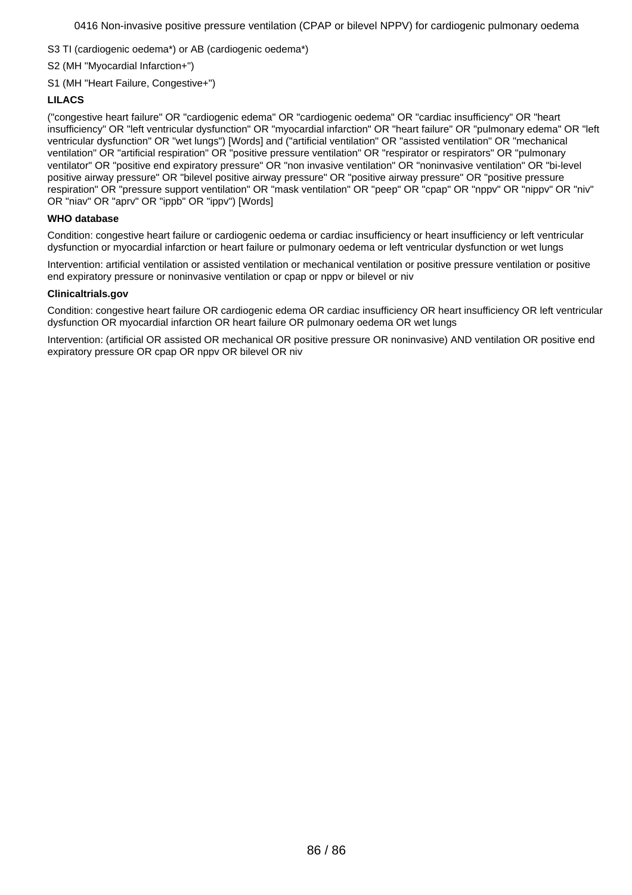S3 TI (cardiogenic oedema*) or AB (cardiogenic oedema*)

S2 (MH "Myocardial Infarction+")

S1 (MH "Heart Failure, Congestive+")

**LILACS**

("congestive heart failure" OR "cardiogenic edema" OR "cardiogenic oedema" OR "cardiac insufficiency" OR "heart insufficiency" OR "left ventricular dysfunction" OR "myocardial infarction" OR "heart failure" OR "pulmonary edema" OR "left ventricular dysfunction" OR "wet lungs") [Words] and ("artificial ventilation" OR "assisted ventilation" OR "mechanical ventilation" OR "artificial respiration" OR "positive pressure ventilation" OR "respirator or respirators" OR "pulmonary ventilator" OR "positive end expiratory pressure" OR "non invasive ventilation" OR "noninvasive ventilation" OR "bi-level positive airway pressure" OR "bilevel positive airway pressure" OR "positive airway pressure" OR "positive pressure respiration" OR "pressure support ventilation" OR "mask ventilation" OR "peep" OR "cpap" OR "nppv" OR "nippv" OR "niv" OR "niav" OR "aprv" OR "ippb" OR "ippv") [Words]

**WHO database**

Condition: congestive heart failure or cardiogenic oedema or cardiac insufficiency or heart insufficiency or left ventricular dysfunction or myocardial infarction or heart failure or pulmonary oedema or left ventricular dysfunction or wet lungs

Intervention: artificial ventilation or assisted ventilation or mechanical ventilation or positive pressure ventilation or positive end expiratory pressure or noninvasive ventilation or cpap or nppv or bilevel or niv

**Clinicaltrials.gov**

Condition: congestive heart failure OR cardiogenic edema OR cardiac insufficiency OR heart insufficiency OR left ventricular dysfunction OR myocardial infarction OR heart failure OR pulmonary oedema OR wet lungs

Intervention: (artificial OR assisted OR mechanical OR positive pressure OR noninvasive) AND ventilation OR positive end expiratory pressure OR cpap OR nppv OR bilevel OR niv